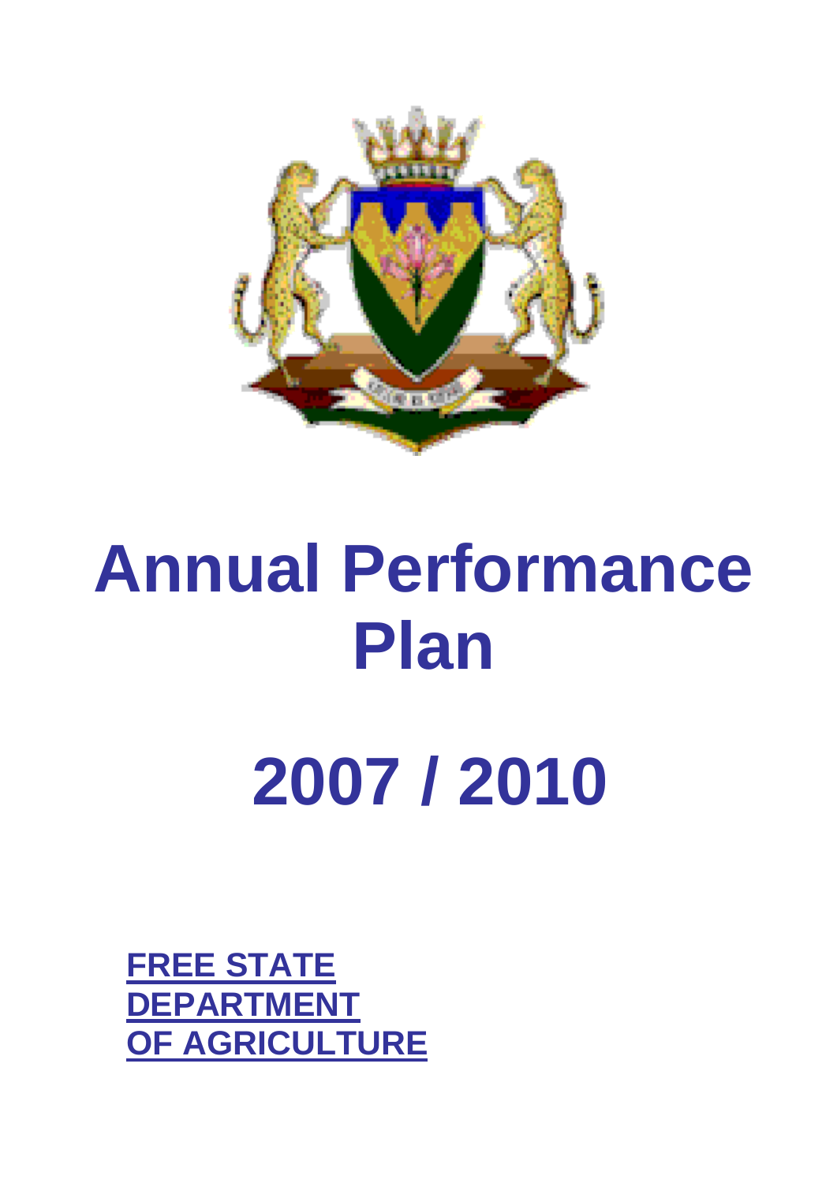# Annual Performance Plan

# 2007 / 2010

**FREE STATE DEPARTMENT OF AGRICULTURE**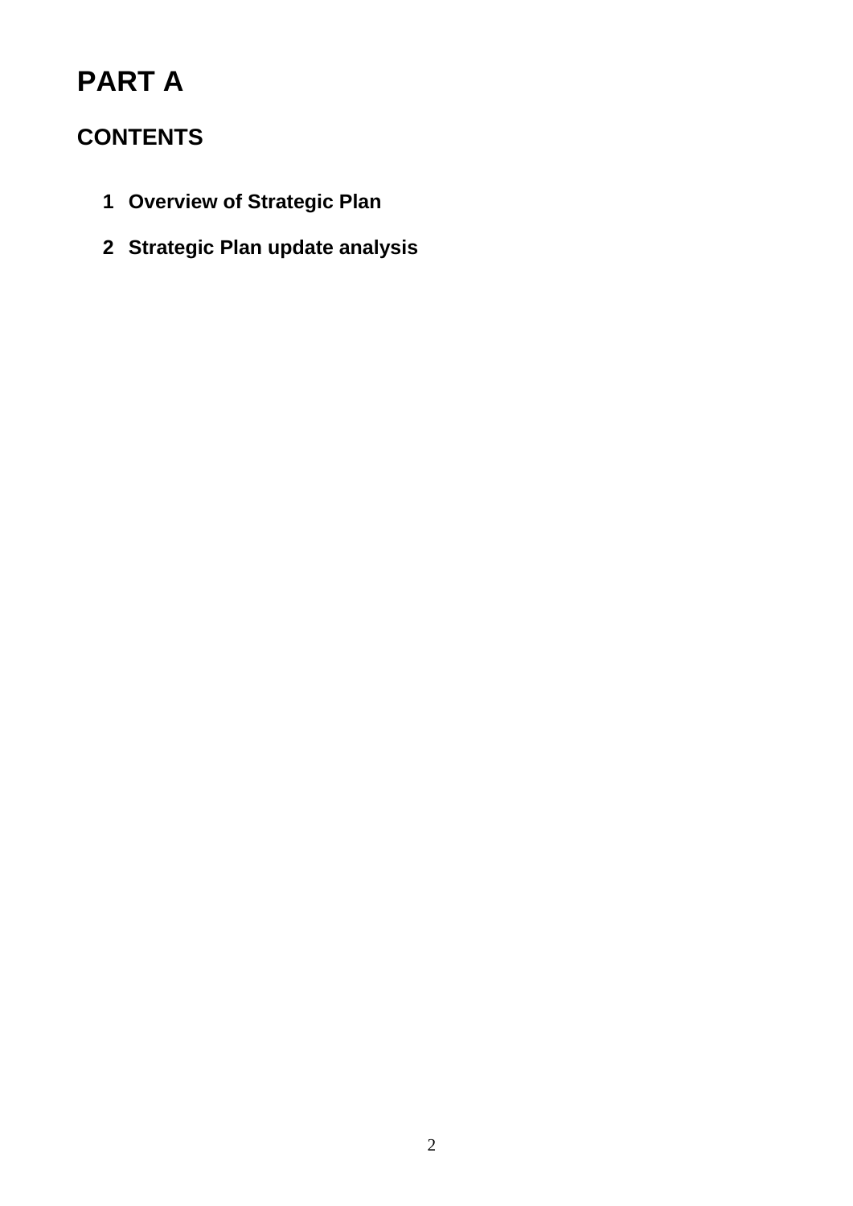# PART A

## CONTENTS

1. **Overview of Strategic Plan**
2. **Strategic Plan update analysis**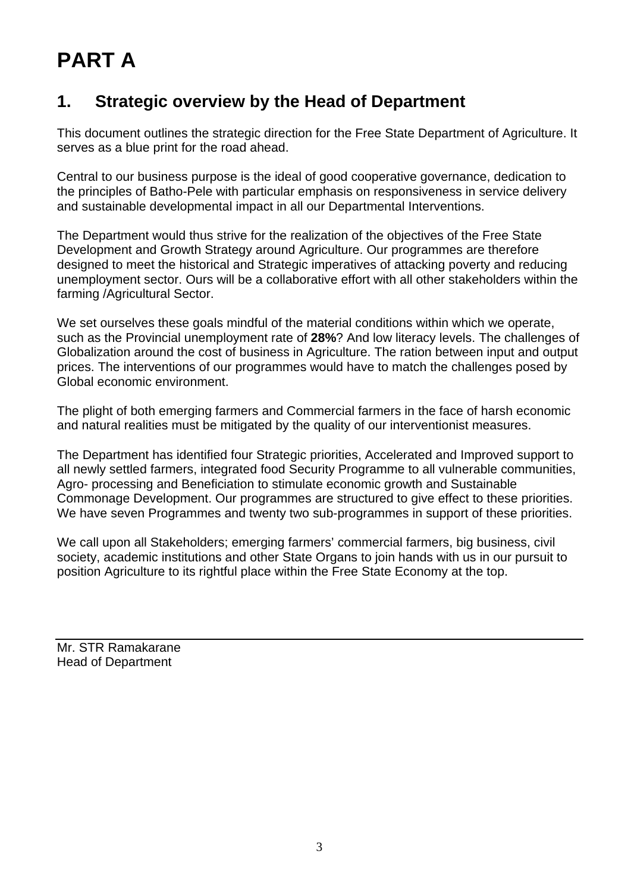# PART A

## 1. Strategic overview by the Head of Department

This document outlines the strategic direction for the Free State Department of Agriculture. It serves as a blue print for the road ahead.

Central to our business purpose is the ideal of good cooperative governance, dedication to the principles of Batho-Pele with particular emphasis on responsiveness in service delivery and sustainable developmental impact in all our Departmental Interventions.

The Department would thus strive for the realization of the objectives of the Free State Development and Growth Strategy around Agriculture. Our programmes are therefore designed to meet the historical and Strategic imperatives of attacking poverty and reducing unemployment sector. Ours will be a collaborative effort with all other stakeholders within the farming /Agricultural Sector.

We set ourselves these goals mindful of the material conditions within which we operate, such as the Provincial unemployment rate of **28%**? And low literacy levels. The challenges of Globalization around the cost of business in Agriculture. The ration between input and output prices. The interventions of our programmes would have to match the challenges posed by Global economic environment.

The plight of both emerging farmers and Commercial farmers in the face of harsh economic and natural realities must be mitigated by the quality of our interventionist measures.

The Department has identified four Strategic priorities, Accelerated and Improved support to all newly settled farmers, integrated food Security Programme to all vulnerable communities, Agro- processing and Beneficiation to stimulate economic growth and Sustainable Commonage Development. Our programmes are structured to give effect to these priorities. We have seven Programmes and twenty two sub-programmes in support of these priorities.

We call upon all Stakeholders; emerging farmers' commercial farmers, big business, civil society, academic institutions and other State Organs to join hands with us in our pursuit to position Agriculture to its rightful place within the Free State Economy at the top.

---

Mr. STR Ramakarane
Head of Department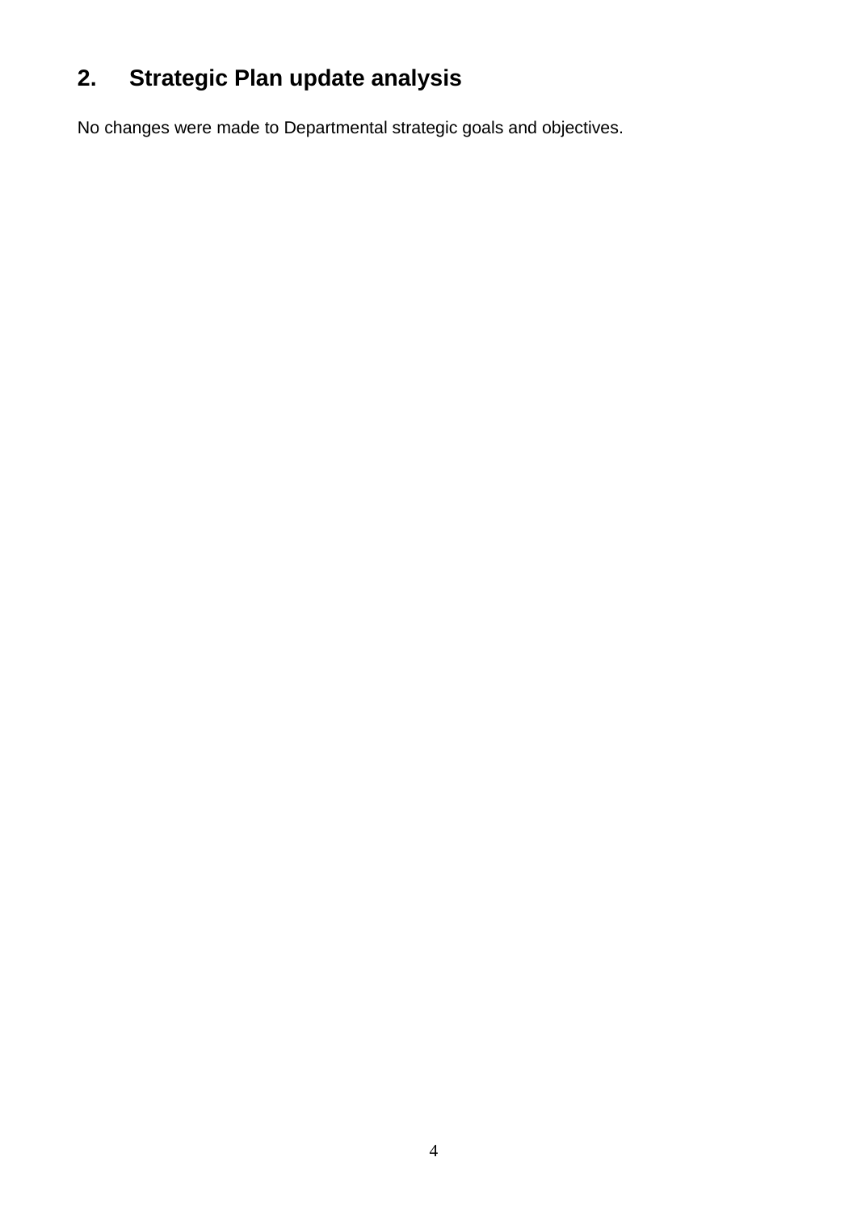## 2. Strategic Plan update analysis

No changes were made to Departmental strategic goals and objectives.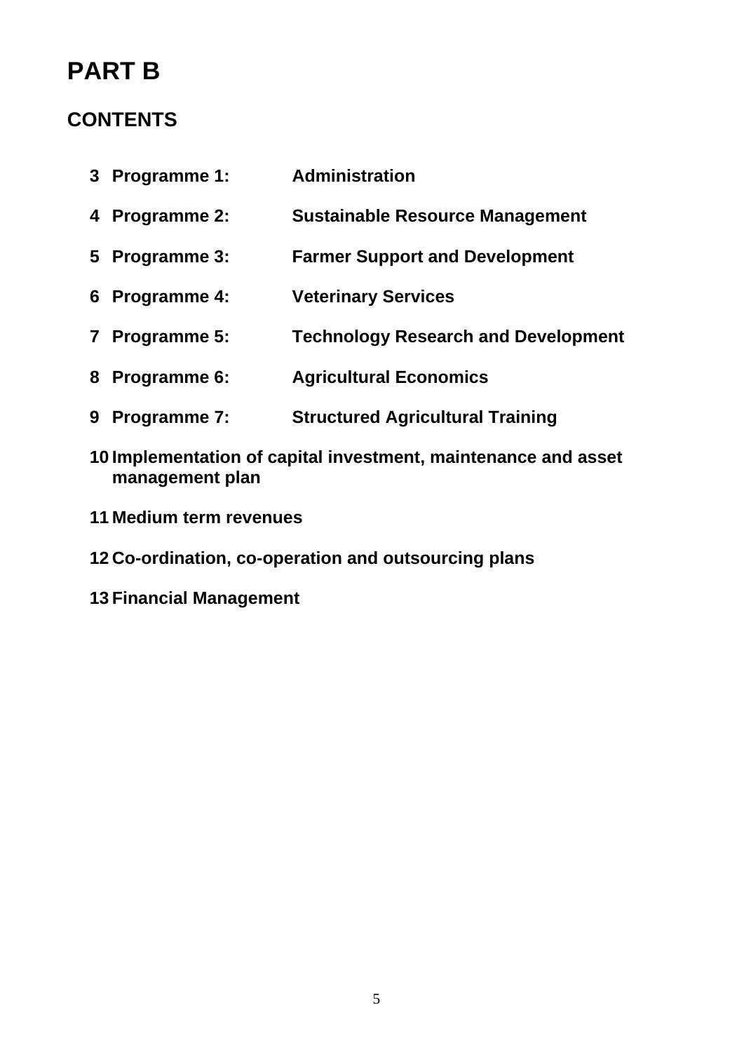# PART B

## CONTENTS

3 **Programme 1:** **Administration**

4 **Programme 2:** **Sustainable Resource Management**

5 **Programme 3:** **Farmer Support and Development**

6 **Programme 4:** **Veterinary Services**

7 **Programme 5:** **Technology Research and Development**

8 **Programme 6:** **Agricultural Economics**

9 **Programme 7:** **Structured Agricultural Training**

10 **Implementation of capital investment, maintenance and asset management plan**

11 **Medium term revenues**

12 **Co-ordination, co-operation and outsourcing plans**

13 **Financial Management**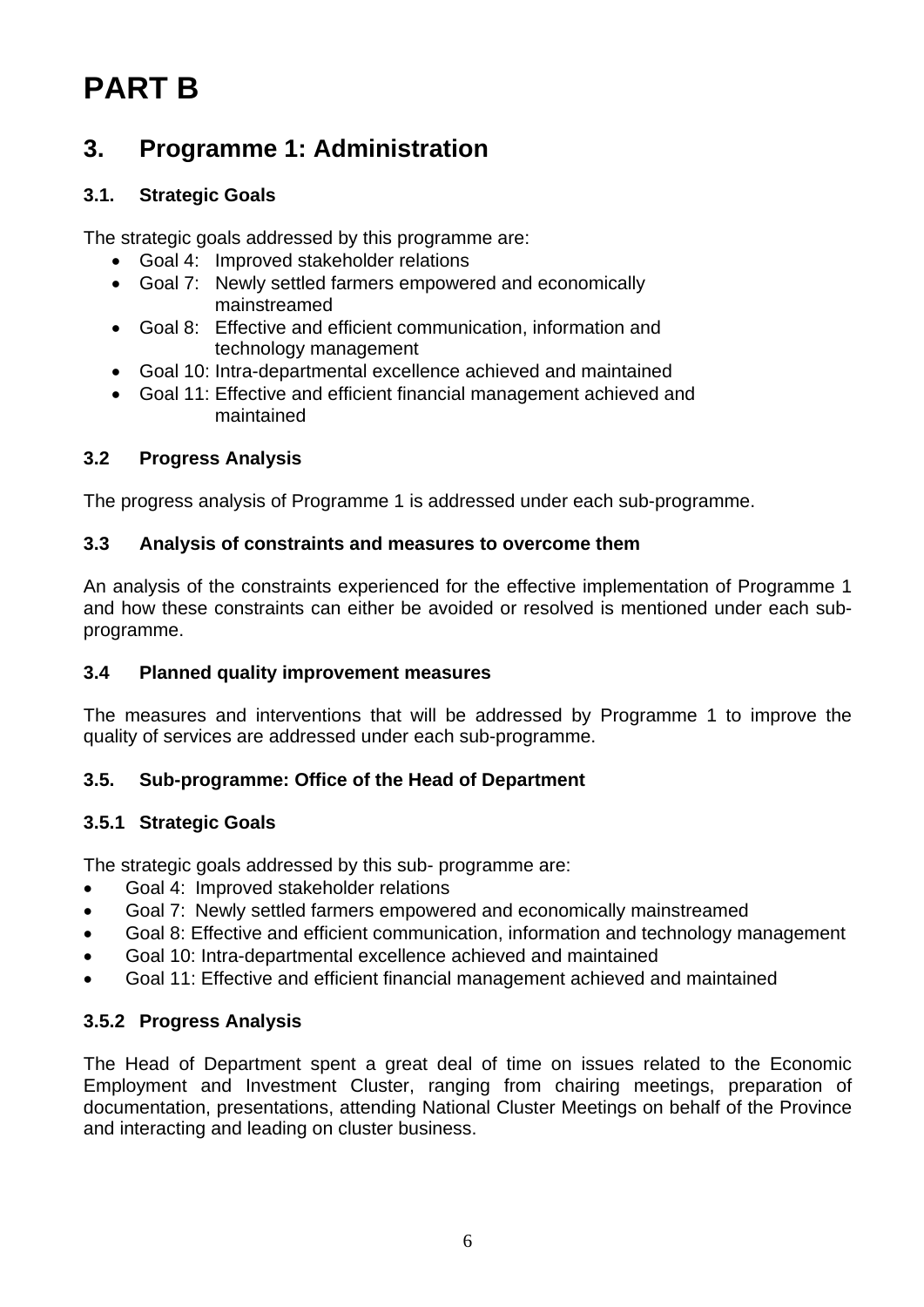# PART B

## 3. Programme 1: Administration

### 3.1. Strategic Goals

The strategic goals addressed by this programme are:

- Goal 4: Improved stakeholder relations
- Goal 7: Newly settled farmers empowered and economically mainstreamed
- Goal 8: Effective and efficient communication, information and technology management
- Goal 10: Intra-departmental excellence achieved and maintained
- Goal 11: Effective and efficient financial management achieved and maintained

### 3.2 Progress Analysis

The progress analysis of Programme 1 is addressed under each sub-programme.

### 3.3 Analysis of constraints and measures to overcome them

An analysis of the constraints experienced for the effective implementation of Programme 1 and how these constraints can either be avoided or resolved is mentioned under each sub-programme.

### 3.4 Planned quality improvement measures

The measures and interventions that will be addressed by Programme 1 to improve the quality of services are addressed under each sub-programme.

### 3.5. Sub-programme: Office of the Head of Department

#### 3.5.1 Strategic Goals

The strategic goals addressed by this sub- programme are:

- Goal 4: Improved stakeholder relations
- Goal 7: Newly settled farmers empowered and economically mainstreamed
- Goal 8: Effective and efficient communication, information and technology management
- Goal 10: Intra-departmental excellence achieved and maintained
- Goal 11: Effective and efficient financial management achieved and maintained

#### 3.5.2 Progress Analysis

The Head of Department spent a great deal of time on issues related to the Economic Employment and Investment Cluster, ranging from chairing meetings, preparation of documentation, presentations, attending National Cluster Meetings on behalf of the Province and interacting and leading on cluster business.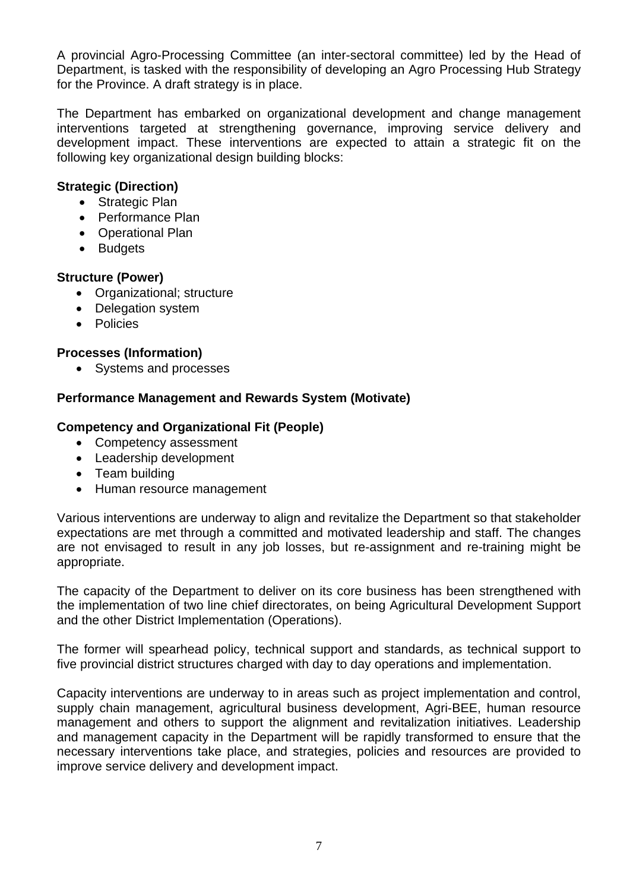A provincial Agro-Processing Committee (an inter-sectoral committee) led by the Head of Department, is tasked with the responsibility of developing an Agro Processing Hub Strategy for the Province. A draft strategy is in place.

The Department has embarked on organizational development and change management interventions targeted at strengthening governance, improving service delivery and development impact. These interventions are expected to attain a strategic fit on the following key organizational design building blocks:

**Strategic (Direction)**

- Strategic Plan
- Performance Plan
- Operational Plan
- Budgets

**Structure (Power)**

- Organizational; structure
- Delegation system
- Policies

**Processes (Information)**

- Systems and processes

**Performance Management and Rewards System (Motivate)**

**Competency and Organizational Fit (People)**

- Competency assessment
- Leadership development
- Team building
- Human resource management

Various interventions are underway to align and revitalize the Department so that stakeholder expectations are met through a committed and motivated leadership and staff. The changes are not envisaged to result in any job losses, but re-assignment and re-training might be appropriate.

The capacity of the Department to deliver on its core business has been strengthened with the implementation of two line chief directorates, on being Agricultural Development Support and the other District Implementation (Operations).

The former will spearhead policy, technical support and standards, as technical support to five provincial district structures charged with day to day operations and implementation.

Capacity interventions are underway to in areas such as project implementation and control, supply chain management, agricultural business development, Agri-BEE, human resource management and others to support the alignment and revitalization initiatives. Leadership and management capacity in the Department will be rapidly transformed to ensure that the necessary interventions take place, and strategies, policies and resources are provided to improve service delivery and development impact.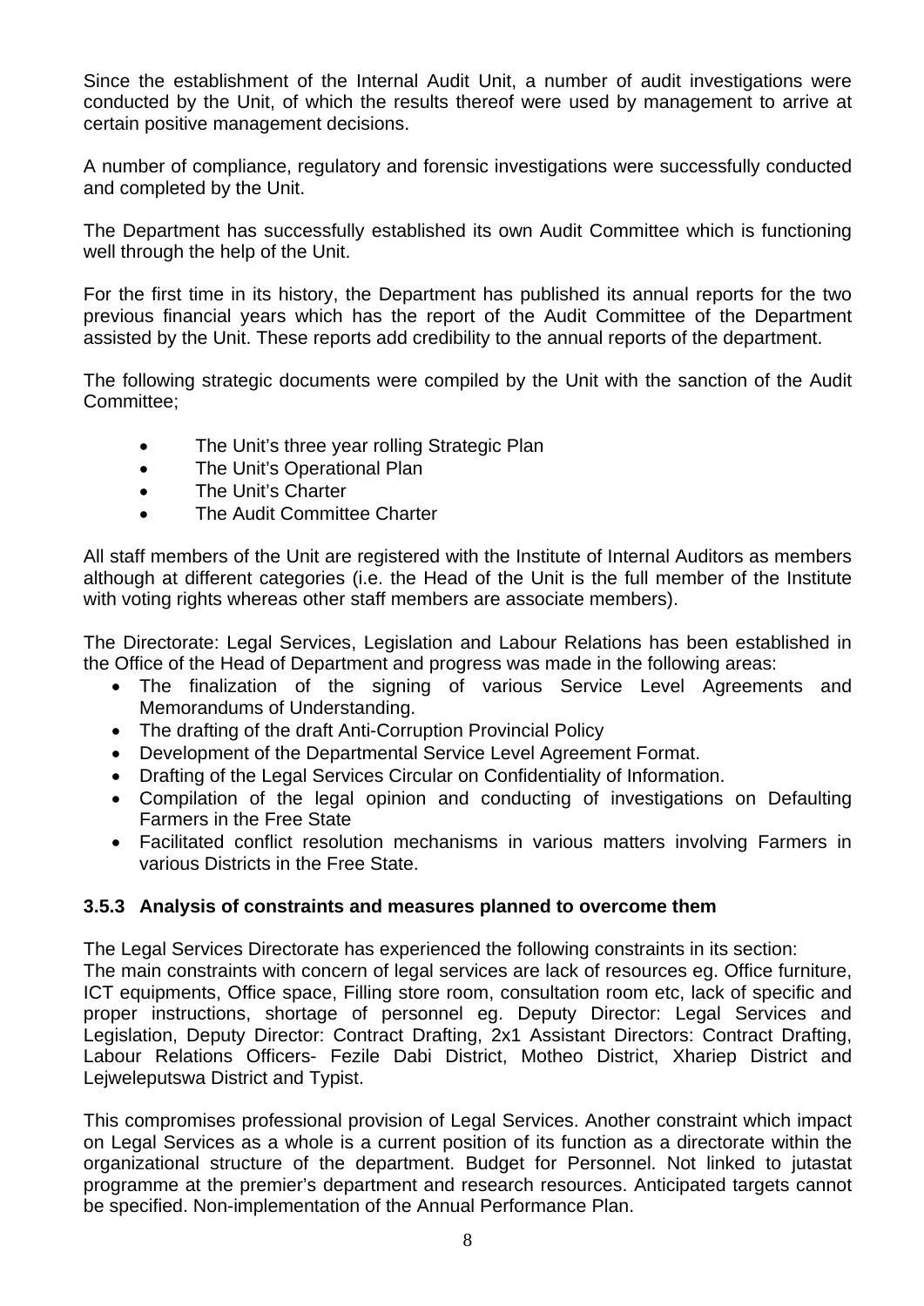Since the establishment of the Internal Audit Unit, a number of audit investigations were conducted by the Unit, of which the results thereof were used by management to arrive at certain positive management decisions.

A number of compliance, regulatory and forensic investigations were successfully conducted and completed by the Unit.

The Department has successfully established its own Audit Committee which is functioning well through the help of the Unit.

For the first time in its history, the Department has published its annual reports for the two previous financial years which has the report of the Audit Committee of the Department assisted by the Unit. These reports add credibility to the annual reports of the department.

The following strategic documents were compiled by the Unit with the sanction of the Audit Committee;

- The Unit's three year rolling Strategic Plan
- The Unit's Operational Plan
- The Unit's Charter
- The Audit Committee Charter

All staff members of the Unit are registered with the Institute of Internal Auditors as members although at different categories (i.e. the Head of the Unit is the full member of the Institute with voting rights whereas other staff members are associate members).

The Directorate: Legal Services, Legislation and Labour Relations has been established in the Office of the Head of Department and progress was made in the following areas:

- The finalization of the signing of various Service Level Agreements and Memorandums of Understanding.
- The drafting of the draft Anti-Corruption Provincial Policy
- Development of the Departmental Service Level Agreement Format.
- Drafting of the Legal Services Circular on Confidentiality of Information.
- Compilation of the legal opinion and conducting of investigations on Defaulting Farmers in the Free State
- Facilitated conflict resolution mechanisms in various matters involving Farmers in various Districts in the Free State.

### 3.5.3 Analysis of constraints and measures planned to overcome them

The Legal Services Directorate has experienced the following constraints in its section:
The main constraints with concern of legal services are lack of resources eg. Office furniture, ICT equipments, Office space, Filling store room, consultation room etc, lack of specific and proper instructions, shortage of personnel eg. Deputy Director: Legal Services and Legislation, Deputy Director: Contract Drafting, 2x1 Assistant Directors: Contract Drafting, Labour Relations Officers- Fezile Dabi District, Motheo District, Xhariep District and Lejweleputswa District and Typist.

This compromises professional provision of Legal Services. Another constraint which impact on Legal Services as a whole is a current position of its function as a directorate within the organizational structure of the department. Budget for Personnel. Not linked to jutastat programme at the premier's department and research resources. Anticipated targets cannot be specified. Non-implementation of the Annual Performance Plan.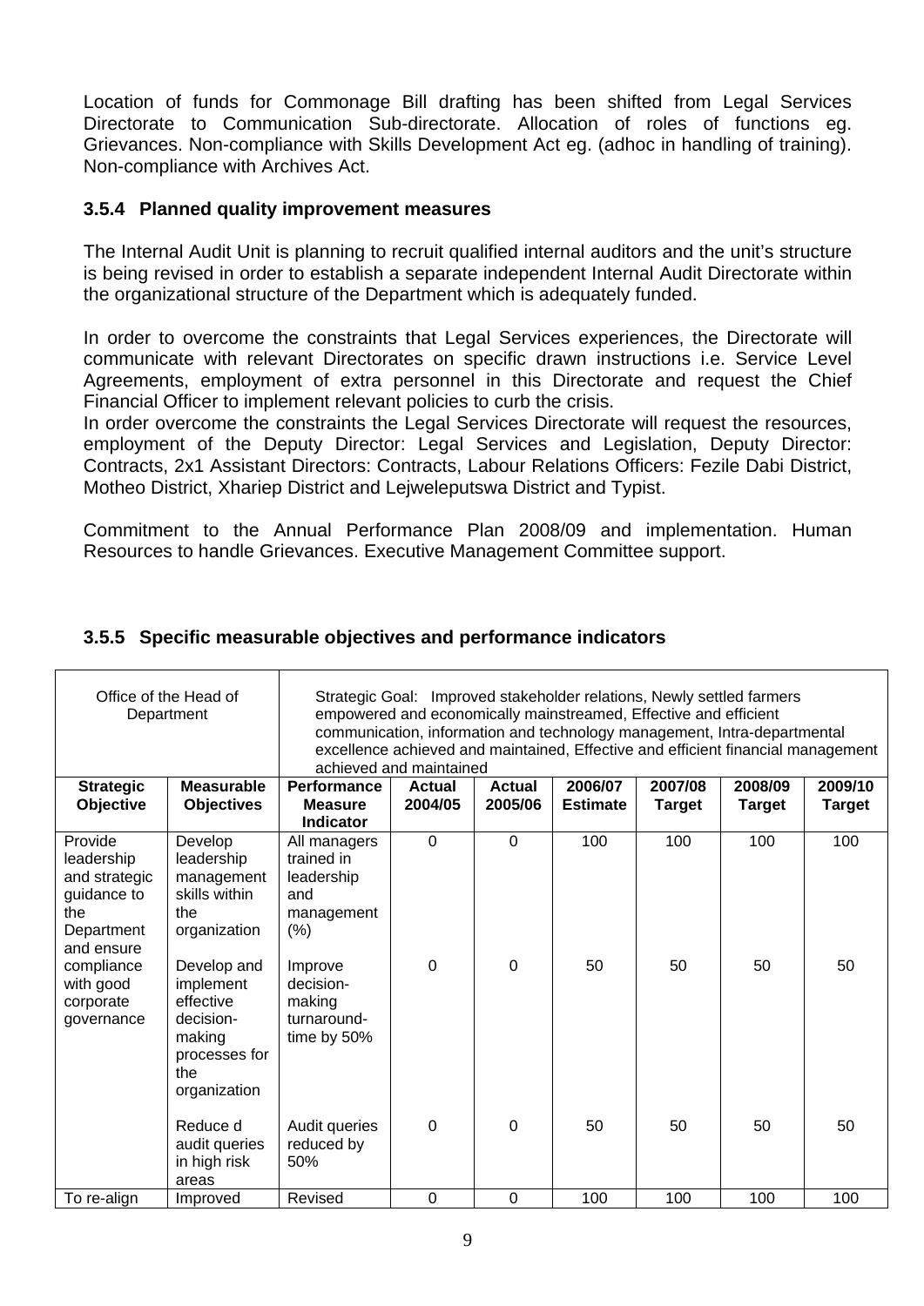Location of funds for Commonage Bill drafting has been shifted from Legal Services Directorate to Communication Sub-directorate. Allocation of roles of functions eg. Grievances. Non-compliance with Skills Development Act eg. (adhoc in handling of training). Non-compliance with Archives Act.

### 3.5.4 Planned quality improvement measures

The Internal Audit Unit is planning to recruit qualified internal auditors and the unit's structure is being revised in order to establish a separate independent Internal Audit Directorate within the organizational structure of the Department which is adequately funded.

In order to overcome the constraints that Legal Services experiences, the Directorate will communicate with relevant Directorates on specific drawn instructions i.e. Service Level Agreements, employment of extra personnel in this Directorate and request the Chief Financial Officer to implement relevant policies to curb the crisis.
In order overcome the constraints the Legal Services Directorate will request the resources, employment of the Deputy Director: Legal Services and Legislation, Deputy Director: Contracts, 2x1 Assistant Directors: Contracts, Labour Relations Officers: Fezile Dabi District, Motheo District, Xhariep District and Lejweleputswa District and Typist.

Commitment to the Annual Performance Plan 2008/09 and implementation. Human Resources to handle Grievances. Executive Management Committee support.

### 3.5.5 Specific measurable objectives and performance indicators

| Office of the Head of Department | | Strategic Goal: Improved stakeholder relations, Newly settled farmers empowered and economically mainstreamed, Effective and efficient communication, information and technology management, Intra-departmental excellence achieved and maintained, Effective and efficient financial management achieved and maintained | | | | | | |
|---|---|---|---|---|---|---|---|---|
| **Strategic Objective** | **Measurable Objectives** | **Performance Measure Indicator** | **Actual 2004/05** | **Actual 2005/06** | **2006/07 Estimate** | **2007/08 Target** | **2008/09 Target** | **2009/10 Target** |
| Provide leadership and strategic guidance to the Department and ensure compliance with good corporate governance | Develop leadership management skills within the organization | All managers trained in leadership and management (%) | 0 | 0 | 100 | 100 | 100 | 100 |
| | Develop and implement effective decision-making processes for the organization | Improve decision-making turnaround-time by 50% | 0 | 0 | 50 | 50 | 50 | 50 |
| | Reduce d audit queries in high risk areas | Audit queries reduced by 50% | 0 | 0 | 50 | 50 | 50 | 50 |
| To re-align | Improved | Revised | 0 | 0 | 100 | 100 | 100 | 100 |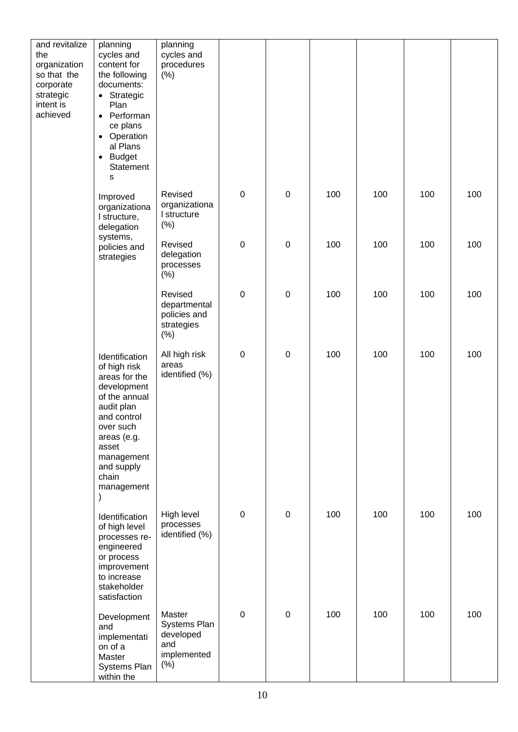| | | | | | | | | |
|---|---|---|---|---|---|---|---|---|
| and revitalize the organization so that the corporate strategic intent is achieved | planning cycles and content for the following documents: <br>• Strategic Plan <br>• Performance plans <br>• Operational Plans <br>• Budget Statements | planning cycles and procedures (%) | | | | | | |
| | Improved organizational structure, delegation systems, policies and strategies | Revised organizational structure (%) | 0 | 0 | 100 | 100 | 100 | 100 |
| | | Revised delegation processes (%) | 0 | 0 | 100 | 100 | 100 | 100 |
| | | Revised departmental policies and strategies (%) | 0 | 0 | 100 | 100 | 100 | 100 |
| | Identification of high risk areas for the development of the annual audit plan and control over such areas (e.g. asset management and supply chain management) | All high risk areas identified (%) | 0 | 0 | 100 | 100 | 100 | 100 |
| | Identification of high level processes re-engineered or process improvement to increase stakeholder satisfaction | High level processes identified (%) | 0 | 0 | 100 | 100 | 100 | 100 |
| | Development and implementation of a Master Systems Plan within the | Master Systems Plan developed and implemented (%) | 0 | 0 | 100 | 100 | 100 | 100 |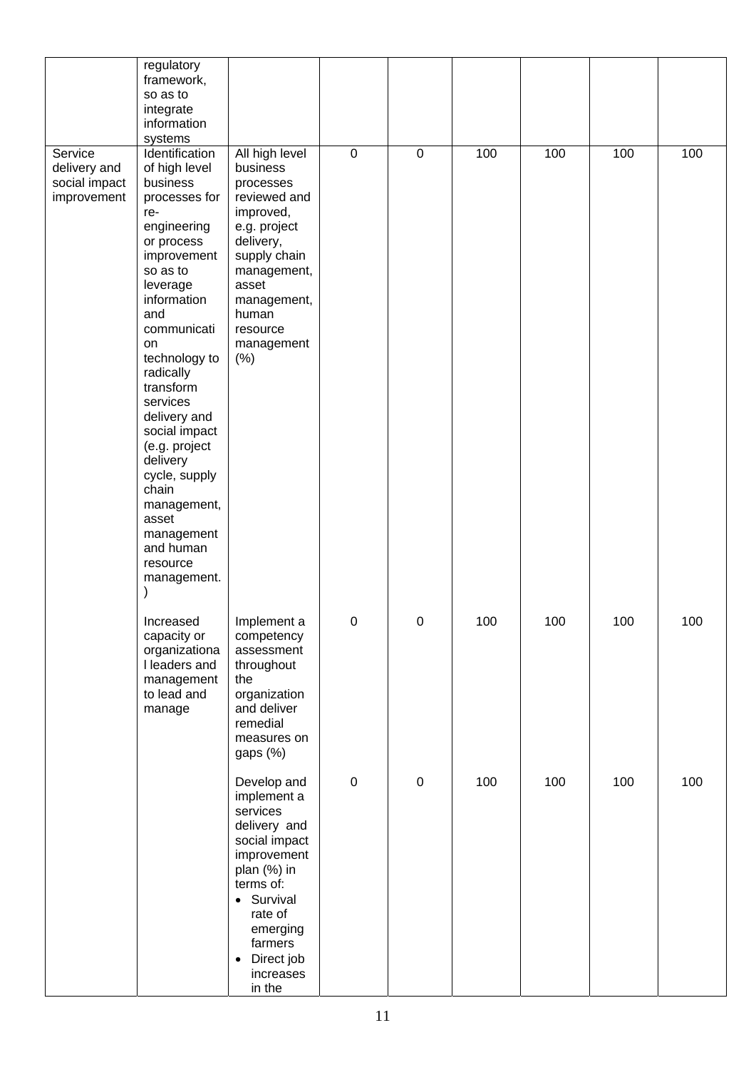| | | | | | | | | |
|---|---|---|---|---|---|---|---|---|
| | regulatory framework, so as to integrate information systems | | | | | | | |
| Service delivery and social impact improvement | Identification of high level business processes for re-engineering or process improvement so as to leverage information and communication technology to radically transform services delivery and social impact (e.g. project delivery cycle, supply chain management, asset management and human resource management. ) | All high level business processes reviewed and improved, e.g. project delivery, supply chain management, asset management, human resource management (%) | 0 | 0 | 100 | 100 | 100 | 100 |
| | Increased capacity or organizational leaders and management to lead and manage | Implement a competency assessment throughout the organization and deliver remedial measures on gaps (%) | 0 | 0 | 100 | 100 | 100 | 100 |
| | | Develop and implement a services delivery and social impact improvement plan (%) in terms of: <br>• Survival rate of emerging farmers <br>• Direct job increases in the | 0 | 0 | 100 | 100 | 100 | 100 |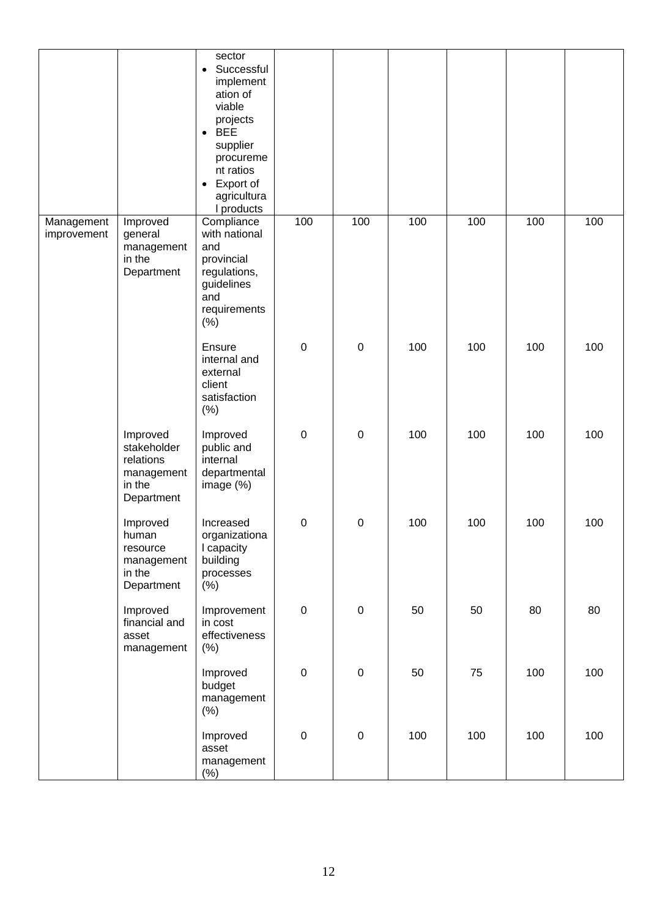|  |  | sector<br>• Successful implementation of viable projects<br>• BEE supplier procurement ratios<br>• Export of agricultural products |  |  |  |  |  |  |
|---|---|---|---|---|---|---|---|---|
| Management improvement | Improved general management in the Department | Compliance with national and provincial regulations, guidelines and requirements (%) | 100 | 100 | 100 | 100 | 100 | 100 |
|  |  | Ensure internal and external client satisfaction (%) | 0 | 0 | 100 | 100 | 100 | 100 |
|  | Improved stakeholder relations management in the Department | Improved public and internal departmental image (%) | 0 | 0 | 100 | 100 | 100 | 100 |
|  | Improved human resource management in the Department | Increased organizational capacity building processes (%) | 0 | 0 | 100 | 100 | 100 | 100 |
|  | Improved financial and asset management | Improvement in cost effectiveness (%) | 0 | 0 | 50 | 50 | 80 | 80 |
|  |  | Improved budget management (%) | 0 | 0 | 50 | 75 | 100 | 100 |
|  |  | Improved asset management (%) | 0 | 0 | 100 | 100 | 100 | 100 |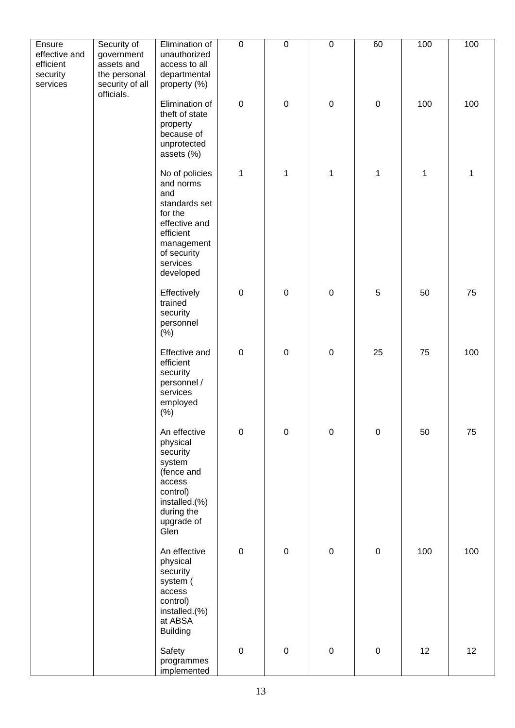| | | | | | | | | |
|---|---|---|---|---|---|---|---|---|
| Ensure effective and efficient security services | Security of government assets and the personal security of all officials. | Elimination of unauthorized access to all departmental property (%) | 0 | 0 | 0 | 60 | 100 | 100 |
| | | Elimination of theft of state property because of unprotected assets (%) | 0 | 0 | 0 | 0 | 100 | 100 |
| | | No of policies and norms and standards set for the effective and efficient management of security services developed | 1 | 1 | 1 | 1 | 1 | 1 |
| | | Effectively trained security personnel (%) | 0 | 0 | 0 | 5 | 50 | 75 |
| | | Effective and efficient security personnel / services employed (%) | 0 | 0 | 0 | 25 | 75 | 100 |
| | | An effective physical security system (fence and access control) installed.(%) during the upgrade of Glen | 0 | 0 | 0 | 0 | 50 | 75 |
| | | An effective physical security system ( access control) installed.(%) at ABSA Building | 0 | 0 | 0 | 0 | 100 | 100 |
| | | Safety programmes implemented | 0 | 0 | 0 | 0 | 12 | 12 |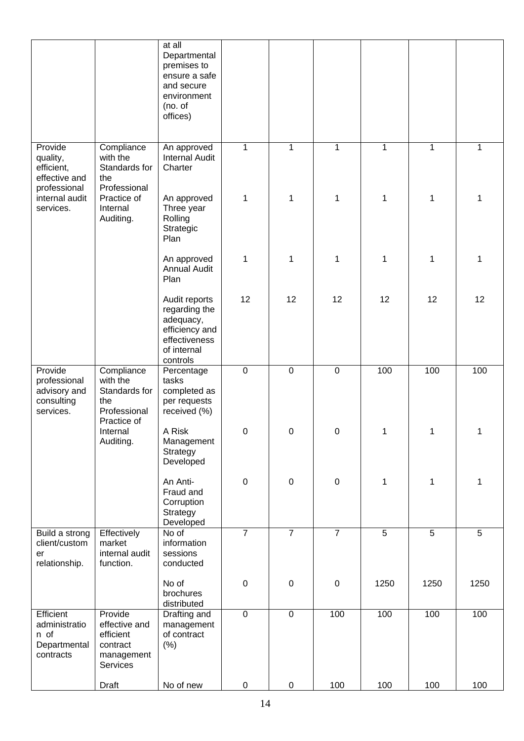| | | | | | | | | |
|---|---|---|---|---|---|---|---|---|
| | | at all Departmental premises to ensure a safe and secure environment (no. of offices) | | | | | | |
| Provide quality, efficient, effective and professional internal audit services. | Compliance with the Standards for the Professional Practice of Internal Auditing. | An approved Internal Audit Charter | 1 | 1 | 1 | 1 | 1 | 1 |
| | | An approved Three year Rolling Strategic Plan | 1 | 1 | 1 | 1 | 1 | 1 |
| | | An approved Annual Audit Plan | 1 | 1 | 1 | 1 | 1 | 1 |
| | | Audit reports regarding the adequacy, efficiency and effectiveness of internal controls | 12 | 12 | 12 | 12 | 12 | 12 |
| Provide professional advisory and consulting services. | Compliance with the Standards for the Professional Practice of Internal Auditing. | Percentage tasks completed as per requests received (%) | 0 | 0 | 0 | 100 | 100 | 100 |
| | | A Risk Management Strategy Developed | 0 | 0 | 0 | 1 | 1 | 1 |
| | | An Anti-Fraud and Corruption Strategy Developed | 0 | 0 | 0 | 1 | 1 | 1 |
| Build a strong client/customer relationship. | Effectively market internal audit function. | No of information sessions conducted | 7 | 7 | 7 | 5 | 5 | 5 |
| | | No of brochures distributed | 0 | 0 | 0 | 1250 | 1250 | 1250 |
| Efficient administration of Departmental contracts | Provide effective and efficient contract management Services | Drafting and management of contract (%) | 0 | 0 | 100 | 100 | 100 | 100 |
| | Draft | No of new | 0 | 0 | 100 | 100 | 100 | 100 |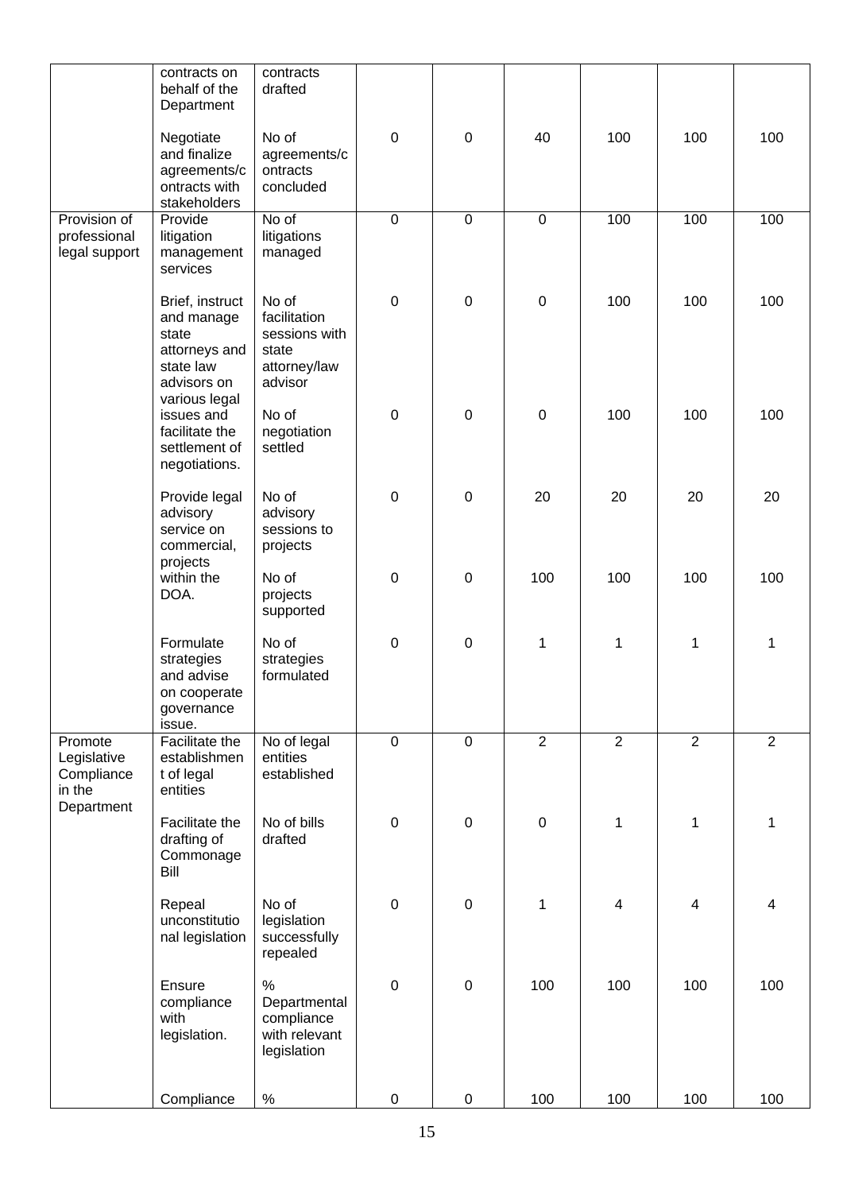| | | | | | | | | |
|---|---|---|---|---|---|---|---|---|
| | contracts on behalf of the Department | contracts drafted | | | | | | |
| | Negotiate and finalize agreements/contracts with stakeholders | No of agreements/contracts concluded | 0 | 0 | 40 | 100 | 100 | 100 |
| Provision of professional legal support | Provide litigation management services | No of litigations managed | 0 | 0 | 0 | 100 | 100 | 100 |
| | Brief, instruct and manage state attorneys and state law advisors on various legal issues and facilitate the settlement of negotiations. | No of facilitation sessions with state attorney/law advisor | 0 | 0 | 0 | 100 | 100 | 100 |
| | | No of negotiation settled | 0 | 0 | 0 | 100 | 100 | 100 |
| | Provide legal advisory service on commercial, projects within the DOA. | No of advisory sessions to projects | 0 | 0 | 20 | 20 | 20 | 20 |
| | | No of projects supported | 0 | 0 | 100 | 100 | 100 | 100 |
| | Formulate strategies and advise on cooperate governance issue. | No of strategies formulated | 0 | 0 | 1 | 1 | 1 | 1 |
| Promote Legislative Compliance in the Department | Facilitate the establishment of legal entities | No of legal entities established | 0 | 0 | 2 | 2 | 2 | 2 |
| | Facilitate the drafting of Commonage Bill | No of bills drafted | 0 | 0 | 0 | 1 | 1 | 1 |
| | Repeal unconstitutional legislation | No of legislation successfully repealed | 0 | 0 | 1 | 4 | 4 | 4 |
| | Ensure compliance with legislation. | % Departmental compliance with relevant legislation | 0 | 0 | 100 | 100 | 100 | 100 |
| | Compliance | % | 0 | 0 | 100 | 100 | 100 | 100 |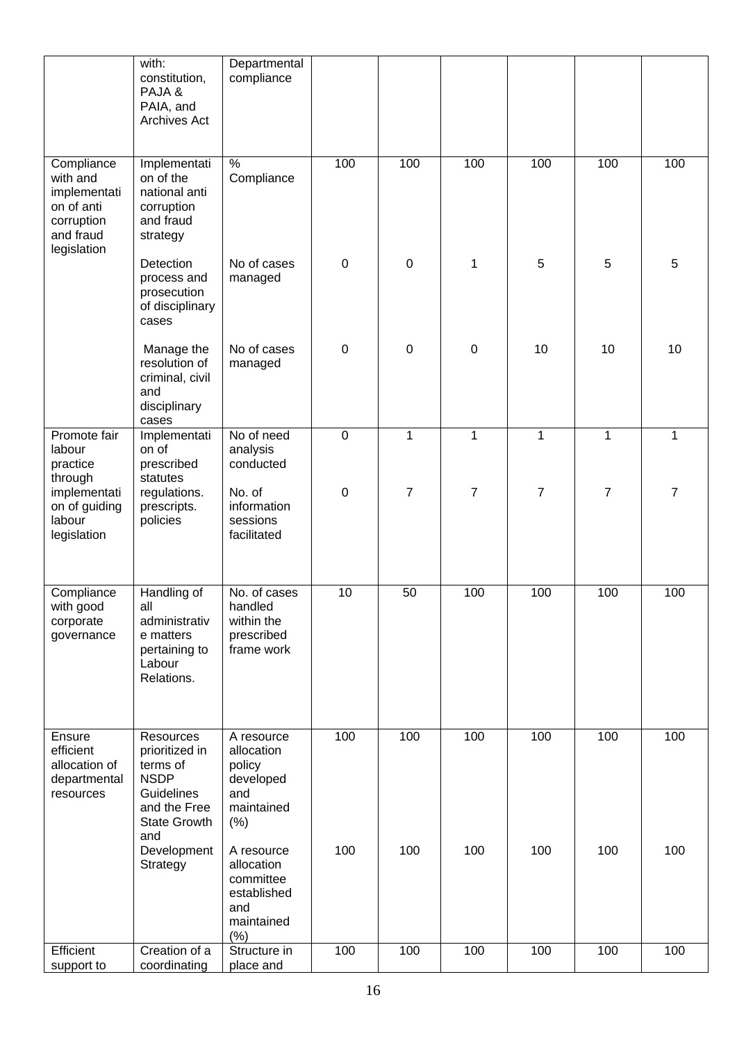| | | | | | | | | |
|---|---|---|---|---|---|---|---|---|
| | with: constitution, PAJA & PAIA, and Archives Act | Departmental compliance | | | | | | |
| Compliance with and implementation of anti corruption and fraud legislation | Implementation of the national anti corruption and fraud strategy | % Compliance | 100 | 100 | 100 | 100 | 100 | 100 |
| | Detection process and prosecution of disciplinary cases | No of cases managed | 0 | 0 | 1 | 5 | 5 | 5 |
| | Manage the resolution of criminal, civil and disciplinary cases | No of cases managed | 0 | 0 | 0 | 10 | 10 | 10 |
| Promote fair labour practice through implementation of guiding labour legislation | Implementation of prescribed statutes regulations. prescripts. policies | No of need analysis conducted | 0 | 1 | 1 | 1 | 1 | 1 |
| | | No. of information sessions facilitated | 0 | 7 | 7 | 7 | 7 | 7 |
| Compliance with good corporate governance | Handling of all administrative matters pertaining to Labour Relations. | No. of cases handled within the prescribed frame work | 10 | 50 | 100 | 100 | 100 | 100 |
| Ensure efficient allocation of departmental resources | Resources prioritized in terms of NSDP Guidelines and the Free State Growth and Development Strategy | A resource allocation policy developed and maintained (%) | 100 | 100 | 100 | 100 | 100 | 100 |
| | | A resource allocation committee established and maintained (%) | 100 | 100 | 100 | 100 | 100 | 100 |
| Efficient support to | Creation of a coordinating | Structure in place and | 100 | 100 | 100 | 100 | 100 | 100 |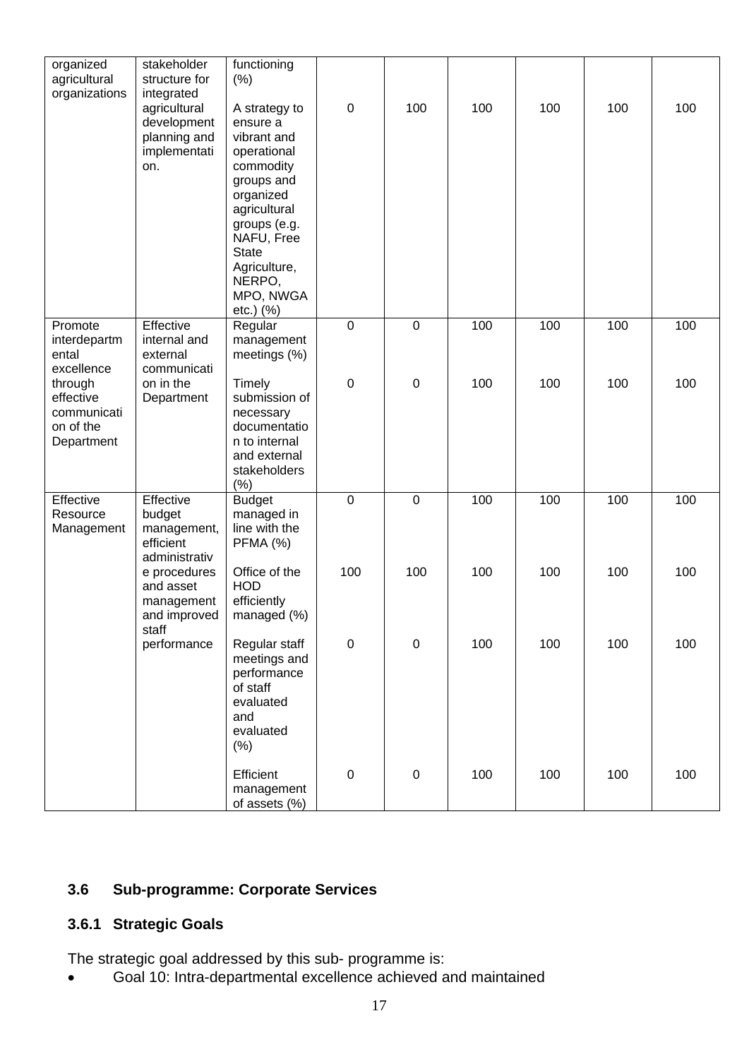| | | | | | | | | |
|---|---|---|---|---|---|---|---|---|
| organized agricultural organizations | stakeholder structure for integrated agricultural development planning and implementation. | functioning (%) | | | | | | |
| | | A strategy to ensure a vibrant and operational commodity groups and organized agricultural groups (e.g. NAFU, Free State Agriculture, NERPO, MPO, NWGA etc.) (%) | 0 | 100 | 100 | 100 | 100 | 100 |
| Promote interdepartmental excellence through effective communication of the Department | Effective internal and external communication in the Department | Regular management meetings (%) | 0 | 0 | 100 | 100 | 100 | 100 |
| | | Timely submission of necessary documentation to internal and external stakeholders (%) | 0 | 0 | 100 | 100 | 100 | 100 |
| Effective Resource Management | Effective budget management, efficient administrative procedures and asset management and improved staff performance | Budget managed in line with the PFMA (%) | 0 | 0 | 100 | 100 | 100 | 100 |
| | | Office of the HOD efficiently managed (%) | 100 | 100 | 100 | 100 | 100 | 100 |
| | | Regular staff meetings and performance of staff evaluated and evaluated (%) | 0 | 0 | 100 | 100 | 100 | 100 |
| | | Efficient management of assets (%) | 0 | 0 | 100 | 100 | 100 | 100 |

### 3.6 Sub-programme: Corporate Services

#### 3.6.1 Strategic Goals

The strategic goal addressed by this sub- programme is:

- Goal 10: Intra-departmental excellence achieved and maintained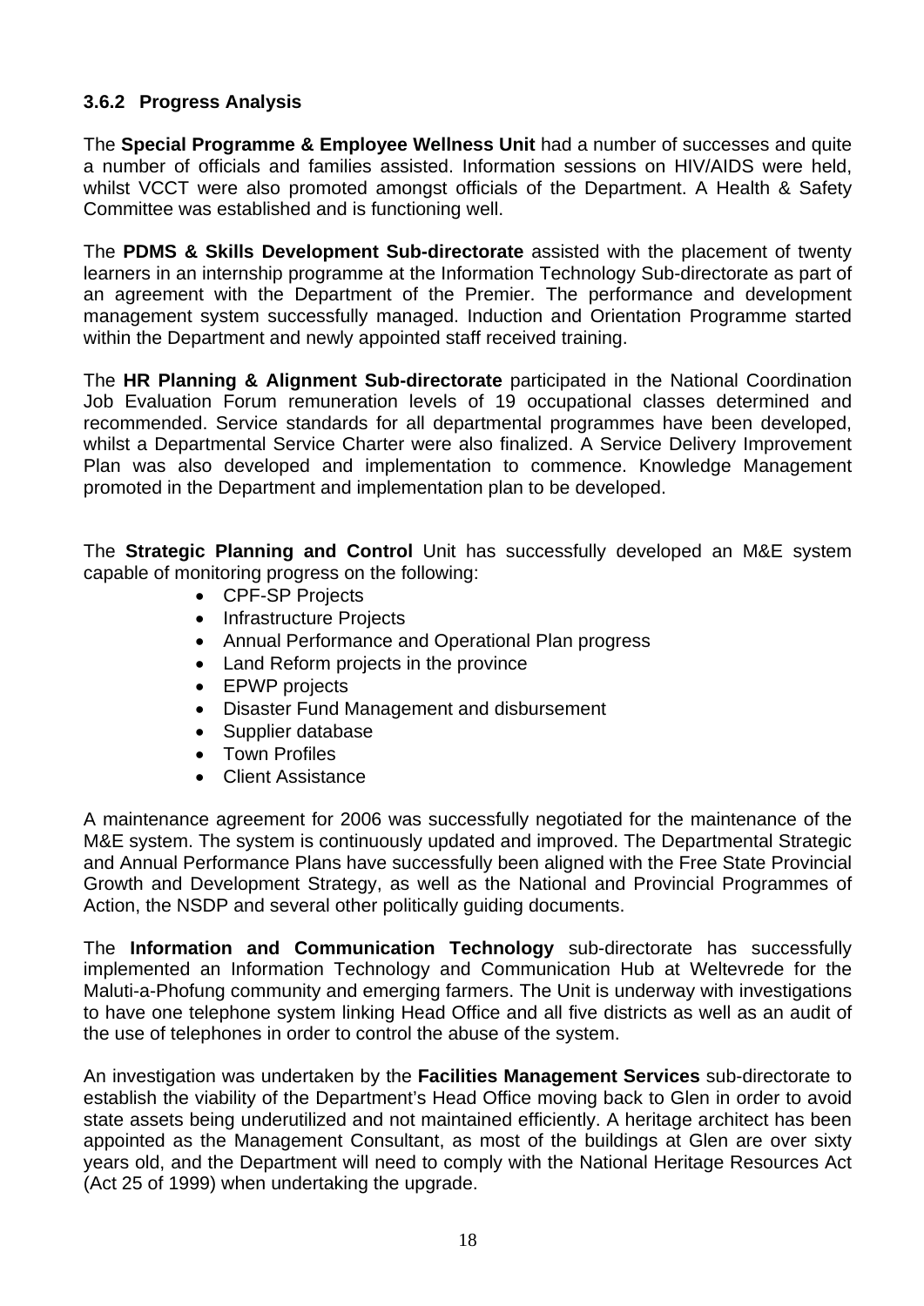### 3.6.2 Progress Analysis

The **Special Programme & Employee Wellness Unit** had a number of successes and quite a number of officials and families assisted. Information sessions on HIV/AIDS were held, whilst VCCT were also promoted amongst officials of the Department. A Health & Safety Committee was established and is functioning well.

The **PDMS & Skills Development Sub-directorate** assisted with the placement of twenty learners in an internship programme at the Information Technology Sub-directorate as part of an agreement with the Department of the Premier. The performance and development management system successfully managed. Induction and Orientation Programme started within the Department and newly appointed staff received training.

The **HR Planning & Alignment Sub-directorate** participated in the National Coordination Job Evaluation Forum remuneration levels of 19 occupational classes determined and recommended. Service standards for all departmental programmes have been developed, whilst a Departmental Service Charter were also finalized. A Service Delivery Improvement Plan was also developed and implementation to commence. Knowledge Management promoted in the Department and implementation plan to be developed.

The **Strategic Planning and Control** Unit has successfully developed an M&E system capable of monitoring progress on the following:

- CPF-SP Projects
- Infrastructure Projects
- Annual Performance and Operational Plan progress
- Land Reform projects in the province
- EPWP projects
- Disaster Fund Management and disbursement
- Supplier database
- Town Profiles
- Client Assistance

A maintenance agreement for 2006 was successfully negotiated for the maintenance of the M&E system. The system is continuously updated and improved. The Departmental Strategic and Annual Performance Plans have successfully been aligned with the Free State Provincial Growth and Development Strategy, as well as the National and Provincial Programmes of Action, the NSDP and several other politically guiding documents.

The **Information and Communication Technology** sub-directorate has successfully implemented an Information Technology and Communication Hub at Weltevrede for the Maluti-a-Phofung community and emerging farmers. The Unit is underway with investigations to have one telephone system linking Head Office and all five districts as well as an audit of the use of telephones in order to control the abuse of the system.

An investigation was undertaken by the **Facilities Management Services** sub-directorate to establish the viability of the Department's Head Office moving back to Glen in order to avoid state assets being underutilized and not maintained efficiently. A heritage architect has been appointed as the Management Consultant, as most of the buildings at Glen are over sixty years old, and the Department will need to comply with the National Heritage Resources Act (Act 25 of 1999) when undertaking the upgrade.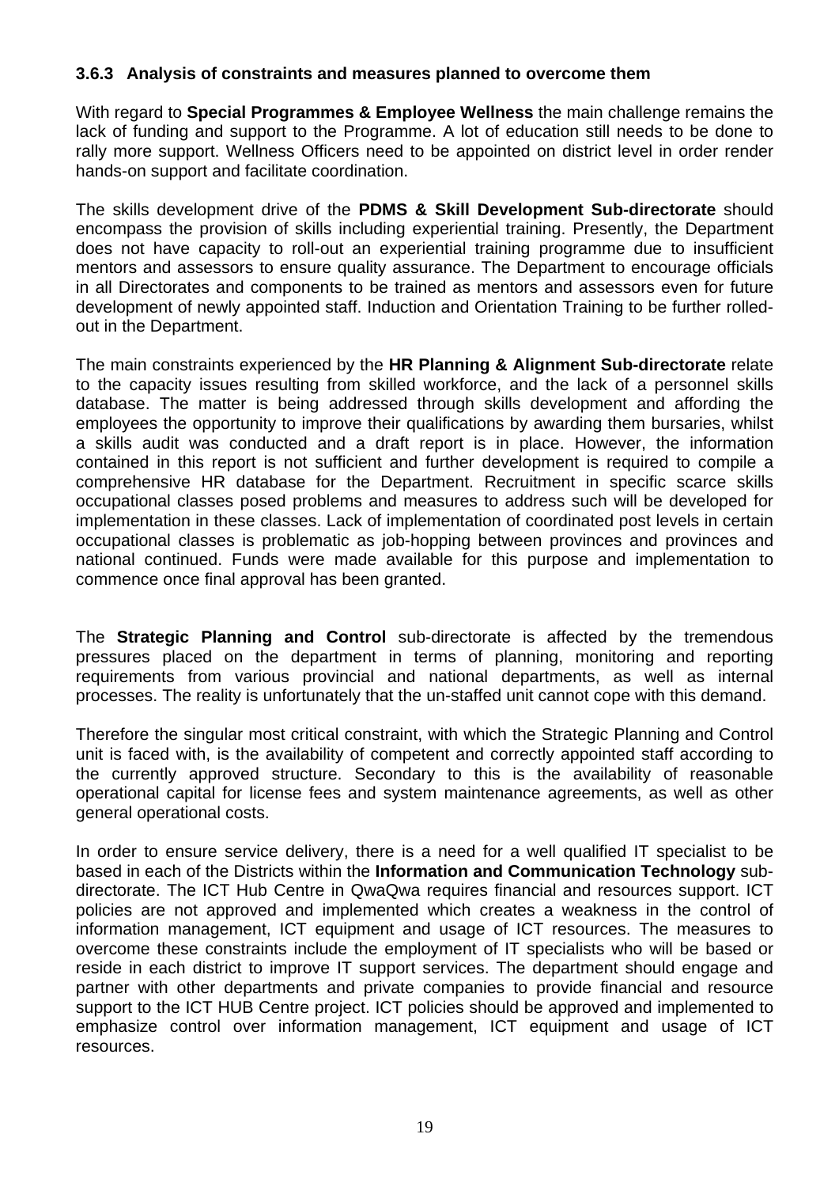### 3.6.3 Analysis of constraints and measures planned to overcome them

With regard to **Special Programmes & Employee Wellness** the main challenge remains the lack of funding and support to the Programme. A lot of education still needs to be done to rally more support. Wellness Officers need to be appointed on district level in order render hands-on support and facilitate coordination.

The skills development drive of the **PDMS & Skill Development Sub-directorate** should encompass the provision of skills including experiential training. Presently, the Department does not have capacity to roll-out an experiential training programme due to insufficient mentors and assessors to ensure quality assurance. The Department to encourage officials in all Directorates and components to be trained as mentors and assessors even for future development of newly appointed staff. Induction and Orientation Training to be further rolled-out in the Department.

The main constraints experienced by the **HR Planning & Alignment Sub-directorate** relate to the capacity issues resulting from skilled workforce, and the lack of a personnel skills database. The matter is being addressed through skills development and affording the employees the opportunity to improve their qualifications by awarding them bursaries, whilst a skills audit was conducted and a draft report is in place. However, the information contained in this report is not sufficient and further development is required to compile a comprehensive HR database for the Department. Recruitment in specific scarce skills occupational classes posed problems and measures to address such will be developed for implementation in these classes. Lack of implementation of coordinated post levels in certain occupational classes is problematic as job-hopping between provinces and provinces and national continued. Funds were made available for this purpose and implementation to commence once final approval has been granted.

The **Strategic Planning and Control** sub-directorate is affected by the tremendous pressures placed on the department in terms of planning, monitoring and reporting requirements from various provincial and national departments, as well as internal processes. The reality is unfortunately that the un-staffed unit cannot cope with this demand.

Therefore the singular most critical constraint, with which the Strategic Planning and Control unit is faced with, is the availability of competent and correctly appointed staff according to the currently approved structure. Secondary to this is the availability of reasonable operational capital for license fees and system maintenance agreements, as well as other general operational costs.

In order to ensure service delivery, there is a need for a well qualified IT specialist to be based in each of the Districts within the **Information and Communication Technology** sub-directorate. The ICT Hub Centre in QwaQwa requires financial and resources support. ICT policies are not approved and implemented which creates a weakness in the control of information management, ICT equipment and usage of ICT resources. The measures to overcome these constraints include the employment of IT specialists who will be based or reside in each district to improve IT support services. The department should engage and partner with other departments and private companies to provide financial and resource support to the ICT HUB Centre project. ICT policies should be approved and implemented to emphasize control over information management, ICT equipment and usage of ICT resources.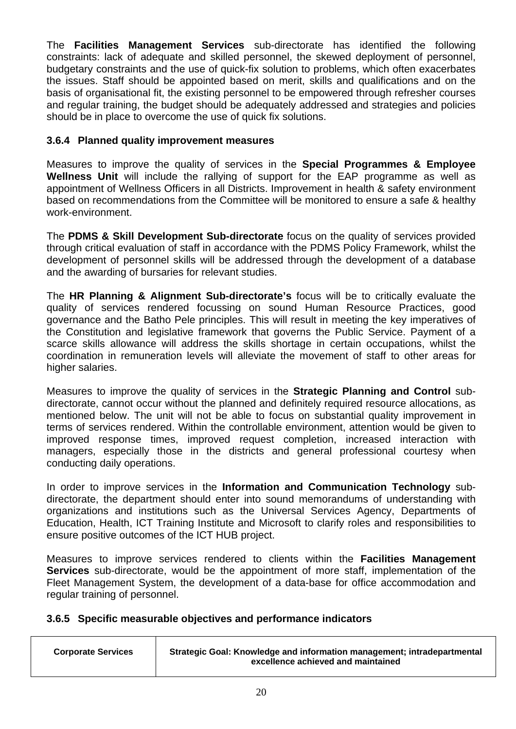The **Facilities Management Services** sub-directorate has identified the following constraints: lack of adequate and skilled personnel, the skewed deployment of personnel, budgetary constraints and the use of quick-fix solution to problems, which often exacerbates the issues. Staff should be appointed based on merit, skills and qualifications and on the basis of organisational fit, the existing personnel to be empowered through refresher courses and regular training, the budget should be adequately addressed and strategies and policies should be in place to overcome the use of quick fix solutions.

### 3.6.4 Planned quality improvement measures

Measures to improve the quality of services in the **Special Programmes & Employee Wellness Unit** will include the rallying of support for the EAP programme as well as appointment of Wellness Officers in all Districts. Improvement in health & safety environment based on recommendations from the Committee will be monitored to ensure a safe & healthy work-environment.

The **PDMS & Skill Development Sub-directorate** focus on the quality of services provided through critical evaluation of staff in accordance with the PDMS Policy Framework, whilst the development of personnel skills will be addressed through the development of a database and the awarding of bursaries for relevant studies.

The **HR Planning & Alignment Sub-directorate's** focus will be to critically evaluate the quality of services rendered focussing on sound Human Resource Practices, good governance and the Batho Pele principles. This will result in meeting the key imperatives of the Constitution and legislative framework that governs the Public Service. Payment of a scarce skills allowance will address the skills shortage in certain occupations, whilst the coordination in remuneration levels will alleviate the movement of staff to other areas for higher salaries.

Measures to improve the quality of services in the **Strategic Planning and Control** sub-directorate, cannot occur without the planned and definitely required resource allocations, as mentioned below. The unit will not be able to focus on substantial quality improvement in terms of services rendered. Within the controllable environment, attention would be given to improved response times, improved request completion, increased interaction with managers, especially those in the districts and general professional courtesy when conducting daily operations.

In order to improve services in the **Information and Communication Technology** sub-directorate, the department should enter into sound memorandums of understanding with organizations and institutions such as the Universal Services Agency, Departments of Education, Health, ICT Training Institute and Microsoft to clarify roles and responsibilities to ensure positive outcomes of the ICT HUB project.

Measures to improve services rendered to clients within the **Facilities Management Services** sub-directorate, would be the appointment of more staff, implementation of the Fleet Management System, the development of a data-base for office accommodation and regular training of personnel.

### 3.6.5 Specific measurable objectives and performance indicators

| Corporate Services | Strategic Goal: Knowledge and information management; intradepartmental excellence achieved and maintained |
|---|---|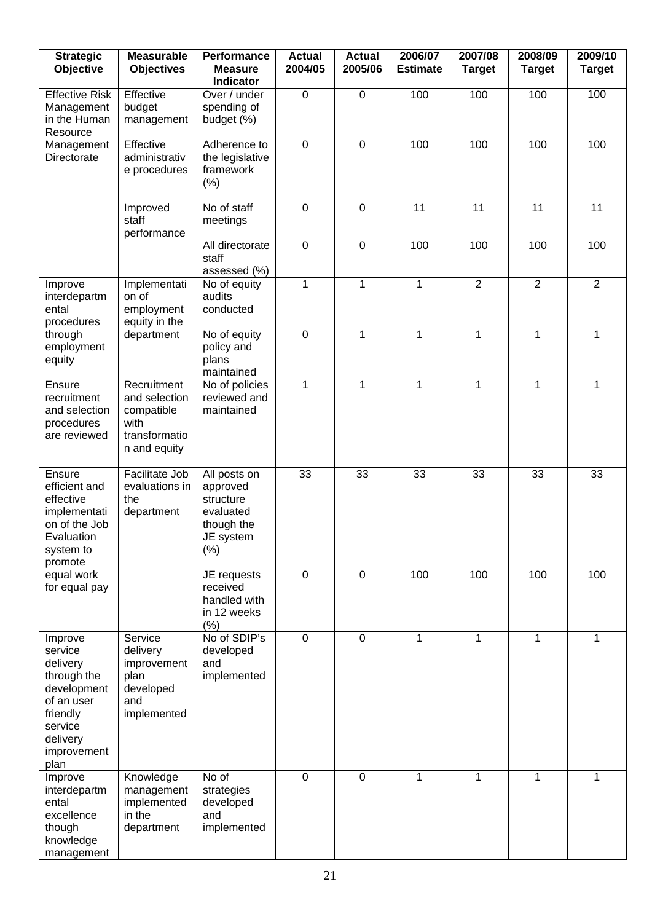| Strategic Objective | Measurable Objectives | Performance Measure Indicator | Actual 2004/05 | Actual 2005/06 | 2006/07 Estimate | 2007/08 Target | 2008/09 Target | 2009/10 Target |
|---|---|---|---|---|---|---|---|---|
| Effective Risk Management in the Human Resource Management Directorate | Effective budget management | Over / under spending of budget (%) | 0 | 0 | 100 | 100 | 100 | 100 |
| | Effective administrative procedures | Adherence to the legislative framework (%) | 0 | 0 | 100 | 100 | 100 | 100 |
| | Improved staff performance | No of staff meetings | 0 | 0 | 11 | 11 | 11 | 11 |
| | | All directorate staff assessed (%) | 0 | 0 | 100 | 100 | 100 | 100 |
| Improve interdepartmental procedures through employment equity | Implementation of employment equity in the department | No of equity audits conducted | 1 | 1 | 1 | 2 | 2 | 2 |
| | | No of equity policy and plans maintained | 0 | 1 | 1 | 1 | 1 | 1 |
| Ensure recruitment and selection procedures are reviewed | Recruitment and selection compatible with transformation and equity | No of policies reviewed and maintained | 1 | 1 | 1 | 1 | 1 | 1 |
| Ensure efficient and effective implementation of the Job Evaluation system to promote equal work for equal pay | Facilitate Job evaluations in the department | All posts on approved structure evaluated though the JE system (%) | 33 | 33 | 33 | 33 | 33 | 33 |
| | | JE requests received handled with in 12 weeks (%) | 0 | 0 | 100 | 100 | 100 | 100 |
| Improve service delivery through the development of an user friendly service delivery improvement plan | Service delivery improvement plan developed and implemented | No of SDIP's developed and implemented | 0 | 0 | 1 | 1 | 1 | 1 |
| Improve interdepartmental excellence though knowledge management | Knowledge management implemented in the department | No of strategies developed and implemented | 0 | 0 | 1 | 1 | 1 | 1 |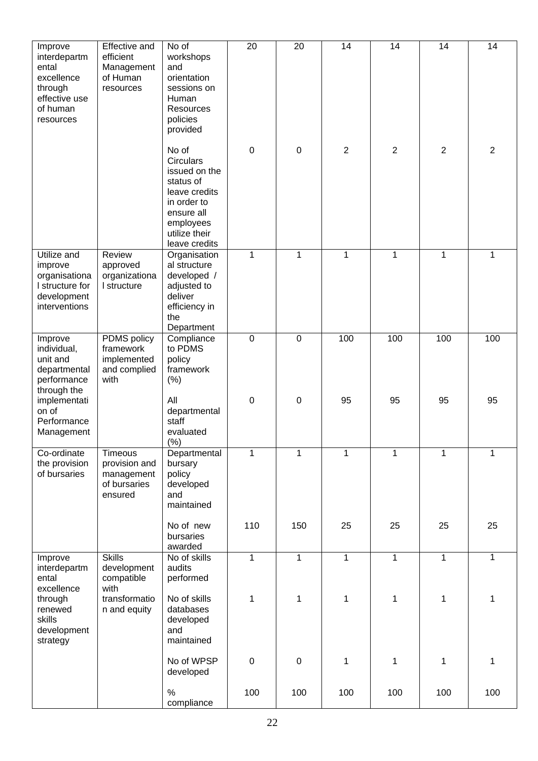| Improve interdepartmental excellence through effective use of human resources | Effective and efficient Management of Human resources | No of workshops and orientation sessions on Human Resources policies provided | 20 | 20 | 14 | 14 | 14 | 14 |
|---|---|---|---|---|---|---|---|---|
| | | No of Circulars issued on the status of leave credits in order to ensure all employees utilize their leave credits | 0 | 0 | 2 | 2 | 2 | 2 |
| Utilize and improve organisational structure for development interventions | Review approved organizational structure | Organisational structure developed / adjusted to deliver efficiency in the Department | 1 | 1 | 1 | 1 | 1 | 1 |
| Improve individual, unit and departmental performance through the implementation of Performance Management | PDMS policy framework implemented and complied with | Compliance to PDMS policy framework (%) | 0 | 0 | 100 | 100 | 100 | 100 |
| | | All departmental staff evaluated (%) | 0 | 0 | 95 | 95 | 95 | 95 |
| Co-ordinate the provision of bursaries | Timeous provision and management of bursaries ensured | Departmental bursary policy developed and maintained | 1 | 1 | 1 | 1 | 1 | 1 |
| | | No of new bursaries awarded | 110 | 150 | 25 | 25 | 25 | 25 |
| Improve interdepartmental excellence through renewed skills development strategy | Skills development compatible with transformation and equity | No of skills audits performed | 1 | 1 | 1 | 1 | 1 | 1 |
| | | No of skills databases developed and maintained | 1 | 1 | 1 | 1 | 1 | 1 |
| | | No of WPSP developed | 0 | 0 | 1 | 1 | 1 | 1 |
| | | % compliance | 100 | 100 | 100 | 100 | 100 | 100 |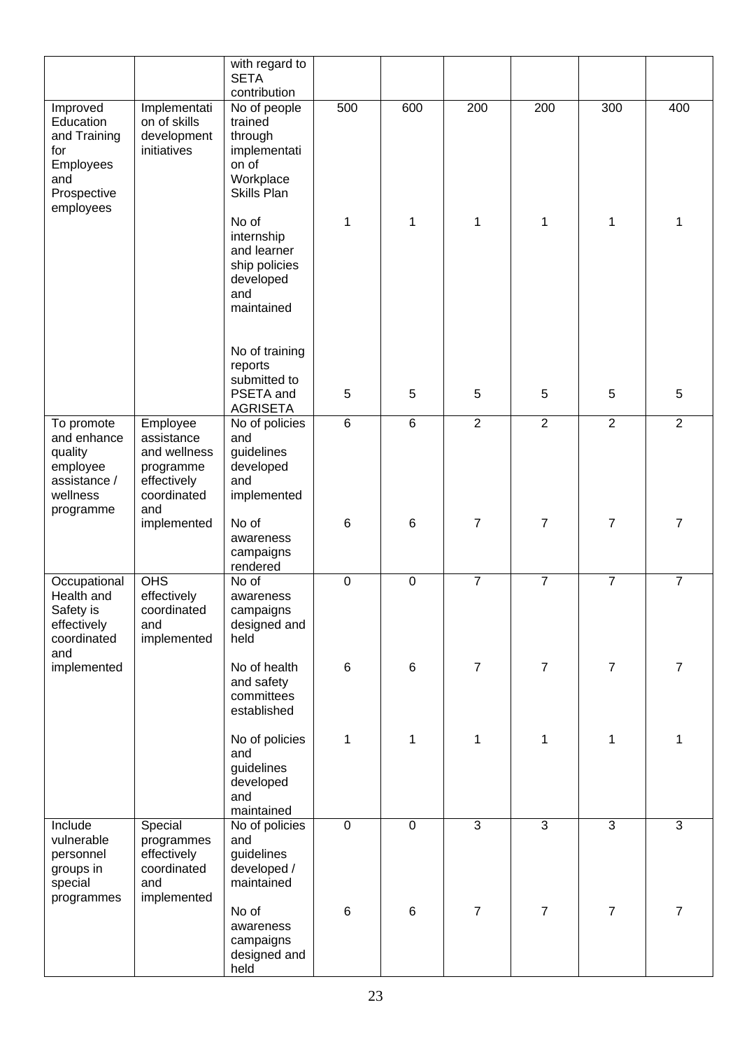| | | with regard to SETA contribution | | | | | | |
|---|---|---|---|---|---|---|---|---|
| Improved Education and Training for Employees and Prospective employees | Implementation of skills development initiatives | No of people trained through implementation of Workplace Skills Plan | 500 | 600 | 200 | 200 | 300 | 400 |
| | | No of internship and learner ship policies developed and maintained | 1 | 1 | 1 | 1 | 1 | 1 |
| | | No of training reports submitted to PSETA and AGRISETA | 5 | 5 | 5 | 5 | 5 | 5 |
| To promote and enhance quality employee assistance / wellness programme | Employee assistance and wellness programme effectively coordinated and implemented | No of policies and guidelines developed and implemented | 6 | 6 | 2 | 2 | 2 | 2 |
| | | No of awareness campaigns rendered | 6 | 6 | 7 | 7 | 7 | 7 |
| Occupational Health and Safety is effectively coordinated and implemented | OHS effectively coordinated and implemented | No of awareness campaigns designed and held | 0 | 0 | 7 | 7 | 7 | 7 |
| | | No of health and safety committees established | 6 | 6 | 7 | 7 | 7 | 7 |
| | | No of policies and guidelines developed and maintained | 1 | 1 | 1 | 1 | 1 | 1 |
| Include vulnerable personnel groups in special programmes | Special programmes effectively coordinated and implemented | No of policies and guidelines developed / maintained | 0 | 0 | 3 | 3 | 3 | 3 |
| | | No of awareness campaigns designed and held | 6 | 6 | 7 | 7 | 7 | 7 |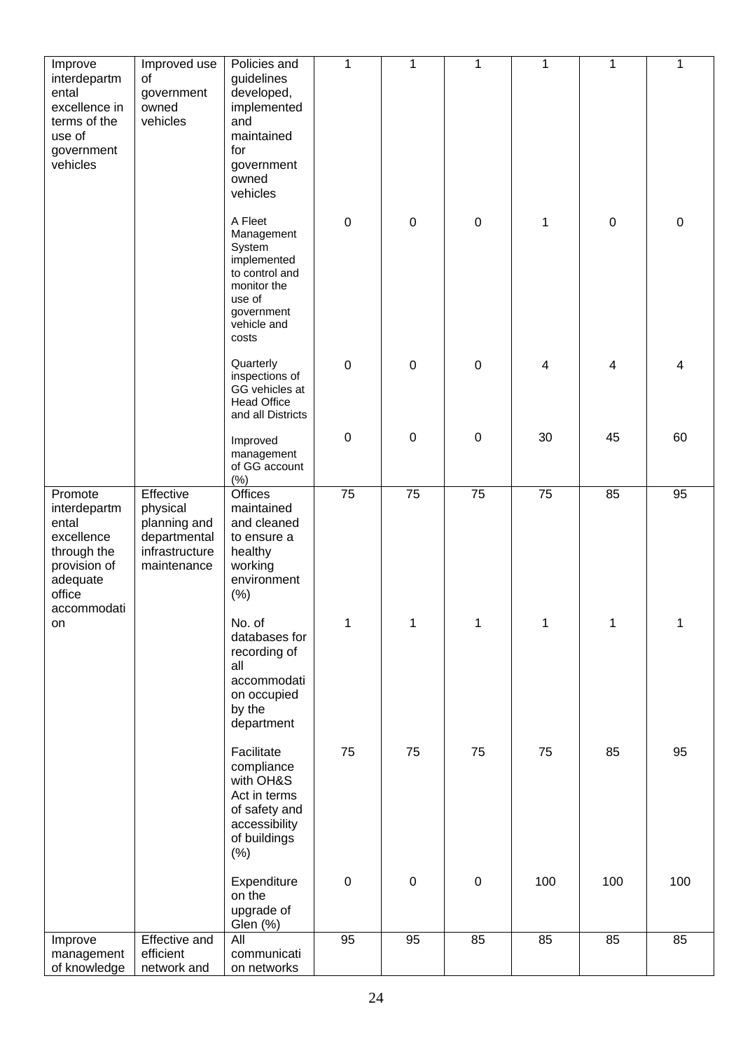| Improve interdepartmental excellence in terms of the use of government vehicles | Improved use of government owned vehicles | Policies and guidelines developed, implemented and maintained for government owned vehicles | 1 | 1 | 1 | 1 | 1 | 1 |
|---|---|---|---|---|---|---|---|---|
| | | A Fleet Management System implemented to control and monitor the use of government vehicle and costs | 0 | 0 | 0 | 1 | 0 | 0 |
| | | Quarterly inspections of GG vehicles at Head Office and all Districts | 0 | 0 | 0 | 4 | 4 | 4 |
| | | Improved management of GG account (%) | 0 | 0 | 0 | 30 | 45 | 60 |
| Promote interdepartmental excellence through the provision of adequate office accommodation | Effective physical planning and departmental infrastructure maintenance | Offices maintained and cleaned to ensure a healthy working environment (%) | 75 | 75 | 75 | 75 | 85 | 95 |
| | | No. of databases for recording of all accommodation occupied by the department | 1 | 1 | 1 | 1 | 1 | 1 |
| | | Facilitate compliance with OH&S Act in terms of safety and accessibility of buildings (%) | 75 | 75 | 75 | 75 | 85 | 95 |
| | | Expenditure on the upgrade of Glen (%) | 0 | 0 | 0 | 100 | 100 | 100 |
| Improve management of knowledge | Effective and efficient network and | All communication networks | 95 | 95 | 85 | 85 | 85 | 85 |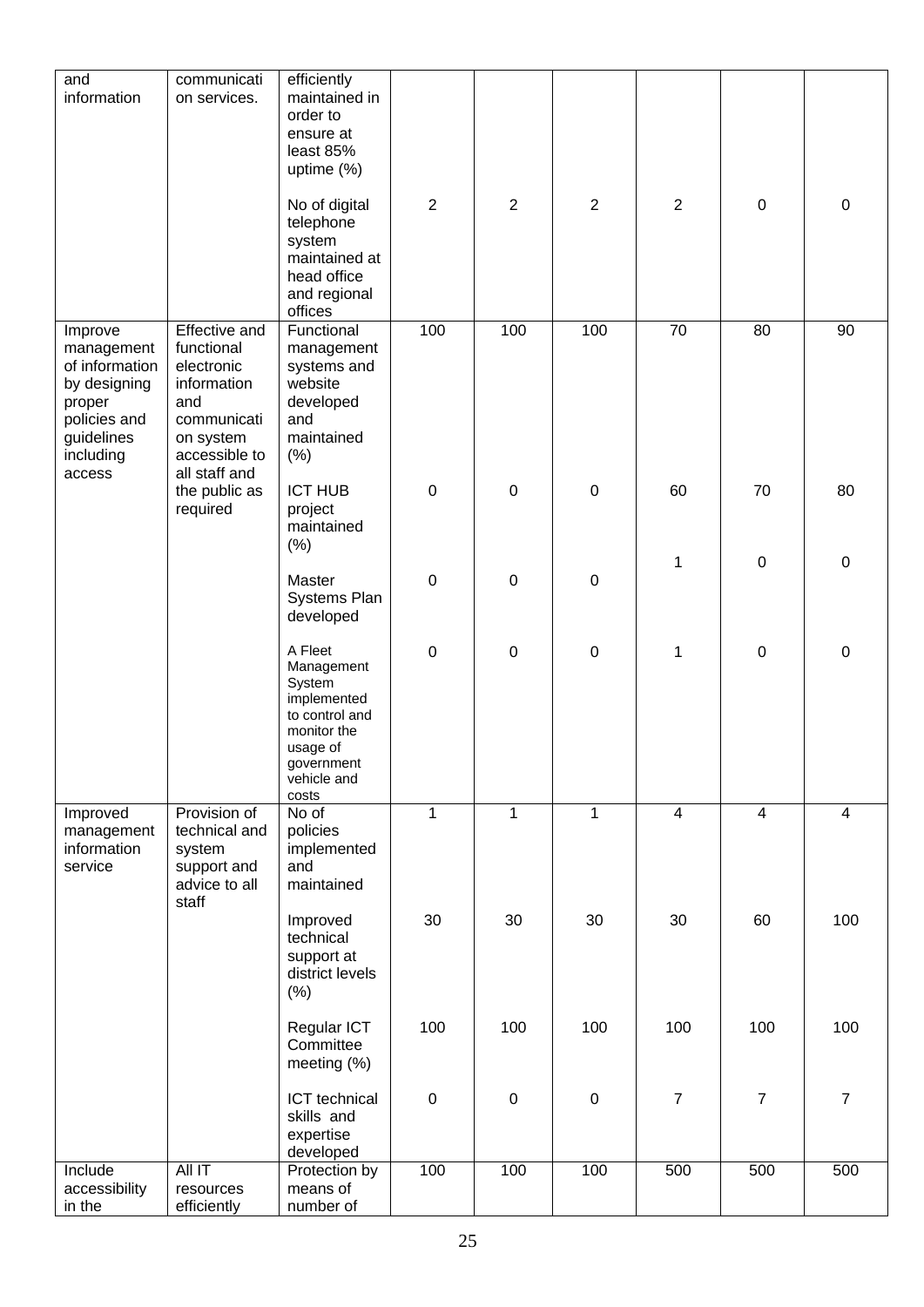| and information | communication services. | efficiently maintained in order to ensure at least 85% uptime (%) | | | | | | |
|---|---|---|---|---|---|---|---|---|
| | | No of digital telephone system maintained at head office and regional offices | 2 | 2 | 2 | 2 | 0 | 0 |
| Improve management of information by designing proper policies and guidelines including access | Effective and functional electronic information and communication system accessible to all staff and the public as required | Functional management systems and website developed and maintained (%) | 100 | 100 | 100 | 70 | 80 | 90 |
| | | ICT HUB project maintained (%) | 0 | 0 | 0 | 60 | 70 | 80 |
| | | Master Systems Plan developed | 0 | 0 | 0 | 1 | 0 | 0 |
| | | A Fleet Management System implemented to control and monitor the usage of government vehicle and costs | 0 | 0 | 0 | 1 | 0 | 0 |
| Improved management information service | Provision of technical and system support and advice to all staff | No of policies implemented and maintained | 1 | 1 | 1 | 4 | 4 | 4 |
| | | Improved technical support at district levels (%) | 30 | 30 | 30 | 30 | 60 | 100 |
| | | Regular ICT Committee meeting (%) | 100 | 100 | 100 | 100 | 100 | 100 |
| | | ICT technical skills and expertise developed | 0 | 0 | 0 | 7 | 7 | 7 |
| Include accessibility in the | All IT resources efficiently | Protection by means of number of | 100 | 100 | 100 | 500 | 500 | 500 |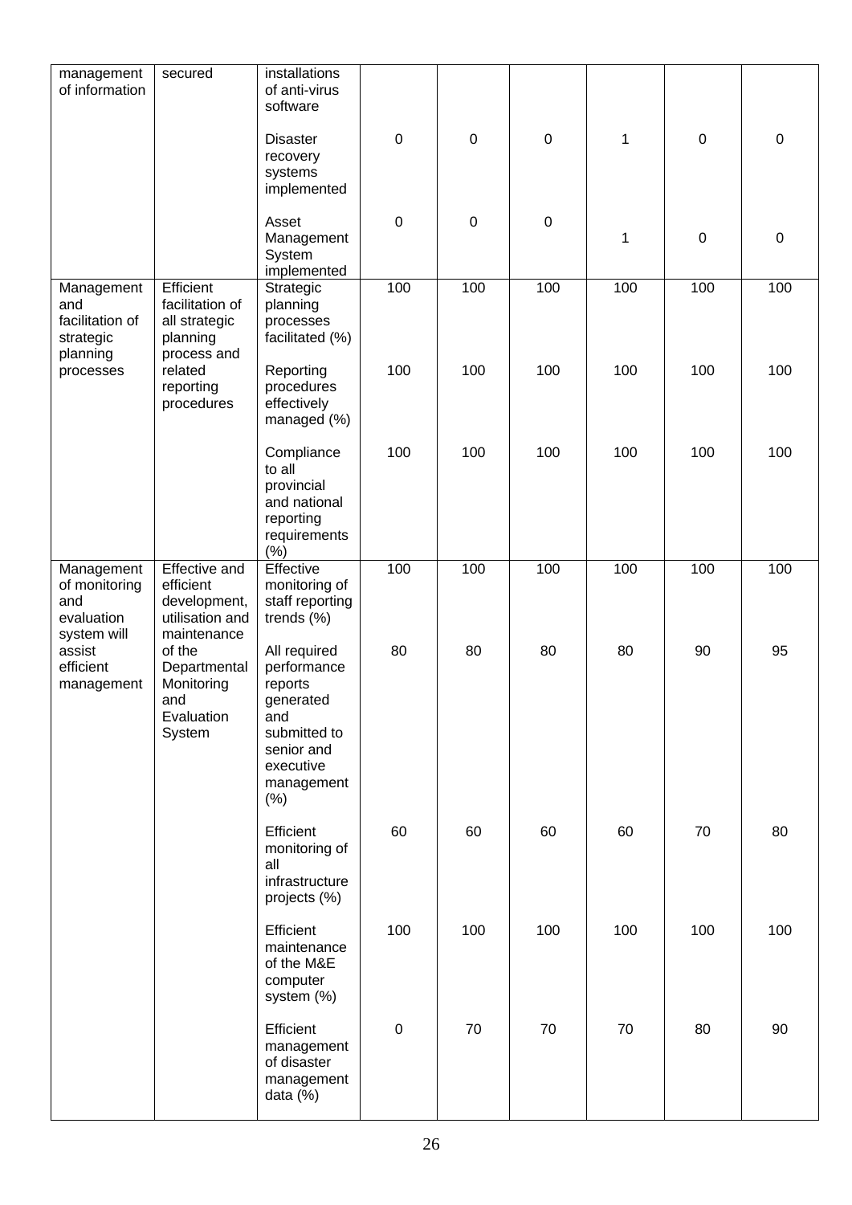| | | | | | | | | |
|---|---|---|---|---|---|---|---|---|
| management of information | secured | installations of anti-virus software | | | | | | |
| | | Disaster recovery systems implemented | 0 | 0 | 0 | 1 | 0 | 0 |
| | | Asset Management System implemented | 0 | 0 | 0 | 1 | 0 | 0 |
| Management and facilitation of strategic planning processes | Efficient facilitation of all strategic planning process and related reporting procedures | Strategic planning processes facilitated (%) | 100 | 100 | 100 | 100 | 100 | 100 |
| | | Reporting procedures effectively managed (%) | 100 | 100 | 100 | 100 | 100 | 100 |
| | | Compliance to all provincial and national reporting requirements (%) | 100 | 100 | 100 | 100 | 100 | 100 |
| Management of monitoring and evaluation system will assist efficient management | Effective and efficient development, utilisation and maintenance of the Departmental Monitoring and Evaluation System | Effective monitoring of staff reporting trends (%) | 100 | 100 | 100 | 100 | 100 | 100 |
| | | All required performance reports generated and submitted to senior and executive management (%) | 80 | 80 | 80 | 80 | 90 | 95 |
| | | Efficient monitoring of all infrastructure projects (%) | 60 | 60 | 60 | 60 | 70 | 80 |
| | | Efficient maintenance of the M&E computer system (%) | 100 | 100 | 100 | 100 | 100 | 100 |
| | | Efficient management of disaster management data (%) | 0 | 70 | 70 | 70 | 80 | 90 |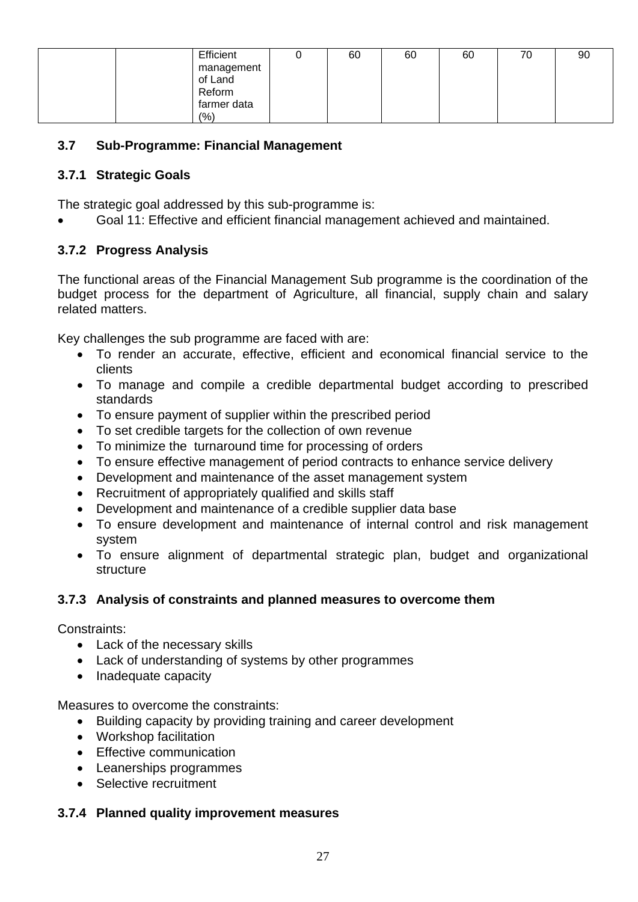| | | Efficient management of Land Reform farmer data (%) | 0 | 60 | 60 | 60 | 70 | 90 |
|---|---|---|---|---|---|---|---|---|

### 3.7 Sub-Programme: Financial Management

#### 3.7.1 Strategic Goals

The strategic goal addressed by this sub-programme is:

- Goal 11: Effective and efficient financial management achieved and maintained.

#### 3.7.2 Progress Analysis

The functional areas of the Financial Management Sub programme is the coordination of the budget process for the department of Agriculture, all financial, supply chain and salary related matters.

Key challenges the sub programme are faced with are:

- To render an accurate, effective, efficient and economical financial service to the clients
- To manage and compile a credible departmental budget according to prescribed standards
- To ensure payment of supplier within the prescribed period
- To set credible targets for the collection of own revenue
- To minimize the turnaround time for processing of orders
- To ensure effective management of period contracts to enhance service delivery
- Development and maintenance of the asset management system
- Recruitment of appropriately qualified and skills staff
- Development and maintenance of a credible supplier data base
- To ensure development and maintenance of internal control and risk management system
- To ensure alignment of departmental strategic plan, budget and organizational structure

#### 3.7.3 Analysis of constraints and planned measures to overcome them

Constraints:

- Lack of the necessary skills
- Lack of understanding of systems by other programmes
- Inadequate capacity

Measures to overcome the constraints:

- Building capacity by providing training and career development
- Workshop facilitation
- Effective communication
- Leanerships programmes
- Selective recruitment

#### 3.7.4 Planned quality improvement measures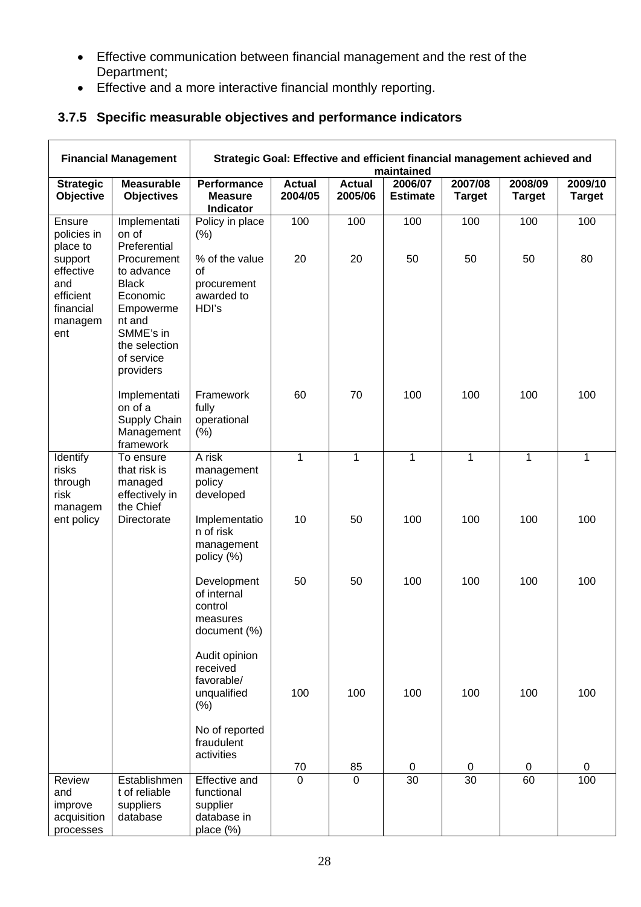- Effective communication between financial management and the rest of the Department;
- Effective and a more interactive financial monthly reporting.

### 3.7.5 Specific measurable objectives and performance indicators

| Financial Management | | Strategic Goal: Effective and efficient financial management achieved and maintained | | | | | | |
|---|---|---|---|---|---|---|---|---|
| **Strategic Objective** | **Measurable Objectives** | **Performance Measure Indicator** | **Actual 2004/05** | **Actual 2005/06** | **2006/07 Estimate** | **2007/08 Target** | **2008/09 Target** | **2009/10 Target** |
| Ensure policies in place to support effective and efficient financial management | Implementation of Preferential Procurement to advance Black Economic Empowerment and SMME's in the selection of service providers | Policy in place (%) | 100 | 100 | 100 | 100 | 100 | 100 |
| | | % of the value of procurement awarded to HDI's | 20 | 20 | 50 | 50 | 50 | 80 |
| | Implementation of a Supply Chain Management framework | Framework fully operational (%) | 60 | 70 | 100 | 100 | 100 | 100 |
| Identify risks through risk management policy | To ensure that risk is managed effectively in the Chief Directorate | A risk management policy developed | 1 | 1 | 1 | 1 | 1 | 1 |
| | | Implementation of risk management policy (%) | 10 | 50 | 100 | 100 | 100 | 100 |
| | | Development of internal control measures document (%) | 50 | 50 | 100 | 100 | 100 | 100 |
| | | Audit opinion received favorable/ unqualified (%) | 100 | 100 | 100 | 100 | 100 | 100 |
| | | No of reported fraudulent activities | 70 | 85 | 0 | 0 | 0 | 0 |
| Review and improve acquisition processes | Establishment of reliable suppliers database | Effective and functional supplier database in place (%) | 0 | 0 | 30 | 30 | 60 | 100 |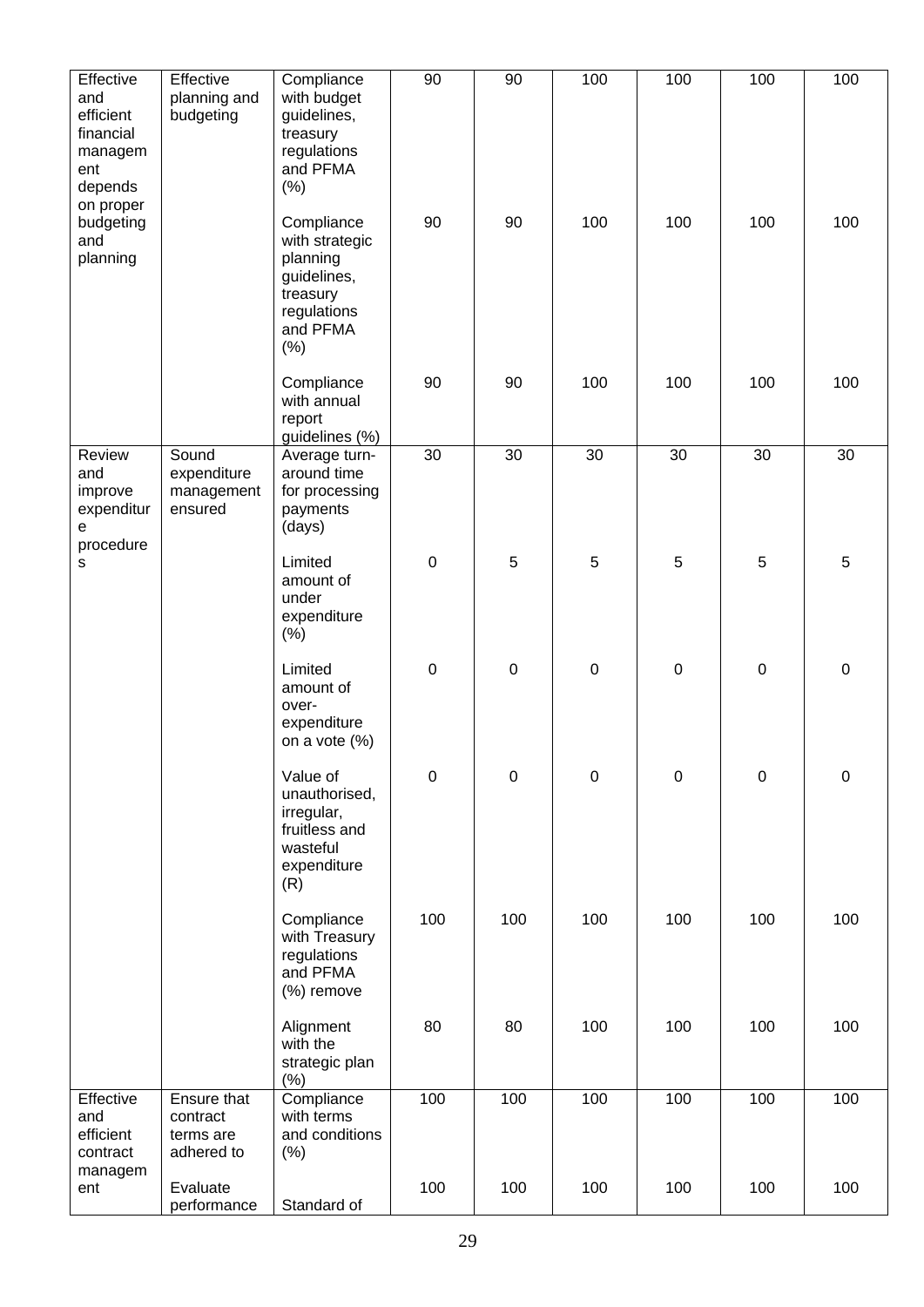| Effective and efficient financial management depends on proper budgeting and planning | Effective planning and budgeting | Compliance with budget guidelines, treasury regulations and PFMA (%) | 90 | 90 | 100 | 100 | 100 | 100 |
|---|---|---|---|---|---|---|---|---|
| | | Compliance with strategic planning guidelines, treasury regulations and PFMA (%) | 90 | 90 | 100 | 100 | 100 | 100 |
| | | Compliance with annual report guidelines (%) | 90 | 90 | 100 | 100 | 100 | 100 |
| Review and improve expenditure procedures | Sound expenditure management ensured | Average turn-around time for processing payments (days) | 30 | 30 | 30 | 30 | 30 | 30 |
| | | Limited amount of under expenditure (%) | 0 | 5 | 5 | 5 | 5 | 5 |
| | | Limited amount of over-expenditure on a vote (%) | 0 | 0 | 0 | 0 | 0 | 0 |
| | | Value of unauthorised, irregular, fruitless and wasteful expenditure (R) | 0 | 0 | 0 | 0 | 0 | 0 |
| | | Compliance with Treasury regulations and PFMA (%) remove | 100 | 100 | 100 | 100 | 100 | 100 |
| | | Alignment with the strategic plan (%) | 80 | 80 | 100 | 100 | 100 | 100 |
| Effective and efficient contract management | Ensure that contract terms are adhered to | Compliance with terms and conditions (%) | 100 | 100 | 100 | 100 | 100 | 100 |
| | Evaluate performance | Standard of | 100 | 100 | 100 | 100 | 100 | 100 |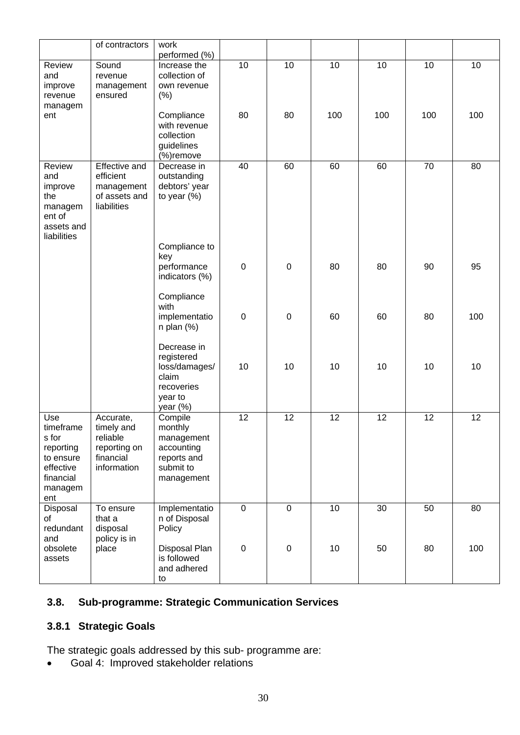|  | of contractors | work performed (%) |  |  |  |  |  |  |
|---|---|---|---|---|---|---|---|---|
| Review and improve revenue management | Sound revenue management ensured | Increase the collection of own revenue (%) | 10 | 10 | 10 | 10 | 10 | 10 |
|  |  | Compliance with revenue collection guidelines (%)remove | 80 | 80 | 100 | 100 | 100 | 100 |
| Review and improve the management of assets and liabilities | Effective and efficient management of assets and liabilities | Decrease in outstanding debtors' year to year (%) | 40 | 60 | 60 | 60 | 70 | 80 |
|  |  | Compliance to key performance indicators (%) | 0 | 0 | 80 | 80 | 90 | 95 |
|  |  | Compliance with implementation plan (%) | 0 | 0 | 60 | 60 | 80 | 100 |
|  |  | Decrease in registered loss/damages/ claim recoveries year to year (%) | 10 | 10 | 10 | 10 | 10 | 10 |
| Use timeframes for reporting to ensure effective financial management | Accurate, timely and reliable reporting on financial information | Compile monthly management accounting reports and submit to management | 12 | 12 | 12 | 12 | 12 | 12 |
| Disposal of redundant and obsolete assets | To ensure that a disposal policy is in place | Implementation of Disposal Policy | 0 | 0 | 10 | 30 | 50 | 80 |
|  |  | Disposal Plan is followed and adhered to | 0 | 0 | 10 | 50 | 80 | 100 |

## 3.8. Sub-programme: Strategic Communication Services

### 3.8.1 Strategic Goals

The strategic goals addressed by this sub- programme are:

- Goal 4: Improved stakeholder relations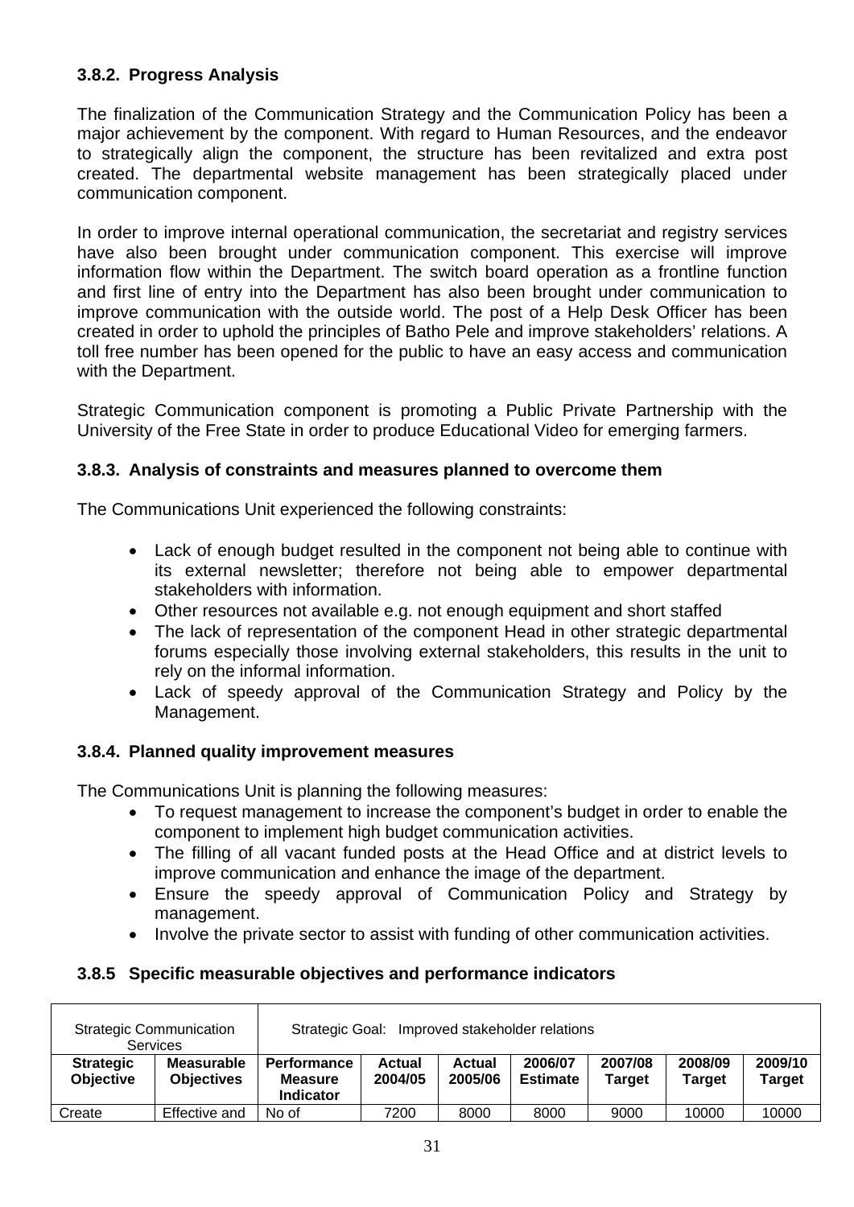### 3.8.2. Progress Analysis

The finalization of the Communication Strategy and the Communication Policy has been a major achievement by the component. With regard to Human Resources, and the endeavor to strategically align the component, the structure has been revitalized and extra post created. The departmental website management has been strategically placed under communication component.

In order to improve internal operational communication, the secretariat and registry services have also been brought under communication component. This exercise will improve information flow within the Department. The switch board operation as a frontline function and first line of entry into the Department has also been brought under communication to improve communication with the outside world. The post of a Help Desk Officer has been created in order to uphold the principles of Batho Pele and improve stakeholders' relations. A toll free number has been opened for the public to have an easy access and communication with the Department.

Strategic Communication component is promoting a Public Private Partnership with the University of the Free State in order to produce Educational Video for emerging farmers.

### 3.8.3. Analysis of constraints and measures planned to overcome them

The Communications Unit experienced the following constraints:

- Lack of enough budget resulted in the component not being able to continue with its external newsletter; therefore not being able to empower departmental stakeholders with information.
- Other resources not available e.g. not enough equipment and short staffed
- The lack of representation of the component Head in other strategic departmental forums especially those involving external stakeholders, this results in the unit to rely on the informal information.
- Lack of speedy approval of the Communication Strategy and Policy by the Management.

### 3.8.4. Planned quality improvement measures

The Communications Unit is planning the following measures:

- To request management to increase the component's budget in order to enable the component to implement high budget communication activities.
- The filling of all vacant funded posts at the Head Office and at district levels to improve communication and enhance the image of the department.
- Ensure the speedy approval of Communication Policy and Strategy by management.
- Involve the private sector to assist with funding of other communication activities.

### 3.8.5 Specific measurable objectives and performance indicators

| Strategic Communication Services | | Strategic Goal: Improved stakeholder relations | | | | | | |
|---|---|---|---|---|---|---|---|---|
| **Strategic Objective** | **Measurable Objectives** | **Performance Measure Indicator** | **Actual 2004/05** | **Actual 2005/06** | **2006/07 Estimate** | **2007/08 Target** | **2008/09 Target** | **2009/10 Target** |
| Create | Effective and | No of | 7200 | 8000 | 8000 | 9000 | 10000 | 10000 |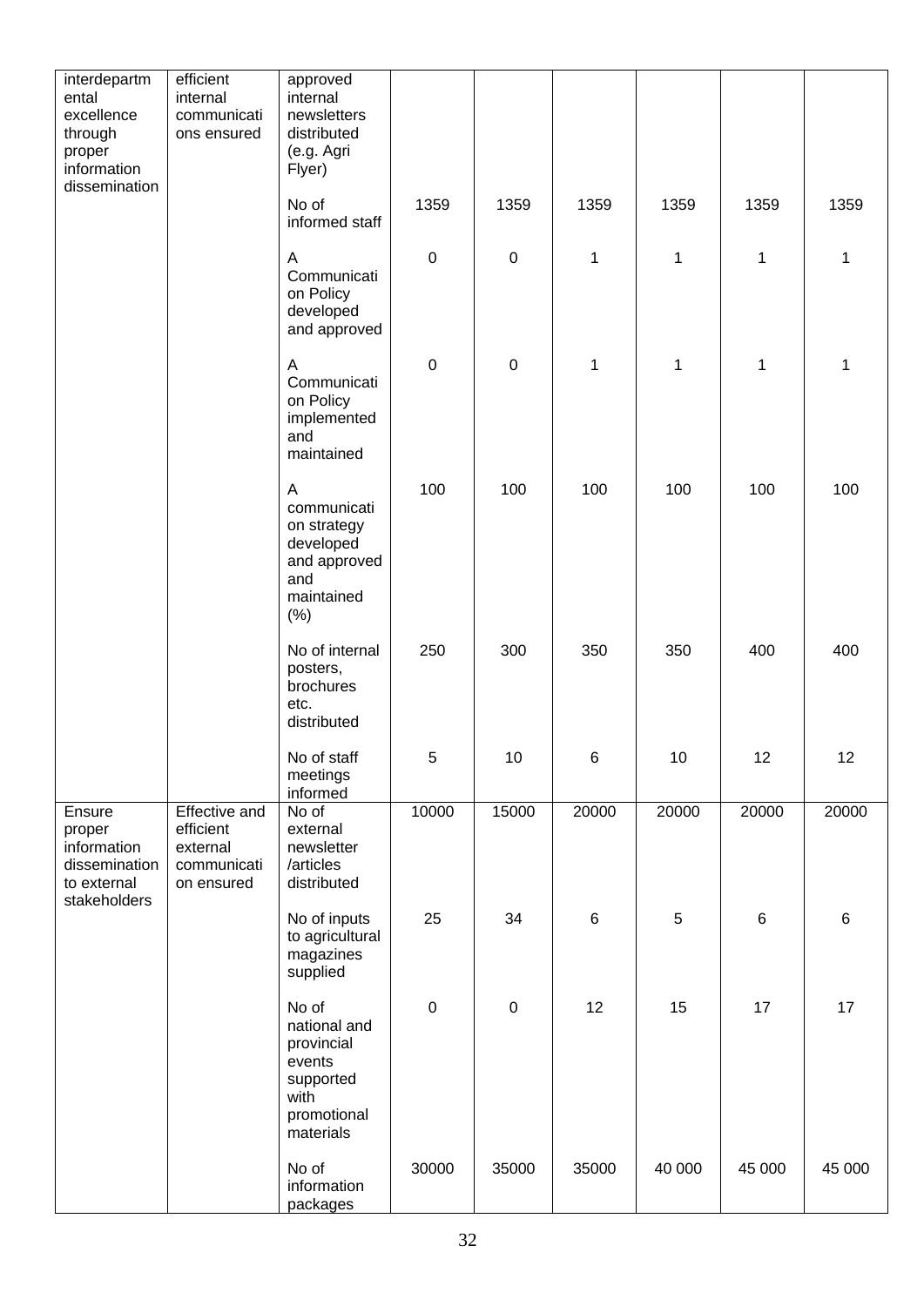| | | | | | | | | |
|---|---|---|---|---|---|---|---|---|
| interdepartmental excellence through proper information dissemination | efficient internal communications ensured | approved internal newsletters distributed (e.g. Agri Flyer) | | | | | | |
| | | No of informed staff | 1359 | 1359 | 1359 | 1359 | 1359 | 1359 |
| | | A Communication Policy developed and approved | 0 | 0 | 1 | 1 | 1 | 1 |
| | | A Communication Policy implemented and maintained | 0 | 0 | 1 | 1 | 1 | 1 |
| | | A communication strategy developed and approved and maintained (%) | 100 | 100 | 100 | 100 | 100 | 100 |
| | | No of internal posters, brochures etc. distributed | 250 | 300 | 350 | 350 | 400 | 400 |
| | | No of staff meetings informed | 5 | 10 | 6 | 10 | 12 | 12 |
| Ensure proper information dissemination to external stakeholders | Effective and efficient external communication ensured | No of external newsletter /articles distributed | 10000 | 15000 | 20000 | 20000 | 20000 | 20000 |
| | | No of inputs to agricultural magazines supplied | 25 | 34 | 6 | 5 | 6 | 6 |
| | | No of national and provincial events supported with promotional materials | 0 | 0 | 12 | 15 | 17 | 17 |
| | | No of information packages | 30000 | 35000 | 35000 | 40 000 | 45 000 | 45 000 |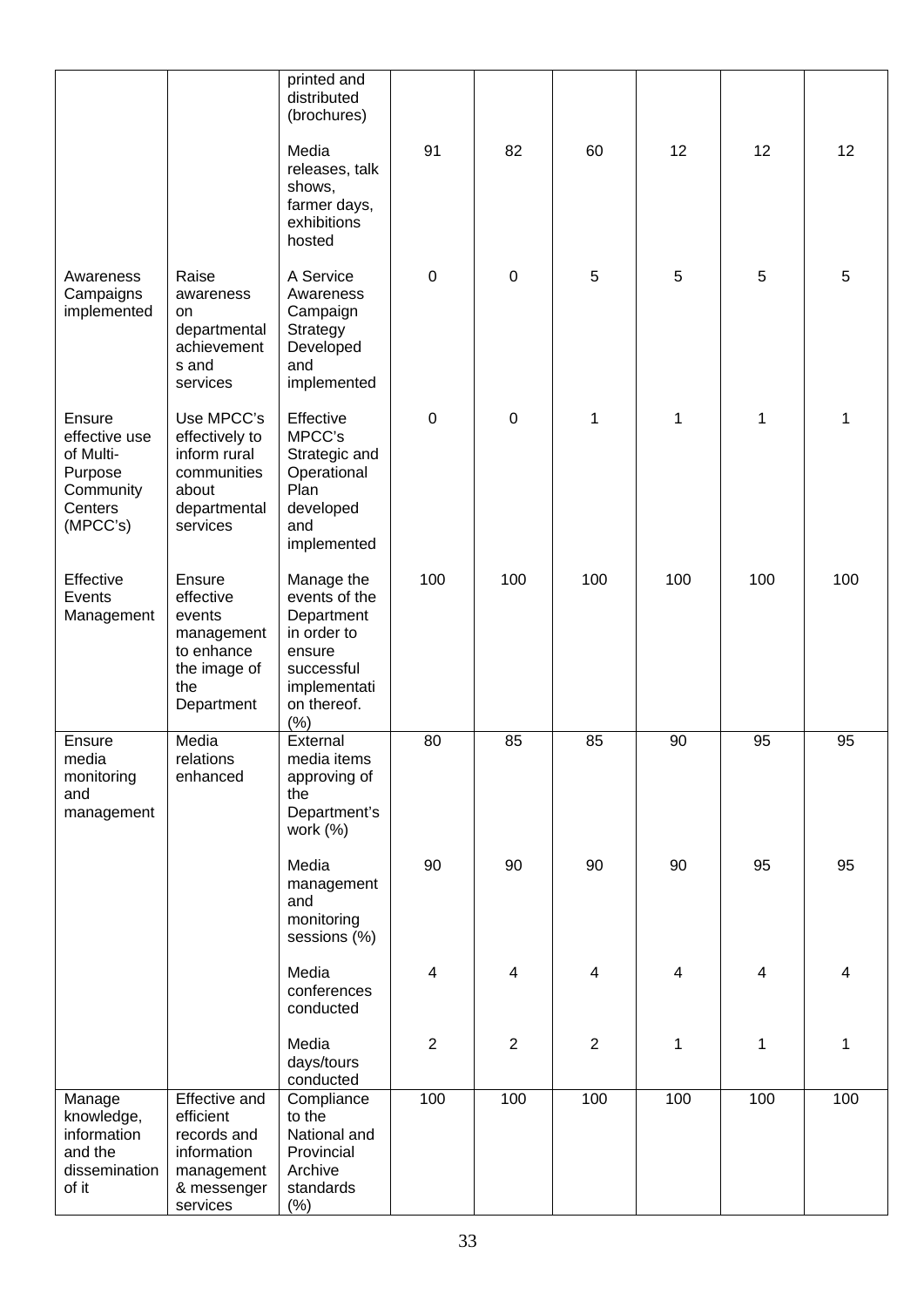| | | | | | | | | |
|---|---|---|---|---|---|---|---|---|
| | | printed and distributed (brochures) | | | | | | |
| | | Media releases, talk shows, farmer days, exhibitions hosted | 91 | 82 | 60 | 12 | 12 | 12 |
| Awareness Campaigns implemented | Raise awareness on departmental achievements and services | A Service Awareness Campaign Strategy Developed and implemented | 0 | 0 | 5 | 5 | 5 | 5 |
| Ensure effective use of Multi-Purpose Community Centers (MPCC's) | Use MPCC's effectively to inform rural communities about departmental services | Effective MPCC's Strategic and Operational Plan developed and implemented | 0 | 0 | 1 | 1 | 1 | 1 |
| Effective Events Management | Ensure effective events management to enhance the image of the Department | Manage the events of the Department in order to ensure successful implementation thereof. (%) | 100 | 100 | 100 | 100 | 100 | 100 |
| Ensure media monitoring and management | Media relations enhanced | External media items approving of the Department's work (%) | 80 | 85 | 85 | 90 | 95 | 95 |
| | | Media management and monitoring sessions (%) | 90 | 90 | 90 | 90 | 95 | 95 |
| | | Media conferences conducted | 4 | 4 | 4 | 4 | 4 | 4 |
| | | Media days/tours conducted | 2 | 2 | 2 | 1 | 1 | 1 |
| Manage knowledge, information and the dissemination of it | Effective and efficient records and information management & messenger services | Compliance to the National and Provincial Archive standards (%) | 100 | 100 | 100 | 100 | 100 | 100 |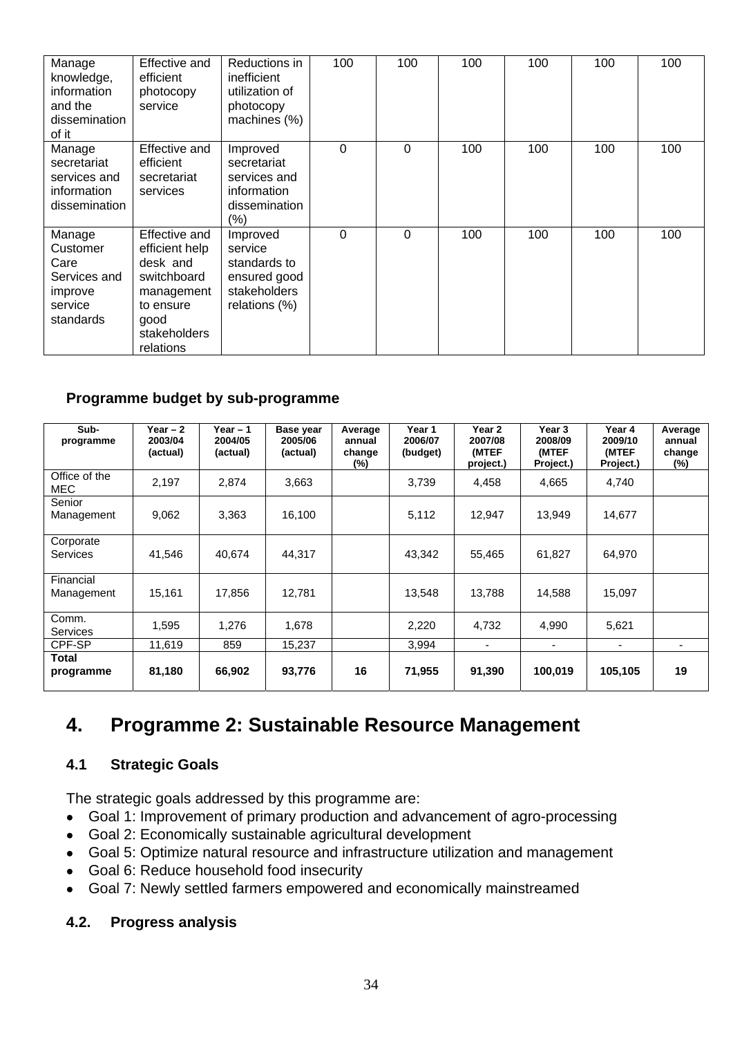| Manage knowledge, information and the dissemination of it | Effective and efficient photocopy service | Reductions in inefficient utilization of photocopy machines (%) | 100 | 100 | 100 | 100 | 100 | 100 |
|---|---|---|---|---|---|---|---|---|
| Manage secretariat services and information dissemination | Effective and efficient secretariat services | Improved secretariat services and information dissemination (%) | 0 | 0 | 100 | 100 | 100 | 100 |
| Manage Customer Care Services and improve service standards | Effective and efficient help desk and switchboard management to ensure good stakeholders relations | Improved service standards to ensured good stakeholders relations (%) | 0 | 0 | 100 | 100 | 100 | 100 |

### Programme budget by sub-programme

| Sub-programme | Year – 2 2003/04 (actual) | Year – 1 2004/05 (actual) | Base year 2005/06 (actual) | Average annual change (%) | Year 1 2006/07 (budget) | Year 2 2007/08 (MTEF project.) | Year 3 2008/09 (MTEF Project.) | Year 4 2009/10 (MTEF Project.) | Average annual change (%) |
|---|---|---|---|---|---|---|---|---|---|
| Office of the MEC | 2,197 | 2,874 | 3,663 | | 3,739 | 4,458 | 4,665 | 4,740 | |
| Senior Management | 9,062 | 3,363 | 16,100 | | 5,112 | 12,947 | 13,949 | 14,677 | |
| Corporate Services | 41,546 | 40,674 | 44,317 | | 43,342 | 55,465 | 61,827 | 64,970 | |
| Financial Management | 15,161 | 17,856 | 12,781 | | 13,548 | 13,788 | 14,588 | 15,097 | |
| Comm. Services | 1,595 | 1,276 | 1,678 | | 2,220 | 4,732 | 4,990 | 5,621 | |
| CPF-SP | 11,619 | 859 | 15,237 | | 3,994 | - | - | - | - |
| **Total programme** | **81,180** | **66,902** | **93,776** | **16** | **71,955** | **91,390** | **100,019** | **105,105** | **19** |

# 4. Programme 2: Sustainable Resource Management

## 4.1 Strategic Goals

The strategic goals addressed by this programme are:

- Goal 1: Improvement of primary production and advancement of agro-processing
- Goal 2: Economically sustainable agricultural development
- Goal 5: Optimize natural resource and infrastructure utilization and management
- Goal 6: Reduce household food insecurity
- Goal 7: Newly settled farmers empowered and economically mainstreamed

## 4.2. Progress analysis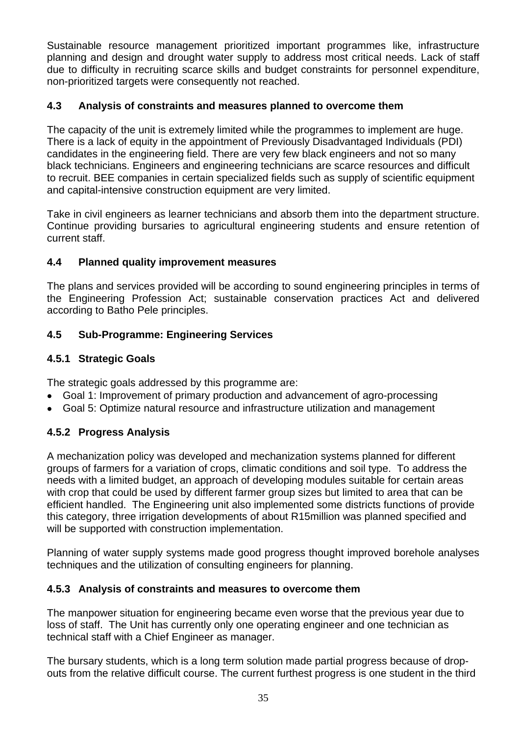Sustainable resource management prioritized important programmes like, infrastructure planning and design and drought water supply to address most critical needs. Lack of staff due to difficulty in recruiting scarce skills and budget constraints for personnel expenditure, non-prioritized targets were consequently not reached.

## 4.3 Analysis of constraints and measures planned to overcome them

The capacity of the unit is extremely limited while the programmes to implement are huge. There is a lack of equity in the appointment of Previously Disadvantaged Individuals (PDI) candidates in the engineering field. There are very few black engineers and not so many black technicians. Engineers and engineering technicians are scarce resources and difficult to recruit. BEE companies in certain specialized fields such as supply of scientific equipment and capital-intensive construction equipment are very limited.

Take in civil engineers as learner technicians and absorb them into the department structure. Continue providing bursaries to agricultural engineering students and ensure retention of current staff.

## 4.4 Planned quality improvement measures

The plans and services provided will be according to sound engineering principles in terms of the Engineering Profession Act; sustainable conservation practices Act and delivered according to Batho Pele principles.

## 4.5 Sub-Programme: Engineering Services

### 4.5.1 Strategic Goals

The strategic goals addressed by this programme are:

- Goal 1: Improvement of primary production and advancement of agro-processing
- Goal 5: Optimize natural resource and infrastructure utilization and management

### 4.5.2 Progress Analysis

A mechanization policy was developed and mechanization systems planned for different groups of farmers for a variation of crops, climatic conditions and soil type. To address the needs with a limited budget, an approach of developing modules suitable for certain areas with crop that could be used by different farmer group sizes but limited to area that can be efficient handled. The Engineering unit also implemented some districts functions of provide this category, three irrigation developments of about R15million was planned specified and will be supported with construction implementation.

Planning of water supply systems made good progress thought improved borehole analyses techniques and the utilization of consulting engineers for planning.

### 4.5.3 Analysis of constraints and measures to overcome them

The manpower situation for engineering became even worse that the previous year due to loss of staff. The Unit has currently only one operating engineer and one technician as technical staff with a Chief Engineer as manager.

The bursary students, which is a long term solution made partial progress because of drop-outs from the relative difficult course. The current furthest progress is one student in the third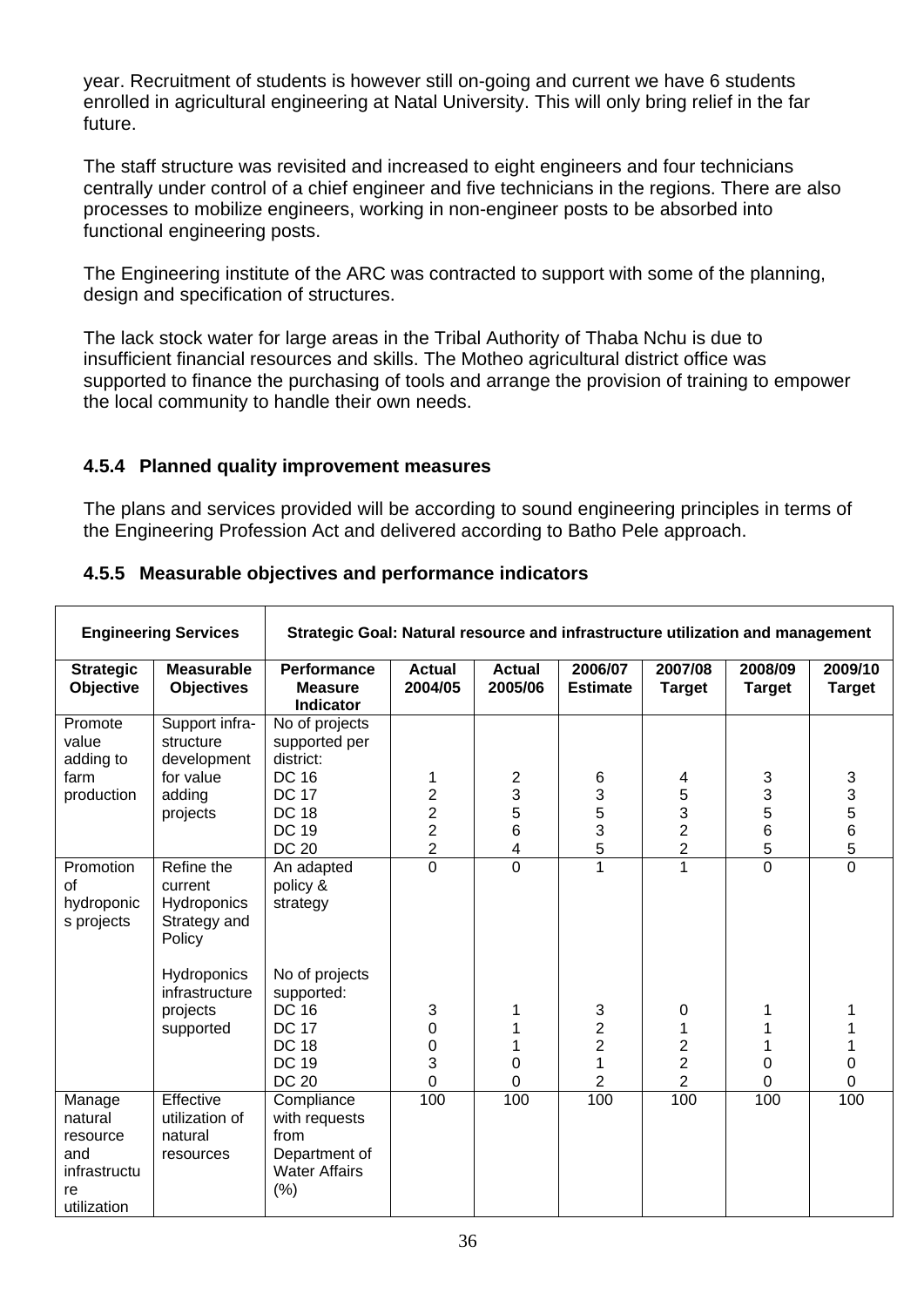year. Recruitment of students is however still on-going and current we have 6 students enrolled in agricultural engineering at Natal University. This will only bring relief in the far future.

The staff structure was revisited and increased to eight engineers and four technicians centrally under control of a chief engineer and five technicians in the regions. There are also processes to mobilize engineers, working in non-engineer posts to be absorbed into functional engineering posts.

The Engineering institute of the ARC was contracted to support with some of the planning, design and specification of structures.

The lack stock water for large areas in the Tribal Authority of Thaba Nchu is due to insufficient financial resources and skills. The Motheo agricultural district office was supported to finance the purchasing of tools and arrange the provision of training to empower the local community to handle their own needs.

### 4.5.4 Planned quality improvement measures

The plans and services provided will be according to sound engineering principles in terms of the Engineering Profession Act and delivered according to Batho Pele approach.

### 4.5.5 Measurable objectives and performance indicators

| Engineering Services | | Strategic Goal: Natural resource and infrastructure utilization and management | | | | | | |
|---|---|---|---|---|---|---|---|---|
| **Strategic Objective** | **Measurable Objectives** | **Performance Measure Indicator** | **Actual 2004/05** | **Actual 2005/06** | **2006/07 Estimate** | **2007/08 Target** | **2008/09 Target** | **2009/10 Target** |
| Promote value adding to farm production | Support infra-structure development for value adding projects | No of projects supported per district: | | | | | | |
| | | DC 16 | 1 | 2 | 6 | 4 | 3 | 3 |
| | | DC 17 | 2 | 3 | 3 | 5 | 3 | 3 |
| | | DC 18 | 2 | 5 | 5 | 3 | 5 | 5 |
| | | DC 19 | 2 | 6 | 3 | 2 | 6 | 6 |
| | | DC 20 | 2 | 4 | 5 | 2 | 5 | 5 |
| Promotion of hydroponics projects | Refine the current Hydroponics Strategy and Policy | An adapted policy & strategy | 0 | 0 | 1 | 1 | 0 | 0 |
| | Hydroponics infrastructure projects supported | No of projects supported: | | | | | | |
| | | DC 16 | 3 | 1 | 3 | 0 | 1 | 1 |
| | | DC 17 | 0 | 1 | 2 | 1 | 1 | 1 |
| | | DC 18 | 0 | 1 | 2 | 2 | 1 | 1 |
| | | DC 19 | 3 | 0 | 1 | 2 | 0 | 0 |
| | | DC 20 | 0 | 0 | 2 | 2 | 0 | 0 |
| Manage natural resource and infrastructure utilization | Effective utilization of natural resources | Compliance with requests from Department of Water Affairs (%) | 100 | 100 | 100 | 100 | 100 | 100 |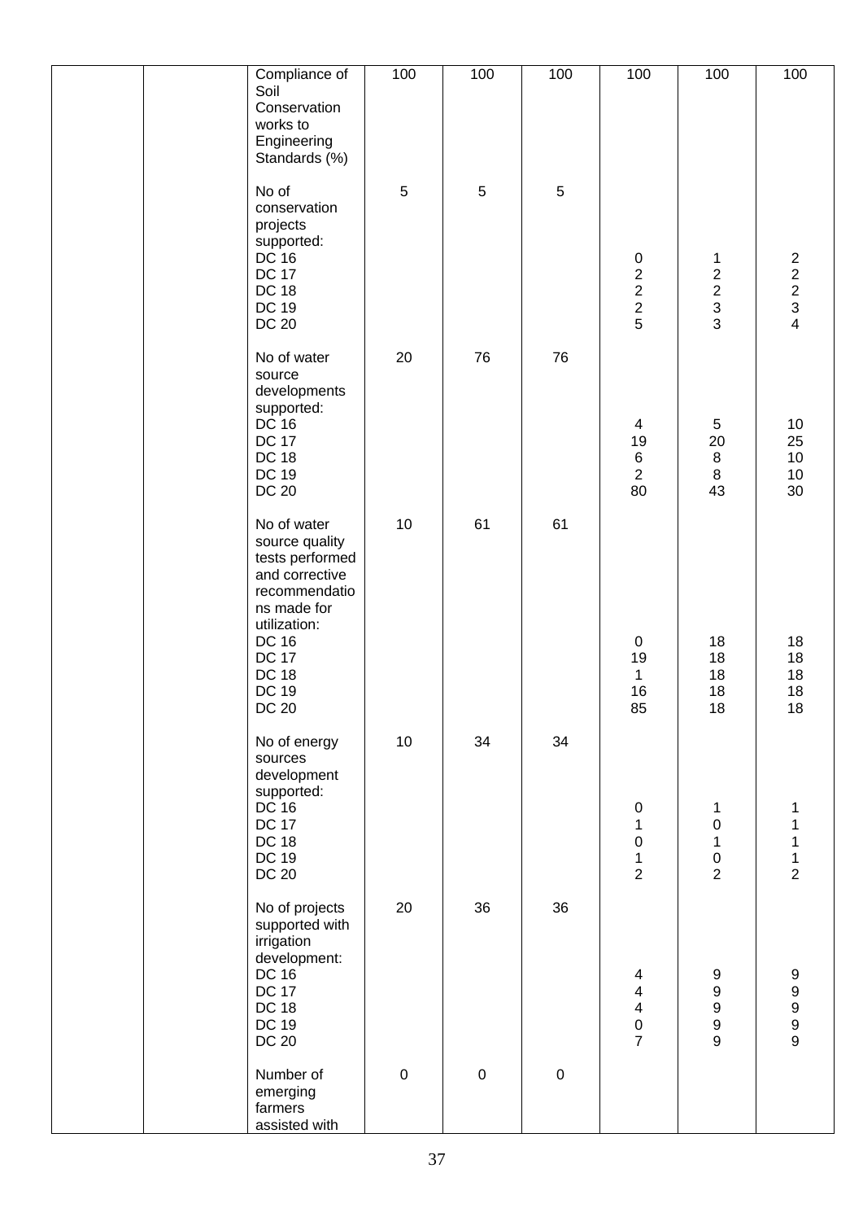| | | | | | | | | |
|---|---|---|---|---|---|---|---|---|
| | | Compliance of Soil Conservation works to Engineering Standards (%) | 100 | 100 | 100 | 100 | 100 | 100 |
| | | No of conservation projects supported:<br>DC 16<br>DC 17<br>DC 18<br>DC 19<br>DC 20 | 5 | 5 | 5 | <br>0<br>2<br>2<br>2<br>5 | <br>1<br>2<br>2<br>3<br>3 | <br>2<br>2<br>2<br>3<br>4 |
| | | No of water source developments supported:<br>DC 16<br>DC 17<br>DC 18<br>DC 19<br>DC 20 | 20 | 76 | 76 | <br>4<br>19<br>6<br>2<br>80 | <br>5<br>20<br>8<br>8<br>43 | <br>10<br>25<br>10<br>10<br>30 |
| | | No of water source quality tests performed and corrective recommendations made for utilization:<br>DC 16<br>DC 17<br>DC 18<br>DC 19<br>DC 20 | 10 | 61 | 61 | <br>0<br>19<br>1<br>16<br>85 | <br>18<br>18<br>18<br>18<br>18 | <br>18<br>18<br>18<br>18<br>18 |
| | | No of energy sources development supported:<br>DC 16<br>DC 17<br>DC 18<br>DC 19<br>DC 20 | 10 | 34 | 34 | <br>0<br>1<br>0<br>1<br>2 | <br>1<br>0<br>1<br>0<br>2 | <br>1<br>1<br>1<br>1<br>2 |
| | | No of projects supported with irrigation development:<br>DC 16<br>DC 17<br>DC 18<br>DC 19<br>DC 20 | 20 | 36 | 36 | <br>4<br>4<br>4<br>0<br>7 | <br>9<br>9<br>9<br>9<br>9 | <br>9<br>9<br>9<br>9<br>9 |
| | | Number of emerging farmers assisted with | 0 | 0 | 0 | | | |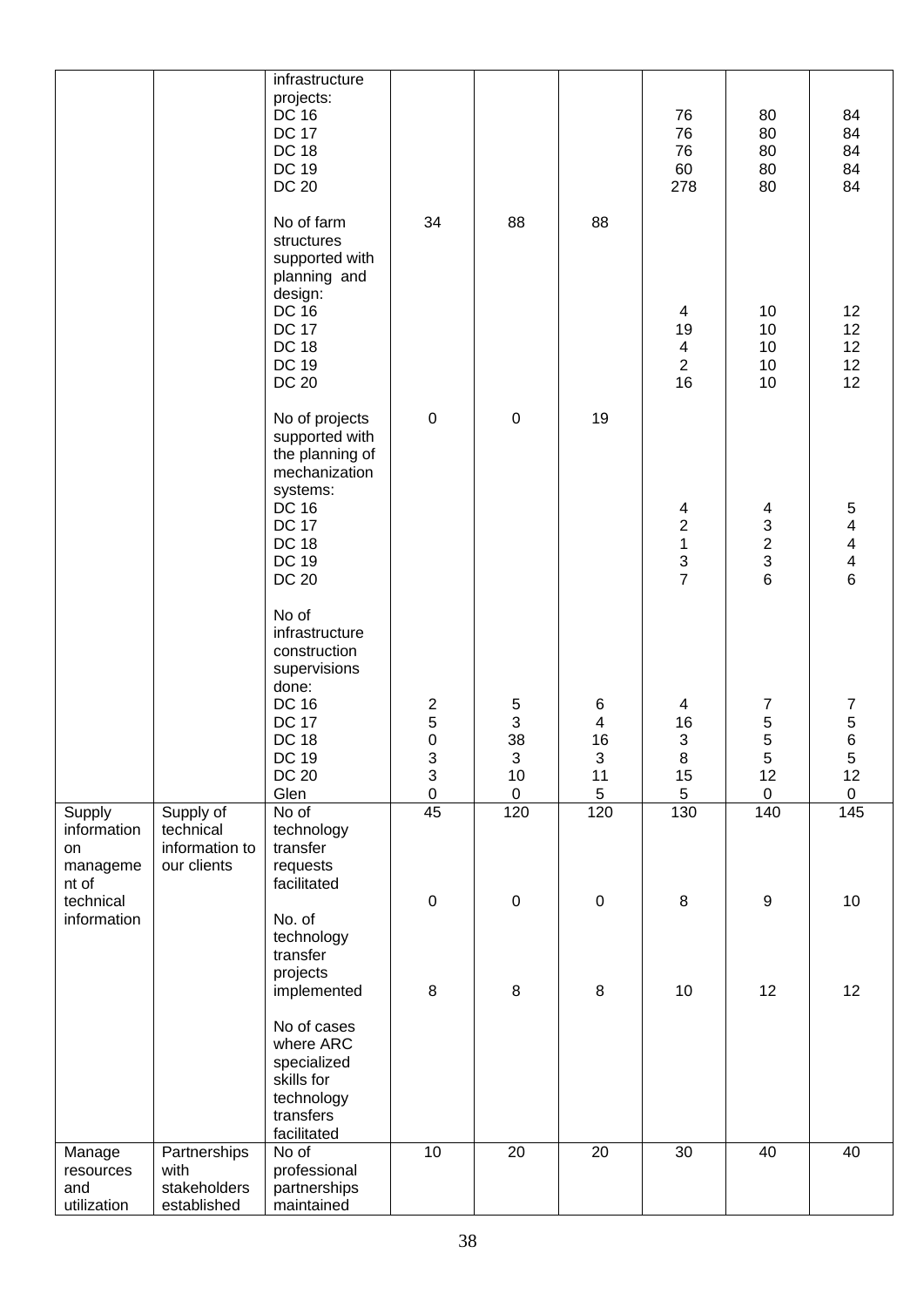|  |  |  |  |  |  |  |  |  |
|---|---|---|---|---|---|---|---|---|
|  |  | infrastructure projects:<br>DC 16<br>DC 17<br>DC 18<br>DC 19<br>DC 20 |  |  |  | 76<br>76<br>76<br>60<br>278 | 80<br>80<br>80<br>80<br>80 | 84<br>84<br>84<br>84<br>84 |
|  |  | No of farm structures supported with planning and design:<br>DC 16<br>DC 17<br>DC 18<br>DC 19<br>DC 20 | 34 | 88 | 88 | 4<br>19<br>4<br>2<br>16 | 10<br>10<br>10<br>10<br>10 | 12<br>12<br>12<br>12<br>12 |
|  |  | No of projects supported with the planning of mechanization systems:<br>DC 16<br>DC 17<br>DC 18<br>DC 19<br>DC 20 | 0 | 0 | 19 | 4<br>2<br>1<br>3<br>7 | 4<br>3<br>2<br>3<br>6 | 5<br>4<br>4<br>4<br>6 |
|  |  | No of infrastructure construction supervisions done:<br>DC 16<br>DC 17<br>DC 18<br>DC 19<br>DC 20<br>Glen | 2<br>5<br>0<br>3<br>3<br>0 | 5<br>3<br>38<br>3<br>10<br>0 | 6<br>4<br>16<br>3<br>11<br>5 | 4<br>16<br>3<br>8<br>15<br>5 | 7<br>5<br>5<br>5<br>12<br>0 | 7<br>5<br>6<br>5<br>12<br>0 |
| Supply information on management of technical information | Supply of technical information to our clients | No of technology transfer requests facilitated<br><br>No. of technology transfer projects implemented<br><br>No of cases where ARC specialized skills for technology transfers facilitated | 45<br><br>0<br><br>8 | 120<br><br>0<br><br>8 | 120<br><br>0<br><br>8 | 130<br><br>8<br><br>10 | 140<br><br>9<br><br>12 | 145<br><br>10<br><br>12 |
| Manage resources and utilization | Partnerships with stakeholders established | No of professional partnerships maintained | 10 | 20 | 20 | 30 | 40 | 40 |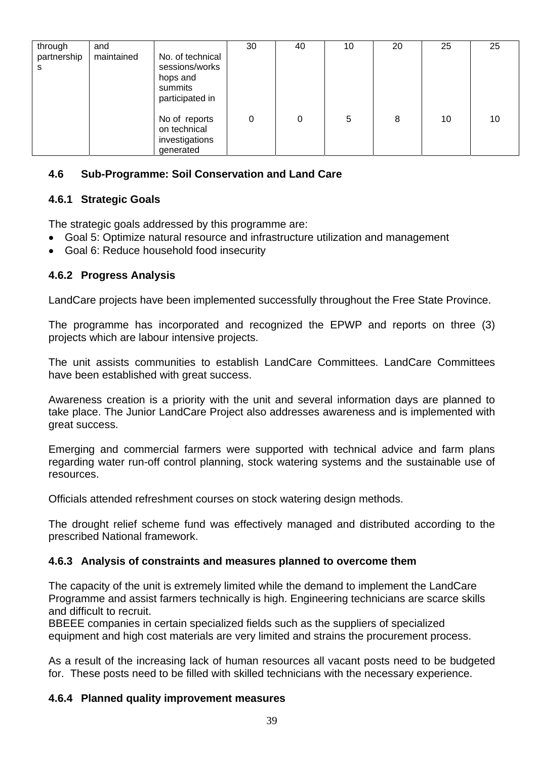| through partnerships | and maintained | No. of technical sessions/workshops and summits participated in | 30 | 40 | 10 | 20 | 25 | 25 |
|---|---|---|---|---|---|---|---|---|
| | | No of reports on technical investigations generated | 0 | 0 | 5 | 8 | 10 | 10 |

### 4.6 Sub-Programme: Soil Conservation and Land Care

#### 4.6.1 Strategic Goals

The strategic goals addressed by this programme are:

- Goal 5: Optimize natural resource and infrastructure utilization and management
- Goal 6: Reduce household food insecurity

#### 4.6.2 Progress Analysis

LandCare projects have been implemented successfully throughout the Free State Province.

The programme has incorporated and recognized the EPWP and reports on three (3) projects which are labour intensive projects.

The unit assists communities to establish LandCare Committees. LandCare Committees have been established with great success.

Awareness creation is a priority with the unit and several information days are planned to take place. The Junior LandCare Project also addresses awareness and is implemented with great success.

Emerging and commercial farmers were supported with technical advice and farm plans regarding water run-off control planning, stock watering systems and the sustainable use of resources.

Officials attended refreshment courses on stock watering design methods.

The drought relief scheme fund was effectively managed and distributed according to the prescribed National framework.

#### 4.6.3 Analysis of constraints and measures planned to overcome them

The capacity of the unit is extremely limited while the demand to implement the LandCare Programme and assist farmers technically is high. Engineering technicians are scarce skills and difficult to recruit.
BBEEE companies in certain specialized fields such as the suppliers of specialized equipment and high cost materials are very limited and strains the procurement process.

As a result of the increasing lack of human resources all vacant posts need to be budgeted for. These posts need to be filled with skilled technicians with the necessary experience.

#### 4.6.4 Planned quality improvement measures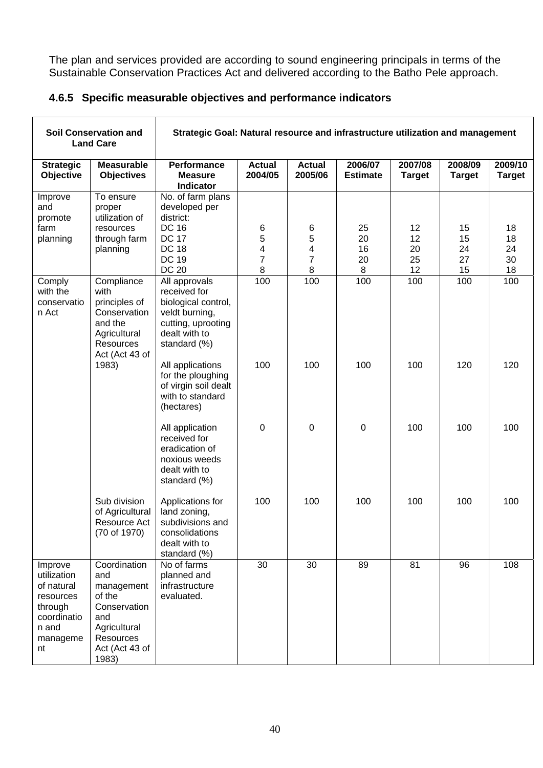The plan and services provided are according to sound engineering principals in terms of the Sustainable Conservation Practices Act and delivered according to the Batho Pele approach.

### 4.6.5 Specific measurable objectives and performance indicators

| Soil Conservation and Land Care | | Strategic Goal: Natural resource and infrastructure utilization and management | | | | | | |
|---|---|---|---|---|---|---|---|---|
| **Strategic Objective** | **Measurable Objectives** | **Performance Measure Indicator** | **Actual 2004/05** | **Actual 2005/06** | **2006/07 Estimate** | **2007/08 Target** | **2008/09 Target** | **2009/10 Target** |
| Improve and promote farm planning | To ensure proper utilization of resources through farm planning | No. of farm plans developed per district: | | | | | | |
| | | DC 16 | 6 | 6 | 25 | 12 | 15 | 18 |
| | | DC 17 | 5 | 5 | 20 | 12 | 15 | 18 |
| | | DC 18 | 4 | 4 | 16 | 20 | 24 | 24 |
| | | DC 19 | 7 | 7 | 20 | 25 | 27 | 30 |
| | | DC 20 | 8 | 8 | 8 | 12 | 15 | 18 |
| Comply with the conservation Act | Compliance with principles of Conservation and the Agricultural Resources Act (Act 43 of 1983) | All approvals received for biological control, veldt burning, cutting, uprooting dealt with to standard (%) | 100 | 100 | 100 | 100 | 100 | 100 |
| | | All applications for the ploughing of virgin soil dealt with to standard (hectares) | 100 | 100 | 100 | 100 | 120 | 120 |
| | | All application received for eradication of noxious weeds dealt with to standard (%) | 0 | 0 | 0 | 100 | 100 | 100 |
| | Sub division of Agricultural Resource Act (70 of 1970) | Applications for land zoning, subdivisions and consolidations dealt with to standard (%) | 100 | 100 | 100 | 100 | 100 | 100 |
| Improve utilization of natural resources through coordination and management | Coordination and management of the Conservation and Agricultural Resources Act (Act 43 of 1983) | No of farms planned and infrastructure evaluated. | 30 | 30 | 89 | 81 | 96 | 108 |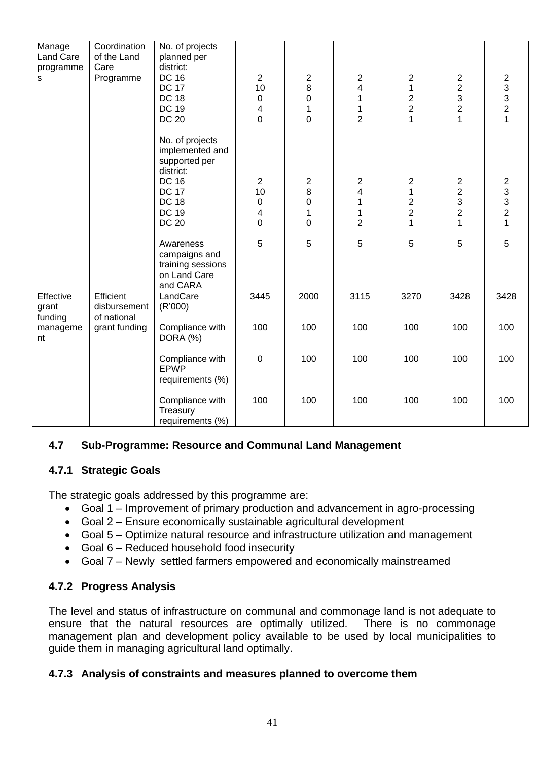| Manage Land Care programmes | Coordination of the Land Care Programme | No. of projects planned per district:<br>DC 16<br>DC 17<br>DC 18<br>DC 19<br>DC 20 | <br><br><br>2<br>10<br>0<br>4<br>0 | <br><br><br>2<br>8<br>0<br>1<br>0 | <br><br><br>2<br>4<br>1<br>1<br>2 | <br><br><br>2<br>1<br>2<br>2<br>1 | <br><br><br>2<br>2<br>3<br>2<br>1 | <br><br><br>2<br>3<br>3<br>2<br>1 |
| | | No. of projects implemented and supported per district:<br>DC 16<br>DC 17<br>DC 18<br>DC 19<br>DC 20 | <br><br><br><br>2<br>10<br>0<br>4<br>0 | <br><br><br><br>2<br>8<br>0<br>1<br>0 | <br><br><br><br>2<br>4<br>1<br>1<br>2 | <br><br><br><br>2<br>1<br>2<br>2<br>1 | <br><br><br><br>2<br>2<br>3<br>2<br>1 | <br><br><br><br>2<br>3<br>3<br>2<br>1 |
| | | Awareness campaigns and training sessions on Land Care and CARA | 5 | 5 | 5 | 5 | 5 | 5 |
| Effective grant funding management | Efficient disbursement of national grant funding | LandCare (R'000) | 3445 | 2000 | 3115 | 3270 | 3428 | 3428 |
| | | Compliance with DORA (%) | 100 | 100 | 100 | 100 | 100 | 100 |
| | | Compliance with EPWP requirements (%) | 0 | 100 | 100 | 100 | 100 | 100 |
| | | Compliance with Treasury requirements (%) | 100 | 100 | 100 | 100 | 100 | 100 |

### 4.7 Sub-Programme: Resource and Communal Land Management

#### 4.7.1 Strategic Goals

The strategic goals addressed by this programme are:

- Goal 1 – Improvement of primary production and advancement in agro-processing
- Goal 2 – Ensure economically sustainable agricultural development
- Goal 5 – Optimize natural resource and infrastructure utilization and management
- Goal 6 – Reduced household food insecurity
- Goal 7 – Newly settled farmers empowered and economically mainstreamed

#### 4.7.2 Progress Analysis

The level and status of infrastructure on communal and commonage land is not adequate to ensure that the natural resources are optimally utilized. There is no commonage management plan and development policy available to be used by local municipalities to guide them in managing agricultural land optimally.

#### 4.7.3 Analysis of constraints and measures planned to overcome them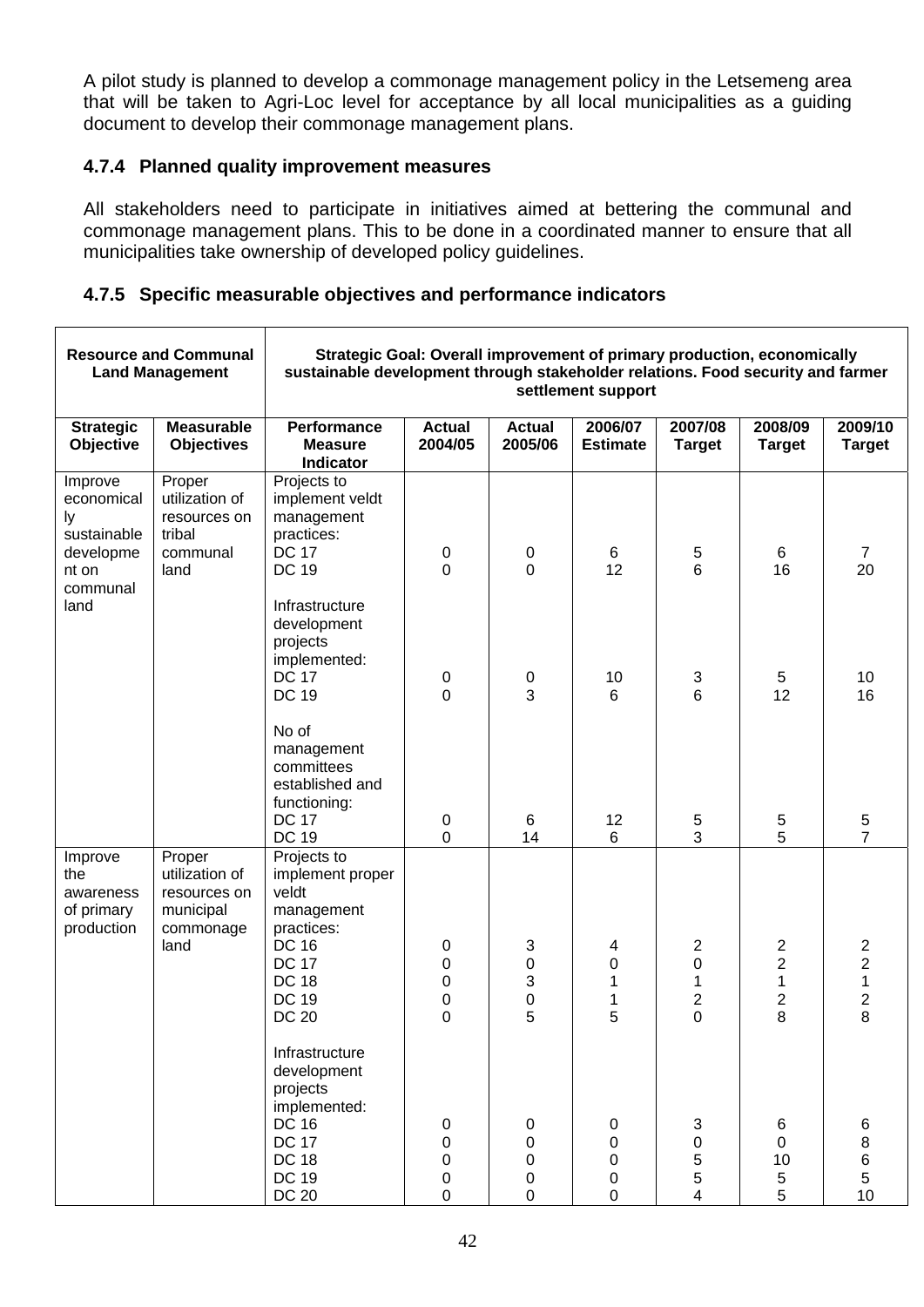A pilot study is planned to develop a commonage management policy in the Letsemeng area that will be taken to Agri-Loc level for acceptance by all local municipalities as a guiding document to develop their commonage management plans.

### 4.7.4 Planned quality improvement measures

All stakeholders need to participate in initiatives aimed at bettering the communal and commonage management plans. This to be done in a coordinated manner to ensure that all municipalities take ownership of developed policy guidelines.

### 4.7.5 Specific measurable objectives and performance indicators

| **Resource and Communal Land Management** | | **Strategic Goal: Overall improvement of primary production, economically sustainable development through stakeholder relations. Food security and farmer settlement support** | | | | | | |
|---|---|---|---|---|---|---|---|---|
| **Strategic Objective** | **Measurable Objectives** | **Performance Measure Indicator** | **Actual 2004/05** | **Actual 2005/06** | **2006/07 Estimate** | **2007/08 Target** | **2008/09 Target** | **2009/10 Target** |
| Improve economically sustainable development on communal land | Proper utilization of resources on tribal communal land | Projects to implement veldt management practices: | | | | | | |
| | | DC 17 | 0 | 0 | 6 | 5 | 6 | 7 |
| | | DC 19 | 0 | 0 | 12 | 6 | 16 | 20 |
| | | Infrastructure development projects implemented: | | | | | | |
| | | DC 17 | 0 | 0 | 10 | 3 | 5 | 10 |
| | | DC 19 | 0 | 3 | 6 | 6 | 12 | 16 |
| | | No of management committees established and functioning: | | | | | | |
| | | DC 17 | 0 | 6 | 12 | 5 | 5 | 5 |
| | | DC 19 | 0 | 14 | 6 | 3 | 5 | 7 |
| Improve the awareness of primary production | Proper utilization of resources on municipal commonage land | Projects to implement proper veldt management practices: | | | | | | |
| | | DC 16 | 0 | 3 | 4 | 2 | 2 | 2 |
| | | DC 17 | 0 | 0 | 0 | 0 | 2 | 2 |
| | | DC 18 | 0 | 3 | 1 | 1 | 1 | 1 |
| | | DC 19 | 0 | 0 | 1 | 2 | 2 | 2 |
| | | DC 20 | 0 | 5 | 5 | 0 | 8 | 8 |
| | | Infrastructure development projects implemented: | | | | | | |
| | | DC 16 | 0 | 0 | 0 | 3 | 6 | 6 |
| | | DC 17 | 0 | 0 | 0 | 0 | 0 | 8 |
| | | DC 18 | 0 | 0 | 0 | 5 | 10 | 6 |
| | | DC 19 | 0 | 0 | 0 | 5 | 5 | 5 |
| | | DC 20 | 0 | 0 | 0 | 4 | 5 | 10 |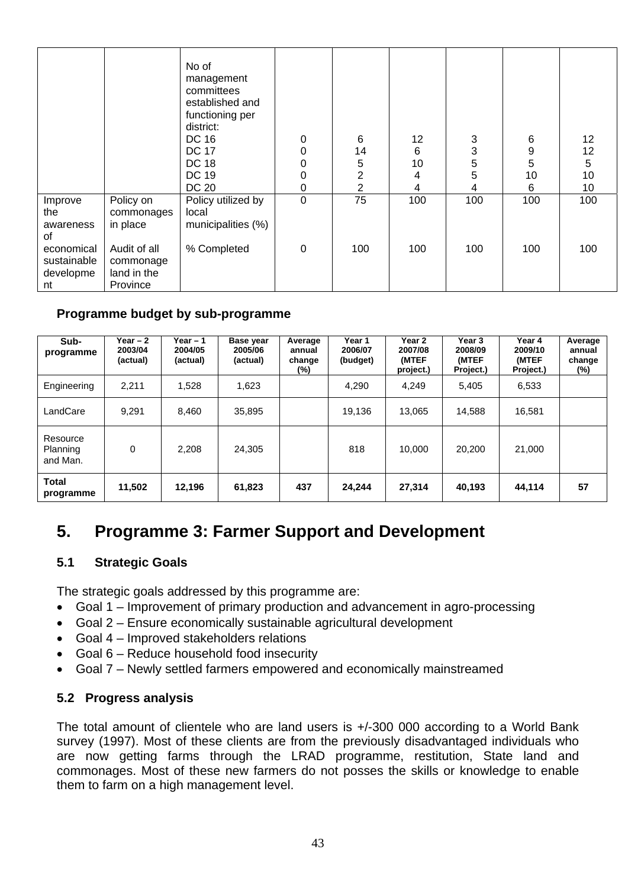| | | | | | | | | |
|---|---|---|---|---|---|---|---|---|
| | | No of management committees established and functioning per district:<br>DC 16<br>DC 17<br>DC 18<br>DC 19<br>DC 20 | <br><br><br><br>0<br>0<br>0<br>0<br>0 | <br><br><br><br>6<br>14<br>5<br>2<br>2 | <br><br><br><br>12<br>6<br>10<br>4<br>4 | <br><br><br><br>3<br>3<br>5<br>5<br>4 | <br><br><br><br>6<br>9<br>5<br>10<br>6 | <br><br><br><br>12<br>12<br>5<br>10<br>10 |
| Improve the awareness of economical sustainable development | Policy on commonages in place | Policy utilized by local municipalities (%) | 0 | 75 | 100 | 100 | 100 | 100 |
| | Audit of all commonage land in the Province | % Completed | 0 | 100 | 100 | 100 | 100 | 100 |

**Programme budget by sub-programme**

| Sub-programme | Year – 2 2003/04 (actual) | Year – 1 2004/05 (actual) | Base year 2005/06 (actual) | Average annual change (%) | Year 1 2006/07 (budget) | Year 2 2007/08 (MTEF project.) | Year 3 2008/09 (MTEF Project.) | Year 4 2009/10 (MTEF Project.) | Average annual change (%) |
|---|---|---|---|---|---|---|---|---|---|
| Engineering | 2,211 | 1,528 | 1,623 | | 4,290 | 4,249 | 5,405 | 6,533 | |
| LandCare | 9,291 | 8,460 | 35,895 | | 19,136 | 13,065 | 14,588 | 16,581 | |
| Resource Planning and Man. | 0 | 2,208 | 24,305 | | 818 | 10,000 | 20,200 | 21,000 | |
| **Total programme** | **11,502** | **12,196** | **61,823** | **437** | **24,244** | **27,314** | **40,193** | **44,114** | **57** |

# 5. Programme 3: Farmer Support and Development

## 5.1 Strategic Goals

The strategic goals addressed by this programme are:

- Goal 1 – Improvement of primary production and advancement in agro-processing
- Goal 2 – Ensure economically sustainable agricultural development
- Goal 4 – Improved stakeholders relations
- Goal 6 – Reduce household food insecurity
- Goal 7 – Newly settled farmers empowered and economically mainstreamed

## 5.2 Progress analysis

The total amount of clientele who are land users is +/-300 000 according to a World Bank survey (1997). Most of these clients are from the previously disadvantaged individuals who are now getting farms through the LRAD programme, restitution, State land and commonages. Most of these new farmers do not posses the skills or knowledge to enable them to farm on a high management level.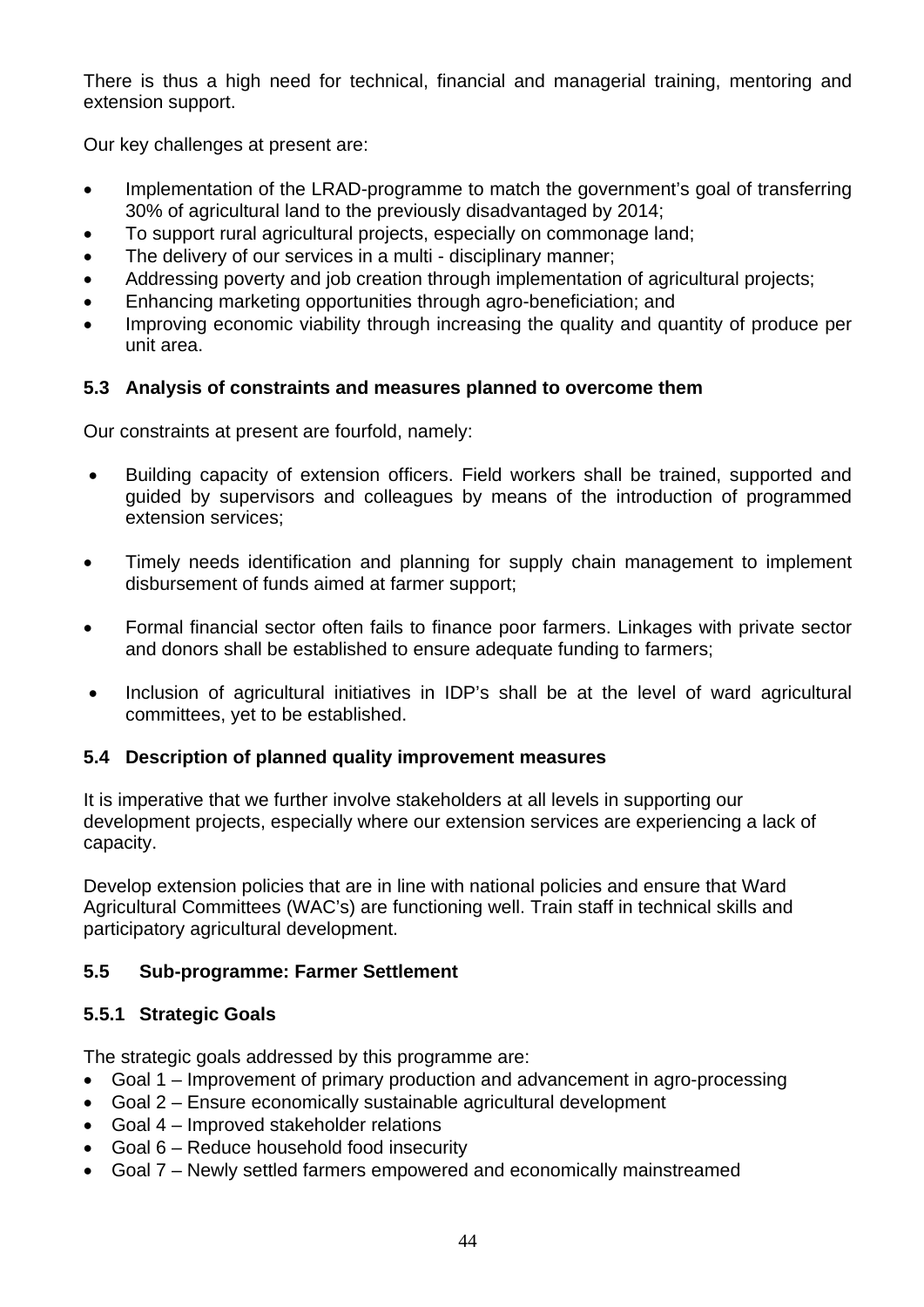There is thus a high need for technical, financial and managerial training, mentoring and extension support.

Our key challenges at present are:

- Implementation of the LRAD-programme to match the government's goal of transferring 30% of agricultural land to the previously disadvantaged by 2014;
- To support rural agricultural projects, especially on commonage land;
- The delivery of our services in a multi - disciplinary manner;
- Addressing poverty and job creation through implementation of agricultural projects;
- Enhancing marketing opportunities through agro-beneficiation; and
- Improving economic viability through increasing the quality and quantity of produce per unit area.

### 5.3 Analysis of constraints and measures planned to overcome them

Our constraints at present are fourfold, namely:

- Building capacity of extension officers. Field workers shall be trained, supported and guided by supervisors and colleagues by means of the introduction of programmed extension services;
- Timely needs identification and planning for supply chain management to implement disbursement of funds aimed at farmer support;
- Formal financial sector often fails to finance poor farmers. Linkages with private sector and donors shall be established to ensure adequate funding to farmers;
- Inclusion of agricultural initiatives in IDP's shall be at the level of ward agricultural committees, yet to be established.

### 5.4 Description of planned quality improvement measures

It is imperative that we further involve stakeholders at all levels in supporting our development projects, especially where our extension services are experiencing a lack of capacity.

Develop extension policies that are in line with national policies and ensure that Ward Agricultural Committees (WAC's) are functioning well. Train staff in technical skills and participatory agricultural development.

### 5.5 Sub-programme: Farmer Settlement

#### 5.5.1 Strategic Goals

The strategic goals addressed by this programme are:

- Goal 1 – Improvement of primary production and advancement in agro-processing
- Goal 2 – Ensure economically sustainable agricultural development
- Goal 4 – Improved stakeholder relations
- Goal 6 – Reduce household food insecurity
- Goal 7 – Newly settled farmers empowered and economically mainstreamed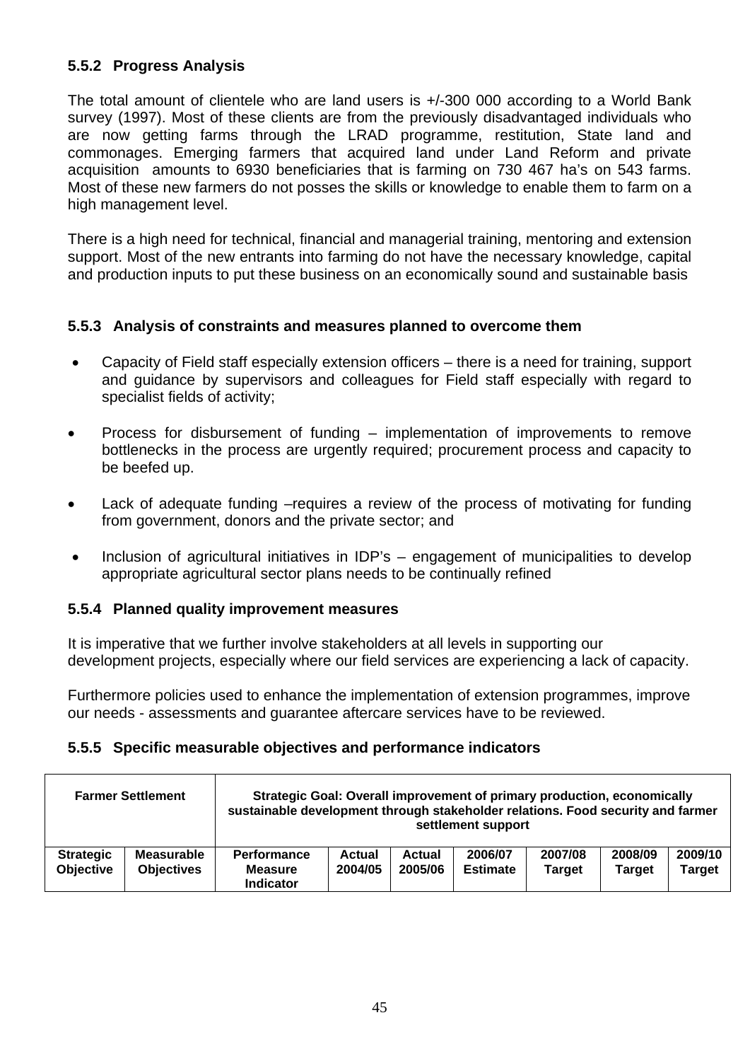### 5.5.2 Progress Analysis

The total amount of clientele who are land users is +/-300 000 according to a World Bank survey (1997). Most of these clients are from the previously disadvantaged individuals who are now getting farms through the LRAD programme, restitution, State land and commonages. Emerging farmers that acquired land under Land Reform and private acquisition amounts to 6930 beneficiaries that is farming on 730 467 ha's on 543 farms. Most of these new farmers do not posses the skills or knowledge to enable them to farm on a high management level.

There is a high need for technical, financial and managerial training, mentoring and extension support. Most of the new entrants into farming do not have the necessary knowledge, capital and production inputs to put these business on an economically sound and sustainable basis

### 5.5.3 Analysis of constraints and measures planned to overcome them

- Capacity of Field staff especially extension officers – there is a need for training, support and guidance by supervisors and colleagues for Field staff especially with regard to specialist fields of activity;
- Process for disbursement of funding – implementation of improvements to remove bottlenecks in the process are urgently required; procurement process and capacity to be beefed up.
- Lack of adequate funding –requires a review of the process of motivating for funding from government, donors and the private sector; and
- Inclusion of agricultural initiatives in IDP's – engagement of municipalities to develop appropriate agricultural sector plans needs to be continually refined

### 5.5.4 Planned quality improvement measures

It is imperative that we further involve stakeholders at all levels in supporting our development projects, especially where our field services are experiencing a lack of capacity.

Furthermore policies used to enhance the implementation of extension programmes, improve our needs - assessments and guarantee aftercare services have to be reviewed.

### 5.5.5 Specific measurable objectives and performance indicators

| Farmer Settlement | | Strategic Goal: Overall improvement of primary production, economically sustainable development through stakeholder relations. Food security and farmer settlement support | | | | | | |
|---|---|---|---|---|---|---|---|---|
| **Strategic Objective** | **Measurable Objectives** | **Performance Measure Indicator** | **Actual 2004/05** | **Actual 2005/06** | **2006/07 Estimate** | **2007/08 Target** | **2008/09 Target** | **2009/10 Target** |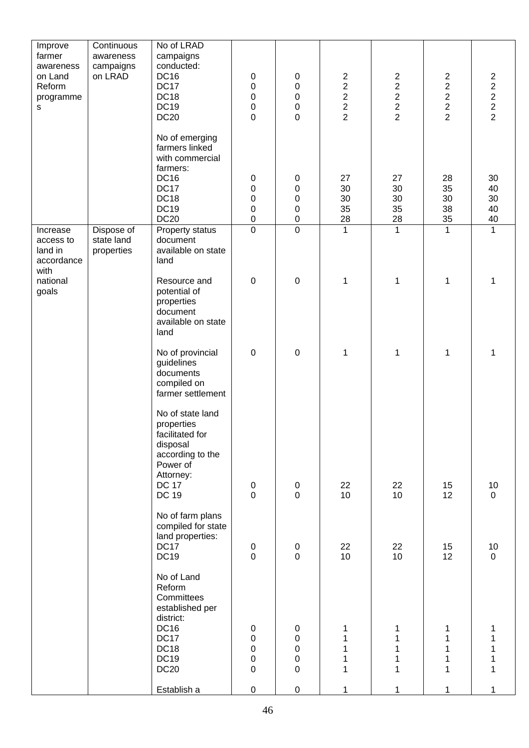| Improve farmer awareness on Land Reform programmes | Continuous awareness campaigns on LRAD | No of LRAD campaigns conducted: | | | | | | |
|---|---|---|---|---|---|---|---|---|
| | | DC16 | 0 | 0 | 2 | 2 | 2 | 2 |
| | | DC17 | 0 | 0 | 2 | 2 | 2 | 2 |
| | | DC18 | 0 | 0 | 2 | 2 | 2 | 2 |
| | | DC19 | 0 | 0 | 2 | 2 | 2 | 2 |
| | | DC20 | 0 | 0 | 2 | 2 | 2 | 2 |
| | | No of emerging farmers linked with commercial farmers: | | | | | | |
| | | DC16 | 0 | 0 | 27 | 27 | 28 | 30 |
| | | DC17 | 0 | 0 | 30 | 30 | 35 | 40 |
| | | DC18 | 0 | 0 | 30 | 30 | 30 | 30 |
| | | DC19 | 0 | 0 | 35 | 35 | 38 | 40 |
| | | DC20 | 0 | 0 | 28 | 28 | 35 | 40 |
| Increase access to land in accordance with national goals | Dispose of state land properties | Property status document available on state land | 0 | 0 | 1 | 1 | 1 | 1 |
| | | Resource and potential of properties document available on state land | 0 | 0 | 1 | 1 | 1 | 1 |
| | | No of provincial guidelines documents compiled on farmer settlement | 0 | 0 | 1 | 1 | 1 | 1 |
| | | No of state land properties facilitated for disposal according to the Power of Attorney: | | | | | | |
| | | DC 17 | 0 | 0 | 22 | 22 | 15 | 10 |
| | | DC 19 | 0 | 0 | 10 | 10 | 12 | 0 |
| | | No of farm plans compiled for state land properties: | | | | | | |
| | | DC17 | 0 | 0 | 22 | 22 | 15 | 10 |
| | | DC19 | 0 | 0 | 10 | 10 | 12 | 0 |
| | | No of Land Reform Committees established per district: | | | | | | |
| | | DC16 | 0 | 0 | 1 | 1 | 1 | 1 |
| | | DC17 | 0 | 0 | 1 | 1 | 1 | 1 |
| | | DC18 | 0 | 0 | 1 | 1 | 1 | 1 |
| | | DC19 | 0 | 0 | 1 | 1 | 1 | 1 |
| | | DC20 | 0 | 0 | 1 | 1 | 1 | 1 |
| | | Establish a | 0 | 0 | 1 | 1 | 1 | 1 |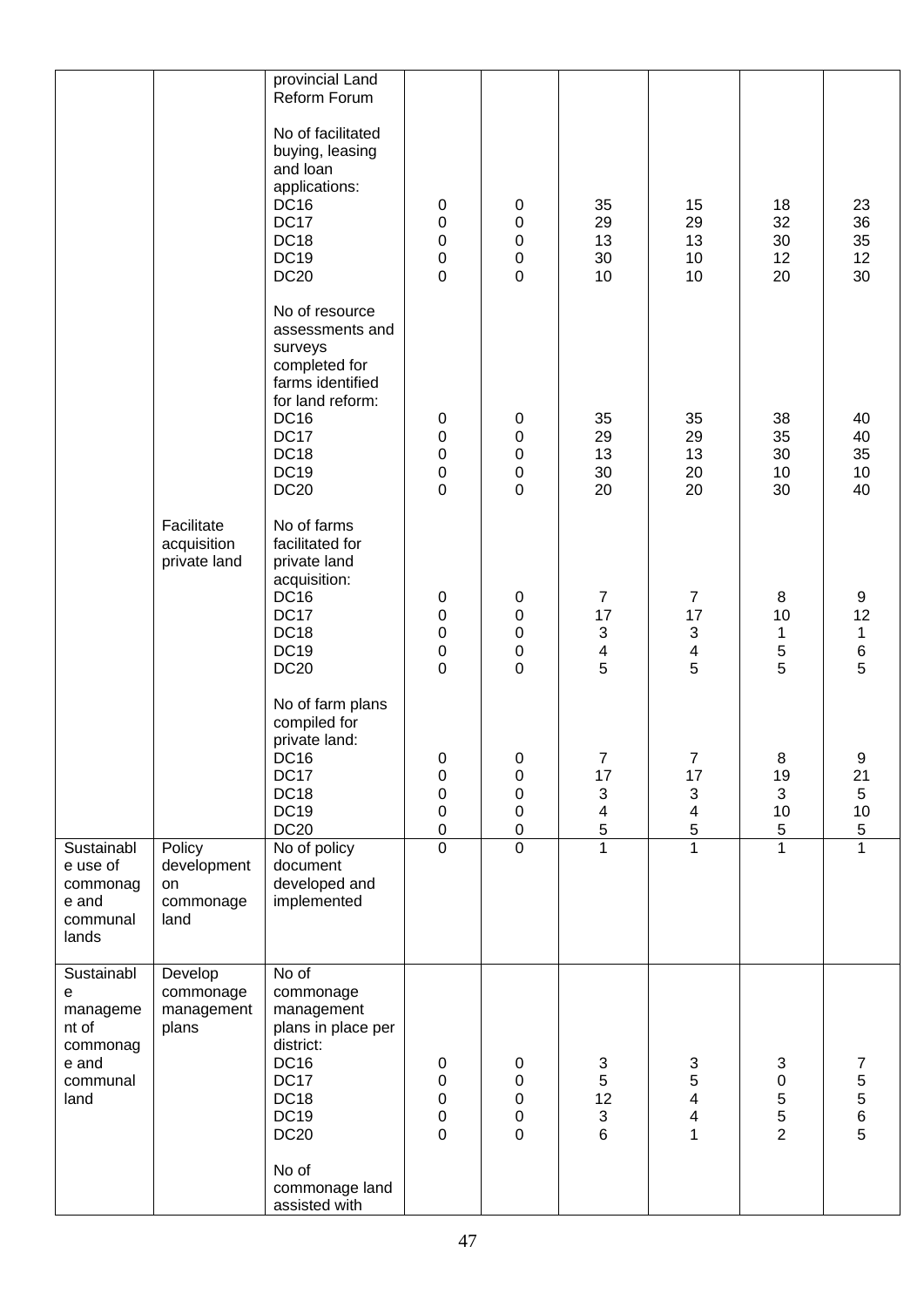| | | provincial Land Reform Forum | | | | | | |
|---|---|---|---|---|---|---|---|---|
| | | No of facilitated buying, leasing and loan applications:<br>DC16<br>DC17<br>DC18<br>DC19<br>DC20 | 0<br>0<br>0<br>0<br>0 | 0<br>0<br>0<br>0<br>0 | 35<br>29<br>13<br>30<br>10 | 15<br>29<br>13<br>10<br>10 | 18<br>32<br>30<br>12<br>20 | 23<br>36<br>35<br>12<br>30 |
| | | No of resource assessments and surveys completed for farms identified for land reform:<br>DC16<br>DC17<br>DC18<br>DC19<br>DC20 | 0<br>0<br>0<br>0<br>0 | 0<br>0<br>0<br>0<br>0 | 35<br>29<br>13<br>30<br>20 | 35<br>29<br>13<br>20<br>20 | 38<br>35<br>30<br>10<br>30 | 40<br>40<br>35<br>10<br>40 |
| | Facilitate acquisition private land | No of farms facilitated for private land acquisition:<br>DC16<br>DC17<br>DC18<br>DC19<br>DC20 | 0<br>0<br>0<br>0<br>0 | 0<br>0<br>0<br>0<br>0 | 7<br>17<br>3<br>4<br>5 | 7<br>17<br>3<br>4<br>5 | 8<br>10<br>1<br>5<br>5 | 9<br>12<br>1<br>6<br>5 |
| | | No of farm plans compiled for private land:<br>DC16<br>DC17<br>DC18<br>DC19<br>DC20 | 0<br>0<br>0<br>0<br>0 | 0<br>0<br>0<br>0<br>0 | 7<br>17<br>3<br>4<br>5 | 7<br>17<br>3<br>4<br>5 | 8<br>19<br>3<br>10<br>5 | 9<br>21<br>5<br>10<br>5 |
| Sustainable use of commonage and communal lands | Policy development on commonage land | No of policy document developed and implemented | 0 | 0 | 1 | 1 | 1 | 1 |
| Sustainable management of commonage and communal land | Develop commonage management plans | No of commonage management plans in place per district:<br>DC16<br>DC17<br>DC18<br>DC19<br>DC20 | 0<br>0<br>0<br>0<br>0 | 0<br>0<br>0<br>0<br>0 | 3<br>5<br>12<br>3<br>6 | 3<br>5<br>4<br>4<br>1 | 3<br>0<br>5<br>5<br>2 | 7<br>5<br>5<br>6<br>5 |
| | | No of commonage land assisted with | | | | | | |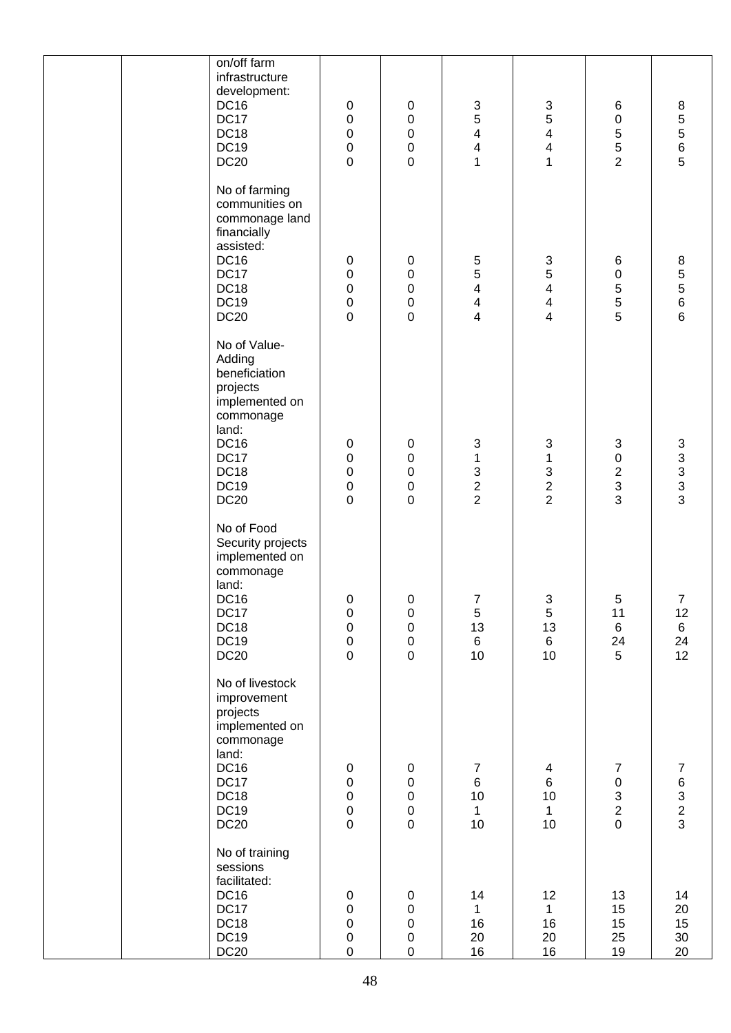| | | | | | | | |
|---|---|---|---|---|---|---|---|
| | | on/off farm infrastructure development:<br>DC16<br>DC17<br>DC18<br>DC19<br>DC20 | 0<br>0<br>0<br>0<br>0 | 0<br>0<br>0<br>0<br>0 | 3<br>5<br>4<br>4<br>1 | 3<br>5<br>4<br>4<br>1 | 6<br>0<br>5<br>5<br>2 | 8<br>5<br>5<br>6<br>5 |
| | | No of farming communities on commonage land financially assisted:<br>DC16<br>DC17<br>DC18<br>DC19<br>DC20 | 0<br>0<br>0<br>0<br>0 | 0<br>0<br>0<br>0<br>0 | 5<br>5<br>4<br>4<br>4 | 3<br>5<br>4<br>4<br>4 | 6<br>0<br>5<br>5<br>5 | 8<br>5<br>5<br>6<br>6 |
| | | No of Value-Adding beneficiation projects implemented on commonage land:<br>DC16<br>DC17<br>DC18<br>DC19<br>DC20 | 0<br>0<br>0<br>0<br>0 | 0<br>0<br>0<br>0<br>0 | 3<br>1<br>3<br>2<br>2 | 3<br>1<br>3<br>2<br>2 | 3<br>0<br>2<br>3<br>3 | 3<br>3<br>3<br>3<br>3 |
| | | No of Food Security projects implemented on commonage land:<br>DC16<br>DC17<br>DC18<br>DC19<br>DC20 | 0<br>0<br>0<br>0<br>0 | 0<br>0<br>0<br>0<br>0 | 7<br>5<br>13<br>6<br>10 | 3<br>5<br>13<br>6<br>10 | 5<br>11<br>6<br>24<br>5 | 7<br>12<br>6<br>24<br>12 |
| | | No of livestock improvement projects implemented on commonage land:<br>DC16<br>DC17<br>DC18<br>DC19<br>DC20 | 0<br>0<br>0<br>0<br>0 | 0<br>0<br>0<br>0<br>0 | 7<br>6<br>10<br>1<br>10 | 4<br>6<br>10<br>1<br>10 | 7<br>0<br>3<br>2<br>0 | 7<br>6<br>3<br>2<br>3 |
| | | No of training sessions facilitated:<br>DC16<br>DC17<br>DC18<br>DC19<br>DC20 | 0<br>0<br>0<br>0<br>0 | 0<br>0<br>0<br>0<br>0 | 14<br>1<br>16<br>20<br>16 | 12<br>1<br>16<br>20<br>16 | 13<br>15<br>15<br>25<br>19 | 14<br>20<br>15<br>30<br>20 |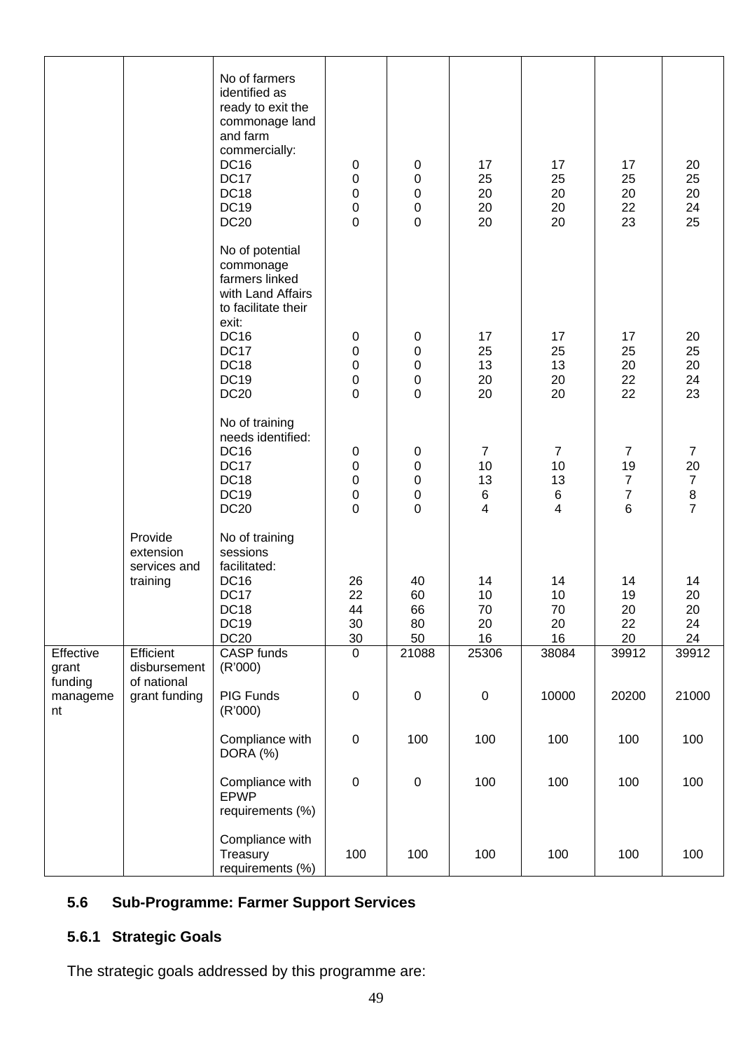|  |  | No of farmers identified as ready to exit the commonage land and farm commercially:<br>DC16<br>DC17<br>DC18<br>DC19<br>DC20 | 0<br>0<br>0<br>0<br>0 | 0<br>0<br>0<br>0<br>0 | 17<br>25<br>20<br>20<br>20 | 17<br>25<br>20<br>20<br>20 | 17<br>25<br>20<br>22<br>23 | 20<br>25<br>20<br>24<br>25 |
|---|---|---|---|---|---|---|---|---|
|  |  | No of potential commonage farmers linked with Land Affairs to facilitate their exit:<br>DC16<br>DC17<br>DC18<br>DC19<br>DC20 | 0<br>0<br>0<br>0<br>0 | 0<br>0<br>0<br>0<br>0 | 17<br>25<br>13<br>20<br>20 | 17<br>25<br>13<br>20<br>20 | 17<br>25<br>20<br>22<br>22 | 20<br>25<br>20<br>24<br>23 |
|  |  | No of training needs identified:<br>DC16<br>DC17<br>DC18<br>DC19<br>DC20 | 0<br>0<br>0<br>0<br>0 | 0<br>0<br>0<br>0<br>0 | 7<br>10<br>13<br>6<br>4 | 7<br>10<br>13<br>6<br>4 | 7<br>19<br>7<br>7<br>6 | 7<br>20<br>7<br>8<br>7 |
|  | Provide extension services and training | No of training sessions facilitated:<br>DC16<br>DC17<br>DC18<br>DC19<br>DC20 | 26<br>22<br>44<br>30<br>30 | 40<br>60<br>66<br>80<br>50 | 14<br>10<br>70<br>20<br>16 | 14<br>10<br>70<br>20<br>16 | 14<br>19<br>20<br>22<br>20 | 14<br>20<br>20<br>24<br>24 |
| Effective grant funding management | Efficient disbursement of national grant funding | CASP funds (R'000) | 0 | 21088 | 25306 | 38084 | 39912 | 39912 |
|  |  | PIG Funds (R'000) | 0 | 0 | 0 | 10000 | 20200 | 21000 |
|  |  | Compliance with DORA (%) | 0 | 100 | 100 | 100 | 100 | 100 |
|  |  | Compliance with EPWP requirements (%) | 0 | 0 | 100 | 100 | 100 | 100 |
|  |  | Compliance with Treasury requirements (%) | 100 | 100 | 100 | 100 | 100 | 100 |

## 5.6 Sub-Programme: Farmer Support Services

### 5.6.1 Strategic Goals

The strategic goals addressed by this programme are: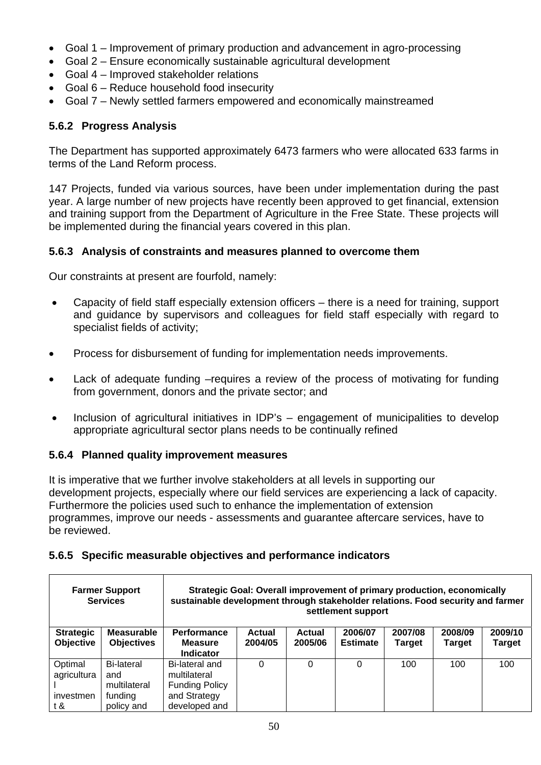- Goal 1 – Improvement of primary production and advancement in agro-processing
- Goal 2 – Ensure economically sustainable agricultural development
- Goal 4 – Improved stakeholder relations
- Goal 6 – Reduce household food insecurity
- Goal 7 – Newly settled farmers empowered and economically mainstreamed

### 5.6.2 Progress Analysis

The Department has supported approximately 6473 farmers who were allocated 633 farms in terms of the Land Reform process.

147 Projects, funded via various sources, have been under implementation during the past year. A large number of new projects have recently been approved to get financial, extension and training support from the Department of Agriculture in the Free State. These projects will be implemented during the financial years covered in this plan.

### 5.6.3 Analysis of constraints and measures planned to overcome them

Our constraints at present are fourfold, namely:

- Capacity of field staff especially extension officers – there is a need for training, support and guidance by supervisors and colleagues for field staff especially with regard to specialist fields of activity;
- Process for disbursement of funding for implementation needs improvements.
- Lack of adequate funding –requires a review of the process of motivating for funding from government, donors and the private sector; and
- Inclusion of agricultural initiatives in IDP's – engagement of municipalities to develop appropriate agricultural sector plans needs to be continually refined

### 5.6.4 Planned quality improvement measures

It is imperative that we further involve stakeholders at all levels in supporting our development projects, especially where our field services are experiencing a lack of capacity. Furthermore the policies used such to enhance the implementation of extension programmes, improve our needs - assessments and guarantee aftercare services, have to be reviewed.

### 5.6.5 Specific measurable objectives and performance indicators

| **Farmer Support Services** | | **Strategic Goal: Overall improvement of primary production, economically sustainable development through stakeholder relations. Food security and farmer settlement support** | | | | | | |
|---|---|---|---|---|---|---|---|---|
| **Strategic Objective** | **Measurable Objectives** | **Performance Measure Indicator** | **Actual 2004/05** | **Actual 2005/06** | **2006/07 Estimate** | **2007/08 Target** | **2008/09 Target** | **2009/10 Target** |
| Optimal agricultural investment & | Bi-lateral and multilateral funding policy and | Bi-lateral and multilateral Funding Policy and Strategy developed and | 0 | 0 | 0 | 100 | 100 | 100 |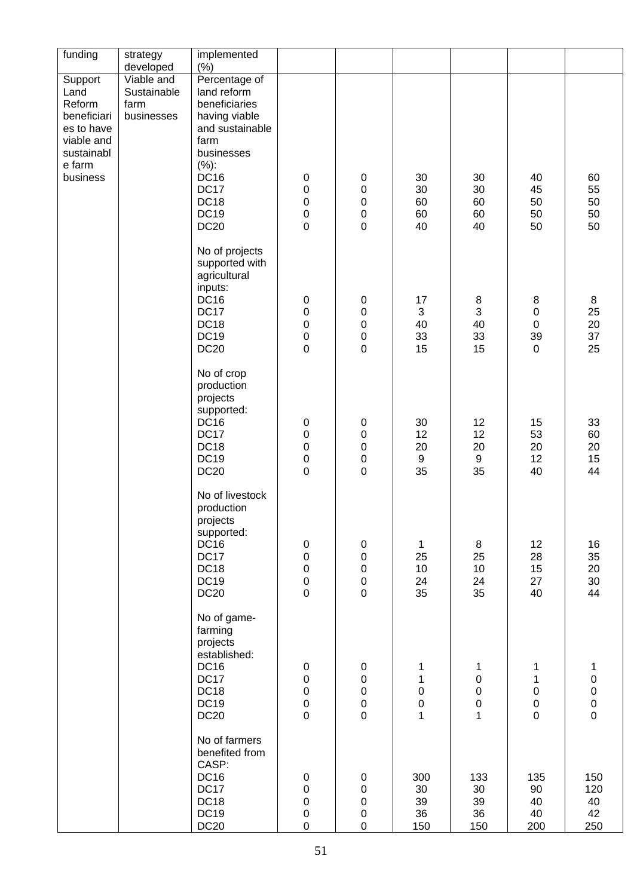| funding | strategy developed | implemented (%) | | | | | | |
|---|---|---|---|---|---|---|---|---|
| Support Land Reform beneficiaries to have viable and sustainable farm business | Viable and Sustainable farm businesses | Percentage of land reform beneficiaries having viable and sustainable farm businesses (%): | | | | | | |
| | | DC16 | 0 | 0 | 30 | 30 | 40 | 60 |
| | | DC17 | 0 | 0 | 30 | 30 | 45 | 55 |
| | | DC18 | 0 | 0 | 60 | 60 | 50 | 50 |
| | | DC19 | 0 | 0 | 60 | 60 | 50 | 50 |
| | | DC20 | 0 | 0 | 40 | 40 | 50 | 50 |
| | | No of projects supported with agricultural inputs: | | | | | | |
| | | DC16 | 0 | 0 | 17 | 8 | 8 | 8 |
| | | DC17 | 0 | 0 | 3 | 3 | 0 | 25 |
| | | DC18 | 0 | 0 | 40 | 40 | 0 | 20 |
| | | DC19 | 0 | 0 | 33 | 33 | 39 | 37 |
| | | DC20 | 0 | 0 | 15 | 15 | 0 | 25 |
| | | No of crop production projects supported: | | | | | | |
| | | DC16 | 0 | 0 | 30 | 12 | 15 | 33 |
| | | DC17 | 0 | 0 | 12 | 12 | 53 | 60 |
| | | DC18 | 0 | 0 | 20 | 20 | 20 | 20 |
| | | DC19 | 0 | 0 | 9 | 9 | 12 | 15 |
| | | DC20 | 0 | 0 | 35 | 35 | 40 | 44 |
| | | No of livestock production projects supported: | | | | | | |
| | | DC16 | 0 | 0 | 1 | 8 | 12 | 16 |
| | | DC17 | 0 | 0 | 25 | 25 | 28 | 35 |
| | | DC18 | 0 | 0 | 10 | 10 | 15 | 20 |
| | | DC19 | 0 | 0 | 24 | 24 | 27 | 30 |
| | | DC20 | 0 | 0 | 35 | 35 | 40 | 44 |
| | | No of game-farming projects established: | | | | | | |
| | | DC16 | 0 | 0 | 1 | 1 | 1 | 1 |
| | | DC17 | 0 | 0 | 1 | 0 | 1 | 0 |
| | | DC18 | 0 | 0 | 0 | 0 | 0 | 0 |
| | | DC19 | 0 | 0 | 0 | 0 | 0 | 0 |
| | | DC20 | 0 | 0 | 1 | 1 | 0 | 0 |
| | | No of farmers benefited from CASP: | | | | | | |
| | | DC16 | 0 | 0 | 300 | 133 | 135 | 150 |
| | | DC17 | 0 | 0 | 30 | 30 | 90 | 120 |
| | | DC18 | 0 | 0 | 39 | 39 | 40 | 40 |
| | | DC19 | 0 | 0 | 36 | 36 | 40 | 42 |
| | | DC20 | 0 | 0 | 150 | 150 | 200 | 250 |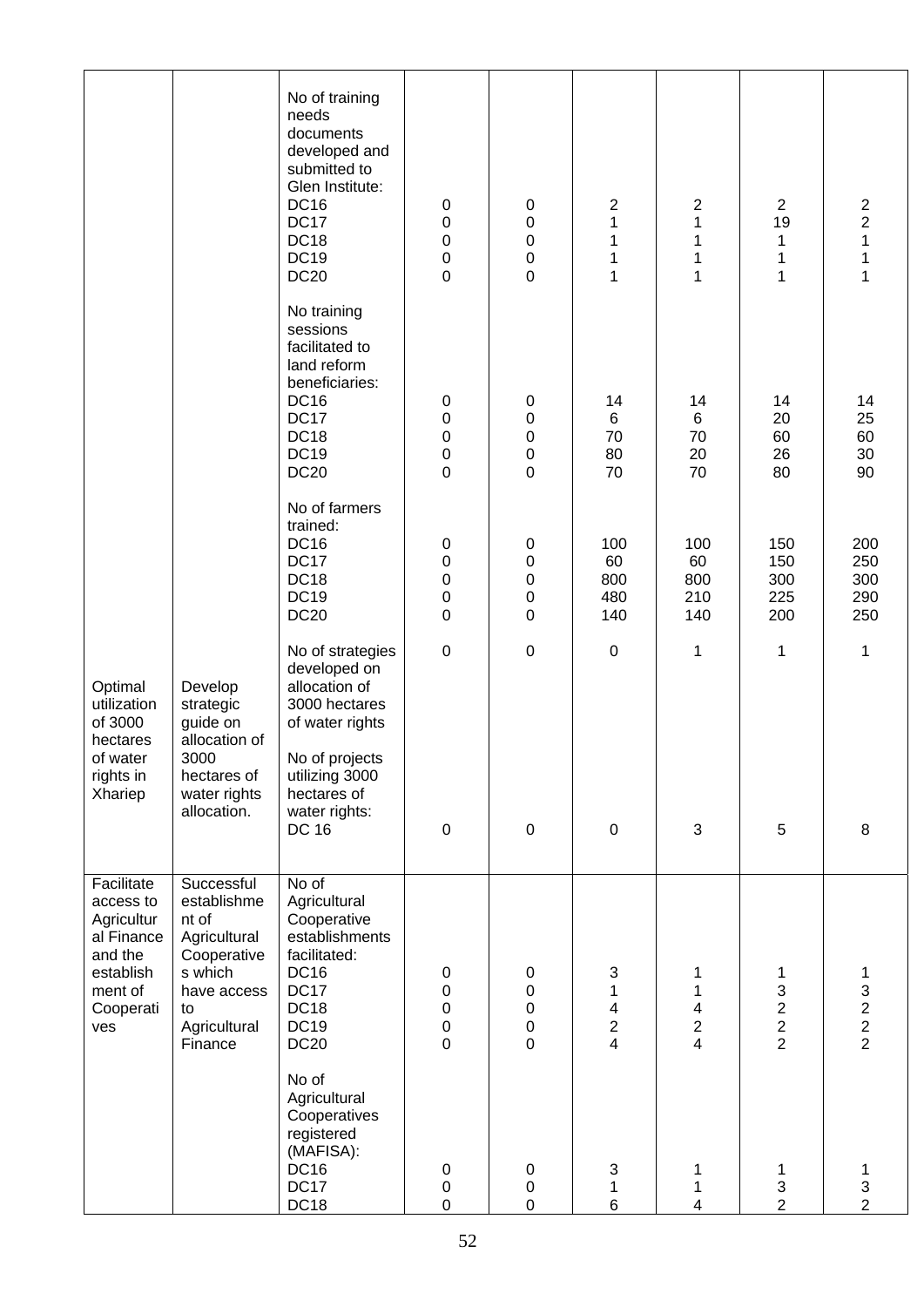| | | | | | | | | |
|---|---|---|---|---|---|---|---|---|
| | | No of training needs documents developed and submitted to Glen Institute:<br>DC16<br>DC17<br>DC18<br>DC19<br>DC20 | <br><br><br><br><br><br>0<br>0<br>0<br>0<br>0 | <br><br><br><br><br><br>0<br>0<br>0<br>0<br>0 | <br><br><br><br><br><br>2<br>1<br>1<br>1<br>1 | <br><br><br><br><br><br>2<br>1<br>1<br>1<br>1 | <br><br><br><br><br><br>2<br>19<br>1<br>1<br>1 | <br><br><br><br><br><br>2<br>2<br>1<br>1<br>1 |
| | | No training sessions facilitated to land reform beneficiaries:<br>DC16<br>DC17<br>DC18<br>DC19<br>DC20 | <br><br><br><br><br>0<br>0<br>0<br>0<br>0 | <br><br><br><br><br>0<br>0<br>0<br>0<br>0 | <br><br><br><br><br>14<br>6<br>70<br>80<br>70 | <br><br><br><br><br>14<br>6<br>70<br>20<br>70 | <br><br><br><br><br>14<br>20<br>60<br>26<br>80 | <br><br><br><br><br>14<br>25<br>60<br>30<br>90 |
| | | No of farmers trained:<br>DC16<br>DC17<br>DC18<br>DC19<br>DC20 | <br>0<br>0<br>0<br>0<br>0 | <br>0<br>0<br>0<br>0<br>0 | <br>100<br>60<br>800<br>480<br>140 | <br>100<br>60<br>800<br>210<br>140 | <br>150<br>150<br>300<br>225<br>200 | <br>200<br>250<br>300<br>290<br>250 |
| Optimal utilization of 3000 hectares of water rights in Xhariep | Develop strategic guide on allocation of 3000 hectares of water rights allocation. | No of strategies developed on allocation of 3000 hectares of water rights | 0 | 0 | 0 | 1 | 1 | 1 |
| | | No of projects utilizing 3000 hectares of water rights:<br>DC 16 | 0 | 0 | 0 | 3 | 5 | 8 |
| Facilitate access to Agricultural Finance and the establishment of Cooperatives | Successful establishment of Agricultural Cooperatives which have access to Agricultural Finance | No of Agricultural Cooperative establishments facilitated:<br>DC16<br>DC17<br>DC18<br>DC19<br>DC20 | <br><br><br><br><br>0<br>0<br>0<br>0<br>0 | <br><br><br><br><br>0<br>0<br>0<br>0<br>0 | <br><br><br><br><br>3<br>1<br>4<br>2<br>4 | <br><br><br><br><br>1<br>1<br>4<br>2<br>4 | <br><br><br><br><br>1<br>3<br>2<br>2<br>2 | <br><br><br><br><br>1<br>3<br>2<br>2<br>2 |
| | | No of Agricultural Cooperatives registered (MAFISA):<br>DC16<br>DC17<br>DC18 | <br><br><br><br><br>0<br>0<br>0 | <br><br><br><br><br>0<br>0<br>0 | <br><br><br><br><br>3<br>1<br>6 | <br><br><br><br><br>1<br>1<br>4 | <br><br><br><br><br>1<br>3<br>2 | <br><br><br><br><br>1<br>3<br>2 |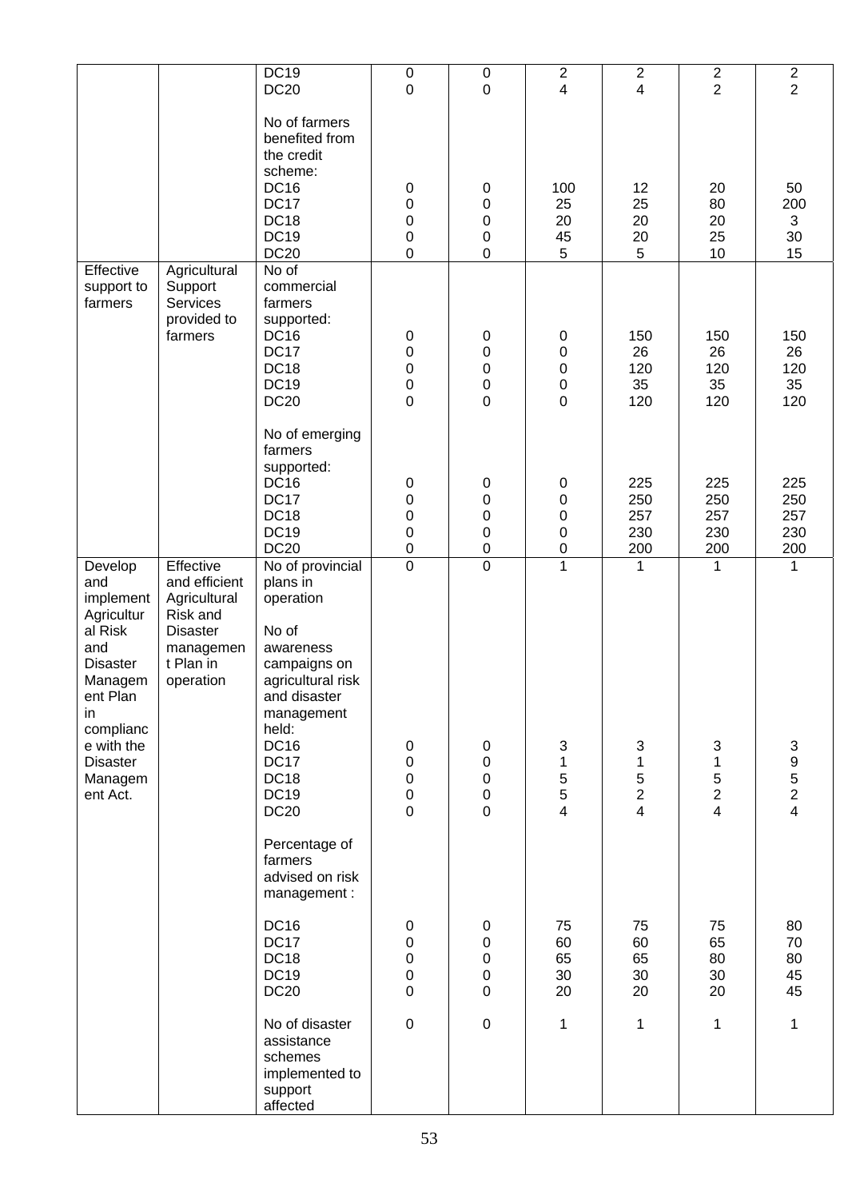| | | | | | | | | |
|---|---|---|---|---|---|---|---|---|
| | | DC19<br>DC20 | 0<br>0 | 0<br>0 | 2<br>4 | 2<br>4 | 2<br>2 | 2<br>2 |
| | | No of farmers benefited from the credit scheme:<br>DC16<br>DC17<br>DC18<br>DC19<br>DC20 | <br>0<br>0<br>0<br>0<br>0 | <br>0<br>0<br>0<br>0<br>0 | <br>100<br>25<br>20<br>45<br>5 | <br>12<br>25<br>20<br>20<br>5 | <br>20<br>80<br>20<br>25<br>10 | <br>50<br>200<br>3<br>30<br>15 |
| Effective support to farmers | Agricultural Support Services provided to farmers | No of commercial farmers supported:<br>DC16<br>DC17<br>DC18<br>DC19<br>DC20 | <br>0<br>0<br>0<br>0<br>0 | <br>0<br>0<br>0<br>0<br>0 | <br>0<br>0<br>0<br>0<br>0 | <br>150<br>26<br>120<br>35<br>120 | <br>150<br>26<br>120<br>35<br>120 | <br>150<br>26<br>120<br>35<br>120 |
| | | No of emerging farmers supported:<br>DC16<br>DC17<br>DC18<br>DC19<br>DC20 | <br>0<br>0<br>0<br>0<br>0 | <br>0<br>0<br>0<br>0<br>0 | <br>0<br>0<br>0<br>0<br>0 | <br>225<br>250<br>257<br>230<br>200 | <br>225<br>250<br>257<br>230<br>200 | <br>225<br>250<br>257<br>230<br>200 |
| Develop and implement Agricultural Risk and Disaster Management Plan in compliance with the Disaster Management Act. | Effective and efficient Agricultural Risk and Disaster management Plan in operation | No of provincial plans in operation | 0 | 0 | 1 | 1 | 1 | 1 |
| | | No of awareness campaigns on agricultural risk and disaster management held:<br>DC16<br>DC17<br>DC18<br>DC19<br>DC20 | <br>0<br>0<br>0<br>0<br>0 | <br>0<br>0<br>0<br>0<br>0 | <br>3<br>1<br>5<br>5<br>4 | <br>3<br>1<br>5<br>2<br>4 | <br>3<br>1<br>5<br>2<br>4 | <br>3<br>9<br>5<br>2<br>4 |
| | | Percentage of farmers advised on risk management :<br>DC16<br>DC17<br>DC18<br>DC19<br>DC20 | <br>0<br>0<br>0<br>0<br>0 | <br>0<br>0<br>0<br>0<br>0 | <br>75<br>60<br>65<br>30<br>20 | <br>75<br>60<br>65<br>30<br>20 | <br>75<br>65<br>80<br>30<br>20 | <br>80<br>70<br>80<br>45<br>45 |
| | | No of disaster assistance schemes implemented to support affected | 0 | 0 | 1 | 1 | 1 | 1 |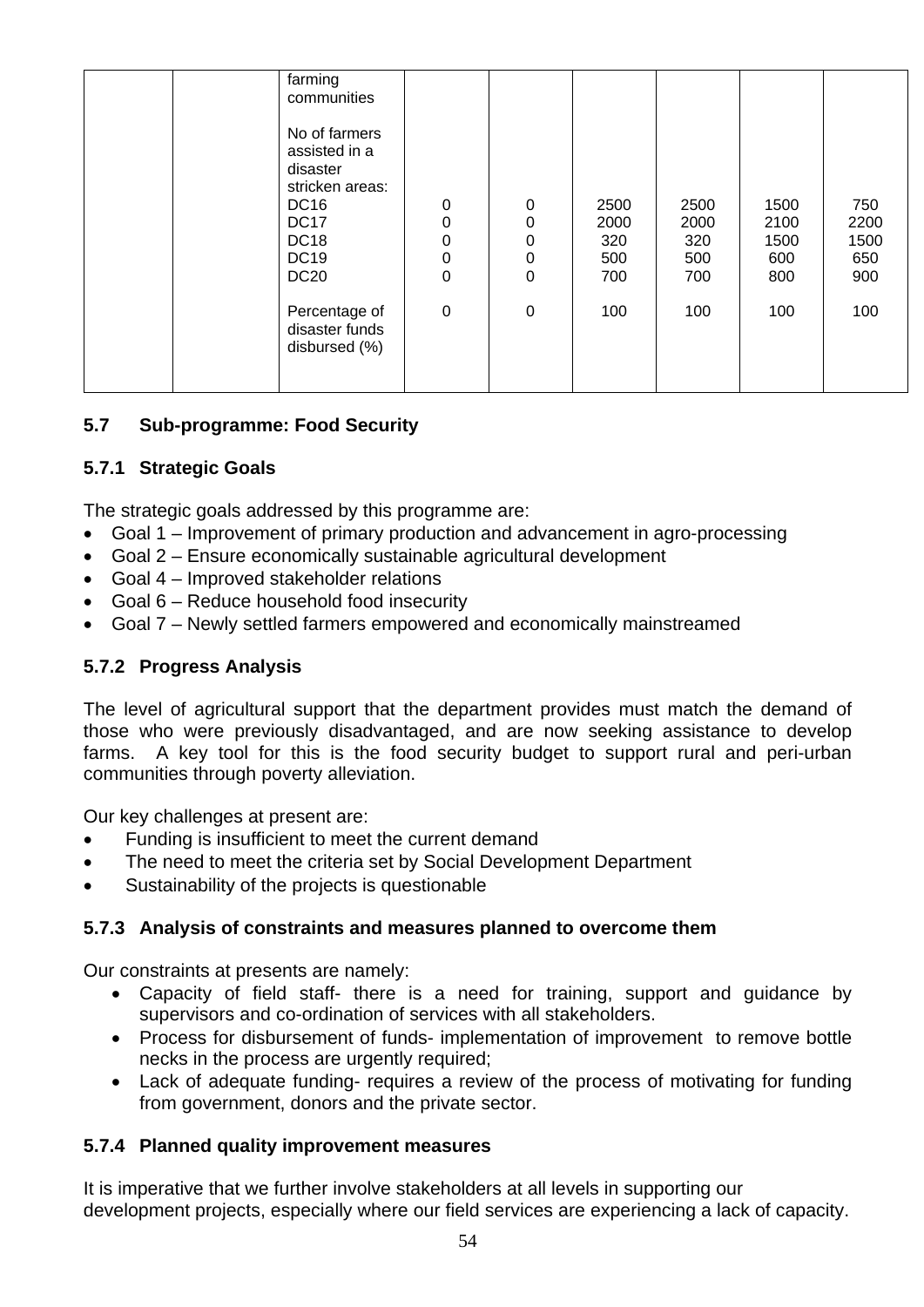|  |  | farming communities |  |  |  |  |  |  |
|---|---|---|---|---|---|---|---|---|
|  |  | No of farmers assisted in a disaster stricken areas: |  |  |  |  |  |  |
|  |  | DC16 | 0 | 0 | 2500 | 2500 | 1500 | 750 |
|  |  | DC17 | 0 | 0 | 2000 | 2000 | 2100 | 2200 |
|  |  | DC18 | 0 | 0 | 320 | 320 | 1500 | 1500 |
|  |  | DC19 | 0 | 0 | 500 | 500 | 600 | 650 |
|  |  | DC20 | 0 | 0 | 700 | 700 | 800 | 900 |
|  |  | Percentage of disaster funds disbursed (%) | 0 | 0 | 100 | 100 | 100 | 100 |

## 5.7 Sub-programme: Food Security

### 5.7.1 Strategic Goals

The strategic goals addressed by this programme are:

- Goal 1 – Improvement of primary production and advancement in agro-processing
- Goal 2 – Ensure economically sustainable agricultural development
- Goal 4 – Improved stakeholder relations
- Goal 6 – Reduce household food insecurity
- Goal 7 – Newly settled farmers empowered and economically mainstreamed

### 5.7.2 Progress Analysis

The level of agricultural support that the department provides must match the demand of those who were previously disadvantaged, and are now seeking assistance to develop farms. A key tool for this is the food security budget to support rural and peri-urban communities through poverty alleviation.

Our key challenges at present are:

- Funding is insufficient to meet the current demand
- The need to meet the criteria set by Social Development Department
- Sustainability of the projects is questionable

### 5.7.3 Analysis of constraints and measures planned to overcome them

Our constraints at presents are namely:

- Capacity of field staff- there is a need for training, support and guidance by supervisors and co-ordination of services with all stakeholders.
- Process for disbursement of funds- implementation of improvement to remove bottle necks in the process are urgently required;
- Lack of adequate funding- requires a review of the process of motivating for funding from government, donors and the private sector.

### 5.7.4 Planned quality improvement measures

It is imperative that we further involve stakeholders at all levels in supporting our development projects, especially where our field services are experiencing a lack of capacity.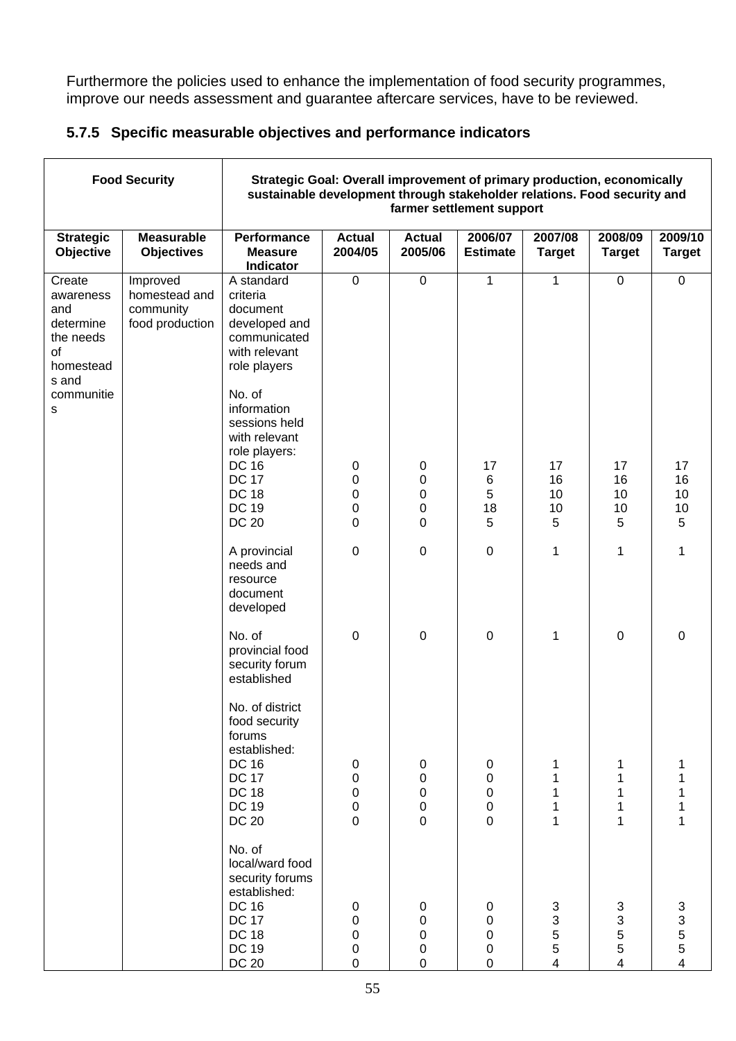Furthermore the policies used to enhance the implementation of food security programmes, improve our needs assessment and guarantee aftercare services, have to be reviewed.

### 5.7.5 Specific measurable objectives and performance indicators

| Food Security | | Strategic Goal: Overall improvement of primary production, economically sustainable development through stakeholder relations. Food security and farmer settlement support | | | | | | |
|---|---|---|---|---|---|---|---|---|
| **Strategic Objective** | **Measurable Objectives** | **Performance Measure Indicator** | **Actual 2004/05** | **Actual 2005/06** | **2006/07 Estimate** | **2007/08 Target** | **2008/09 Target** | **2009/10 Target** |
| Create awareness and determine the needs of homesteads and communities | Improved homestead and community food production | A standard criteria document developed and communicated with relevant role players | 0 | 0 | 1 | 1 | 0 | 0 |
| | | No. of information sessions held with relevant role players: | | | | | | |
| | | DC 16 | 0 | 0 | 17 | 17 | 17 | 17 |
| | | DC 17 | 0 | 0 | 6 | 16 | 16 | 16 |
| | | DC 18 | 0 | 0 | 5 | 10 | 10 | 10 |
| | | DC 19 | 0 | 0 | 18 | 10 | 10 | 10 |
| | | DC 20 | 0 | 0 | 5 | 5 | 5 | 5 |
| | | A provincial needs and resource document developed | 0 | 0 | 0 | 1 | 1 | 1 |
| | | No. of provincial food security forum established | 0 | 0 | 0 | 1 | 0 | 0 |
| | | No. of district food security forums established: | | | | | | |
| | | DC 16 | 0 | 0 | 0 | 1 | 1 | 1 |
| | | DC 17 | 0 | 0 | 0 | 1 | 1 | 1 |
| | | DC 18 | 0 | 0 | 0 | 1 | 1 | 1 |
| | | DC 19 | 0 | 0 | 0 | 1 | 1 | 1 |
| | | DC 20 | 0 | 0 | 0 | 1 | 1 | 1 |
| | | No. of local/ward food security forums established: | | | | | | |
| | | DC 16 | 0 | 0 | 0 | 3 | 3 | 3 |
| | | DC 17 | 0 | 0 | 0 | 3 | 3 | 3 |
| | | DC 18 | 0 | 0 | 0 | 5 | 5 | 5 |
| | | DC 19 | 0 | 0 | 0 | 5 | 5 | 5 |
| | | DC 20 | 0 | 0 | 0 | 4 | 4 | 4 |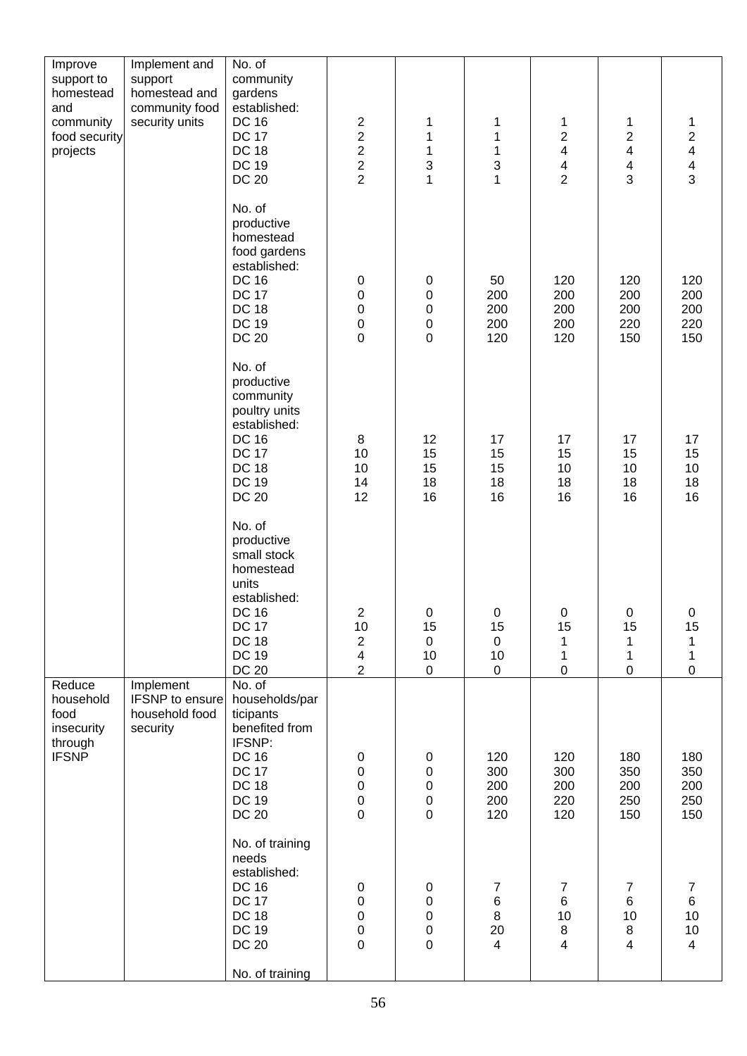| Improve support to homestead and community food security projects | Implement and support homestead and community food security units | No. of community gardens established:<br>DC 16<br>DC 17<br>DC 18<br>DC 19<br>DC 20 | 2<br>2<br>2<br>2<br>2 | 1<br>1<br>1<br>3<br>1 | 1<br>1<br>1<br>3<br>1 | 1<br>2<br>4<br>4<br>2 | 1<br>2<br>4<br>4<br>3 | 1<br>2<br>4<br>4<br>3 |
|---|---|---|---|---|---|---|---|---|
| | | No. of productive homestead food gardens established:<br>DC 16<br>DC 17<br>DC 18<br>DC 19<br>DC 20 | 0<br>0<br>0<br>0<br>0 | 0<br>0<br>0<br>0<br>0 | 50<br>200<br>200<br>200<br>120 | 120<br>200<br>200<br>200<br>120 | 120<br>200<br>200<br>220<br>150 | 120<br>200<br>200<br>220<br>150 |
| | | No. of productive community poultry units established:<br>DC 16<br>DC 17<br>DC 18<br>DC 19<br>DC 20 | 8<br>10<br>10<br>14<br>12 | 12<br>15<br>15<br>18<br>16 | 17<br>15<br>15<br>18<br>16 | 17<br>15<br>10<br>18<br>16 | 17<br>15<br>10<br>18<br>16 | 17<br>15<br>10<br>18<br>16 |
| | | No. of productive small stock homestead units established:<br>DC 16<br>DC 17<br>DC 18<br>DC 19<br>DC 20 | 2<br>10<br>2<br>4<br>2 | 0<br>15<br>0<br>10<br>0 | 0<br>15<br>0<br>10<br>0 | 0<br>15<br>1<br>1<br>0 | 0<br>15<br>1<br>1<br>0 | 0<br>15<br>1<br>1<br>0 |
| Reduce household food insecurity through IFSNP | Implement IFSNP to ensure household food security | No. of households/participants benefited from IFSNP:<br>DC 16<br>DC 17<br>DC 18<br>DC 19<br>DC 20 | 0<br>0<br>0<br>0<br>0 | 0<br>0<br>0<br>0<br>0 | 120<br>300<br>200<br>200<br>120 | 120<br>300<br>200<br>220<br>120 | 180<br>350<br>200<br>250<br>150 | 180<br>350<br>200<br>250<br>150 |
| | | No. of training needs established:<br>DC 16<br>DC 17<br>DC 18<br>DC 19<br>DC 20 | 0<br>0<br>0<br>0<br>0 | 0<br>0<br>0<br>0<br>0 | 7<br>6<br>8<br>20<br>4 | 7<br>6<br>10<br>8<br>4 | 7<br>6<br>10<br>8<br>4 | 7<br>6<br>10<br>10<br>4 |
| | | No. of training | | | | | | |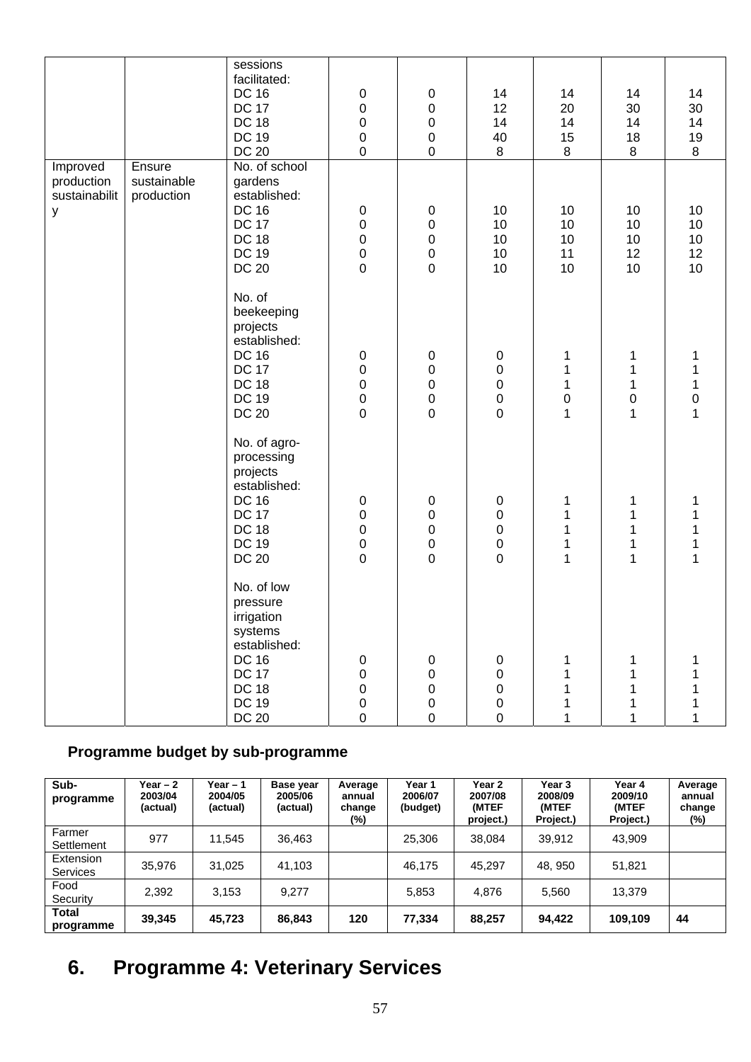| | | sessions facilitated:<br>DC 16<br>DC 17<br>DC 18<br>DC 19<br>DC 20 | <br><br>0<br>0<br>0<br>0<br>0 | <br><br>0<br>0<br>0<br>0<br>0 | <br><br>14<br>12<br>14<br>40<br>8 | <br><br>14<br>20<br>14<br>15<br>8 | <br><br>14<br>30<br>14<br>18<br>8 | <br><br>14<br>30<br>14<br>19<br>8 |
|---|---|---|---|---|---|---|---|---|
| Improved production sustainability | Ensure sustainable production | No. of school gardens established:<br>DC 16<br>DC 17<br>DC 18<br>DC 19<br>DC 20 | <br><br>0<br>0<br>0<br>0<br>0 | <br><br>0<br>0<br>0<br>0<br>0 | <br><br>10<br>10<br>10<br>10<br>10 | <br><br>10<br>10<br>10<br>11<br>10 | <br><br>10<br>10<br>10<br>12<br>10 | <br><br>10<br>10<br>10<br>12<br>10 |
| | | No. of beekeeping projects established:<br>DC 16<br>DC 17<br>DC 18<br>DC 19<br>DC 20 | <br><br>0<br>0<br>0<br>0<br>0 | <br><br>0<br>0<br>0<br>0<br>0 | <br><br>0<br>0<br>0<br>0<br>0 | <br><br>1<br>1<br>1<br>0<br>1 | <br><br>1<br>1<br>1<br>0<br>1 | <br><br>1<br>1<br>1<br>0<br>1 |
| | | No. of agro-processing projects established:<br>DC 16<br>DC 17<br>DC 18<br>DC 19<br>DC 20 | <br><br>0<br>0<br>0<br>0<br>0 | <br><br>0<br>0<br>0<br>0<br>0 | <br><br>0<br>0<br>0<br>0<br>0 | <br><br>1<br>1<br>1<br>1<br>1 | <br><br>1<br>1<br>1<br>1<br>1 | <br><br>1<br>1<br>1<br>1<br>1 |
| | | No. of low pressure irrigation systems established:<br>DC 16<br>DC 17<br>DC 18<br>DC 19<br>DC 20 | <br><br>0<br>0<br>0<br>0<br>0 | <br><br>0<br>0<br>0<br>0<br>0 | <br><br>0<br>0<br>0<br>0<br>0 | <br><br>1<br>1<br>1<br>1<br>1 | <br><br>1<br>1<br>1<br>1<br>1 | <br><br>1<br>1<br>1<br>1<br>1 |

## Programme budget by sub-programme

| Sub-programme | Year – 2 2003/04 (actual) | Year – 1 2004/05 (actual) | Base year 2005/06 (actual) | Average annual change (%) | Year 1 2006/07 (budget) | Year 2 2007/08 (MTEF project.) | Year 3 2008/09 (MTEF Project.) | Year 4 2009/10 (MTEF Project.) | Average annual change (%) |
|---|---|---|---|---|---|---|---|---|---|
| Farmer Settlement | 977 | 11,545 | 36,463 | | 25,306 | 38,084 | 39,912 | 43,909 | |
| Extension Services | 35,976 | 31,025 | 41,103 | | 46,175 | 45,297 | 48, 950 | 51,821 | |
| Food Security | 2,392 | 3,153 | 9,277 | | 5,853 | 4,876 | 5,560 | 13,379 | |
| **Total programme** | **39,345** | **45,723** | **86,843** | **120** | **77,334** | **88,257** | **94,422** | **109,109** | **44** |

# 6. Programme 4: Veterinary Services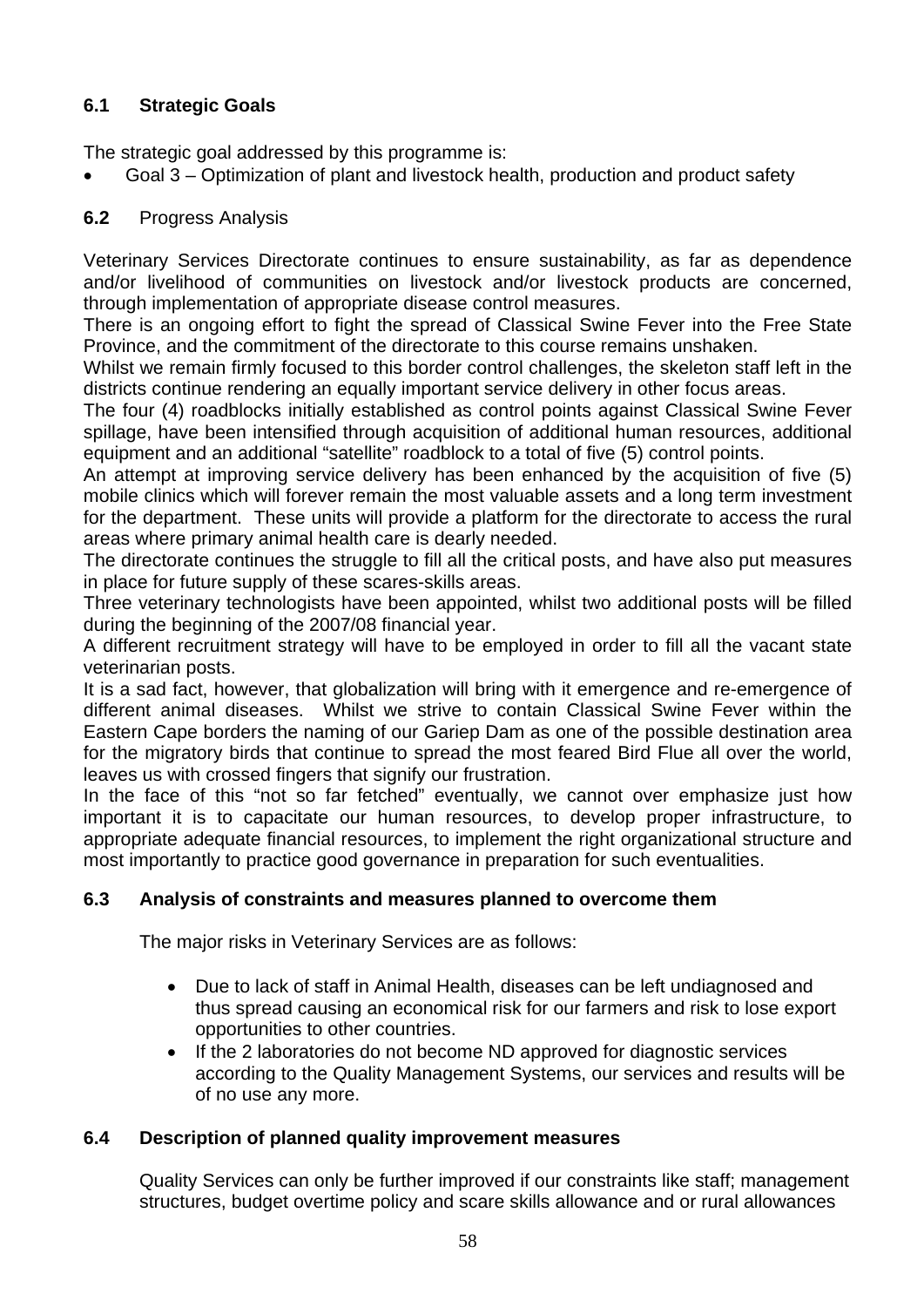### 6.1 Strategic Goals

The strategic goal addressed by this programme is:

- Goal 3 – Optimization of plant and livestock health, production and product safety

### 6.2 Progress Analysis

Veterinary Services Directorate continues to ensure sustainability, as far as dependence and/or livelihood of communities on livestock and/or livestock products are concerned, through implementation of appropriate disease control measures.

There is an ongoing effort to fight the spread of Classical Swine Fever into the Free State Province, and the commitment of the directorate to this course remains unshaken.

Whilst we remain firmly focused to this border control challenges, the skeleton staff left in the districts continue rendering an equally important service delivery in other focus areas.

The four (4) roadblocks initially established as control points against Classical Swine Fever spillage, have been intensified through acquisition of additional human resources, additional equipment and an additional "satellite" roadblock to a total of five (5) control points.

An attempt at improving service delivery has been enhanced by the acquisition of five (5) mobile clinics which will forever remain the most valuable assets and a long term investment for the department. These units will provide a platform for the directorate to access the rural areas where primary animal health care is dearly needed.

The directorate continues the struggle to fill all the critical posts, and have also put measures in place for future supply of these scares-skills areas.

Three veterinary technologists have been appointed, whilst two additional posts will be filled during the beginning of the 2007/08 financial year.

A different recruitment strategy will have to be employed in order to fill all the vacant state veterinarian posts.

It is a sad fact, however, that globalization will bring with it emergence and re-emergence of different animal diseases. Whilst we strive to contain Classical Swine Fever within the Eastern Cape borders the naming of our Gariep Dam as one of the possible destination area for the migratory birds that continue to spread the most feared Bird Flue all over the world, leaves us with crossed fingers that signify our frustration.

In the face of this "not so far fetched" eventually, we cannot over emphasize just how important it is to capacitate our human resources, to develop proper infrastructure, to appropriate adequate financial resources, to implement the right organizational structure and most importantly to practice good governance in preparation for such eventualities.

### 6.3 Analysis of constraints and measures planned to overcome them

The major risks in Veterinary Services are as follows:

- Due to lack of staff in Animal Health, diseases can be left undiagnosed and thus spread causing an economical risk for our farmers and risk to lose export opportunities to other countries.
- If the 2 laboratories do not become ND approved for diagnostic services according to the Quality Management Systems, our services and results will be of no use any more.

### 6.4 Description of planned quality improvement measures

Quality Services can only be further improved if our constraints like staff; management structures, budget overtime policy and scare skills allowance and or rural allowances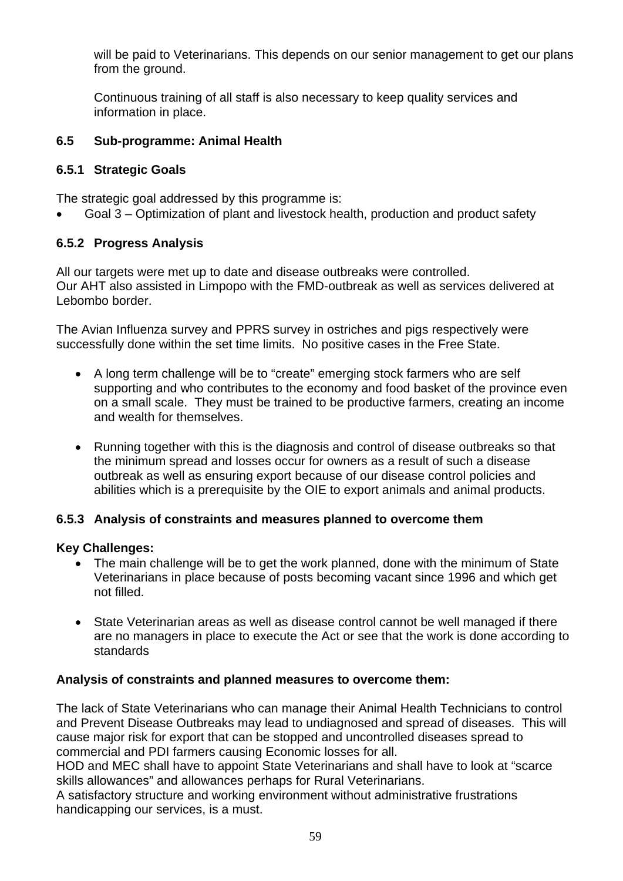will be paid to Veterinarians. This depends on our senior management to get our plans from the ground.

Continuous training of all staff is also necessary to keep quality services and information in place.

### 6.5 Sub-programme: Animal Health

#### 6.5.1 Strategic Goals

The strategic goal addressed by this programme is:

- Goal 3 – Optimization of plant and livestock health, production and product safety

#### 6.5.2 Progress Analysis

All our targets were met up to date and disease outbreaks were controlled.
Our AHT also assisted in Limpopo with the FMD-outbreak as well as services delivered at Lebombo border.

The Avian Influenza survey and PPRS survey in ostriches and pigs respectively were successfully done within the set time limits. No positive cases in the Free State.

- A long term challenge will be to "create" emerging stock farmers who are self supporting and who contributes to the economy and food basket of the province even on a small scale. They must be trained to be productive farmers, creating an income and wealth for themselves.

- Running together with this is the diagnosis and control of disease outbreaks so that the minimum spread and losses occur for owners as a result of such a disease outbreak as well as ensuring export because of our disease control policies and abilities which is a prerequisite by the OIE to export animals and animal products.

#### 6.5.3 Analysis of constraints and measures planned to overcome them

**Key Challenges:**

- The main challenge will be to get the work planned, done with the minimum of State Veterinarians in place because of posts becoming vacant since 1996 and which get not filled.

- State Veterinarian areas as well as disease control cannot be well managed if there are no managers in place to execute the Act or see that the work is done according to standards

**Analysis of constraints and planned measures to overcome them:**

The lack of State Veterinarians who can manage their Animal Health Technicians to control and Prevent Disease Outbreaks may lead to undiagnosed and spread of diseases. This will cause major risk for export that can be stopped and uncontrolled diseases spread to commercial and PDI farmers causing Economic losses for all.
HOD and MEC shall have to appoint State Veterinarians and shall have to look at "scarce skills allowances" and allowances perhaps for Rural Veterinarians.
A satisfactory structure and working environment without administrative frustrations handicapping our services, is a must.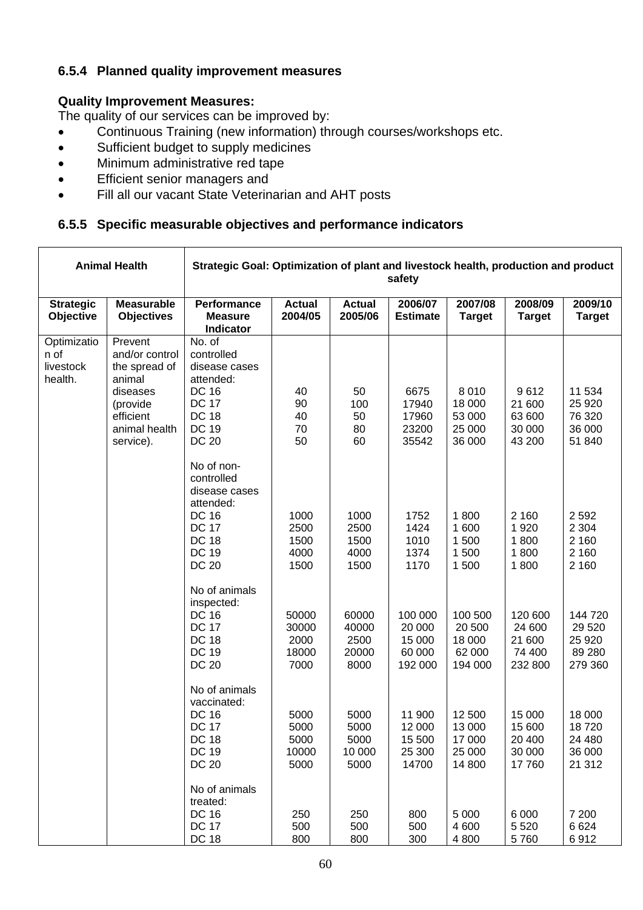### 6.5.4 Planned quality improvement measures

**Quality Improvement Measures:**

The quality of our services can be improved by:

- Continuous Training (new information) through courses/workshops etc.
- Sufficient budget to supply medicines
- Minimum administrative red tape
- Efficient senior managers and
- Fill all our vacant State Veterinarian and AHT posts

### 6.5.5 Specific measurable objectives and performance indicators

| Animal Health | | Strategic Goal: Optimization of plant and livestock health, production and product safety | | | | | | |
|---|---|---|---|---|---|---|---|---|
| **Strategic Objective** | **Measurable Objectives** | **Performance Measure Indicator** | **Actual 2004/05** | **Actual 2005/06** | **2006/07 Estimate** | **2007/08 Target** | **2008/09 Target** | **2009/10 Target** |
| Optimization of livestock health. | Prevent and/or control the spread of animal diseases (provide efficient animal health service). | No. of controlled disease cases attended: | | | | | | |
| | | DC 16 | 40 | 50 | 6675 | 8 010 | 9 612 | 11 534 |
| | | DC 17 | 90 | 100 | 17940 | 18 000 | 21 600 | 25 920 |
| | | DC 18 | 40 | 50 | 17960 | 53 000 | 63 600 | 76 320 |
| | | DC 19 | 70 | 80 | 23200 | 25 000 | 30 000 | 36 000 |
| | | DC 20 | 50 | 60 | 35542 | 36 000 | 43 200 | 51 840 |
| | | No of non-controlled disease cases attended: | | | | | | |
| | | DC 16 | 1000 | 1000 | 1752 | 1 800 | 2 160 | 2 592 |
| | | DC 17 | 2500 | 2500 | 1424 | 1 600 | 1 920 | 2 304 |
| | | DC 18 | 1500 | 1500 | 1010 | 1 500 | 1 800 | 2 160 |
| | | DC 19 | 4000 | 4000 | 1374 | 1 500 | 1 800 | 2 160 |
| | | DC 20 | 1500 | 1500 | 1170 | 1 500 | 1 800 | 2 160 |
| | | No of animals inspected: | | | | | | |
| | | DC 16 | 50000 | 60000 | 100 000 | 100 500 | 120 600 | 144 720 |
| | | DC 17 | 30000 | 40000 | 20 000 | 20 500 | 24 600 | 29 520 |
| | | DC 18 | 2000 | 2500 | 15 000 | 18 000 | 21 600 | 25 920 |
| | | DC 19 | 18000 | 20000 | 60 000 | 62 000 | 74 400 | 89 280 |
| | | DC 20 | 7000 | 8000 | 192 000 | 194 000 | 232 800 | 279 360 |
| | | No of animals vaccinated: | | | | | | |
| | | DC 16 | 5000 | 5000 | 11 900 | 12 500 | 15 000 | 18 000 |
| | | DC 17 | 5000 | 5000 | 12 000 | 13 000 | 15 600 | 18 720 |
| | | DC 18 | 5000 | 5000 | 15 500 | 17 000 | 20 400 | 24 480 |
| | | DC 19 | 10000 | 10 000 | 25 300 | 25 000 | 30 000 | 36 000 |
| | | DC 20 | 5000 | 5000 | 14700 | 14 800 | 17 760 | 21 312 |
| | | No of animals treated: | | | | | | |
| | | DC 16 | 250 | 250 | 800 | 5 000 | 6 000 | 7 200 |
| | | DC 17 | 500 | 500 | 500 | 4 600 | 5 520 | 6 624 |
| | | DC 18 | 800 | 800 | 300 | 4 800 | 5 760 | 6 912 |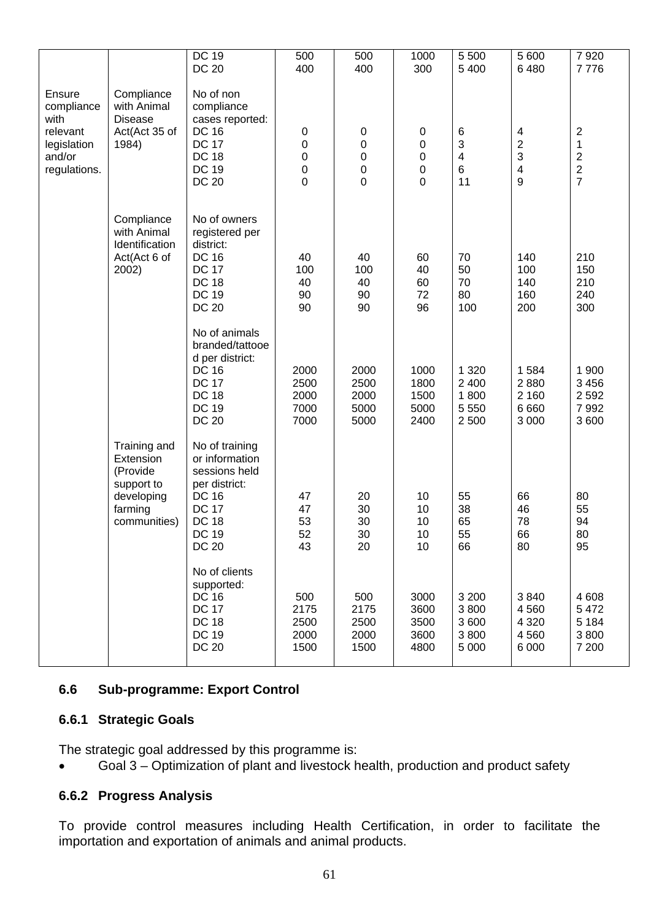| | | | | | | | | |
|---|---|---|---|---|---|---|---|---|
| | | DC 19<br>DC 20 | 500<br>400 | 500<br>400 | 1000<br>300 | 5 500<br>5 400 | 5 600<br>6 480 | 7 920<br>7 776 |
| Ensure compliance with relevant legislation and/or regulations. | Compliance with Animal Disease Act(Act 35 of 1984) | No of non compliance cases reported:<br>DC 16<br>DC 17<br>DC 18<br>DC 19<br>DC 20 | <br><br>0<br>0<br>0<br>0<br>0 | <br><br>0<br>0<br>0<br>0<br>0 | <br><br>0<br>0<br>0<br>0<br>0 | <br><br>6<br>3<br>4<br>6<br>11 | <br><br>4<br>2<br>3<br>4<br>9 | <br><br>2<br>1<br>2<br>2<br>7 |
| | Compliance with Animal Identification Act(Act 6 of 2002) | No of owners registered per district:<br>DC 16<br>DC 17<br>DC 18<br>DC 19<br>DC 20 | <br><br>40<br>100<br>40<br>90<br>90 | <br><br>40<br>100<br>40<br>90<br>90 | <br><br>60<br>40<br>60<br>72<br>96 | <br><br>70<br>50<br>70<br>80<br>100 | <br><br>140<br>100<br>140<br>160<br>200 | <br><br>210<br>150<br>210<br>240<br>300 |
| | | No of animals branded/tattooed per district:<br>DC 16<br>DC 17<br>DC 18<br>DC 19<br>DC 20 | <br><br>2000<br>2500<br>2000<br>7000<br>7000 | <br><br>2000<br>2500<br>2000<br>5000<br>5000 | <br><br>1000<br>1800<br>1500<br>5000<br>2400 | <br><br>1 320<br>2 400<br>1 800<br>5 550<br>2 500 | <br><br>1 584<br>2 880<br>2 160<br>6 660<br>3 000 | <br><br>1 900<br>3 456<br>2 592<br>7 992<br>3 600 |
| | Training and Extension (Provide support to developing farming communities) | No of training or information sessions held per district:<br>DC 16<br>DC 17<br>DC 18<br>DC 19<br>DC 20 | <br><br>47<br>47<br>53<br>52<br>43 | <br><br>20<br>30<br>30<br>30<br>20 | <br><br>10<br>10<br>10<br>10<br>10 | <br><br>55<br>38<br>65<br>55<br>66 | <br><br>66<br>46<br>78<br>66<br>80 | <br><br>80<br>55<br>94<br>80<br>95 |
| | | No of clients supported:<br>DC 16<br>DC 17<br>DC 18<br>DC 19<br>DC 20 | <br>500<br>2175<br>2500<br>2000<br>1500 | <br>500<br>2175<br>2500<br>2000<br>1500 | <br>3000<br>3600<br>3500<br>3600<br>4800 | <br>3 200<br>3 800<br>3 600<br>3 800<br>5 000 | <br>3 840<br>4 560<br>4 320<br>4 560<br>6 000 | <br>4 608<br>5 472<br>5 184<br>3 800<br>7 200 |

## 6.6 Sub-programme: Export Control

### 6.6.1 Strategic Goals

The strategic goal addressed by this programme is:

- Goal 3 – Optimization of plant and livestock health, production and product safety

### 6.6.2 Progress Analysis

To provide control measures including Health Certification, in order to facilitate the importation and exportation of animals and animal products.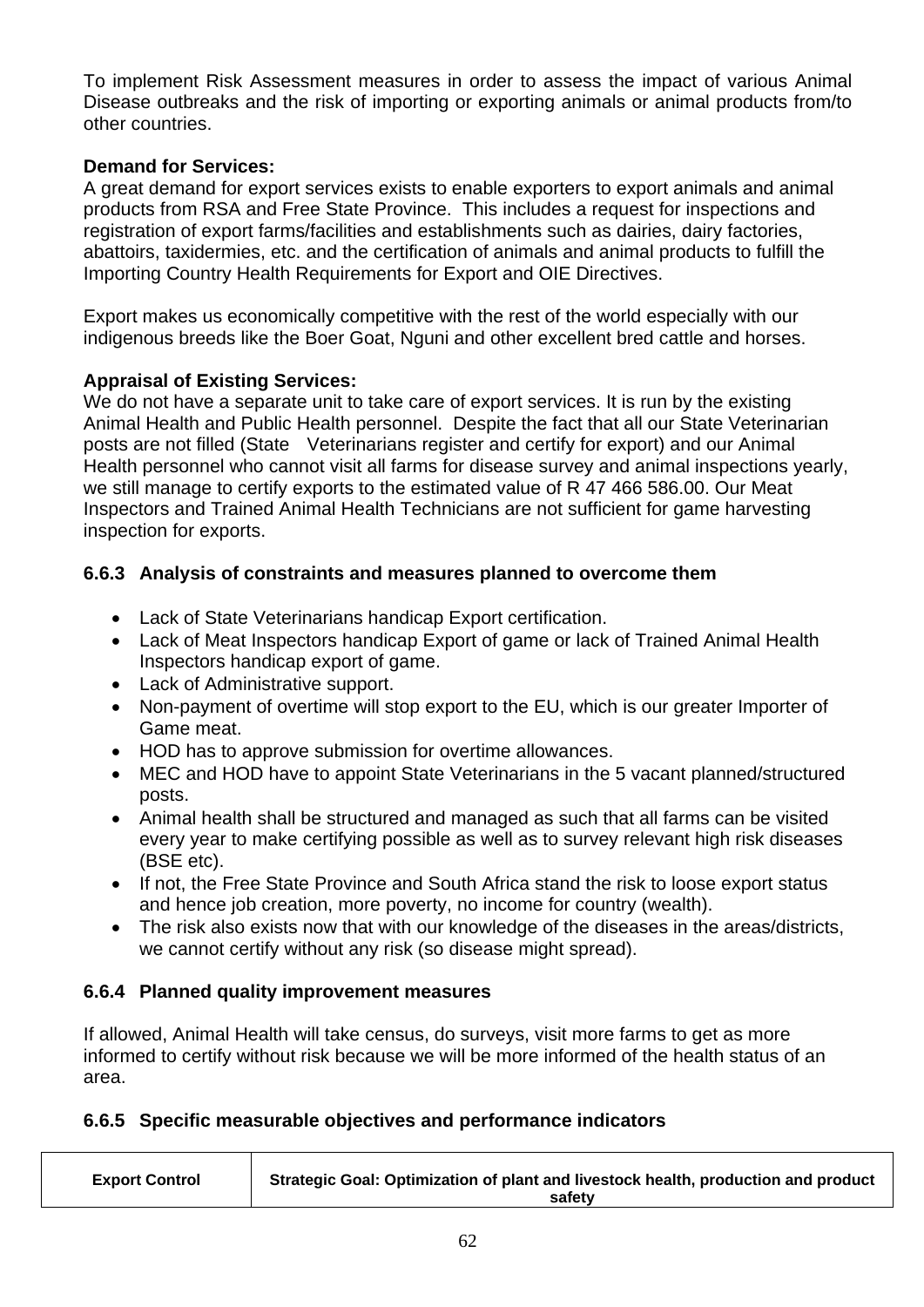To implement Risk Assessment measures in order to assess the impact of various Animal Disease outbreaks and the risk of importing or exporting animals or animal products from/to other countries.

**Demand for Services:**

A great demand for export services exists to enable exporters to export animals and animal products from RSA and Free State Province. This includes a request for inspections and registration of export farms/facilities and establishments such as dairies, dairy factories, abattoirs, taxidermies, etc. and the certification of animals and animal products to fulfill the Importing Country Health Requirements for Export and OIE Directives.

Export makes us economically competitive with the rest of the world especially with our indigenous breeds like the Boer Goat, Nguni and other excellent bred cattle and horses.

**Appraisal of Existing Services:**

We do not have a separate unit to take care of export services. It is run by the existing Animal Health and Public Health personnel. Despite the fact that all our State Veterinarian posts are not filled (State Veterinarians register and certify for export) and our Animal Health personnel who cannot visit all farms for disease survey and animal inspections yearly, we still manage to certify exports to the estimated value of R 47 466 586.00. Our Meat Inspectors and Trained Animal Health Technicians are not sufficient for game harvesting inspection for exports.

### 6.6.3 Analysis of constraints and measures planned to overcome them

- Lack of State Veterinarians handicap Export certification.
- Lack of Meat Inspectors handicap Export of game or lack of Trained Animal Health Inspectors handicap export of game.
- Lack of Administrative support.
- Non-payment of overtime will stop export to the EU, which is our greater Importer of Game meat.
- HOD has to approve submission for overtime allowances.
- MEC and HOD have to appoint State Veterinarians in the 5 vacant planned/structured posts.
- Animal health shall be structured and managed as such that all farms can be visited every year to make certifying possible as well as to survey relevant high risk diseases (BSE etc).
- If not, the Free State Province and South Africa stand the risk to loose export status and hence job creation, more poverty, no income for country (wealth).
- The risk also exists now that with our knowledge of the diseases in the areas/districts, we cannot certify without any risk (so disease might spread).

### 6.6.4 Planned quality improvement measures

If allowed, Animal Health will take census, do surveys, visit more farms to get as more informed to certify without risk because we will be more informed of the health status of an area.

### 6.6.5 Specific measurable objectives and performance indicators

| Export Control | Strategic Goal: Optimization of plant and livestock health, production and product safety |
|---|---|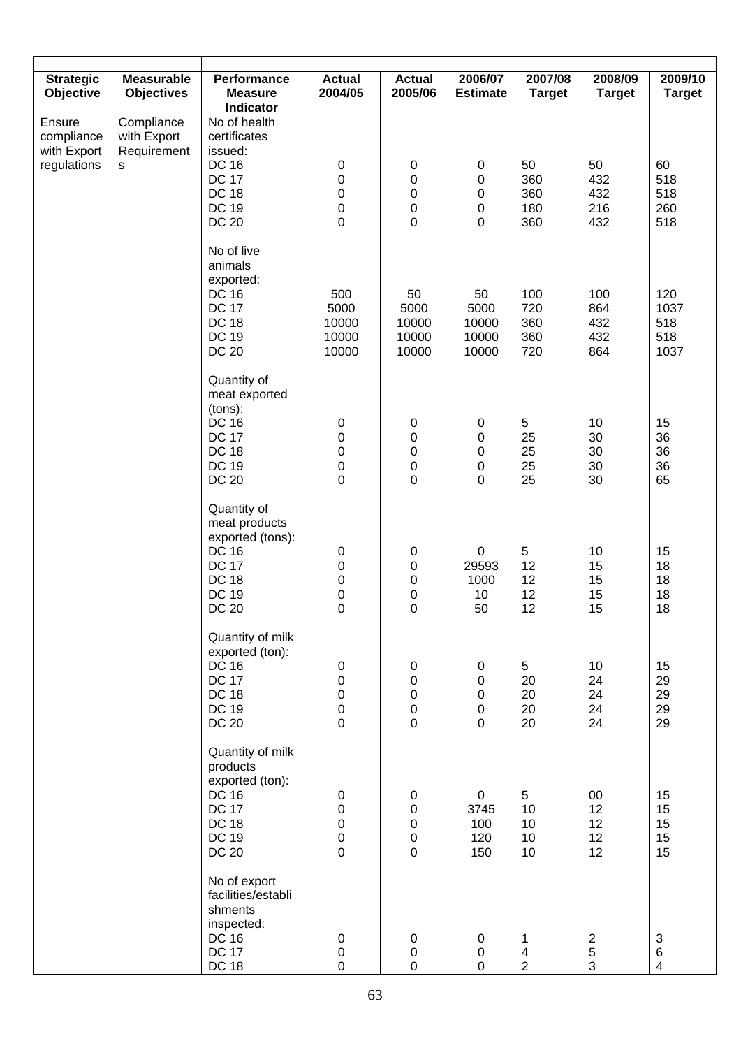| Strategic Objective | Measurable Objectives | Performance Measure Indicator | Actual 2004/05 | Actual 2005/06 | 2006/07 Estimate | 2007/08 Target | 2008/09 Target | 2009/10 Target |
|---|---|---|---|---|---|---|---|---|
| Ensure compliance with Export regulations | Compliance with Export Requirements | No of health certificates issued: | | | | | | |
| | | DC 16 | 0 | 0 | 0 | 50 | 50 | 60 |
| | | DC 17 | 0 | 0 | 0 | 360 | 432 | 518 |
| | | DC 18 | 0 | 0 | 0 | 360 | 432 | 518 |
| | | DC 19 | 0 | 0 | 0 | 180 | 216 | 260 |
| | | DC 20 | 0 | 0 | 0 | 360 | 432 | 518 |
| | | No of live animals exported: | | | | | | |
| | | DC 16 | 500 | 50 | 50 | 100 | 100 | 120 |
| | | DC 17 | 5000 | 5000 | 5000 | 720 | 864 | 1037 |
| | | DC 18 | 10000 | 10000 | 10000 | 360 | 432 | 518 |
| | | DC 19 | 10000 | 10000 | 10000 | 360 | 432 | 518 |
| | | DC 20 | 10000 | 10000 | 10000 | 720 | 864 | 1037 |
| | | Quantity of meat exported (tons): | | | | | | |
| | | DC 16 | 0 | 0 | 0 | 5 | 10 | 15 |
| | | DC 17 | 0 | 0 | 0 | 25 | 30 | 36 |
| | | DC 18 | 0 | 0 | 0 | 25 | 30 | 36 |
| | | DC 19 | 0 | 0 | 0 | 25 | 30 | 36 |
| | | DC 20 | 0 | 0 | 0 | 25 | 30 | 65 |
| | | Quantity of meat products exported (tons): | | | | | | |
| | | DC 16 | 0 | 0 | 0 | 5 | 10 | 15 |
| | | DC 17 | 0 | 0 | 29593 | 12 | 15 | 18 |
| | | DC 18 | 0 | 0 | 1000 | 12 | 15 | 18 |
| | | DC 19 | 0 | 0 | 10 | 12 | 15 | 18 |
| | | DC 20 | 0 | 0 | 50 | 12 | 15 | 18 |
| | | Quantity of milk exported (ton): | | | | | | |
| | | DC 16 | 0 | 0 | 0 | 5 | 10 | 15 |
| | | DC 17 | 0 | 0 | 0 | 20 | 24 | 29 |
| | | DC 18 | 0 | 0 | 0 | 20 | 24 | 29 |
| | | DC 19 | 0 | 0 | 0 | 20 | 24 | 29 |
| | | DC 20 | 0 | 0 | 0 | 20 | 24 | 29 |
| | | Quantity of milk products exported (ton): | | | | | | |
| | | DC 16 | 0 | 0 | 0 | 5 | 00 | 15 |
| | | DC 17 | 0 | 0 | 3745 | 10 | 12 | 15 |
| | | DC 18 | 0 | 0 | 100 | 10 | 12 | 15 |
| | | DC 19 | 0 | 0 | 120 | 10 | 12 | 15 |
| | | DC 20 | 0 | 0 | 150 | 10 | 12 | 15 |
| | | No of export facilities/establishments inspected: | | | | | | |
| | | DC 16 | 0 | 0 | 0 | 1 | 2 | 3 |
| | | DC 17 | 0 | 0 | 0 | 4 | 5 | 6 |
| | | DC 18 | 0 | 0 | 0 | 2 | 3 | 4 |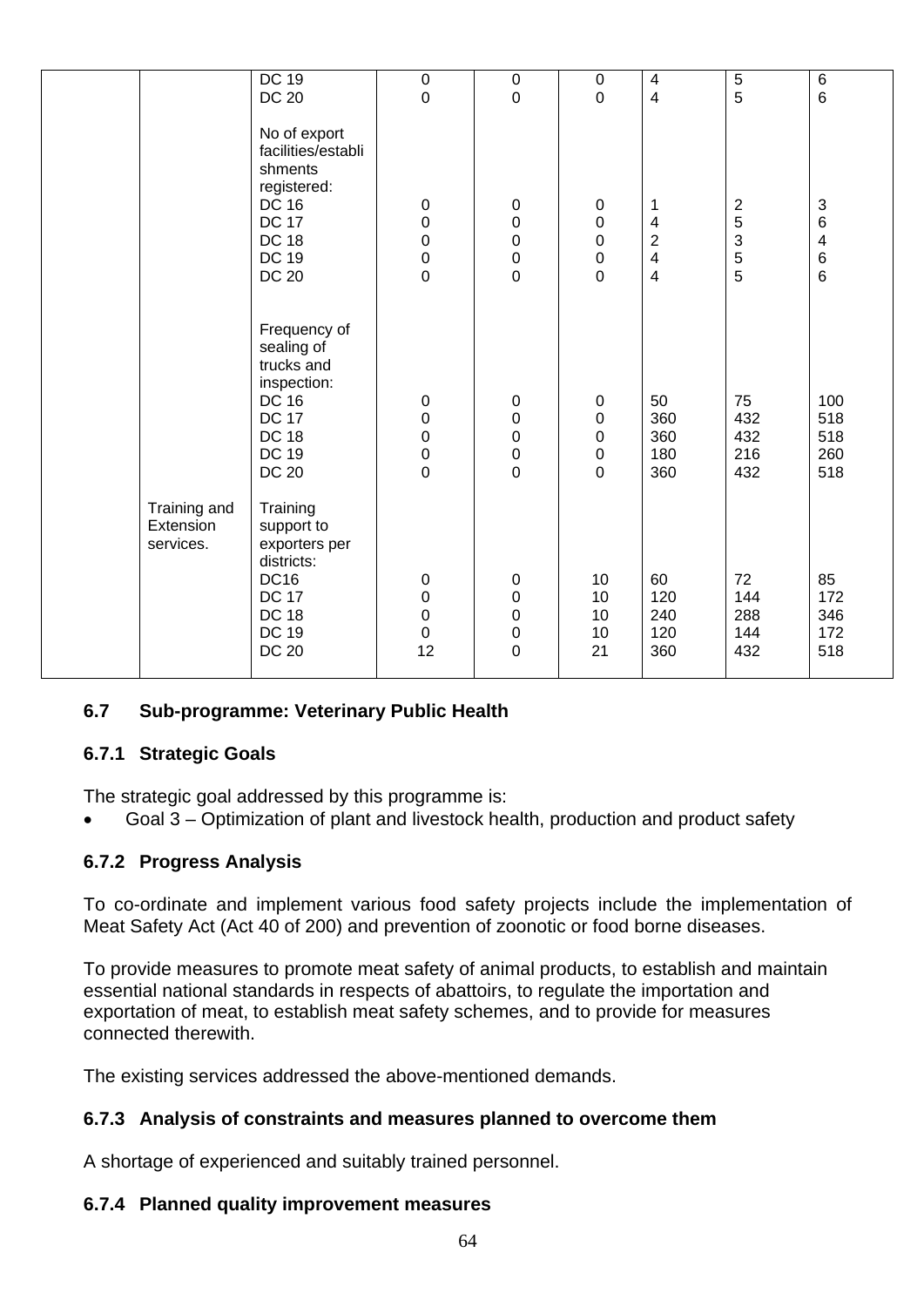| | | | | | | | | |
|---|---|---|---|---|---|---|---|---|
| | | DC 19<br>DC 20 | 0<br>0 | 0<br>0 | 0<br>0 | 4<br>4 | 5<br>5 | 6<br>6 |
| | | No of export facilities/establishments registered:<br>DC 16<br>DC 17<br>DC 18<br>DC 19<br>DC 20 | <br>0<br>0<br>0<br>0<br>0 | <br>0<br>0<br>0<br>0<br>0 | <br>0<br>0<br>0<br>0<br>0 | <br>1<br>4<br>2<br>4<br>4 | <br>2<br>5<br>3<br>5<br>5 | <br>3<br>6<br>4<br>6<br>6 |
| | | Frequency of sealing of trucks and inspection:<br>DC 16<br>DC 17<br>DC 18<br>DC 19<br>DC 20 | <br>0<br>0<br>0<br>0<br>0 | <br>0<br>0<br>0<br>0<br>0 | <br>0<br>0<br>0<br>0<br>0 | <br>50<br>360<br>360<br>180<br>360 | <br>75<br>432<br>432<br>216<br>432 | <br>100<br>518<br>518<br>260<br>518 |
| | Training and Extension services. | Training support to exporters per districts:<br>DC16<br>DC 17<br>DC 18<br>DC 19<br>DC 20 | <br>0<br>0<br>0<br>0<br>12 | <br>0<br>0<br>0<br>0<br>0 | <br>10<br>10<br>10<br>10<br>21 | <br>60<br>120<br>240<br>120<br>360 | <br>72<br>144<br>288<br>144<br>432 | <br>85<br>172<br>346<br>172<br>518 |

## 6.7 Sub-programme: Veterinary Public Health

### 6.7.1 Strategic Goals

The strategic goal addressed by this programme is:

- Goal 3 – Optimization of plant and livestock health, production and product safety

### 6.7.2 Progress Analysis

To co-ordinate and implement various food safety projects include the implementation of Meat Safety Act (Act 40 of 200) and prevention of zoonotic or food borne diseases.

To provide measures to promote meat safety of animal products, to establish and maintain essential national standards in respects of abattoirs, to regulate the importation and exportation of meat, to establish meat safety schemes, and to provide for measures connected therewith.

The existing services addressed the above-mentioned demands.

### 6.7.3 Analysis of constraints and measures planned to overcome them

A shortage of experienced and suitably trained personnel.

### 6.7.4 Planned quality improvement measures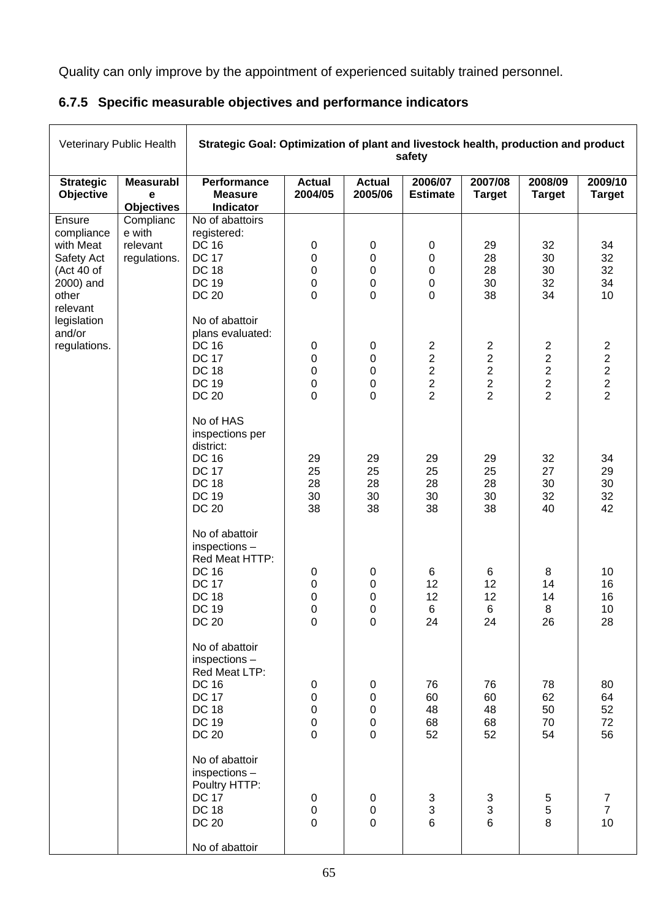Quality can only improve by the appointment of experienced suitably trained personnel.

### 6.7.5 Specific measurable objectives and performance indicators

| Veterinary Public Health | | Strategic Goal: Optimization of plant and livestock health, production and product safety | | | | | | |
|---|---|---|---|---|---|---|---|---|
| **Strategic Objective** | **Measurable Objectives** | **Performance Measure Indicator** | **Actual 2004/05** | **Actual 2005/06** | **2006/07 Estimate** | **2007/08 Target** | **2008/09 Target** | **2009/10 Target** |
| Ensure compliance with Meat Safety Act (Act 40 of 2000) and other relevant legislation and/or regulations. | Compliance with relevant regulations. | No of abattoirs registered: | | | | | | |
| | | DC 16 | 0 | 0 | 0 | 29 | 32 | 34 |
| | | DC 17 | 0 | 0 | 0 | 28 | 30 | 32 |
| | | DC 18 | 0 | 0 | 0 | 28 | 30 | 32 |
| | | DC 19 | 0 | 0 | 0 | 30 | 32 | 34 |
| | | DC 20 | 0 | 0 | 0 | 38 | 34 | 10 |
| | | No of abattoir plans evaluated: | | | | | | |
| | | DC 16 | 0 | 0 | 2 | 2 | 2 | 2 |
| | | DC 17 | 0 | 0 | 2 | 2 | 2 | 2 |
| | | DC 18 | 0 | 0 | 2 | 2 | 2 | 2 |
| | | DC 19 | 0 | 0 | 2 | 2 | 2 | 2 |
| | | DC 20 | 0 | 0 | 2 | 2 | 2 | 2 |
| | | No of HAS inspections per district: | | | | | | |
| | | DC 16 | 29 | 29 | 29 | 29 | 32 | 34 |
| | | DC 17 | 25 | 25 | 25 | 25 | 27 | 29 |
| | | DC 18 | 28 | 28 | 28 | 28 | 30 | 30 |
| | | DC 19 | 30 | 30 | 30 | 30 | 32 | 32 |
| | | DC 20 | 38 | 38 | 38 | 38 | 40 | 42 |
| | | No of abattoir inspections – Red Meat HTTP: | | | | | | |
| | | DC 16 | 0 | 0 | 6 | 6 | 8 | 10 |
| | | DC 17 | 0 | 0 | 12 | 12 | 14 | 16 |
| | | DC 18 | 0 | 0 | 12 | 12 | 14 | 16 |
| | | DC 19 | 0 | 0 | 6 | 6 | 8 | 10 |
| | | DC 20 | 0 | 0 | 24 | 24 | 26 | 28 |
| | | No of abattoir inspections – Red Meat LTP: | | | | | | |
| | | DC 16 | 0 | 0 | 76 | 76 | 78 | 80 |
| | | DC 17 | 0 | 0 | 60 | 60 | 62 | 64 |
| | | DC 18 | 0 | 0 | 48 | 48 | 50 | 52 |
| | | DC 19 | 0 | 0 | 68 | 68 | 70 | 72 |
| | | DC 20 | 0 | 0 | 52 | 52 | 54 | 56 |
| | | No of abattoir inspections – Poultry HTTP: | | | | | | |
| | | DC 17 | 0 | 0 | 3 | 3 | 5 | 7 |
| | | DC 18 | 0 | 0 | 3 | 3 | 5 | 7 |
| | | DC 20 | 0 | 0 | 6 | 6 | 8 | 10 |
| | | No of abattoir | | | | | | |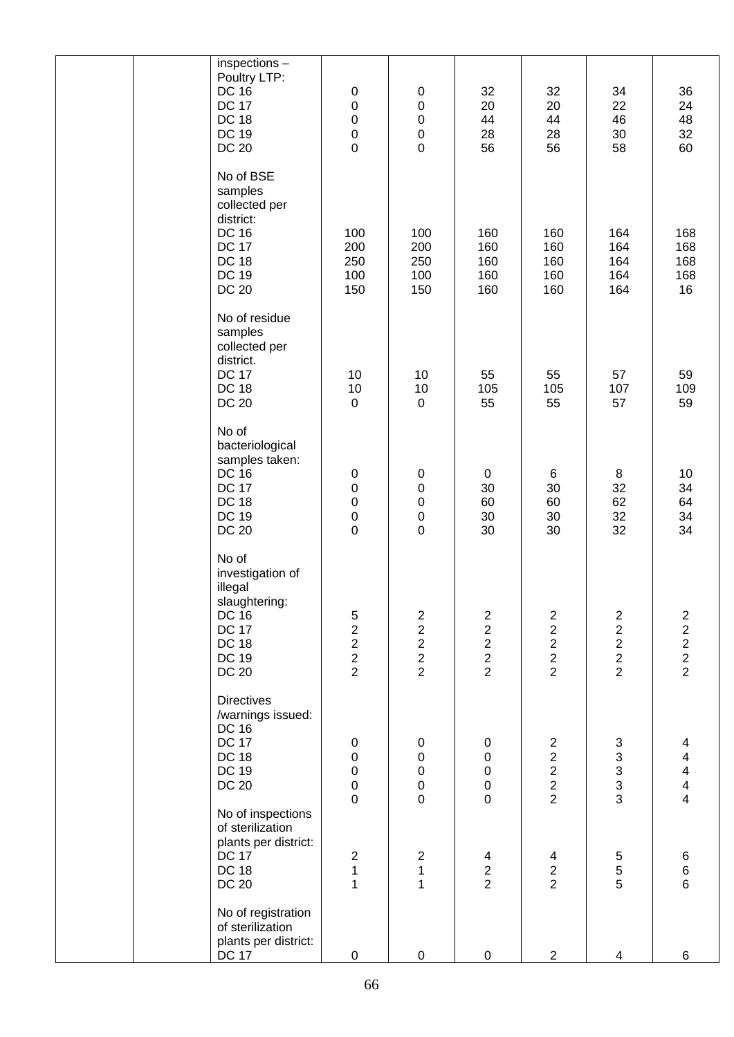|  |  | inspections – Poultry LTP: |  |  |  |  |  |  |
|---|---|---|---|---|---|---|---|---|
|  |  | DC 16 | 0 | 0 | 32 | 32 | 34 | 36 |
|  |  | DC 17 | 0 | 0 | 20 | 20 | 22 | 24 |
|  |  | DC 18 | 0 | 0 | 44 | 44 | 46 | 48 |
|  |  | DC 19 | 0 | 0 | 28 | 28 | 30 | 32 |
|  |  | DC 20 | 0 | 0 | 56 | 56 | 58 | 60 |
|  |  | No of BSE samples collected per district: |  |  |  |  |  |  |
|  |  | DC 16 | 100 | 100 | 160 | 160 | 164 | 168 |
|  |  | DC 17 | 200 | 200 | 160 | 160 | 164 | 168 |
|  |  | DC 18 | 250 | 250 | 160 | 160 | 164 | 168 |
|  |  | DC 19 | 100 | 100 | 160 | 160 | 164 | 168 |
|  |  | DC 20 | 150 | 150 | 160 | 160 | 164 | 16 |
|  |  | No of residue samples collected per district. |  |  |  |  |  |  |
|  |  | DC 17 | 10 | 10 | 55 | 55 | 57 | 59 |
|  |  | DC 18 | 10 | 10 | 105 | 105 | 107 | 109 |
|  |  | DC 20 | 0 | 0 | 55 | 55 | 57 | 59 |
|  |  | No of bacteriological samples taken: |  |  |  |  |  |  |
|  |  | DC 16 | 0 | 0 | 0 | 6 | 8 | 10 |
|  |  | DC 17 | 0 | 0 | 30 | 30 | 32 | 34 |
|  |  | DC 18 | 0 | 0 | 60 | 60 | 62 | 64 |
|  |  | DC 19 | 0 | 0 | 30 | 30 | 32 | 34 |
|  |  | DC 20 | 0 | 0 | 30 | 30 | 32 | 34 |
|  |  | No of investigation of illegal slaughtering: |  |  |  |  |  |  |
|  |  | DC 16 | 5 | 2 | 2 | 2 | 2 | 2 |
|  |  | DC 17 | 2 | 2 | 2 | 2 | 2 | 2 |
|  |  | DC 18 | 2 | 2 | 2 | 2 | 2 | 2 |
|  |  | DC 19 | 2 | 2 | 2 | 2 | 2 | 2 |
|  |  | DC 20 | 2 | 2 | 2 | 2 | 2 | 2 |
|  |  | Directives /warnings issued: |  |  |  |  |  |  |
|  |  | DC 16 |  |  |  |  |  |  |
|  |  | DC 17 | 0 | 0 | 0 | 2 | 3 | 4 |
|  |  | DC 18 | 0 | 0 | 0 | 2 | 3 | 4 |
|  |  | DC 19 | 0 | 0 | 0 | 2 | 3 | 4 |
|  |  | DC 20 | 0 | 0 | 0 | 2 | 3 | 4 |
|  |  |  | 0 | 0 | 0 | 2 | 3 | 4 |
|  |  | No of inspections of sterilization plants per district: |  |  |  |  |  |  |
|  |  | DC 17 | 2 | 2 | 4 | 4 | 5 | 6 |
|  |  | DC 18 | 1 | 1 | 2 | 2 | 5 | 6 |
|  |  | DC 20 | 1 | 1 | 2 | 2 | 5 | 6 |
|  |  | No of registration of sterilization plants per district: |  |  |  |  |  |  |
|  |  | DC 17 | 0 | 0 | 0 | 2 | 4 | 6 |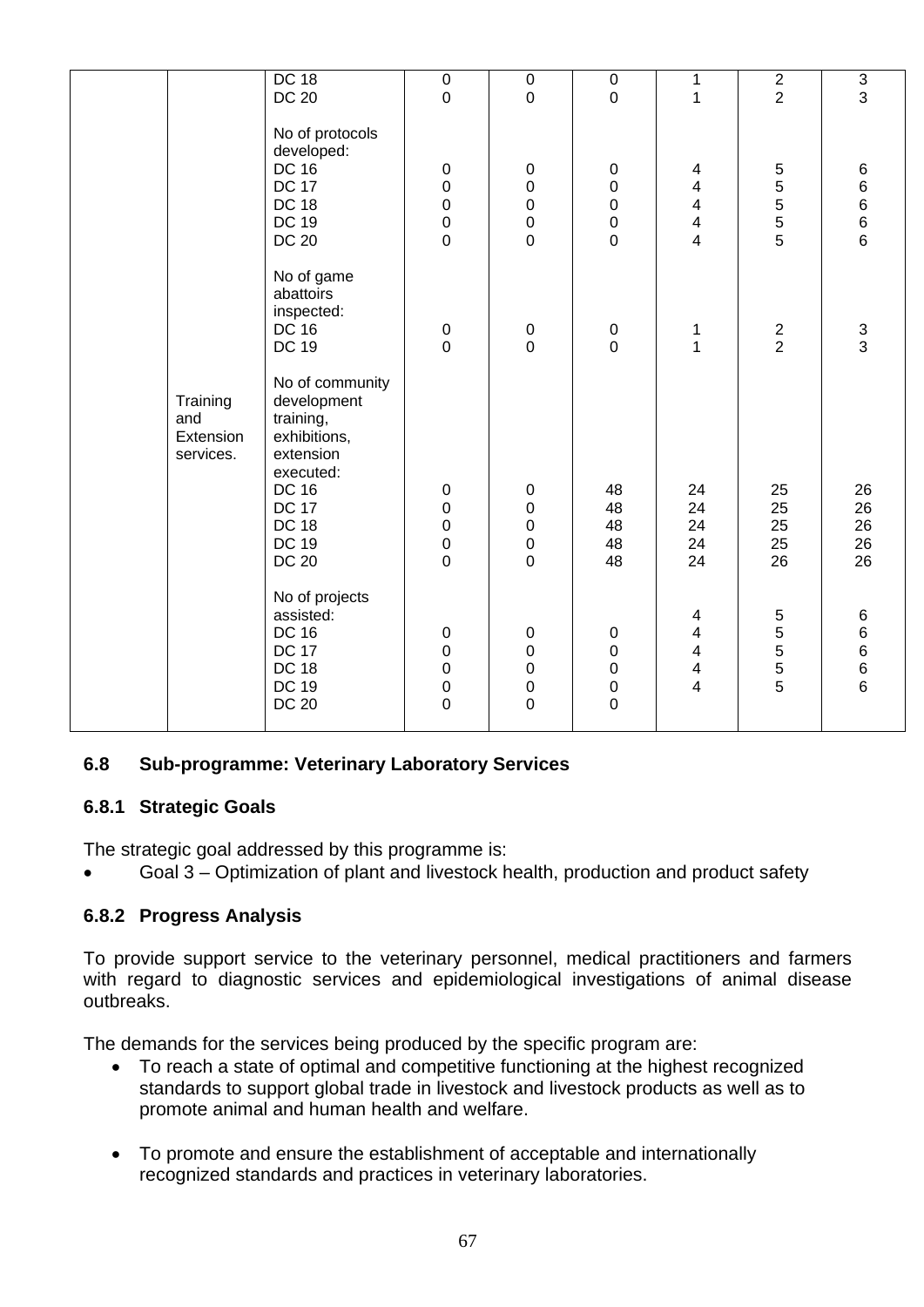| | | | | | | | | |
|---|---|---|---|---|---|---|---|---|
| | | DC 18<br>DC 20 | 0<br>0 | 0<br>0 | 0<br>0 | 1<br>1 | 2<br>2 | 3<br>3 |
| | | No of protocols developed:<br>DC 16<br>DC 17<br>DC 18<br>DC 19<br>DC 20 | <br><br>0<br>0<br>0<br>0<br>0 | <br><br>0<br>0<br>0<br>0<br>0 | <br><br>0<br>0<br>0<br>0<br>0 | <br><br>4<br>4<br>4<br>4<br>4 | <br><br>5<br>5<br>5<br>5<br>5 | <br><br>6<br>6<br>6<br>6<br>6 |
| | | No of game abattoirs inspected:<br>DC 16<br>DC 19 | <br><br>0<br>0 | <br><br>0<br>0 | <br><br>0<br>0 | <br><br>1<br>1 | <br><br>2<br>2 | <br><br>3<br>3 |
| | Training and Extension services. | No of community development training, exhibitions, extension executed:<br>DC 16<br>DC 17<br>DC 18<br>DC 19<br>DC 20 | <br><br>0<br>0<br>0<br>0<br>0 | <br><br>0<br>0<br>0<br>0<br>0 | <br><br>48<br>48<br>48<br>48<br>48 | <br><br>24<br>24<br>24<br>24<br>24 | <br><br>25<br>25<br>25<br>25<br>26 | <br><br>26<br>26<br>26<br>26<br>26 |
| | | No of projects assisted:<br>DC 16<br>DC 17<br>DC 18<br>DC 19<br>DC 20 | <br>0<br>0<br>0<br>0<br>0 | <br>0<br>0<br>0<br>0<br>0 | <br>0<br>0<br>0<br>0<br>0 | 4<br>4<br>4<br>4<br>4 | 5<br>5<br>5<br>5<br>5 | 6<br>6<br>6<br>6<br>6 |

## 6.8 Sub-programme: Veterinary Laboratory Services

### 6.8.1 Strategic Goals

The strategic goal addressed by this programme is:

- Goal 3 – Optimization of plant and livestock health, production and product safety

### 6.8.2 Progress Analysis

To provide support service to the veterinary personnel, medical practitioners and farmers with regard to diagnostic services and epidemiological investigations of animal disease outbreaks.

The demands for the services being produced by the specific program are:

- To reach a state of optimal and competitive functioning at the highest recognized standards to support global trade in livestock and livestock products as well as to promote animal and human health and welfare.
- To promote and ensure the establishment of acceptable and internationally recognized standards and practices in veterinary laboratories.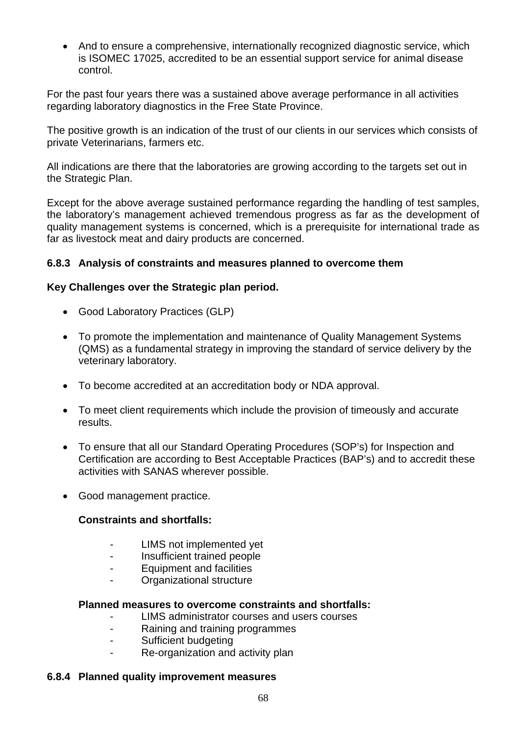- And to ensure a comprehensive, internationally recognized diagnostic service, which is ISOMEC 17025, accredited to be an essential support service for animal disease control.

For the past four years there was a sustained above average performance in all activities regarding laboratory diagnostics in the Free State Province.

The positive growth is an indication of the trust of our clients in our services which consists of private Veterinarians, farmers etc.

All indications are there that the laboratories are growing according to the targets set out in the Strategic Plan.

Except for the above average sustained performance regarding the handling of test samples, the laboratory's management achieved tremendous progress as far as the development of quality management systems is concerned, which is a prerequisite for international trade as far as livestock meat and dairy products are concerned.

### 6.8.3 Analysis of constraints and measures planned to overcome them

**Key Challenges over the Strategic plan period.**

- Good Laboratory Practices (GLP)
- To promote the implementation and maintenance of Quality Management Systems (QMS) as a fundamental strategy in improving the standard of service delivery by the veterinary laboratory.
- To become accredited at an accreditation body or NDA approval.
- To meet client requirements which include the provision of timeously and accurate results.
- To ensure that all our Standard Operating Procedures (SOP's) for Inspection and Certification are according to Best Acceptable Practices (BAP's) and to accredit these activities with SANAS wherever possible.
- Good management practice.

**Constraints and shortfalls:**

- LIMS not implemented yet
- Insufficient trained people
- Equipment and facilities
- Organizational structure

**Planned measures to overcome constraints and shortfalls:**

- LIMS administrator courses and users courses
- Raining and training programmes
- Sufficient budgeting
- Re-organization and activity plan

### 6.8.4 Planned quality improvement measures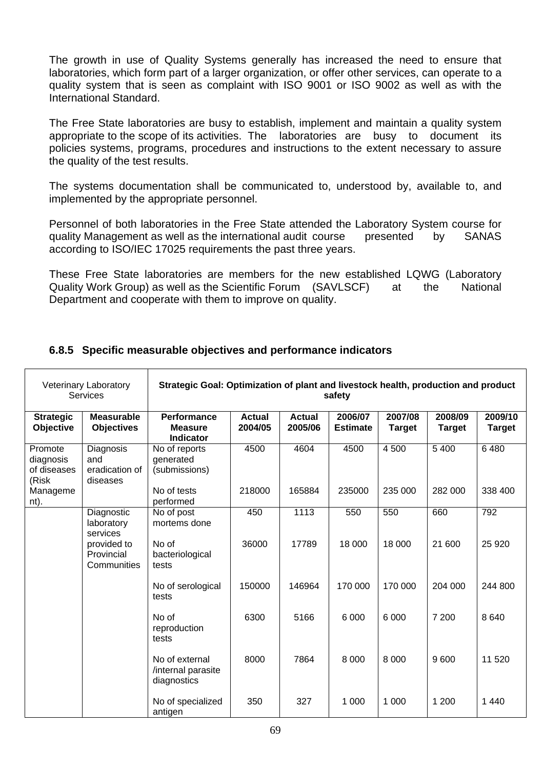The growth in use of Quality Systems generally has increased the need to ensure that laboratories, which form part of a larger organization, or offer other services, can operate to a quality system that is seen as complaint with ISO 9001 or ISO 9002 as well as with the International Standard.

The Free State laboratories are busy to establish, implement and maintain a quality system appropriate to the scope of its activities. The laboratories are busy to document its policies systems, programs, procedures and instructions to the extent necessary to assure the quality of the test results.

The systems documentation shall be communicated to, understood by, available to, and implemented by the appropriate personnel.

Personnel of both laboratories in the Free State attended the Laboratory System course for quality Management as well as the international audit course presented by SANAS according to ISO/IEC 17025 requirements the past three years.

These Free State laboratories are members for the new established LQWG (Laboratory Quality Work Group) as well as the Scientific Forum (SAVLSCF) at the National Department and cooperate with them to improve on quality.

### 6.8.5 Specific measurable objectives and performance indicators

| Veterinary Laboratory Services | | **Strategic Goal: Optimization of plant and livestock health, production and product safety** | | | | | | |
|---|---|---|---|---|---|---|---|---|
| **Strategic Objective** | **Measurable Objectives** | **Performance Measure Indicator** | **Actual 2004/05** | **Actual 2005/06** | **2006/07 Estimate** | **2007/08 Target** | **2008/09 Target** | **2009/10 Target** |
| Promote diagnosis of diseases (Risk Management). | Diagnosis and eradication of diseases | No of reports generated (submissions) | 4500 | 4604 | 4500 | 4 500 | 5 400 | 6 480 |
| | | No of tests performed | 218000 | 165884 | 235000 | 235 000 | 282 000 | 338 400 |
| | Diagnostic laboratory services provided to Provincial Communities | No of post mortems done | 450 | 1113 | 550 | 550 | 660 | 792 |
| | | No of bacteriological tests | 36000 | 17789 | 18 000 | 18 000 | 21 600 | 25 920 |
| | | No of serological tests | 150000 | 146964 | 170 000 | 170 000 | 204 000 | 244 800 |
| | | No of reproduction tests | 6300 | 5166 | 6 000 | 6 000 | 7 200 | 8 640 |
| | | No of external /internal parasite diagnostics | 8000 | 7864 | 8 000 | 8 000 | 9 600 | 11 520 |
| | | No of specialized antigen | 350 | 327 | 1 000 | 1 000 | 1 200 | 1 440 |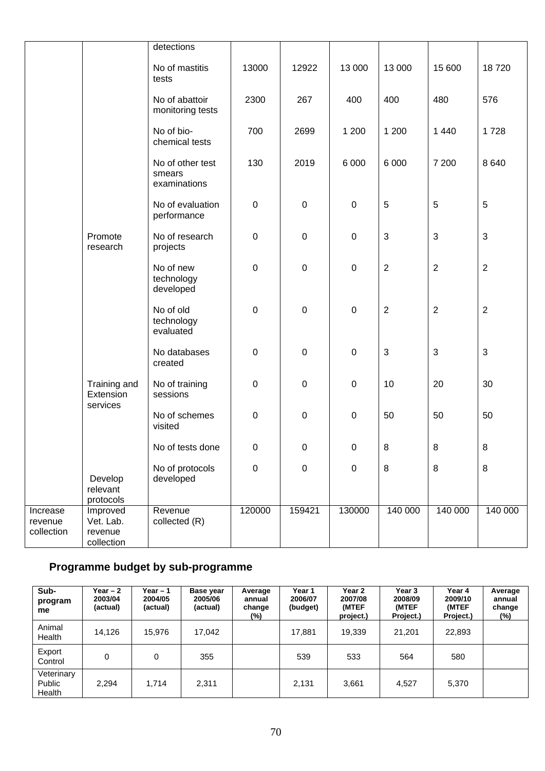| | | detections | | | | | | |
|---|---|---|---|---|---|---|---|---|
| | | No of mastitis tests | 13000 | 12922 | 13 000 | 13 000 | 15 600 | 18 720 |
| | | No of abattoir monitoring tests | 2300 | 267 | 400 | 400 | 480 | 576 |
| | | No of bio-chemical tests | 700 | 2699 | 1 200 | 1 200 | 1 440 | 1 728 |
| | | No of other test smears examinations | 130 | 2019 | 6 000 | 6 000 | 7 200 | 8 640 |
| | | No of evaluation performance | 0 | 0 | 0 | 5 | 5 | 5 |
| | Promote research | No of research projects | 0 | 0 | 0 | 3 | 3 | 3 |
| | | No of new technology developed | 0 | 0 | 0 | 2 | 2 | 2 |
| | | No of old technology evaluated | 0 | 0 | 0 | 2 | 2 | 2 |
| | | No databases created | 0 | 0 | 0 | 3 | 3 | 3 |
| | Training and Extension services | No of training sessions | 0 | 0 | 0 | 10 | 20 | 30 |
| | | No of schemes visited | 0 | 0 | 0 | 50 | 50 | 50 |
| | | No of tests done | 0 | 0 | 0 | 8 | 8 | 8 |
| | Develop relevant protocols | No of protocols developed | 0 | 0 | 0 | 8 | 8 | 8 |
| Increase revenue collection | Improved Vet. Lab. revenue collection | Revenue collected (R) | 120000 | 159421 | 130000 | 140 000 | 140 000 | 140 000 |

## Programme budget by sub-programme

| Sub-programme | Year – 2 2003/04 (actual) | Year – 1 2004/05 (actual) | Base year 2005/06 (actual) | Average annual change (%) | Year 1 2006/07 (budget) | Year 2 2007/08 (MTEF project.) | Year 3 2008/09 (MTEF Project.) | Year 4 2009/10 (MTEF Project.) | Average annual change (%) |
|---|---|---|---|---|---|---|---|---|---|
| Animal Health | 14,126 | 15,976 | 17,042 | | 17,881 | 19,339 | 21,201 | 22,893 | |
| Export Control | 0 | 0 | 355 | | 539 | 533 | 564 | 580 | |
| Veterinary Public Health | 2,294 | 1,714 | 2,311 | | 2,131 | 3,661 | 4,527 | 5,370 | |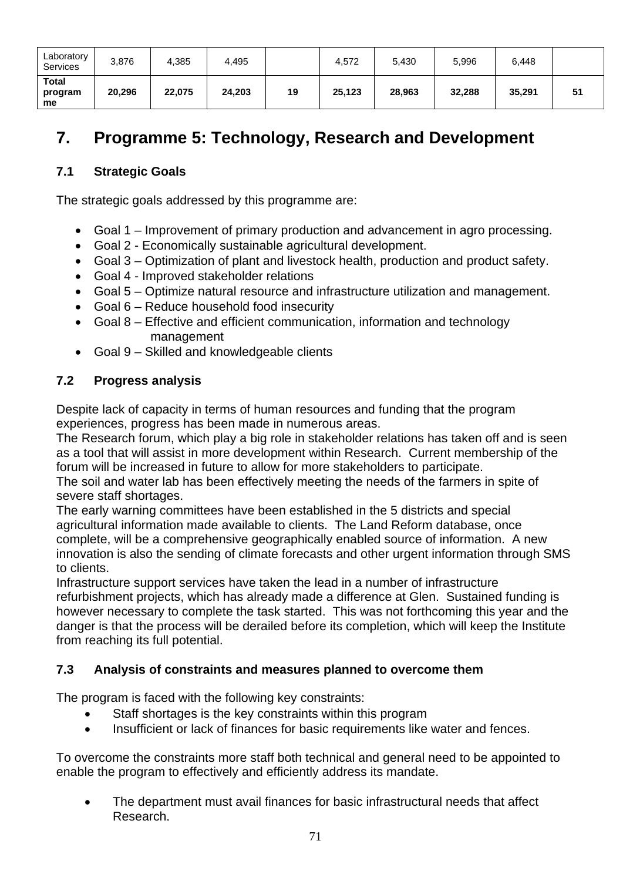| Laboratory Services | 3,876 | 4,385 | 4,495 | | 4,572 | 5,430 | 5,996 | 6,448 | |
|---|---|---|---|---|---|---|---|---|---|
| **Total programme** | **20,296** | **22,075** | **24,203** | **19** | **25,123** | **28,963** | **32,288** | **35,291** | **51** |

# 7. Programme 5: Technology, Research and Development

## 7.1 Strategic Goals

The strategic goals addressed by this programme are:

- Goal 1 – Improvement of primary production and advancement in agro processing.
- Goal 2 - Economically sustainable agricultural development.
- Goal 3 – Optimization of plant and livestock health, production and product safety.
- Goal 4 - Improved stakeholder relations
- Goal 5 – Optimize natural resource and infrastructure utilization and management.
- Goal 6 – Reduce household food insecurity
- Goal 8 – Effective and efficient communication, information and technology management
- Goal 9 – Skilled and knowledgeable clients

## 7.2 Progress analysis

Despite lack of capacity in terms of human resources and funding that the program experiences, progress has been made in numerous areas.
The Research forum, which play a big role in stakeholder relations has taken off and is seen as a tool that will assist in more development within Research. Current membership of the forum will be increased in future to allow for more stakeholders to participate.
The soil and water lab has been effectively meeting the needs of the farmers in spite of severe staff shortages.
The early warning committees have been established in the 5 districts and special agricultural information made available to clients. The Land Reform database, once complete, will be a comprehensive geographically enabled source of information. A new innovation is also the sending of climate forecasts and other urgent information through SMS to clients.
Infrastructure support services have taken the lead in a number of infrastructure refurbishment projects, which has already made a difference at Glen. Sustained funding is however necessary to complete the task started. This was not forthcoming this year and the danger is that the process will be derailed before its completion, which will keep the Institute from reaching its full potential.

## 7.3 Analysis of constraints and measures planned to overcome them

The program is faced with the following key constraints:

- Staff shortages is the key constraints within this program
- Insufficient or lack of finances for basic requirements like water and fences.

To overcome the constraints more staff both technical and general need to be appointed to enable the program to effectively and efficiently address its mandate.

- The department must avail finances for basic infrastructural needs that affect Research.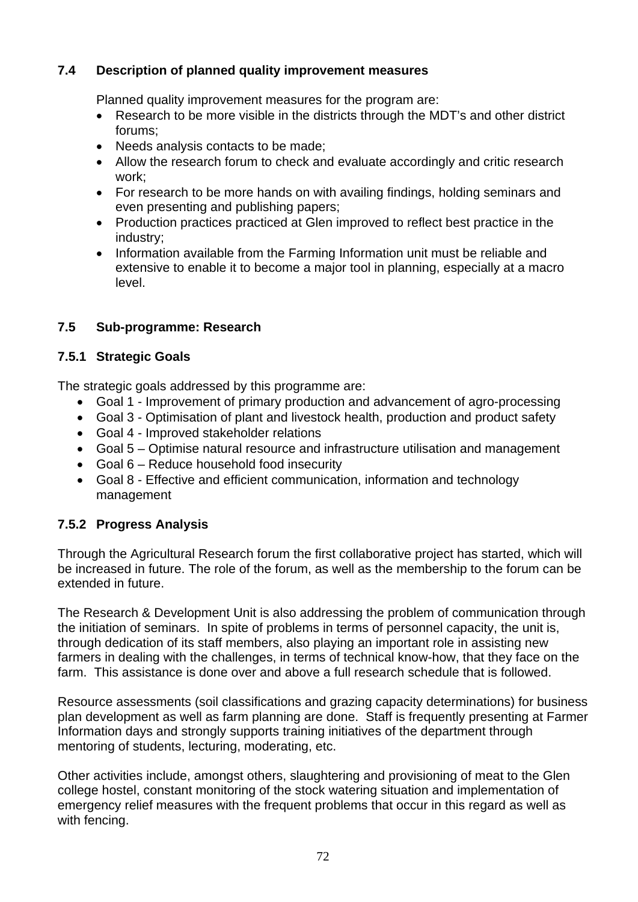### 7.4 Description of planned quality improvement measures

Planned quality improvement measures for the program are:

- Research to be more visible in the districts through the MDT's and other district forums;
- Needs analysis contacts to be made;
- Allow the research forum to check and evaluate accordingly and critic research work;
- For research to be more hands on with availing findings, holding seminars and even presenting and publishing papers;
- Production practices practiced at Glen improved to reflect best practice in the industry;
- Information available from the Farming Information unit must be reliable and extensive to enable it to become a major tool in planning, especially at a macro level.

### 7.5 Sub-programme: Research

#### 7.5.1 Strategic Goals

The strategic goals addressed by this programme are:

- Goal 1 - Improvement of primary production and advancement of agro-processing
- Goal 3 - Optimisation of plant and livestock health, production and product safety
- Goal 4 - Improved stakeholder relations
- Goal 5 – Optimise natural resource and infrastructure utilisation and management
- Goal 6 – Reduce household food insecurity
- Goal 8 - Effective and efficient communication, information and technology management

#### 7.5.2 Progress Analysis

Through the Agricultural Research forum the first collaborative project has started, which will be increased in future. The role of the forum, as well as the membership to the forum can be extended in future.

The Research & Development Unit is also addressing the problem of communication through the initiation of seminars. In spite of problems in terms of personnel capacity, the unit is, through dedication of its staff members, also playing an important role in assisting new farmers in dealing with the challenges, in terms of technical know-how, that they face on the farm. This assistance is done over and above a full research schedule that is followed.

Resource assessments (soil classifications and grazing capacity determinations) for business plan development as well as farm planning are done. Staff is frequently presenting at Farmer Information days and strongly supports training initiatives of the department through mentoring of students, lecturing, moderating, etc.

Other activities include, amongst others, slaughtering and provisioning of meat to the Glen college hostel, constant monitoring of the stock watering situation and implementation of emergency relief measures with the frequent problems that occur in this regard as well as with fencing.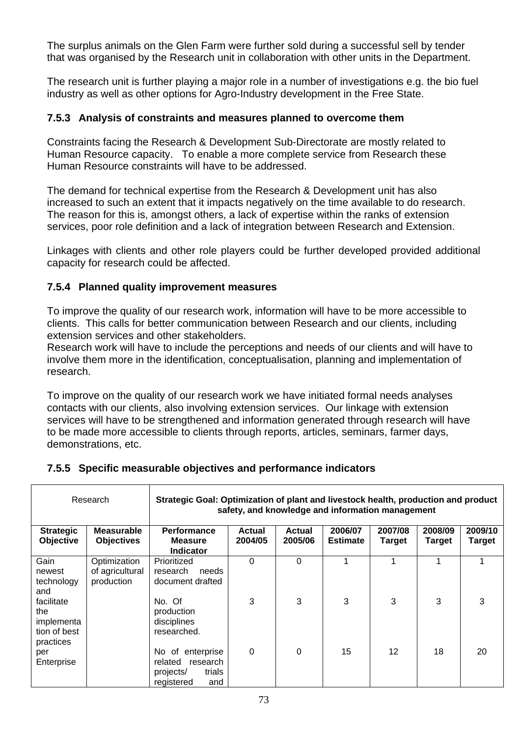The surplus animals on the Glen Farm were further sold during a successful sell by tender that was organised by the Research unit in collaboration with other units in the Department.

The research unit is further playing a major role in a number of investigations e.g. the bio fuel industry as well as other options for Agro-Industry development in the Free State.

### 7.5.3 Analysis of constraints and measures planned to overcome them

Constraints facing the Research & Development Sub-Directorate are mostly related to Human Resource capacity. To enable a more complete service from Research these Human Resource constraints will have to be addressed.

The demand for technical expertise from the Research & Development unit has also increased to such an extent that it impacts negatively on the time available to do research. The reason for this is, amongst others, a lack of expertise within the ranks of extension services, poor role definition and a lack of integration between Research and Extension.

Linkages with clients and other role players could be further developed provided additional capacity for research could be affected.

### 7.5.4 Planned quality improvement measures

To improve the quality of our research work, information will have to be more accessible to clients. This calls for better communication between Research and our clients, including extension services and other stakeholders.
Research work will have to include the perceptions and needs of our clients and will have to involve them more in the identification, conceptualisation, planning and implementation of research.

To improve on the quality of our research work we have initiated formal needs analyses contacts with our clients, also involving extension services. Our linkage with extension services will have to be strengthened and information generated through research will have to be made more accessible to clients through reports, articles, seminars, farmer days, demonstrations, etc.

### 7.5.5 Specific measurable objectives and performance indicators

| Research | | **Strategic Goal: Optimization of plant and livestock health, production and product safety, and knowledge and information management** | | | | | | |
|---|---|---|---|---|---|---|---|---|
| **Strategic Objective** | **Measurable Objectives** | **Performance Measure Indicator** | **Actual 2004/05** | **Actual 2005/06** | **2006/07 Estimate** | **2007/08 Target** | **2008/09 Target** | **2009/10 Target** |
| Gain newest technology and facilitate the implementation of best practices per Enterprise | Optimization of agricultural production | Prioritized research needs document drafted | 0 | 0 | 1 | 1 | 1 | 1 |
| | | No. Of production disciplines researched. | 3 | 3 | 3 | 3 | 3 | 3 |
| | | No of enterprise related research projects/ trials registered and | 0 | 0 | 15 | 12 | 18 | 20 |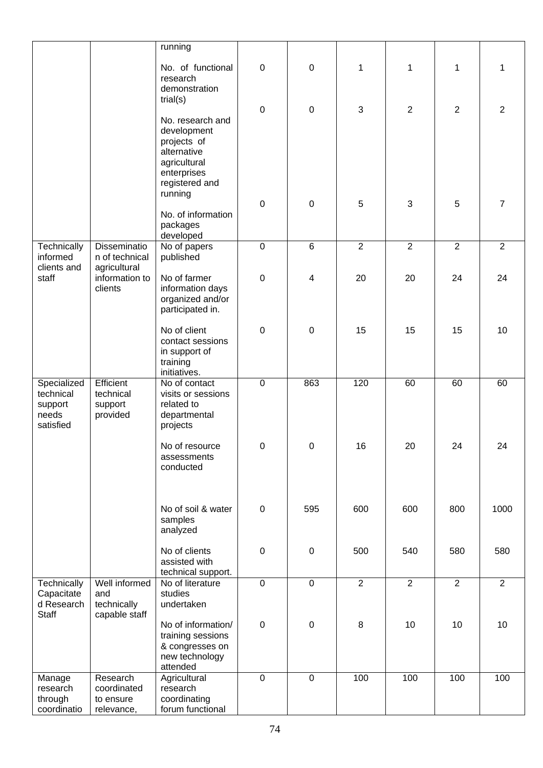| | | running | | | | | | |
|---|---|---|---|---|---|---|---|---|
| | | No. of functional research demonstration trial(s) | 0 | 0 | 1 | 1 | 1 | 1 |
| | | No. research and development projects of alternative agricultural enterprises registered and running | 0 | 0 | 3 | 2 | 2 | 2 |
| | | No. of information packages developed | 0 | 0 | 5 | 3 | 5 | 7 |
| Technically informed clients and staff | Dissemination of technical agricultural information to clients | No of papers published | 0 | 6 | 2 | 2 | 2 | 2 |
| | | No of farmer information days organized and/or participated in. | 0 | 4 | 20 | 20 | 24 | 24 |
| | | No of client contact sessions in support of training initiatives. | 0 | 0 | 15 | 15 | 15 | 10 |
| Specialized technical support needs satisfied | Efficient technical support provided | No of contact visits or sessions related to departmental projects | 0 | 863 | 120 | 60 | 60 | 60 |
| | | No of resource assessments conducted | 0 | 0 | 16 | 20 | 24 | 24 |
| | | No of soil & water samples analyzed | 0 | 595 | 600 | 600 | 800 | 1000 |
| | | No of clients assisted with technical support. | 0 | 0 | 500 | 540 | 580 | 580 |
| Technically Capacitated Research Staff | Well informed and technically capable staff | No of literature studies undertaken | 0 | 0 | 2 | 2 | 2 | 2 |
| | | No of information/ training sessions & congresses on new technology attended | 0 | 0 | 8 | 10 | 10 | 10 |
| Manage research through coordinatio | Research coordinated to ensure relevance, | Agricultural research coordinating forum functional | 0 | 0 | 100 | 100 | 100 | 100 |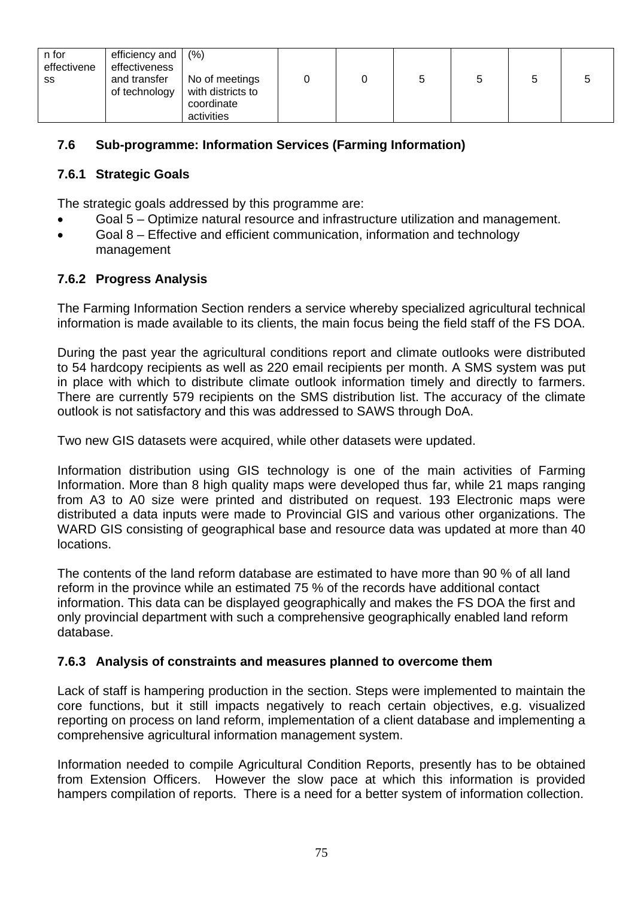| n for effectiveness | efficiency and effectiveness and transfer of technology | (%)<br><br>No of meetings with districts to coordinate activities | 0 | 0 | 5 | 5 | 5 | 5 |
|---|---|---|---|---|---|---|---|---|

## 7.6 Sub-programme: Information Services (Farming Information)

### 7.6.1 Strategic Goals

The strategic goals addressed by this programme are:

- Goal 5 – Optimize natural resource and infrastructure utilization and management.
- Goal 8 – Effective and efficient communication, information and technology management

### 7.6.2 Progress Analysis

The Farming Information Section renders a service whereby specialized agricultural technical information is made available to its clients, the main focus being the field staff of the FS DOA.

During the past year the agricultural conditions report and climate outlooks were distributed to 54 hardcopy recipients as well as 220 email recipients per month. A SMS system was put in place with which to distribute climate outlook information timely and directly to farmers. There are currently 579 recipients on the SMS distribution list. The accuracy of the climate outlook is not satisfactory and this was addressed to SAWS through DoA.

Two new GIS datasets were acquired, while other datasets were updated.

Information distribution using GIS technology is one of the main activities of Farming Information. More than 8 high quality maps were developed thus far, while 21 maps ranging from A3 to A0 size were printed and distributed on request. 193 Electronic maps were distributed a data inputs were made to Provincial GIS and various other organizations. The WARD GIS consisting of geographical base and resource data was updated at more than 40 locations.

The contents of the land reform database are estimated to have more than 90 % of all land reform in the province while an estimated 75 % of the records have additional contact information. This data can be displayed geographically and makes the FS DOA the first and only provincial department with such a comprehensive geographically enabled land reform database.

### 7.6.3 Analysis of constraints and measures planned to overcome them

Lack of staff is hampering production in the section. Steps were implemented to maintain the core functions, but it still impacts negatively to reach certain objectives, e.g. visualized reporting on process on land reform, implementation of a client database and implementing a comprehensive agricultural information management system.

Information needed to compile Agricultural Condition Reports, presently has to be obtained from Extension Officers. However the slow pace at which this information is provided hampers compilation of reports. There is a need for a better system of information collection.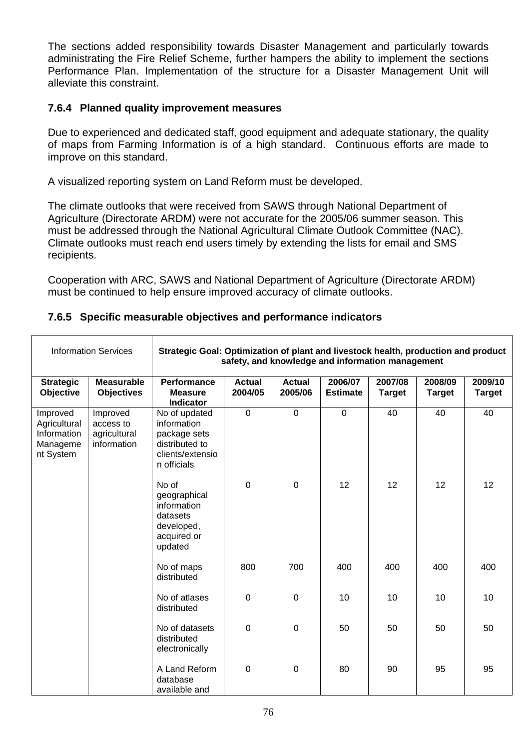The sections added responsibility towards Disaster Management and particularly towards administrating the Fire Relief Scheme, further hampers the ability to implement the sections Performance Plan. Implementation of the structure for a Disaster Management Unit will alleviate this constraint.

### 7.6.4 Planned quality improvement measures

Due to experienced and dedicated staff, good equipment and adequate stationary, the quality of maps from Farming Information is of a high standard. Continuous efforts are made to improve on this standard.

A visualized reporting system on Land Reform must be developed.

The climate outlooks that were received from SAWS through National Department of Agriculture (Directorate ARDM) were not accurate for the 2005/06 summer season. This must be addressed through the National Agricultural Climate Outlook Committee (NAC). Climate outlooks must reach end users timely by extending the lists for email and SMS recipients.

Cooperation with ARC, SAWS and National Department of Agriculture (Directorate ARDM) must be continued to help ensure improved accuracy of climate outlooks.

### 7.6.5 Specific measurable objectives and performance indicators

| Information Services | | **Strategic Goal: Optimization of plant and livestock health, production and product safety, and knowledge and information management** | | | | | | |
|---|---|---|---|---|---|---|---|---|
| **Strategic Objective** | **Measurable Objectives** | **Performance Measure Indicator** | **Actual 2004/05** | **Actual 2005/06** | **2006/07 Estimate** | **2007/08 Target** | **2008/09 Target** | **2009/10 Target** |
| Improved Agricultural Information Management System | Improved access to agricultural information | No of updated information package sets distributed to clients/extension officials | 0 | 0 | 0 | 40 | 40 | 40 |
| | | No of geographical information datasets developed, acquired or updated | 0 | 0 | 12 | 12 | 12 | 12 |
| | | No of maps distributed | 800 | 700 | 400 | 400 | 400 | 400 |
| | | No of atlases distributed | 0 | 0 | 10 | 10 | 10 | 10 |
| | | No of datasets distributed electronically | 0 | 0 | 50 | 50 | 50 | 50 |
| | | A Land Reform database available and | 0 | 0 | 80 | 90 | 95 | 95 |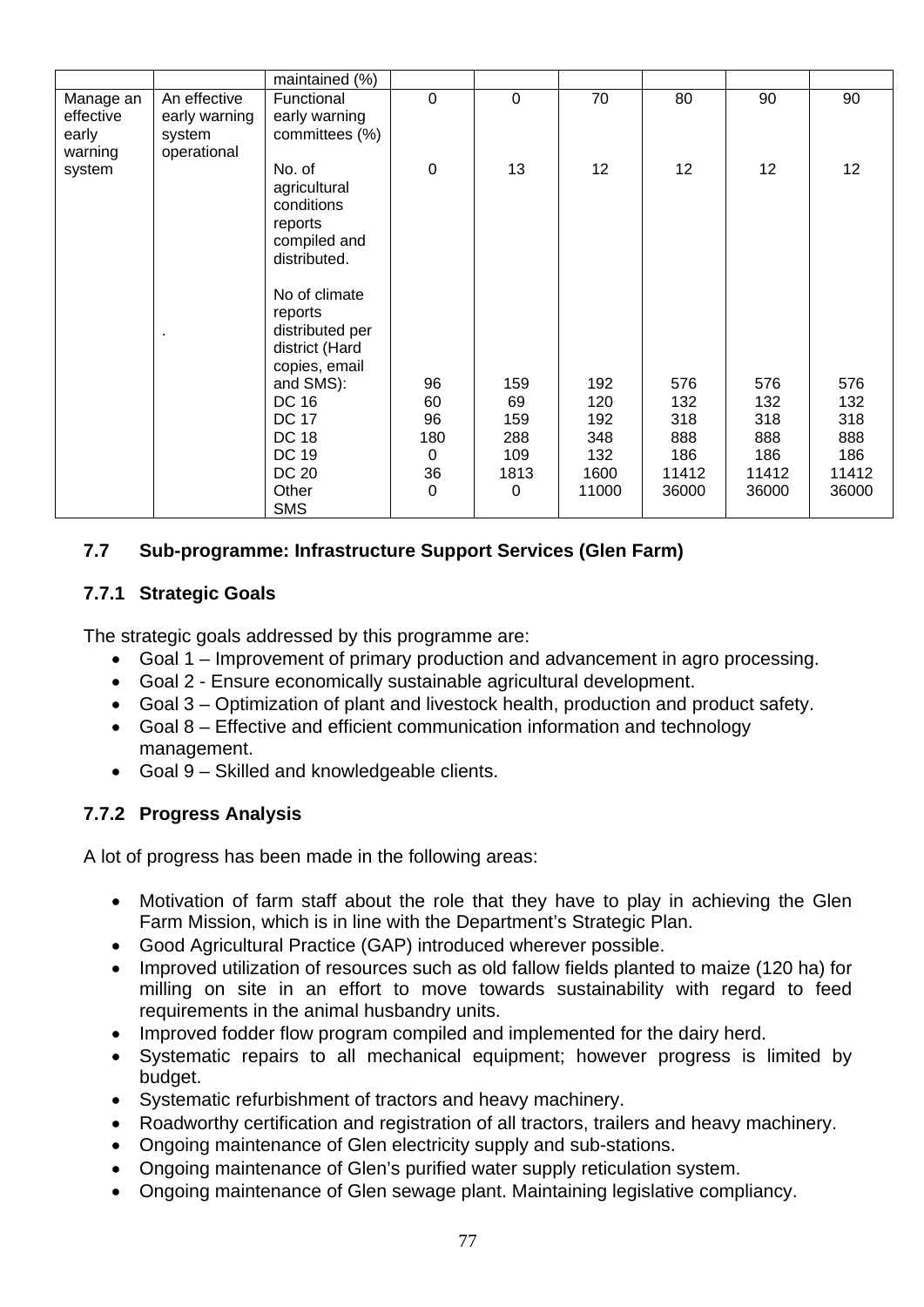| | | maintained (%) | | | | | | |
|---|---|---|---|---|---|---|---|---|
| Manage an effective early warning system | An effective early warning system operational | Functional early warning committees (%) | 0 | 0 | 70 | 80 | 90 | 90 |
| | | No. of agricultural conditions reports compiled and distributed. | 0 | 13 | 12 | 12 | 12 | 12 |
| | . | No of climate reports distributed per district (Hard copies, email and SMS): | 96 | 159 | 192 | 576 | 576 | 576 |
| | | DC 16 | 60 | 69 | 120 | 132 | 132 | 132 |
| | | DC 17 | 96 | 159 | 192 | 318 | 318 | 318 |
| | | DC 18 | 180 | 288 | 348 | 888 | 888 | 888 |
| | | DC 19 | 0 | 109 | 132 | 186 | 186 | 186 |
| | | DC 20 | 36 | 1813 | 1600 | 11412 | 11412 | 11412 |
| | | Other SMS | 0 | 0 | 11000 | 36000 | 36000 | 36000 |

## 7.7 Sub-programme: Infrastructure Support Services (Glen Farm)

### 7.7.1 Strategic Goals

The strategic goals addressed by this programme are:

- Goal 1 – Improvement of primary production and advancement in agro processing.
- Goal 2 - Ensure economically sustainable agricultural development.
- Goal 3 – Optimization of plant and livestock health, production and product safety.
- Goal 8 – Effective and efficient communication information and technology management.
- Goal 9 – Skilled and knowledgeable clients.

### 7.7.2 Progress Analysis

A lot of progress has been made in the following areas:

- Motivation of farm staff about the role that they have to play in achieving the Glen Farm Mission, which is in line with the Department's Strategic Plan.
- Good Agricultural Practice (GAP) introduced wherever possible.
- Improved utilization of resources such as old fallow fields planted to maize (120 ha) for milling on site in an effort to move towards sustainability with regard to feed requirements in the animal husbandry units.
- Improved fodder flow program compiled and implemented for the dairy herd.
- Systematic repairs to all mechanical equipment; however progress is limited by budget.
- Systematic refurbishment of tractors and heavy machinery.
- Roadworthy certification and registration of all tractors, trailers and heavy machinery.
- Ongoing maintenance of Glen electricity supply and sub-stations.
- Ongoing maintenance of Glen's purified water supply reticulation system.
- Ongoing maintenance of Glen sewage plant. Maintaining legislative compliancy.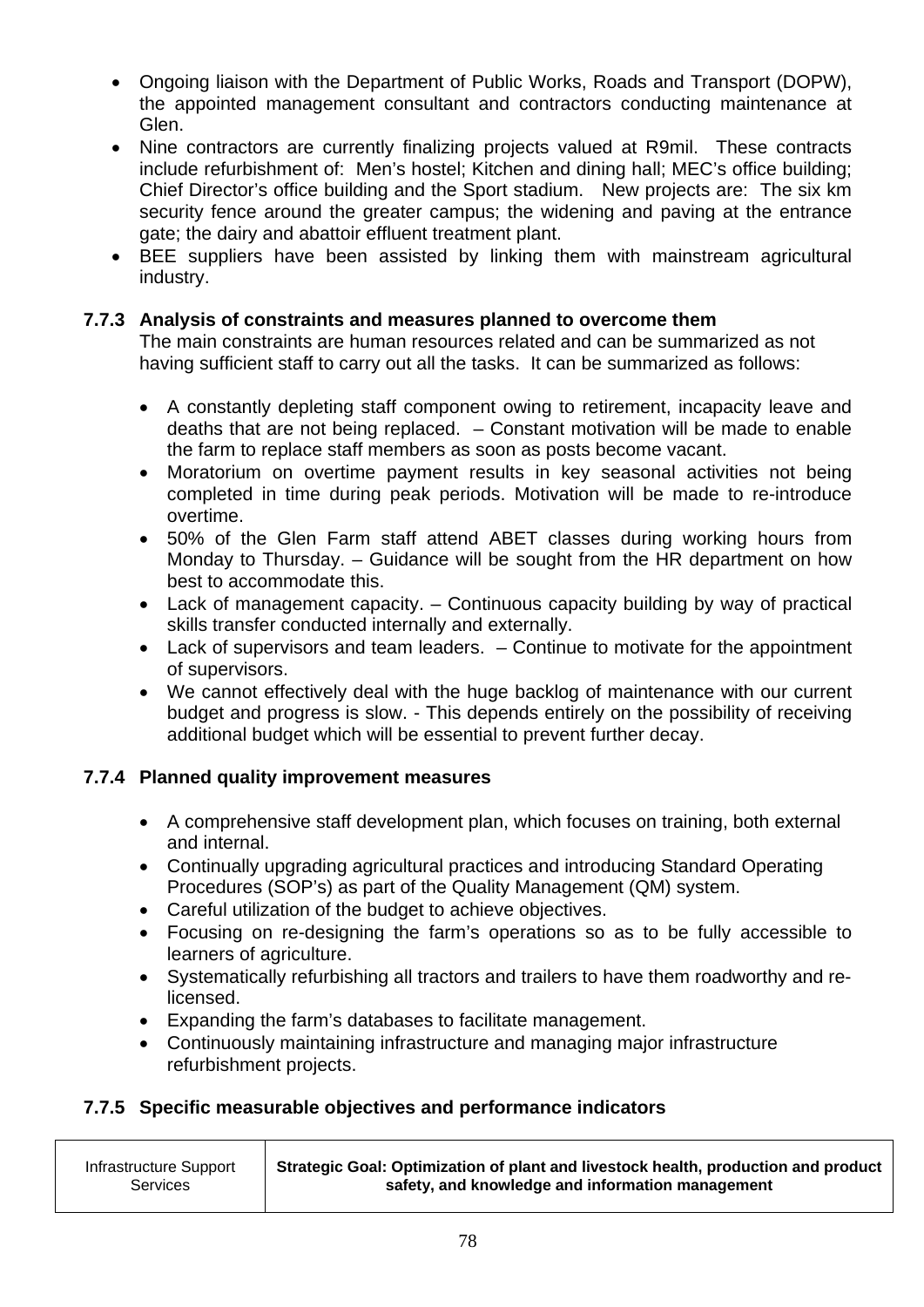- Ongoing liaison with the Department of Public Works, Roads and Transport (DOPW), the appointed management consultant and contractors conducting maintenance at Glen.
- Nine contractors are currently finalizing projects valued at R9mil. These contracts include refurbishment of: Men's hostel; Kitchen and dining hall; MEC's office building; Chief Director's office building and the Sport stadium. New projects are: The six km security fence around the greater campus; the widening and paving at the entrance gate; the dairy and abattoir effluent treatment plant.
- BEE suppliers have been assisted by linking them with mainstream agricultural industry.

### 7.7.3 Analysis of constraints and measures planned to overcome them

The main constraints are human resources related and can be summarized as not having sufficient staff to carry out all the tasks. It can be summarized as follows:

- A constantly depleting staff component owing to retirement, incapacity leave and deaths that are not being replaced. – Constant motivation will be made to enable the farm to replace staff members as soon as posts become vacant.
- Moratorium on overtime payment results in key seasonal activities not being completed in time during peak periods. Motivation will be made to re-introduce overtime.
- 50% of the Glen Farm staff attend ABET classes during working hours from Monday to Thursday. – Guidance will be sought from the HR department on how best to accommodate this.
- Lack of management capacity. – Continuous capacity building by way of practical skills transfer conducted internally and externally.
- Lack of supervisors and team leaders. – Continue to motivate for the appointment of supervisors.
- We cannot effectively deal with the huge backlog of maintenance with our current budget and progress is slow. - This depends entirely on the possibility of receiving additional budget which will be essential to prevent further decay.

### 7.7.4 Planned quality improvement measures

- A comprehensive staff development plan, which focuses on training, both external and internal.
- Continually upgrading agricultural practices and introducing Standard Operating Procedures (SOP's) as part of the Quality Management (QM) system.
- Careful utilization of the budget to achieve objectives.
- Focusing on re-designing the farm's operations so as to be fully accessible to learners of agriculture.
- Systematically refurbishing all tractors and trailers to have them roadworthy and re-licensed.
- Expanding the farm's databases to facilitate management.
- Continuously maintaining infrastructure and managing major infrastructure refurbishment projects.

### 7.7.5 Specific measurable objectives and performance indicators

| Infrastructure Support Services | **Strategic Goal: Optimization of plant and livestock health, production and product safety, and knowledge and information management** |
|---|---|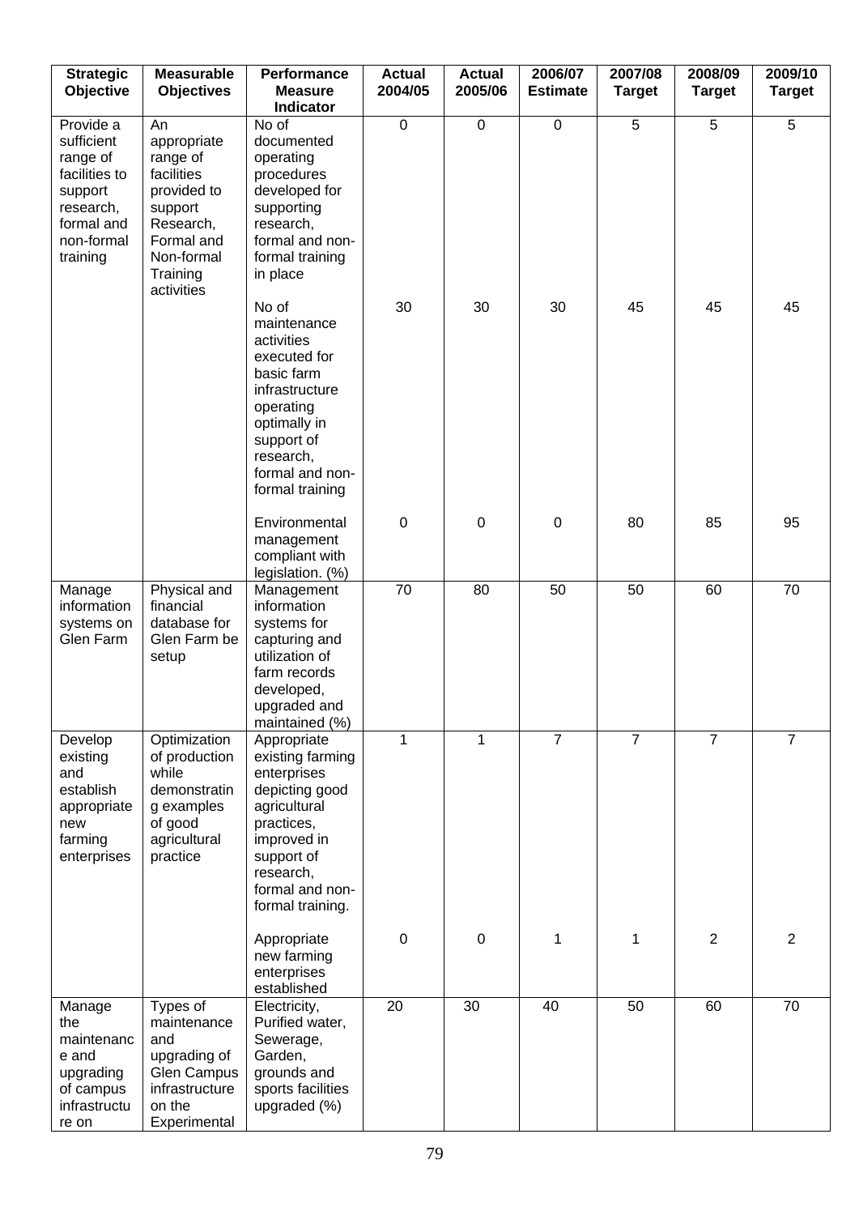| Strategic Objective | Measurable Objectives | Performance Measure Indicator | Actual 2004/05 | Actual 2005/06 | 2006/07 Estimate | 2007/08 Target | 2008/09 Target | 2009/10 Target |
|---|---|---|---|---|---|---|---|---|
| Provide a sufficient range of facilities to support research, formal and non-formal training | An appropriate range of facilities provided to support Research, Formal and Non-formal Training activities | No of documented operating procedures developed for supporting research, formal and non-formal training in place | 0 | 0 | 0 | 5 | 5 | 5 |
| | | No of maintenance activities executed for basic farm infrastructure operating optimally in support of research, formal and non-formal training | 30 | 30 | 30 | 45 | 45 | 45 |
| | | Environmental management compliant with legislation. (%) | 0 | 0 | 0 | 80 | 85 | 95 |
| Manage information systems on Glen Farm | Physical and financial database for Glen Farm be setup | Management information systems for capturing and utilization of farm records developed, upgraded and maintained (%) | 70 | 80 | 50 | 50 | 60 | 70 |
| Develop existing and establish appropriate new farming enterprises | Optimization of production while demonstrating good examples of good agricultural practice | Appropriate existing farming enterprises depicting good agricultural practices, improved in support of research, formal and non-formal training. | 1 | 1 | 7 | 7 | 7 | 7 |
| | | Appropriate new farming enterprises established | 0 | 0 | 1 | 1 | 2 | 2 |
| Manage the maintenance and upgrading of campus infrastructure on | Types of maintenance and upgrading of Glen Campus infrastructure on the Experimental | Electricity, Purified water, Sewerage, Garden, grounds and sports facilities upgraded (%) | 20 | 30 | 40 | 50 | 60 | 70 |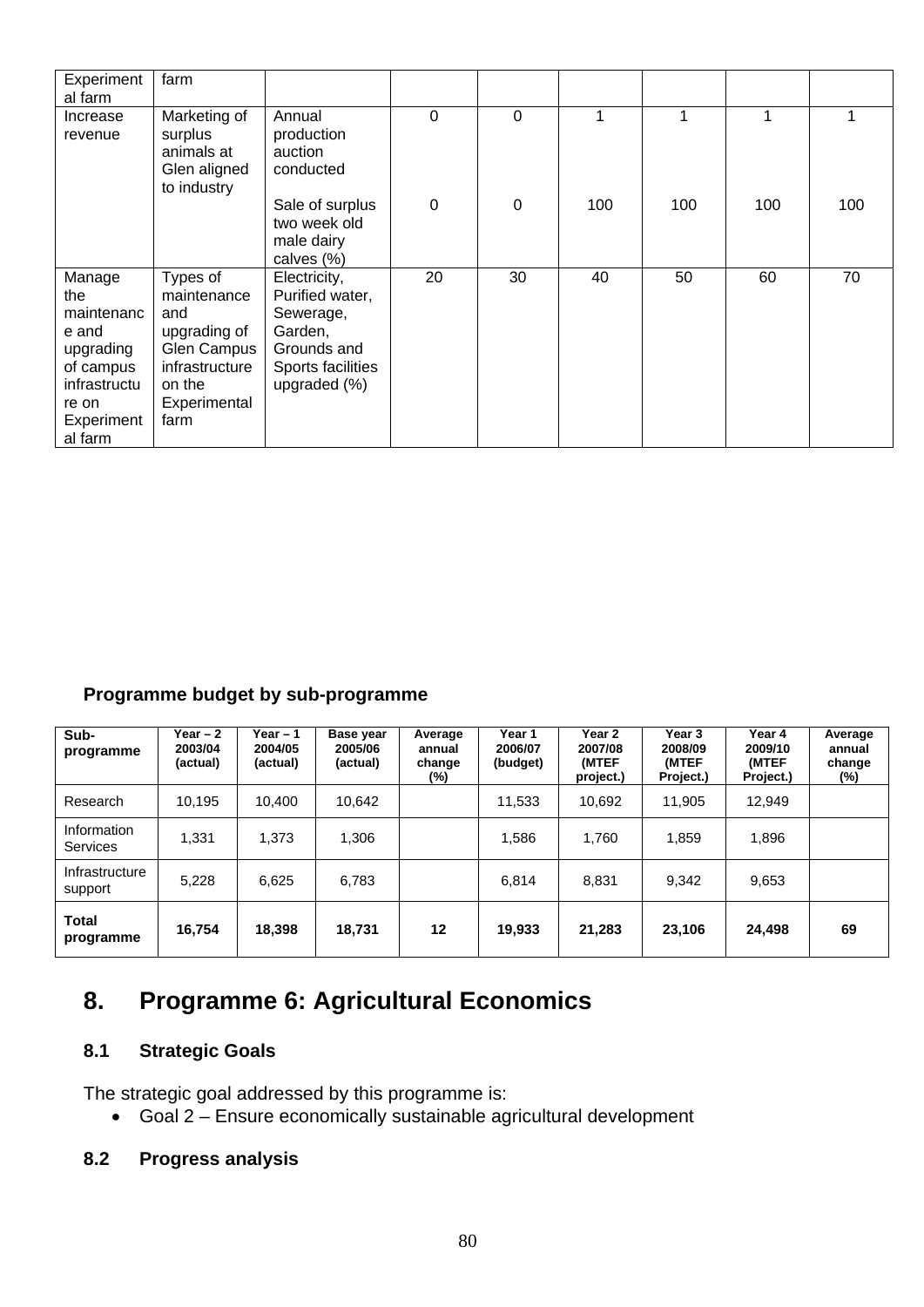| Experimental farm | farm | | | | | | | |
|---|---|---|---|---|---|---|---|---|
| Increase revenue | Marketing of surplus animals at Glen aligned to industry | Annual production auction conducted | 0 | 0 | 1 | 1 | 1 | 1 |
| | | Sale of surplus two week old male dairy calves (%) | 0 | 0 | 100 | 100 | 100 | 100 |
| Manage the maintenance and upgrading of campus infrastructure on Experimental farm | Types of maintenance and upgrading of Glen Campus infrastructure on the Experimental farm | Electricity, Purified water, Sewerage, Garden, Grounds and Sports facilities upgraded (%) | 20 | 30 | 40 | 50 | 60 | 70 |

**Programme budget by sub-programme**

| Sub-programme | Year – 2 2003/04 (actual) | Year – 1 2004/05 (actual) | Base year 2005/06 (actual) | Average annual change (%) | Year 1 2006/07 (budget) | Year 2 2007/08 (MTEF project.) | Year 3 2008/09 (MTEF Project.) | Year 4 2009/10 (MTEF Project.) | Average annual change (%) |
|---|---|---|---|---|---|---|---|---|---|
| Research | 10,195 | 10,400 | 10,642 | | 11,533 | 10,692 | 11,905 | 12,949 | |
| Information Services | 1,331 | 1,373 | 1,306 | | 1,586 | 1,760 | 1,859 | 1,896 | |
| Infrastructure support | 5,228 | 6,625 | 6,783 | | 6,814 | 8,831 | 9,342 | 9,653 | |
| **Total programme** | **16,754** | **18,398** | **18,731** | **12** | **19,933** | **21,283** | **23,106** | **24,498** | **69** |

# 8. Programme 6: Agricultural Economics

## 8.1 Strategic Goals

The strategic goal addressed by this programme is:

- Goal 2 – Ensure economically sustainable agricultural development

## 8.2 Progress analysis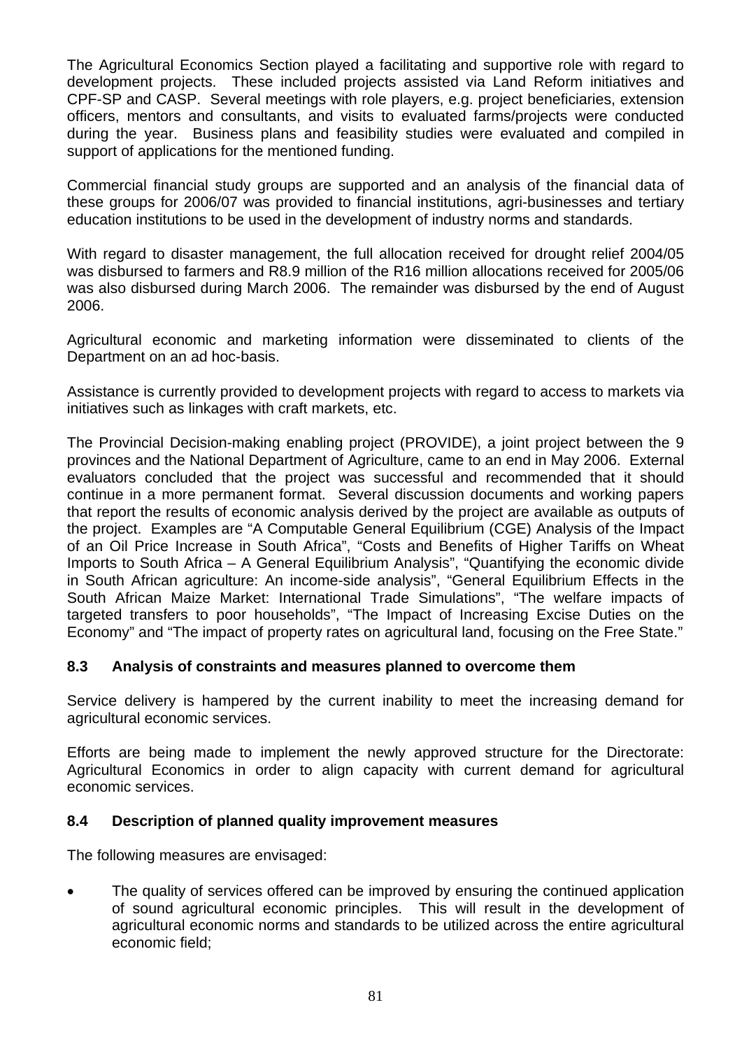The Agricultural Economics Section played a facilitating and supportive role with regard to development projects. These included projects assisted via Land Reform initiatives and CPF-SP and CASP. Several meetings with role players, e.g. project beneficiaries, extension officers, mentors and consultants, and visits to evaluated farms/projects were conducted during the year. Business plans and feasibility studies were evaluated and compiled in support of applications for the mentioned funding.

Commercial financial study groups are supported and an analysis of the financial data of these groups for 2006/07 was provided to financial institutions, agri-businesses and tertiary education institutions to be used in the development of industry norms and standards.

With regard to disaster management, the full allocation received for drought relief 2004/05 was disbursed to farmers and R8.9 million of the R16 million allocations received for 2005/06 was also disbursed during March 2006. The remainder was disbursed by the end of August 2006.

Agricultural economic and marketing information were disseminated to clients of the Department on an ad hoc-basis.

Assistance is currently provided to development projects with regard to access to markets via initiatives such as linkages with craft markets, etc.

The Provincial Decision-making enabling project (PROVIDE), a joint project between the 9 provinces and the National Department of Agriculture, came to an end in May 2006. External evaluators concluded that the project was successful and recommended that it should continue in a more permanent format. Several discussion documents and working papers that report the results of economic analysis derived by the project are available as outputs of the project. Examples are "A Computable General Equilibrium (CGE) Analysis of the Impact of an Oil Price Increase in South Africa", "Costs and Benefits of Higher Tariffs on Wheat Imports to South Africa – A General Equilibrium Analysis", "Quantifying the economic divide in South African agriculture: An income-side analysis", "General Equilibrium Effects in the South African Maize Market: International Trade Simulations", "The welfare impacts of targeted transfers to poor households", "The Impact of Increasing Excise Duties on the Economy" and "The impact of property rates on agricultural land, focusing on the Free State."

### 8.3 Analysis of constraints and measures planned to overcome them

Service delivery is hampered by the current inability to meet the increasing demand for agricultural economic services.

Efforts are being made to implement the newly approved structure for the Directorate: Agricultural Economics in order to align capacity with current demand for agricultural economic services.

### 8.4 Description of planned quality improvement measures

The following measures are envisaged:

- The quality of services offered can be improved by ensuring the continued application of sound agricultural economic principles. This will result in the development of agricultural economic norms and standards to be utilized across the entire agricultural economic field;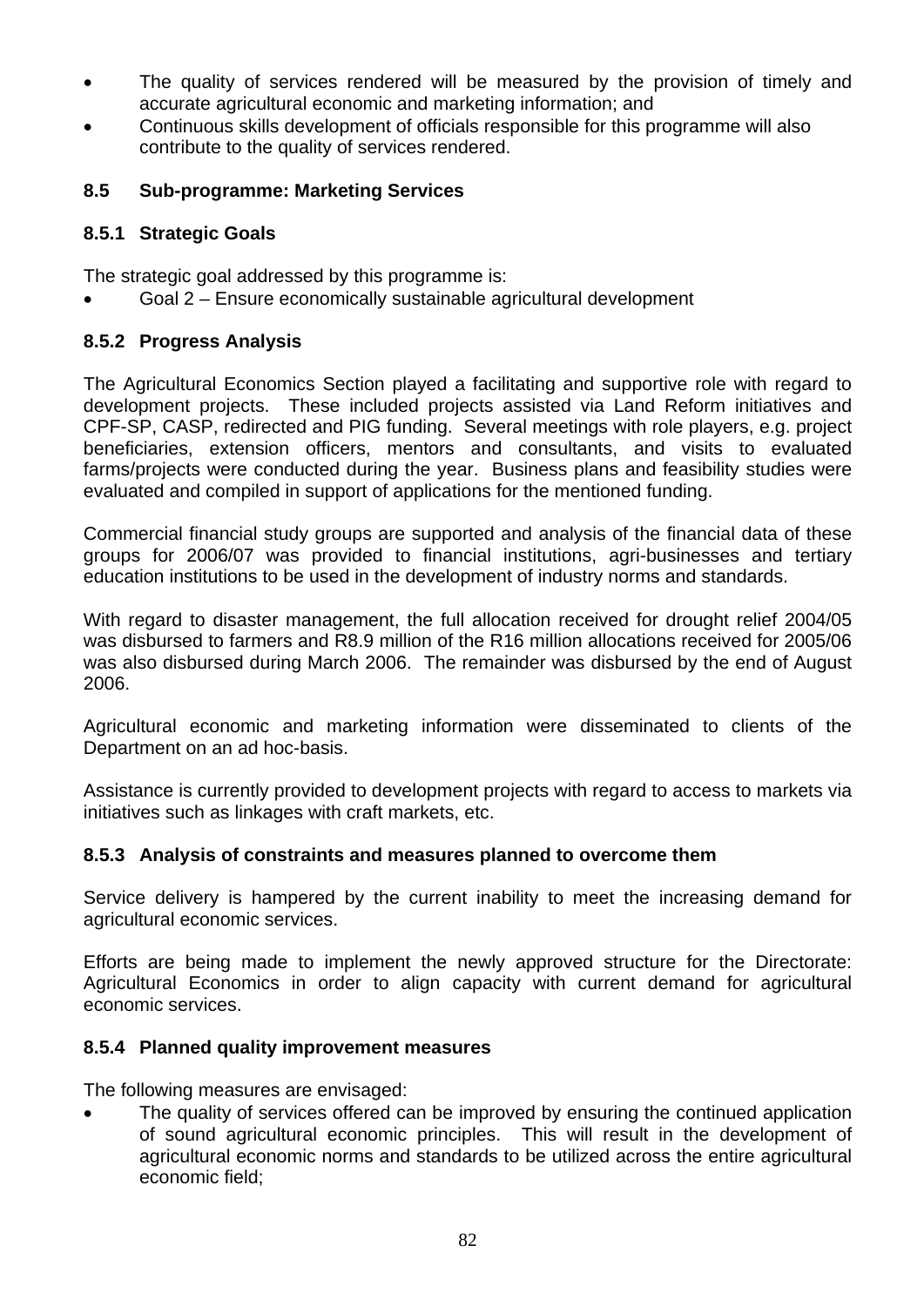- The quality of services rendered will be measured by the provision of timely and accurate agricultural economic and marketing information; and
- Continuous skills development of officials responsible for this programme will also contribute to the quality of services rendered.

### 8.5 Sub-programme: Marketing Services

#### 8.5.1 Strategic Goals

The strategic goal addressed by this programme is:

- Goal 2 – Ensure economically sustainable agricultural development

#### 8.5.2 Progress Analysis

The Agricultural Economics Section played a facilitating and supportive role with regard to development projects. These included projects assisted via Land Reform initiatives and CPF-SP, CASP, redirected and PIG funding. Several meetings with role players, e.g. project beneficiaries, extension officers, mentors and consultants, and visits to evaluated farms/projects were conducted during the year. Business plans and feasibility studies were evaluated and compiled in support of applications for the mentioned funding.

Commercial financial study groups are supported and analysis of the financial data of these groups for 2006/07 was provided to financial institutions, agri-businesses and tertiary education institutions to be used in the development of industry norms and standards.

With regard to disaster management, the full allocation received for drought relief 2004/05 was disbursed to farmers and R8.9 million of the R16 million allocations received for 2005/06 was also disbursed during March 2006. The remainder was disbursed by the end of August 2006.

Agricultural economic and marketing information were disseminated to clients of the Department on an ad hoc-basis.

Assistance is currently provided to development projects with regard to access to markets via initiatives such as linkages with craft markets, etc.

#### 8.5.3 Analysis of constraints and measures planned to overcome them

Service delivery is hampered by the current inability to meet the increasing demand for agricultural economic services.

Efforts are being made to implement the newly approved structure for the Directorate: Agricultural Economics in order to align capacity with current demand for agricultural economic services.

#### 8.5.4 Planned quality improvement measures

The following measures are envisaged:

- The quality of services offered can be improved by ensuring the continued application of sound agricultural economic principles. This will result in the development of agricultural economic norms and standards to be utilized across the entire agricultural economic field;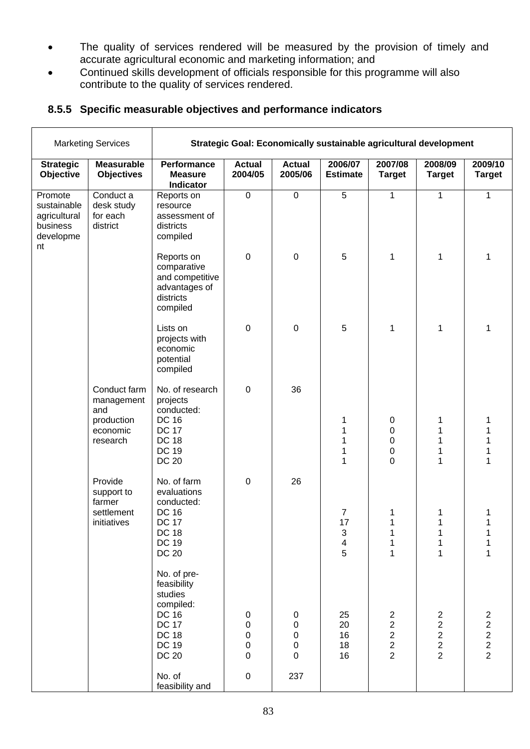- The quality of services rendered will be measured by the provision of timely and accurate agricultural economic and marketing information; and
- Continued skills development of officials responsible for this programme will also contribute to the quality of services rendered.

### 8.5.5 Specific measurable objectives and performance indicators

| Marketing Services | | Strategic Goal: Economically sustainable agricultural development | | | | | | |
|---|---|---|---|---|---|---|---|---|
| **Strategic Objective** | **Measurable Objectives** | **Performance Measure Indicator** | **Actual 2004/05** | **Actual 2005/06** | **2006/07 Estimate** | **2007/08 Target** | **2008/09 Target** | **2009/10 Target** |
| Promote sustainable agricultural business development | Conduct a desk study for each district | Reports on resource assessment of districts compiled | 0 | 0 | 5 | 1 | 1 | 1 |
| | | Reports on comparative and competitive advantages of districts compiled | 0 | 0 | 5 | 1 | 1 | 1 |
| | | Lists on projects with economic potential compiled | 0 | 0 | 5 | 1 | 1 | 1 |
| | Conduct farm management and production economic research | No. of research projects conducted: | 0 | 36 | | | | |
| | | DC 16 | | | 1 | 0 | 1 | 1 |
| | | DC 17 | | | 1 | 0 | 1 | 1 |
| | | DC 18 | | | 1 | 0 | 1 | 1 |
| | | DC 19 | | | 1 | 0 | 1 | 1 |
| | | DC 20 | | | 1 | 0 | 1 | 1 |
| | Provide support to farmer settlement initiatives | No. of farm evaluations conducted: | 0 | 26 | | | | |
| | | DC 16 | | | 7 | 1 | 1 | 1 |
| | | DC 17 | | | 17 | 1 | 1 | 1 |
| | | DC 18 | | | 3 | 1 | 1 | 1 |
| | | DC 19 | | | 4 | 1 | 1 | 1 |
| | | DC 20 | | | 5 | 1 | 1 | 1 |
| | | No. of pre-feasibility studies compiled: | | | | | | |
| | | DC 16 | 0 | 0 | 25 | 2 | 2 | 2 |
| | | DC 17 | 0 | 0 | 20 | 2 | 2 | 2 |
| | | DC 18 | 0 | 0 | 16 | 2 | 2 | 2 |
| | | DC 19 | 0 | 0 | 18 | 2 | 2 | 2 |
| | | DC 20 | 0 | 0 | 16 | 2 | 2 | 2 |
| | | No. of feasibility and | 0 | 237 | | | | |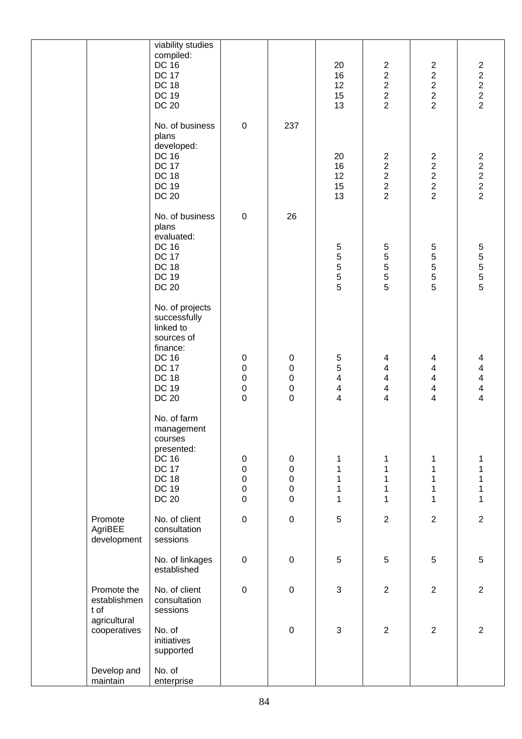| | | | | | | | |
|---|---|---|---|---|---|---|---|
| | | viability studies compiled:<br>DC 16<br>DC 17<br>DC 18<br>DC 19<br>DC 20 | | | 20<br>16<br>12<br>15<br>13 | 2<br>2<br>2<br>2<br>2 | 2<br>2<br>2<br>2<br>2 | 2<br>2<br>2<br>2<br>2 |
| | | No. of business plans developed:<br>DC 16<br>DC 17<br>DC 18<br>DC 19<br>DC 20 | 0 | 237 | 20<br>16<br>12<br>15<br>13 | 2<br>2<br>2<br>2<br>2 | 2<br>2<br>2<br>2<br>2 | 2<br>2<br>2<br>2<br>2 |
| | | No. of business plans evaluated:<br>DC 16<br>DC 17<br>DC 18<br>DC 19<br>DC 20 | 0 | 26 | 5<br>5<br>5<br>5<br>5 | 5<br>5<br>5<br>5<br>5 | 5<br>5<br>5<br>5<br>5 | 5<br>5<br>5<br>5<br>5 |
| | | No. of projects successfully linked to sources of finance:<br>DC 16<br>DC 17<br>DC 18<br>DC 19<br>DC 20 | 0<br>0<br>0<br>0<br>0 | 0<br>0<br>0<br>0<br>0 | 5<br>5<br>4<br>4<br>4 | 4<br>4<br>4<br>4<br>4 | 4<br>4<br>4<br>4<br>4 | 4<br>4<br>4<br>4<br>4 |
| | | No. of farm management courses presented:<br>DC 16<br>DC 17<br>DC 18<br>DC 19<br>DC 20 | 0<br>0<br>0<br>0<br>0 | 0<br>0<br>0<br>0<br>0 | 1<br>1<br>1<br>1<br>1 | 1<br>1<br>1<br>1<br>1 | 1<br>1<br>1<br>1<br>1 | 1<br>1<br>1<br>1<br>1 |
| | Promote AgriBEE development | No. of client consultation sessions | 0 | 0 | 5 | 2 | 2 | 2 |
| | | No. of linkages established | 0 | 0 | 5 | 5 | 5 | 5 |
| | Promote the establishment of agricultural cooperatives | No. of client consultation sessions | 0 | 0 | 3 | 2 | 2 | 2 |
| | | No. of initiatives supported | | 0 | 3 | 2 | 2 | 2 |
| | Develop and maintain | No. of enterprise | | | | | | |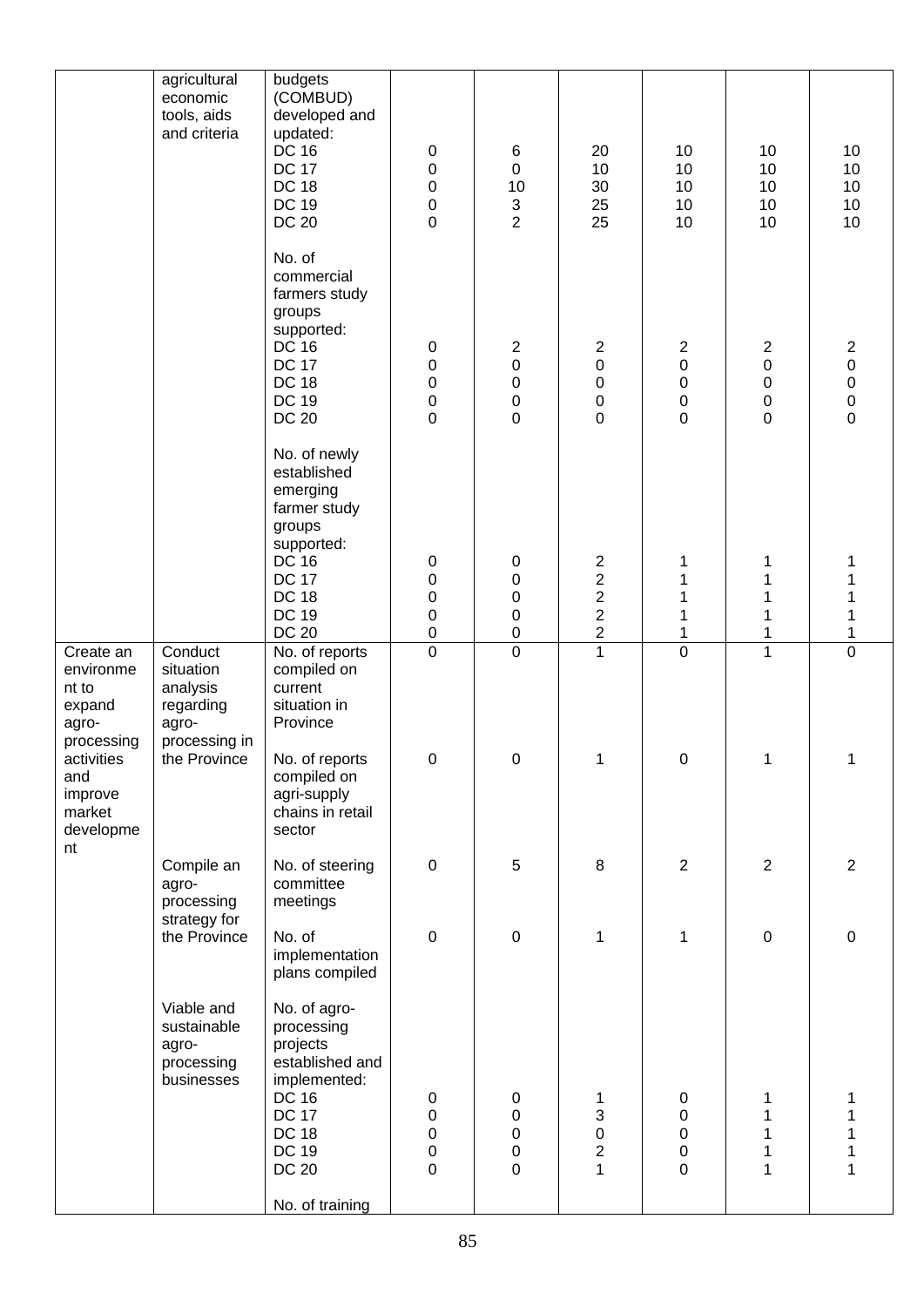| | | | | | | | | |
|---|---|---|---|---|---|---|---|---|
| | agricultural economic tools, aids and criteria | budgets (COMBUD) developed and updated:<br>DC 16<br>DC 17<br>DC 18<br>DC 19<br>DC 20 | <br>0<br>0<br>0<br>0<br>0 | <br>6<br>0<br>10<br>3<br>2 | <br>20<br>10<br>30<br>25<br>25 | <br>10<br>10<br>10<br>10<br>10 | <br>10<br>10<br>10<br>10<br>10 | <br>10<br>10<br>10<br>10<br>10 |
| | | No. of commercial farmers study groups supported:<br>DC 16<br>DC 17<br>DC 18<br>DC 19<br>DC 20 | <br>0<br>0<br>0<br>0<br>0 | <br>2<br>0<br>0<br>0<br>0 | <br>2<br>0<br>0<br>0<br>0 | <br>2<br>0<br>0<br>0<br>0 | <br>2<br>0<br>0<br>0<br>0 | <br>2<br>0<br>0<br>0<br>0 |
| | | No. of newly established emerging farmer study groups supported:<br>DC 16<br>DC 17<br>DC 18<br>DC 19<br>DC 20 | <br>0<br>0<br>0<br>0<br>0 | <br>0<br>0<br>0<br>0<br>0 | <br>2<br>2<br>2<br>2<br>2 | <br>1<br>1<br>1<br>1<br>1 | <br>1<br>1<br>1<br>1<br>1 | <br>1<br>1<br>1<br>1<br>1 |
| Create an environment to expand agro-processing activities and improve market development | Conduct situation analysis regarding agro-processing in the Province | No. of reports compiled on current situation in Province | 0 | 0 | 1 | 0 | 1 | 0 |
| | | No. of reports compiled on agri-supply chains in retail sector | 0 | 0 | 1 | 0 | 1 | 1 |
| | Compile an agro-processing strategy for the Province | No. of steering committee meetings | 0 | 5 | 8 | 2 | 2 | 2 |
| | | No. of implementation plans compiled | 0 | 0 | 1 | 1 | 0 | 0 |
| | Viable and sustainable agro-processing businesses | No. of agro-processing projects established and implemented:<br>DC 16<br>DC 17<br>DC 18<br>DC 19<br>DC 20 | <br>0<br>0<br>0<br>0<br>0 | <br>0<br>0<br>0<br>0<br>0 | <br>1<br>3<br>0<br>2<br>1 | <br>0<br>0<br>0<br>0<br>0 | <br>1<br>1<br>1<br>1<br>1 | <br>1<br>1<br>1<br>1<br>1 |
| | | No. of training | | | | | | |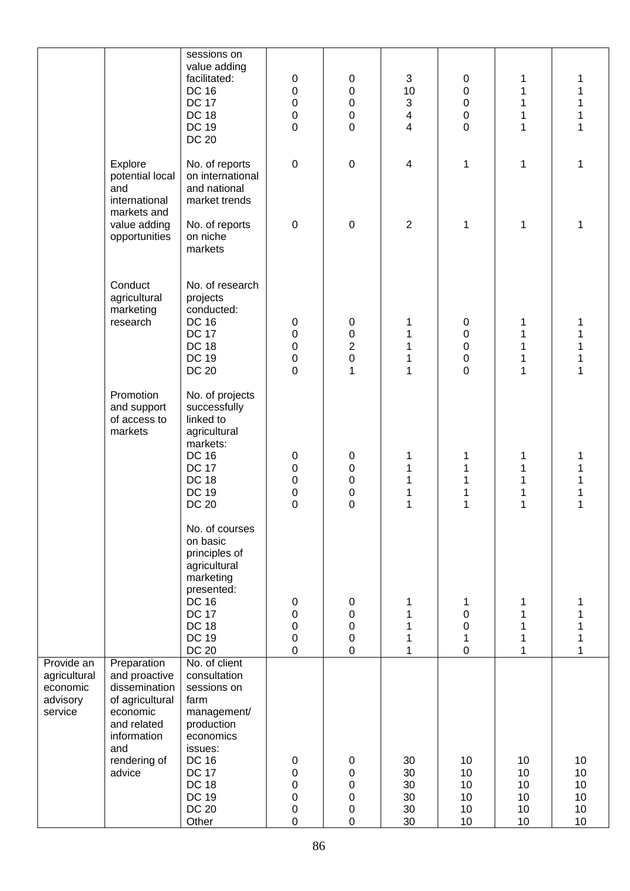| | | sessions on value adding facilitated:<br>DC 16<br>DC 17<br>DC 18<br>DC 19<br>DC 20 | 0<br>0<br>0<br>0<br>0 | 0<br>0<br>0<br>0<br>0 | 3<br>10<br>3<br>4<br>4 | 0<br>0<br>0<br>0<br>0 | 1<br>1<br>1<br>1<br>1 | 1<br>1<br>1<br>1<br>1 |
|---|---|---|---|---|---|---|---|---|
| | Explore potential local and international markets and value adding opportunities | No. of reports on international and national market trends | 0 | 0 | 4 | 1 | 1 | 1 |
| | | No. of reports on niche markets | 0 | 0 | 2 | 1 | 1 | 1 |
| | Conduct agricultural marketing research | No. of research projects conducted:<br>DC 16<br>DC 17<br>DC 18<br>DC 19<br>DC 20 | 0<br>0<br>0<br>0<br>0 | 0<br>0<br>2<br>0<br>1 | 1<br>1<br>1<br>1<br>1 | 0<br>0<br>0<br>0<br>0 | 1<br>1<br>1<br>1<br>1 | 1<br>1<br>1<br>1<br>1 |
| | Promotion and support of access to markets | No. of projects successfully linked to agricultural markets:<br>DC 16<br>DC 17<br>DC 18<br>DC 19<br>DC 20 | 0<br>0<br>0<br>0<br>0 | 0<br>0<br>0<br>0<br>0 | 1<br>1<br>1<br>1<br>1 | 1<br>1<br>1<br>1<br>1 | 1<br>1<br>1<br>1<br>1 | 1<br>1<br>1<br>1<br>1 |
| | | No. of courses on basic principles of agricultural marketing presented:<br>DC 16<br>DC 17<br>DC 18<br>DC 19<br>DC 20 | 0<br>0<br>0<br>0<br>0 | 0<br>0<br>0<br>0<br>0 | 1<br>1<br>1<br>1<br>1 | 1<br>0<br>0<br>1<br>0 | 1<br>1<br>1<br>1<br>1 | 1<br>1<br>1<br>1<br>1 |
| Provide an agricultural economic advisory service | Preparation and proactive dissemination of agricultural economic and related information and rendering of advice | No. of client consultation sessions on farm management/ production economics issues:<br>DC 16<br>DC 17<br>DC 18<br>DC 19<br>DC 20<br>Other | 0<br>0<br>0<br>0<br>0<br>0 | 0<br>0<br>0<br>0<br>0<br>0 | 30<br>30<br>30<br>30<br>30<br>30 | 10<br>10<br>10<br>10<br>10<br>10 | 10<br>10<br>10<br>10<br>10<br>10 | 10<br>10<br>10<br>10<br>10<br>10 |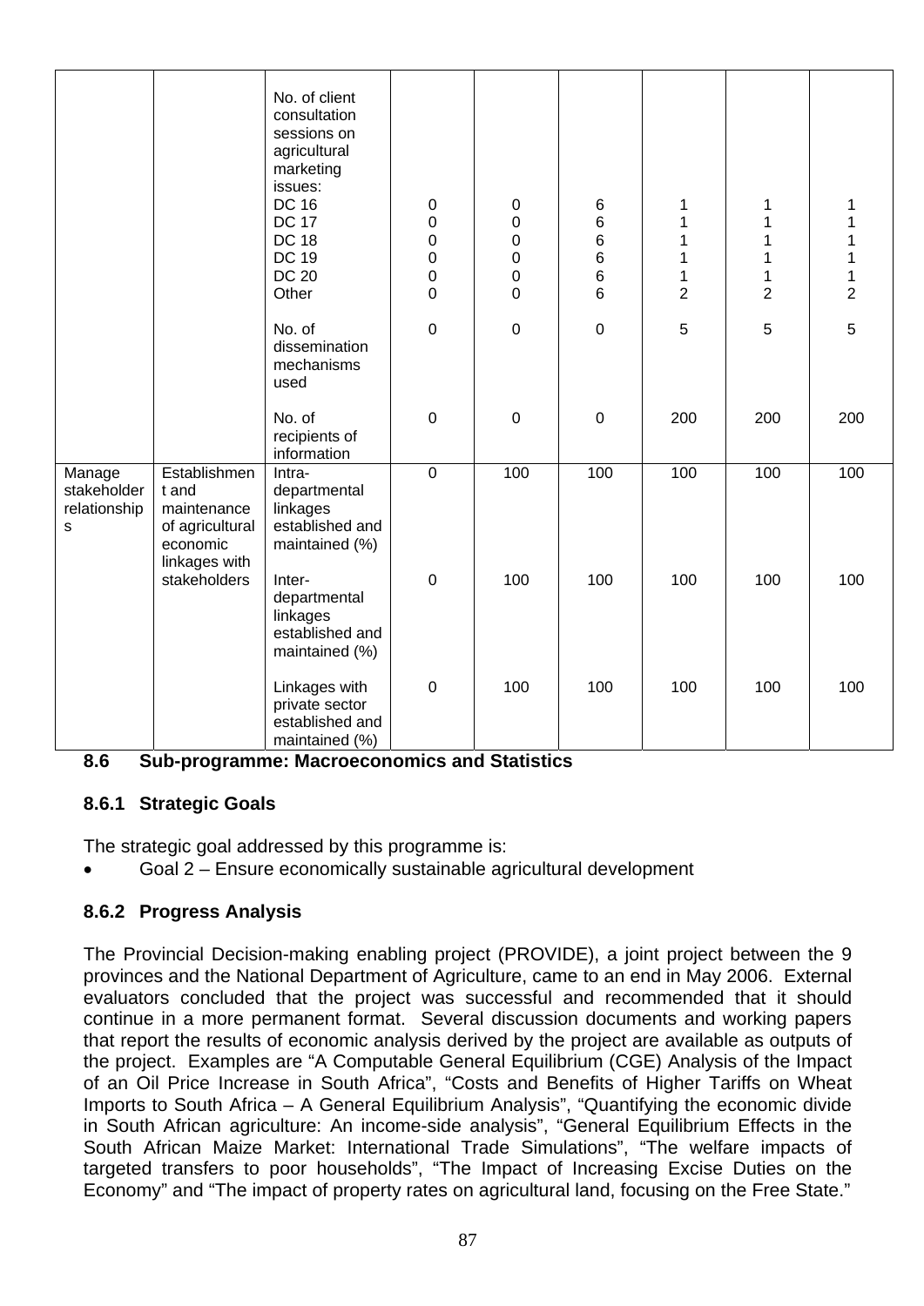| | | | | | | | | |
|---|---|---|---|---|---|---|---|---|
| | | No. of client consultation sessions on agricultural marketing issues:<br>DC 16<br>DC 17<br>DC 18<br>DC 19<br>DC 20<br>Other | <br><br><br><br><br><br>0<br>0<br>0<br>0<br>0<br>0 | <br><br><br><br><br><br>0<br>0<br>0<br>0<br>0<br>0 | <br><br><br><br><br><br>6<br>6<br>6<br>6<br>6<br>6 | <br><br><br><br><br><br>1<br>1<br>1<br>1<br>1<br>2 | <br><br><br><br><br><br>1<br>1<br>1<br>1<br>1<br>2 | <br><br><br><br><br><br>1<br>1<br>1<br>1<br>1<br>2 |
| | | No. of dissemination mechanisms used | 0 | 0 | 0 | 5 | 5 | 5 |
| | | No. of recipients of information | 0 | 0 | 0 | 200 | 200 | 200 |
| Manage stakeholder relationships | Establishment and maintenance of agricultural economic linkages with stakeholders | Intra-departmental linkages established and maintained (%) | 0 | 100 | 100 | 100 | 100 | 100 |
| | | Inter-departmental linkages established and maintained (%) | 0 | 100 | 100 | 100 | 100 | 100 |
| | | Linkages with private sector established and maintained (%) | 0 | 100 | 100 | 100 | 100 | 100 |

### 8.6 Sub-programme: Macroeconomics and Statistics

#### 8.6.1 Strategic Goals

The strategic goal addressed by this programme is:

- Goal 2 – Ensure economically sustainable agricultural development

#### 8.6.2 Progress Analysis

The Provincial Decision-making enabling project (PROVIDE), a joint project between the 9 provinces and the National Department of Agriculture, came to an end in May 2006. External evaluators concluded that the project was successful and recommended that it should continue in a more permanent format. Several discussion documents and working papers that report the results of economic analysis derived by the project are available as outputs of the project. Examples are "A Computable General Equilibrium (CGE) Analysis of the Impact of an Oil Price Increase in South Africa", "Costs and Benefits of Higher Tariffs on Wheat Imports to South Africa – A General Equilibrium Analysis", "Quantifying the economic divide in South African agriculture: An income-side analysis", "General Equilibrium Effects in the South African Maize Market: International Trade Simulations", "The welfare impacts of targeted transfers to poor households", "The Impact of Increasing Excise Duties on the Economy" and "The impact of property rates on agricultural land, focusing on the Free State."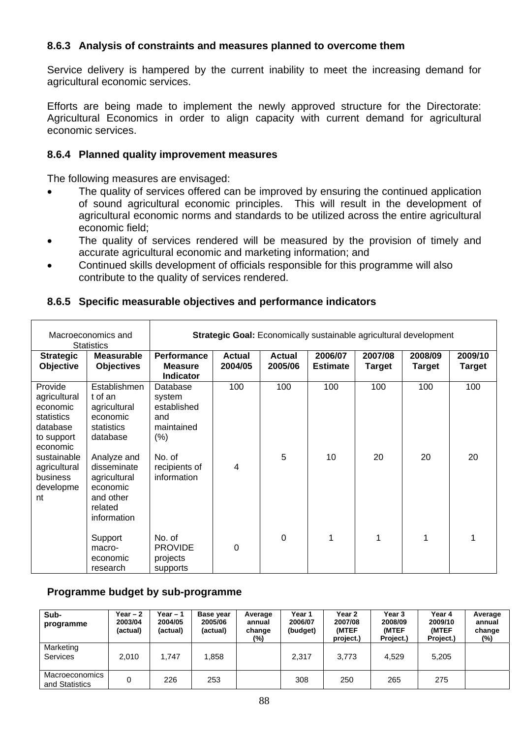### 8.6.3 Analysis of constraints and measures planned to overcome them

Service delivery is hampered by the current inability to meet the increasing demand for agricultural economic services.

Efforts are being made to implement the newly approved structure for the Directorate: Agricultural Economics in order to align capacity with current demand for agricultural economic services.

### 8.6.4 Planned quality improvement measures

The following measures are envisaged:

- The quality of services offered can be improved by ensuring the continued application of sound agricultural economic principles. This will result in the development of agricultural economic norms and standards to be utilized across the entire agricultural economic field;
- The quality of services rendered will be measured by the provision of timely and accurate agricultural economic and marketing information; and
- Continued skills development of officials responsible for this programme will also contribute to the quality of services rendered.

### 8.6.5 Specific measurable objectives and performance indicators

| Macroeconomics and Statistics | | **Strategic Goal:** Economically sustainable agricultural development | | | | | | |
|---|---|---|---|---|---|---|---|---|
| **Strategic Objective** | **Measurable Objectives** | **Performance Measure Indicator** | **Actual 2004/05** | **Actual 2005/06** | **2006/07 Estimate** | **2007/08 Target** | **2008/09 Target** | **2009/10 Target** |
| Provide agricultural economic statistics database to support economic sustainable agricultural business development | Establishment of an agricultural economic statistics database | Database system established and maintained (%) | 100 | 100 | 100 | 100 | 100 | 100 |
| | Analyze and disseminate agricultural economic and other related information | No. of recipients of information | 4 | 5 | 10 | 20 | 20 | 20 |
| | Support macro-economic research | No. of PROVIDE projects supports | 0 | 0 | 1 | 1 | 1 | 1 |

### Programme budget by sub-programme

| Sub-programme | Year – 2 2003/04 (actual) | Year – 1 2004/05 (actual) | Base year 2005/06 (actual) | Average annual change (%) | Year 1 2006/07 (budget) | Year 2 2007/08 (MTEF project.) | Year 3 2008/09 (MTEF Project.) | Year 4 2009/10 (MTEF Project.) | Average annual change (%) |
|---|---|---|---|---|---|---|---|---|---|
| Marketing Services | 2,010 | 1,747 | 1,858 | | 2,317 | 3,773 | 4,529 | 5,205 | |
| Macroeconomics and Statistics | 0 | 226 | 253 | | 308 | 250 | 265 | 275 | |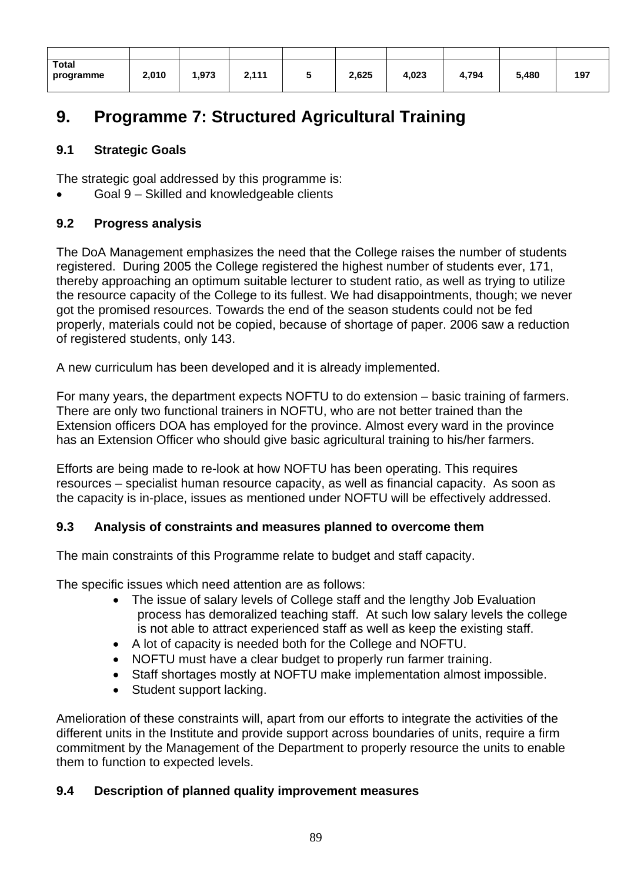| | | | | | | | | | |
|---|---|---|---|---|---|---|---|---|---|
| **Total programme** | **2,010** | **1,973** | **2,111** | **5** | **2,625** | **4,023** | **4,794** | **5,480** | **197** |

# 9. Programme 7: Structured Agricultural Training

## 9.1 Strategic Goals

The strategic goal addressed by this programme is:

- Goal 9 – Skilled and knowledgeable clients

## 9.2 Progress analysis

The DoA Management emphasizes the need that the College raises the number of students registered. During 2005 the College registered the highest number of students ever, 171, thereby approaching an optimum suitable lecturer to student ratio, as well as trying to utilize the resource capacity of the College to its fullest. We had disappointments, though; we never got the promised resources. Towards the end of the season students could not be fed properly, materials could not be copied, because of shortage of paper. 2006 saw a reduction of registered students, only 143.

A new curriculum has been developed and it is already implemented.

For many years, the department expects NOFTU to do extension – basic training of farmers. There are only two functional trainers in NOFTU, who are not better trained than the Extension officers DOA has employed for the province. Almost every ward in the province has an Extension Officer who should give basic agricultural training to his/her farmers.

Efforts are being made to re-look at how NOFTU has been operating. This requires resources – specialist human resource capacity, as well as financial capacity. As soon as the capacity is in-place, issues as mentioned under NOFTU will be effectively addressed.

## 9.3 Analysis of constraints and measures planned to overcome them

The main constraints of this Programme relate to budget and staff capacity.

The specific issues which need attention are as follows:

- The issue of salary levels of College staff and the lengthy Job Evaluation process has demoralized teaching staff. At such low salary levels the college is not able to attract experienced staff as well as keep the existing staff.
- A lot of capacity is needed both for the College and NOFTU.
- NOFTU must have a clear budget to properly run farmer training.
- Staff shortages mostly at NOFTU make implementation almost impossible.
- Student support lacking.

Amelioration of these constraints will, apart from our efforts to integrate the activities of the different units in the Institute and provide support across boundaries of units, require a firm commitment by the Management of the Department to properly resource the units to enable them to function to expected levels.

## 9.4 Description of planned quality improvement measures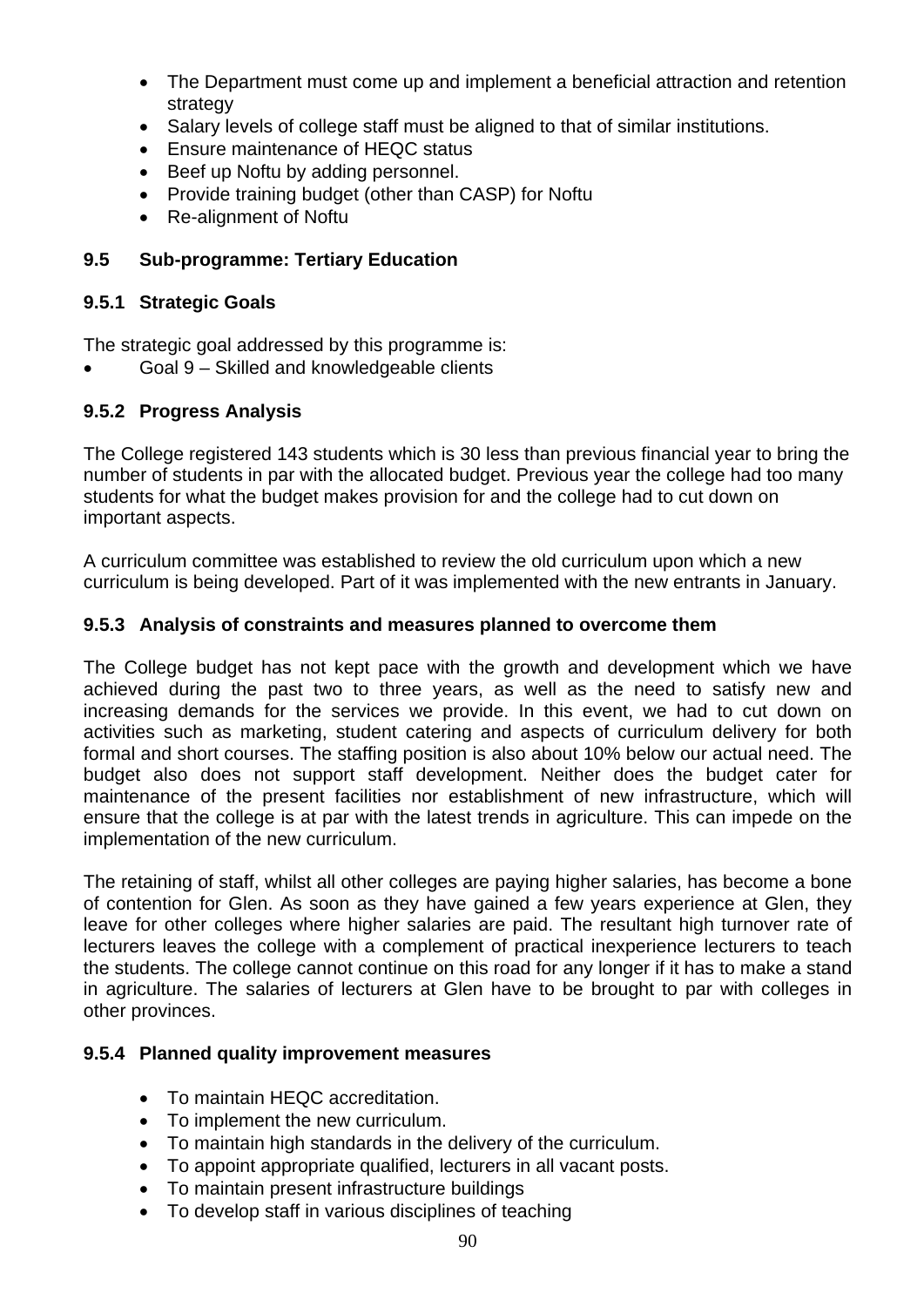- The Department must come up and implement a beneficial attraction and retention strategy
- Salary levels of college staff must be aligned to that of similar institutions.
- Ensure maintenance of HEQC status
- Beef up Noftu by adding personnel.
- Provide training budget (other than CASP) for Noftu
- Re-alignment of Noftu

## 9.5 Sub-programme: Tertiary Education

### 9.5.1 Strategic Goals

The strategic goal addressed by this programme is:

- Goal 9 – Skilled and knowledgeable clients

### 9.5.2 Progress Analysis

The College registered 143 students which is 30 less than previous financial year to bring the number of students in par with the allocated budget. Previous year the college had too many students for what the budget makes provision for and the college had to cut down on important aspects.

A curriculum committee was established to review the old curriculum upon which a new curriculum is being developed. Part of it was implemented with the new entrants in January.

### 9.5.3 Analysis of constraints and measures planned to overcome them

The College budget has not kept pace with the growth and development which we have achieved during the past two to three years, as well as the need to satisfy new and increasing demands for the services we provide. In this event, we had to cut down on activities such as marketing, student catering and aspects of curriculum delivery for both formal and short courses. The staffing position is also about 10% below our actual need. The budget also does not support staff development. Neither does the budget cater for maintenance of the present facilities nor establishment of new infrastructure, which will ensure that the college is at par with the latest trends in agriculture. This can impede on the implementation of the new curriculum.

The retaining of staff, whilst all other colleges are paying higher salaries, has become a bone of contention for Glen. As soon as they have gained a few years experience at Glen, they leave for other colleges where higher salaries are paid. The resultant high turnover rate of lecturers leaves the college with a complement of practical inexperience lecturers to teach the students. The college cannot continue on this road for any longer if it has to make a stand in agriculture. The salaries of lecturers at Glen have to be brought to par with colleges in other provinces.

### 9.5.4 Planned quality improvement measures

- To maintain HEQC accreditation.
- To implement the new curriculum.
- To maintain high standards in the delivery of the curriculum.
- To appoint appropriate qualified, lecturers in all vacant posts.
- To maintain present infrastructure buildings
- To develop staff in various disciplines of teaching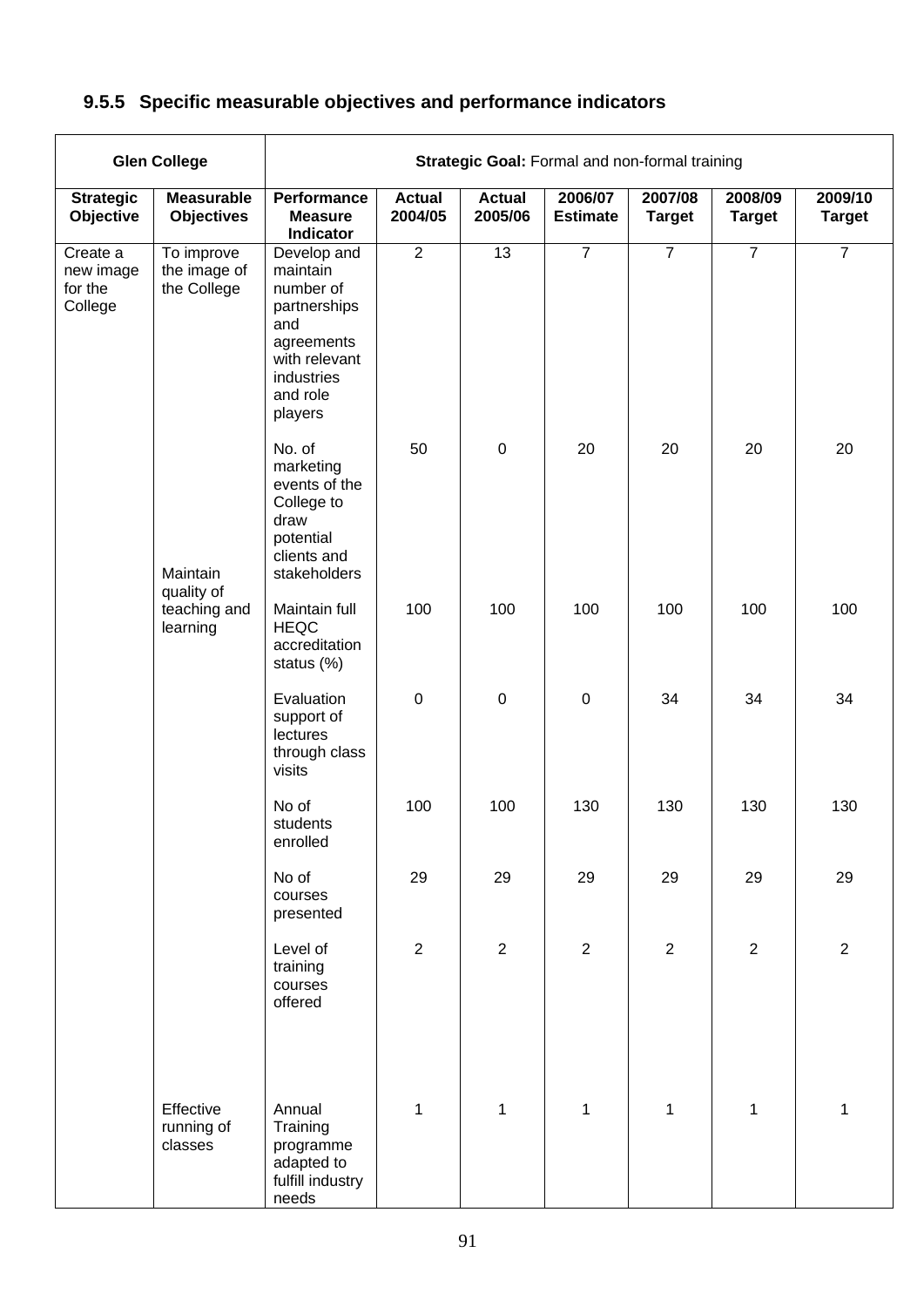### 9.5.5 Specific measurable objectives and performance indicators

| Glen College | | Strategic Goal: Formal and non-formal training | | | | | | |
|---|---|---|---|---|---|---|---|---|
| **Strategic Objective** | **Measurable Objectives** | **Performance Measure Indicator** | **Actual 2004/05** | **Actual 2005/06** | **2006/07 Estimate** | **2007/08 Target** | **2008/09 Target** | **2009/10 Target** |
| Create a new image for the College | To improve the image of the College | Develop and maintain number of partnerships and agreements with relevant industries and role players | 2 | 13 | 7 | 7 | 7 | 7 |
| | | No. of marketing events of the College to draw potential clients and stakeholders | 50 | 0 | 20 | 20 | 20 | 20 |
| | Maintain quality of teaching and learning | Maintain full HEQC accreditation status (%) | 100 | 100 | 100 | 100 | 100 | 100 |
| | | Evaluation support of lectures through class visits | 0 | 0 | 0 | 34 | 34 | 34 |
| | | No of students enrolled | 100 | 100 | 130 | 130 | 130 | 130 |
| | | No of courses presented | 29 | 29 | 29 | 29 | 29 | 29 |
| | | Level of training courses offered | 2 | 2 | 2 | 2 | 2 | 2 |
| | Effective running of classes | Annual Training programme adapted to fulfill industry needs | 1 | 1 | 1 | 1 | 1 | 1 |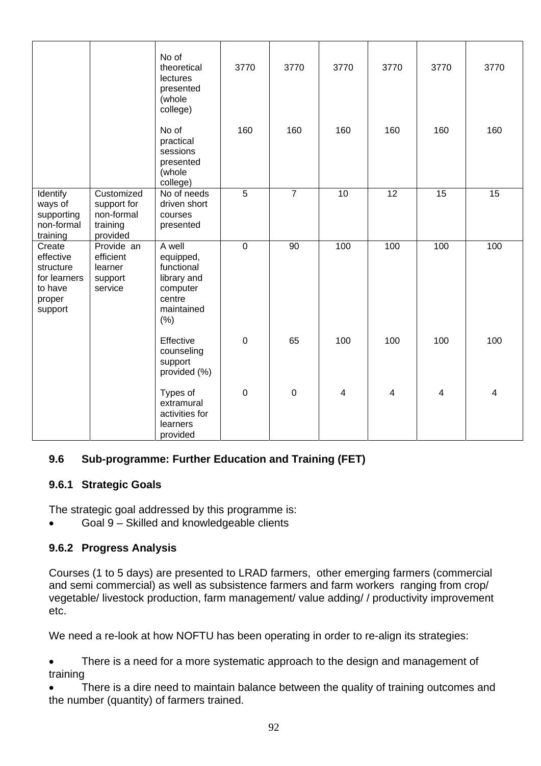|  |  | No of theoretical lectures presented (whole college) | 3770 | 3770 | 3770 | 3770 | 3770 | 3770 |
|---|---|---|---|---|---|---|---|---|
|  |  | No of practical sessions presented (whole college) | 160 | 160 | 160 | 160 | 160 | 160 |
| Identify ways of supporting non-formal training | Customized support for non-formal training provided | No of needs driven short courses presented | 5 | 7 | 10 | 12 | 15 | 15 |
| Create effective structure for learners to have proper support | Provide an efficient learner support service | A well equipped, functional library and computer centre maintained (%) | 0 | 90 | 100 | 100 | 100 | 100 |
|  |  | Effective counseling support provided (%) | 0 | 65 | 100 | 100 | 100 | 100 |
|  |  | Types of extramural activities for learners provided | 0 | 0 | 4 | 4 | 4 | 4 |

### 9.6 Sub-programme: Further Education and Training (FET)

#### 9.6.1 Strategic Goals

The strategic goal addressed by this programme is:

- Goal 9 – Skilled and knowledgeable clients

#### 9.6.2 Progress Analysis

Courses (1 to 5 days) are presented to LRAD farmers, other emerging farmers (commercial and semi commercial) as well as subsistence farmers and farm workers ranging from crop/ vegetable/ livestock production, farm management/ value adding/ / productivity improvement etc.

We need a re-look at how NOFTU has been operating in order to re-align its strategies:

- There is a need for a more systematic approach to the design and management of training
- There is a dire need to maintain balance between the quality of training outcomes and the number (quantity) of farmers trained.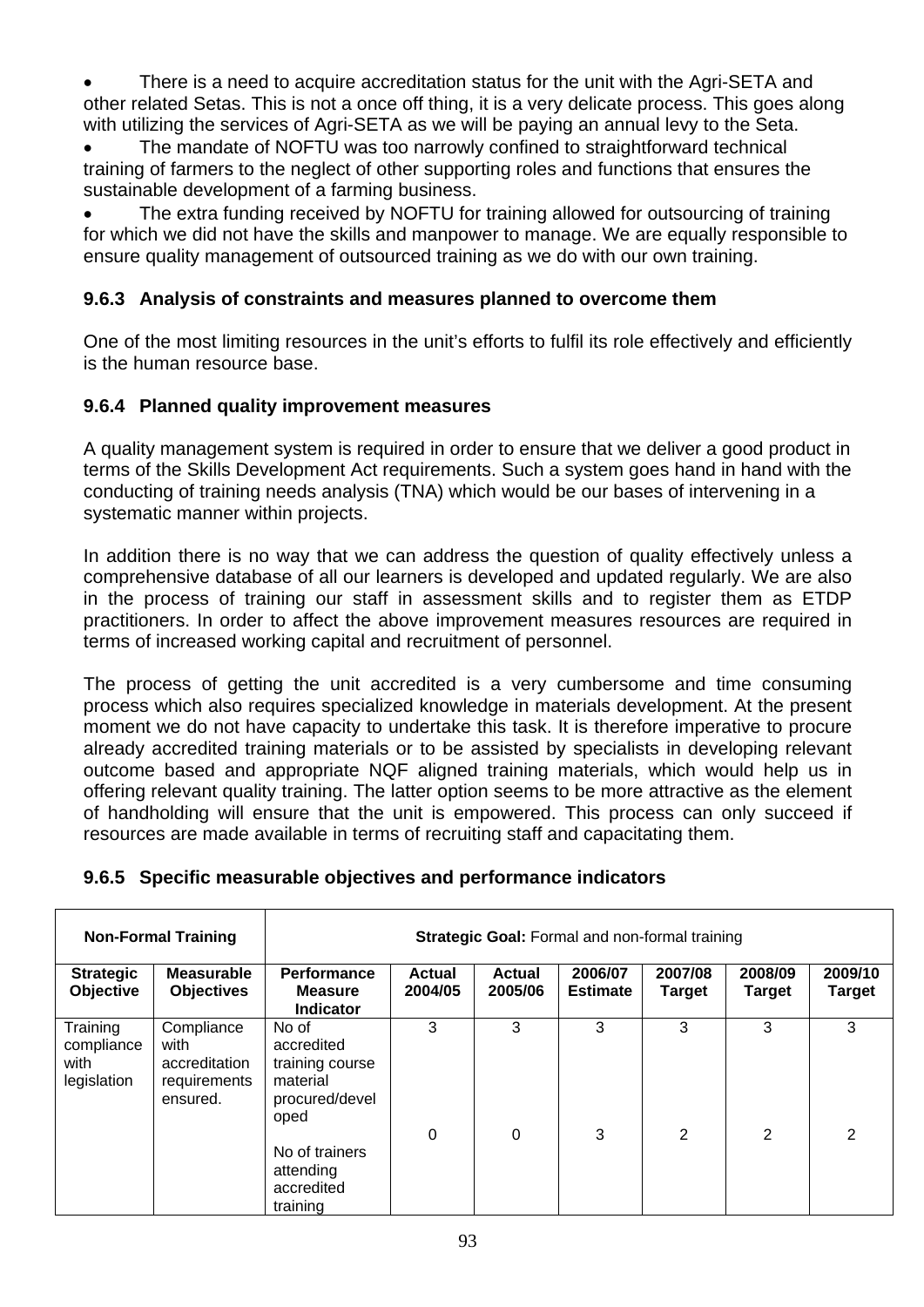- There is a need to acquire accreditation status for the unit with the Agri-SETA and other related Setas. This is not a once off thing, it is a very delicate process. This goes along with utilizing the services of Agri-SETA as we will be paying an annual levy to the Seta.
- The mandate of NOFTU was too narrowly confined to straightforward technical training of farmers to the neglect of other supporting roles and functions that ensures the sustainable development of a farming business.
- The extra funding received by NOFTU for training allowed for outsourcing of training for which we did not have the skills and manpower to manage. We are equally responsible to ensure quality management of outsourced training as we do with our own training.

### 9.6.3 Analysis of constraints and measures planned to overcome them

One of the most limiting resources in the unit's efforts to fulfil its role effectively and efficiently is the human resource base.

### 9.6.4 Planned quality improvement measures

A quality management system is required in order to ensure that we deliver a good product in terms of the Skills Development Act requirements. Such a system goes hand in hand with the conducting of training needs analysis (TNA) which would be our bases of intervening in a systematic manner within projects.

In addition there is no way that we can address the question of quality effectively unless a comprehensive database of all our learners is developed and updated regularly. We are also in the process of training our staff in assessment skills and to register them as ETDP practitioners. In order to affect the above improvement measures resources are required in terms of increased working capital and recruitment of personnel.

The process of getting the unit accredited is a very cumbersome and time consuming process which also requires specialized knowledge in materials development. At the present moment we do not have capacity to undertake this task. It is therefore imperative to procure already accredited training materials or to be assisted by specialists in developing relevant outcome based and appropriate NQF aligned training materials, which would help us in offering relevant quality training. The latter option seems to be more attractive as the element of handholding will ensure that the unit is empowered. This process can only succeed if resources are made available in terms of recruiting staff and capacitating them.

### 9.6.5 Specific measurable objectives and performance indicators

| **Non-Formal Training** | | **Strategic Goal:** Formal and non-formal training | | | | | | |
|---|---|---|---|---|---|---|---|---|
| **Strategic Objective** | **Measurable Objectives** | **Performance Measure Indicator** | **Actual 2004/05** | **Actual 2005/06** | **2006/07 Estimate** | **2007/08 Target** | **2008/09 Target** | **2009/10 Target** |
| Training compliance with legislation | Compliance with accreditation requirements ensured. | No of accredited training course material procured/developed | 3 | 3 | 3 | 3 | 3 | 3 |
| | | No of trainers attending accredited training | 0 | 0 | 3 | 2 | 2 | 2 |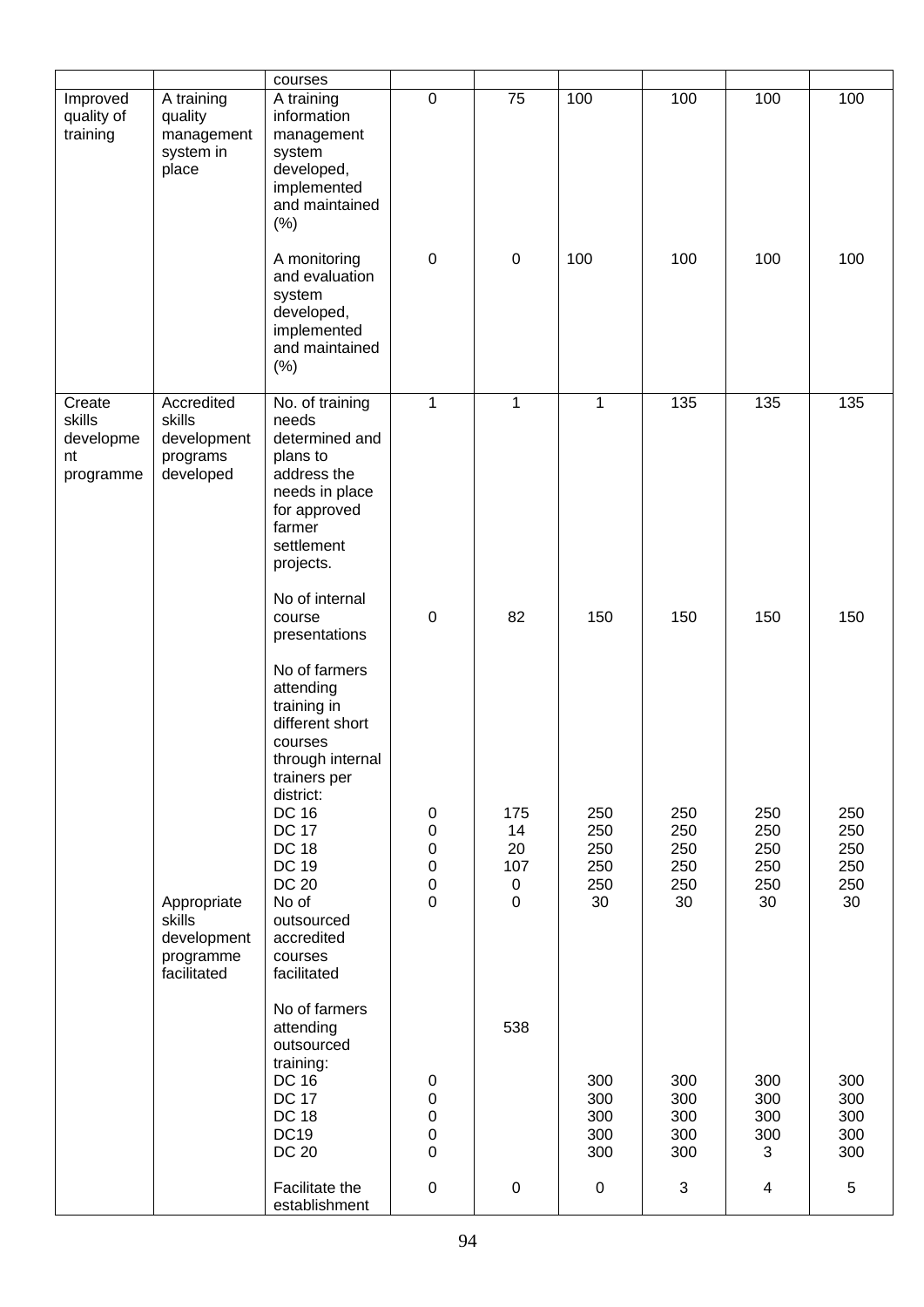| | | courses | | | | | | |
|---|---|---|---|---|---|---|---|---|
| Improved quality of training | A training quality management system in place | A training information management system developed, implemented and maintained (%) | 0 | 75 | 100 | 100 | 100 | 100 |
| | | A monitoring and evaluation system developed, implemented and maintained (%) | 0 | 0 | 100 | 100 | 100 | 100 |
| Create skills development programme | Accredited skills development programs developed | No. of training needs determined and plans to address the needs in place for approved farmer settlement projects. | 1 | 1 | 1 | 135 | 135 | 135 |
| | | No of internal course presentations | 0 | 82 | 150 | 150 | 150 | 150 |
| | | No of farmers attending training in different short courses through internal trainers per district: | | | | | | |
| | | DC 16 | 0 | 175 | 250 | 250 | 250 | 250 |
| | | DC 17 | 0 | 14 | 250 | 250 | 250 | 250 |
| | | DC 18 | 0 | 20 | 250 | 250 | 250 | 250 |
| | | DC 19 | 0 | 107 | 250 | 250 | 250 | 250 |
| | | DC 20 | 0 | 0 | 250 | 250 | 250 | 250 |
| | Appropriate skills development programme facilitated | No of outsourced accredited courses facilitated | 0 | 0 | 30 | 30 | 30 | 30 |
| | | No of farmers attending outsourced training: | | 538 | | | | |
| | | DC 16 | 0 | | 300 | 300 | 300 | 300 |
| | | DC 17 | 0 | | 300 | 300 | 300 | 300 |
| | | DC 18 | 0 | | 300 | 300 | 300 | 300 |
| | | DC19 | 0 | | 300 | 300 | 300 | 300 |
| | | DC 20 | 0 | | 300 | 300 | 3 | 300 |
| | | Facilitate the establishment | 0 | 0 | 0 | 3 | 4 | 5 |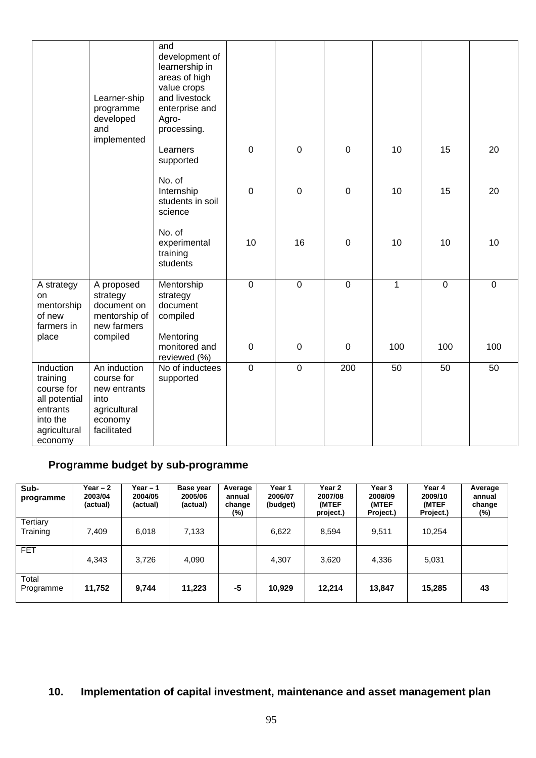| | | | | | | | | |
|---|---|---|---|---|---|---|---|---|
| | Learner-ship programme developed and implemented | and development of learnership in areas of high value crops and livestock enterprise and Agro-processing. | | | | | | |
| | | Learners supported | 0 | 0 | 0 | 10 | 15 | 20 |
| | | No. of Internship students in soil science | 0 | 0 | 0 | 10 | 15 | 20 |
| | | No. of experimental training students | 10 | 16 | 0 | 10 | 10 | 10 |
| A strategy on mentorship of new farmers in place | A proposed strategy document on mentorship of new farmers compiled | Mentorship strategy document compiled | 0 | 0 | 0 | 1 | 0 | 0 |
| | | Mentoring monitored and reviewed (%) | 0 | 0 | 0 | 100 | 100 | 100 |
| Induction training course for all potential entrants into the agricultural economy | An induction course for new entrants into agricultural economy facilitated | No of inductees supported | 0 | 0 | 200 | 50 | 50 | 50 |

### Programme budget by sub-programme

| Sub-programme | Year – 2 2003/04 (actual) | Year – 1 2004/05 (actual) | Base year 2005/06 (actual) | Average annual change (%) | Year 1 2006/07 (budget) | Year 2 2007/08 (MTEF project.) | Year 3 2008/09 (MTEF Project.) | Year 4 2009/10 (MTEF Project.) | Average annual change (%) |
|---|---|---|---|---|---|---|---|---|---|
| Tertiary Training | 7,409 | 6,018 | 7,133 | | 6,622 | 8,594 | 9,511 | 10,254 | |
| FET | 4,343 | 3,726 | 4,090 | | 4,307 | 3,620 | 4,336 | 5,031 | |
| Total Programme | **11,752** | **9,744** | **11,223** | **-5** | **10,929** | **12,214** | **13,847** | **15,285** | **43** |

## 10. Implementation of capital investment, maintenance and asset management plan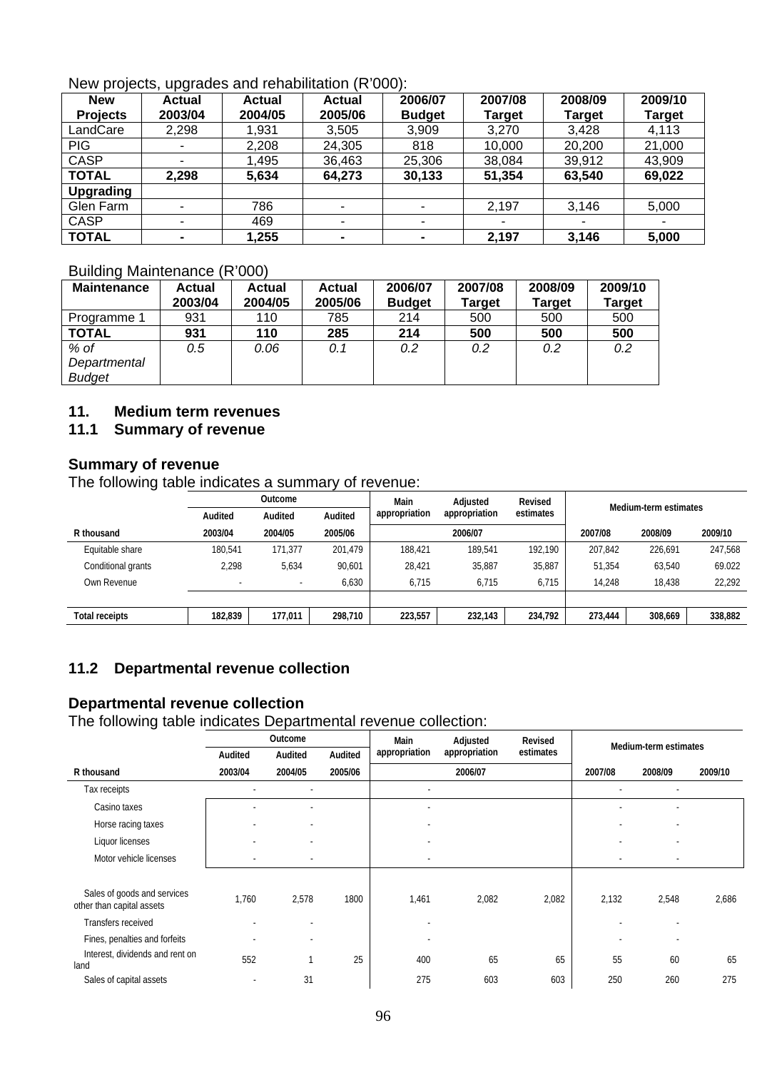New projects, upgrades and rehabilitation (R'000):

| New Projects | Actual 2003/04 | Actual 2004/05 | Actual 2005/06 | 2006/07 Budget | 2007/08 Target | 2008/09 Target | 2009/10 Target |
|---|---|---|---|---|---|---|---|
| LandCare | 2,298 | 1,931 | 3,505 | 3,909 | 3,270 | 3,428 | 4,113 |
| PIG | - | 2,208 | 24,305 | 818 | 10,000 | 20,200 | 21,000 |
| CASP | - | 1,495 | 36,463 | 25,306 | 38,084 | 39,912 | 43,909 |
| **TOTAL** | **2,298** | **5,634** | **64,273** | **30,133** | **51,354** | **63,540** | **69,022** |
| **Upgrading** | | | | | | | |
| Glen Farm | - | 786 | - | - | 2,197 | 3,146 | 5,000 |
| CASP | - | 469 | - | - | - | - | - |
| **TOTAL** | **-** | **1,255** | **-** | **-** | **2,197** | **3,146** | **5,000** |

Building Maintenance (R'000)

| Maintenance | Actual 2003/04 | Actual 2004/05 | Actual 2005/06 | 2006/07 Budget | 2007/08 Target | 2008/09 Target | 2009/10 Target |
|---|---|---|---|---|---|---|---|
| Programme 1 | 931 | 110 | 785 | 214 | 500 | 500 | 500 |
| **TOTAL** | **931** | **110** | **285** | **214** | **500** | **500** | **500** |
| *% of Departmental Budget* | *0.5* | *0.06* | *0.1* | *0.2* | *0.2* | *0.2* | *0.2* |

## 11. Medium term revenues

### 11.1 Summary of revenue

**Summary of revenue**

The following table indicates a summary of revenue:

| | Outcome | | | Main appropriation | Adjusted appropriation | Revised estimates | Medium-term estimates | | |
|---|---|---|---|---|---|---|---|---|---|
| | Audited | Audited | Audited | | | | | | |
| R thousand | 2003/04 | 2004/05 | 2005/06 | 2006/07 | | | 2007/08 | 2008/09 | 2009/10 |
| Equitable share | 180,541 | 171,377 | 201,479 | 188,421 | 189,541 | 192,190 | 207,842 | 226,691 | 247,568 |
| Conditional grants | 2,298 | 5,634 | 90,601 | 28,421 | 35,887 | 35,887 | 51,354 | 63,540 | 69.022 |
| Own Revenue | - | - | 6,630 | 6,715 | 6,715 | 6,715 | 14,248 | 18,438 | 22,292 |
| **Total receipts** | **182,839** | **177,011** | **298,710** | **223,557** | **232,143** | **234,792** | **273,444** | **308,669** | **338,882** |

### 11.2 Departmental revenue collection

**Departmental revenue collection**

The following table indicates Departmental revenue collection:

| | Outcome | | | Main appropriation | Adjusted appropriation | Revised estimates | Medium-term estimates | | |
|---|---|---|---|---|---|---|---|---|---|
| | Audited | Audited | Audited | | | | | | |
| R thousand | 2003/04 | 2004/05 | 2005/06 | 2006/07 | | | 2007/08 | 2008/09 | 2009/10 |
| Tax receipts | - | - | | - | | | - | - | |
| Casino taxes | - | - | | - | | | - | - | |
| Horse racing taxes | - | - | | - | | | - | - | |
| Liquor licenses | - | - | | - | | | - | - | |
| Motor vehicle licenses | - | - | | - | | | - | - | |
| Sales of goods and services other than capital assets | 1,760 | 2,578 | 1800 | 1,461 | 2,082 | 2,082 | 2,132 | 2,548 | 2,686 |
| Transfers received | - | - | | - | | | - | - | |
| Fines, penalties and forfeits | - | - | | - | | | - | - | |
| Interest, dividends and rent on land | 552 | 1 | 25 | 400 | 65 | 65 | 55 | 60 | 65 |
| Sales of capital assets | - | 31 | | 275 | 603 | 603 | 250 | 260 | 275 |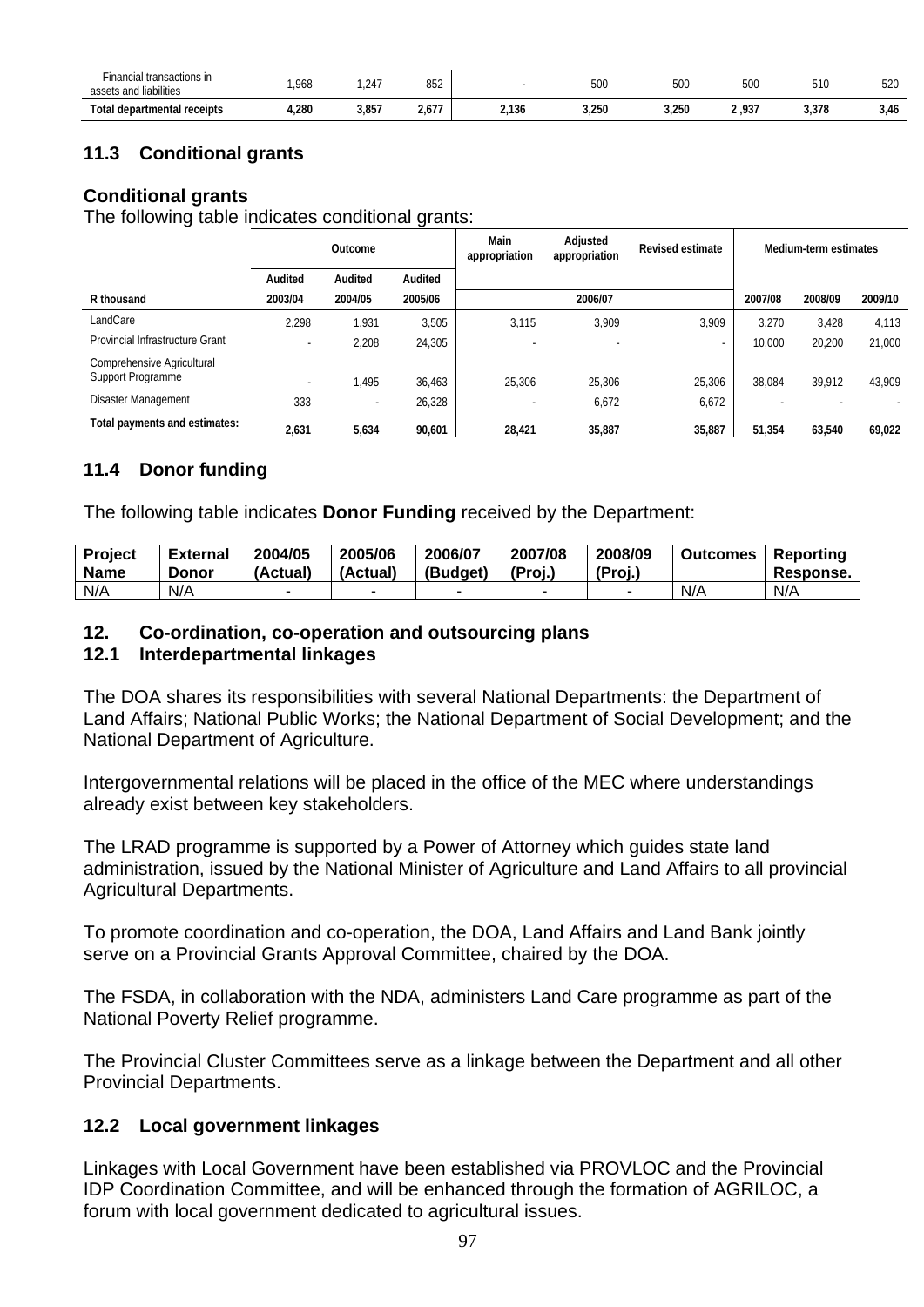| Financial transactions in assets and liabilities | 1,968 | 1,247 | 852 | - | 500 | 500 | 500 | 510 | 520 |
|---|---|---|---|---|---|---|---|---|---|
| **Total departmental receipts** | **4,280** | **3,857** | **2,677** | **2,136** | **3,250** | **3,250** | **2 ,937** | **3,378** | **3,46** |

## 11.3 Conditional grants

### Conditional grants

The following table indicates conditional grants:

| | Outcome | | | Main appropriation | Adjusted appropriation | Revised estimate | Medium-term estimates | | |
|---|---|---|---|---|---|---|---|---|---|
| | Audited | Audited | Audited | | | | | | |
| **R thousand** | **2003/04** | **2004/05** | **2005/06** | | **2006/07** | | **2007/08** | **2008/09** | **2009/10** |
| LandCare | 2,298 | 1,931 | 3,505 | 3,115 | 3,909 | 3,909 | 3,270 | 3,428 | 4,113 |
| Provincial Infrastructure Grant | - | 2,208 | 24,305 | - | - | - | 10,000 | 20,200 | 21,000 |
| Comprehensive Agricultural Support Programme | - | 1,495 | 36,463 | 25,306 | 25,306 | 25,306 | 38,084 | 39,912 | 43,909 |
| Disaster Management | 333 | - | 26,328 | - | 6,672 | 6,672 | - | - | - |
| **Total payments and estimates:** | **2,631** | **5,634** | **90,601** | **28,421** | **35,887** | **35,887** | **51,354** | **63,540** | **69,022** |

## 11.4 Donor funding

The following table indicates **Donor Funding** received by the Department:

| Project Name | External Donor | 2004/05 (Actual) | 2005/06 (Actual) | 2006/07 (Budget) | 2007/08 (Proj.) | 2008/09 (Proj.) | Outcomes | Reporting Response. |
|---|---|---|---|---|---|---|---|---|
| N/A | N/A | - | - | - | - | - | N/A | N/A |

## 12. Co-ordination, co-operation and outsourcing plans

## 12.1 Interdepartmental linkages

The DOA shares its responsibilities with several National Departments: the Department of Land Affairs; National Public Works; the National Department of Social Development; and the National Department of Agriculture.

Intergovernmental relations will be placed in the office of the MEC where understandings already exist between key stakeholders.

The LRAD programme is supported by a Power of Attorney which guides state land administration, issued by the National Minister of Agriculture and Land Affairs to all provincial Agricultural Departments.

To promote coordination and co-operation, the DOA, Land Affairs and Land Bank jointly serve on a Provincial Grants Approval Committee, chaired by the DOA.

The FSDA, in collaboration with the NDA, administers Land Care programme as part of the National Poverty Relief programme.

The Provincial Cluster Committees serve as a linkage between the Department and all other Provincial Departments.

## 12.2 Local government linkages

Linkages with Local Government have been established via PROVLOC and the Provincial IDP Coordination Committee, and will be enhanced through the formation of AGRILOC, a forum with local government dedicated to agricultural issues.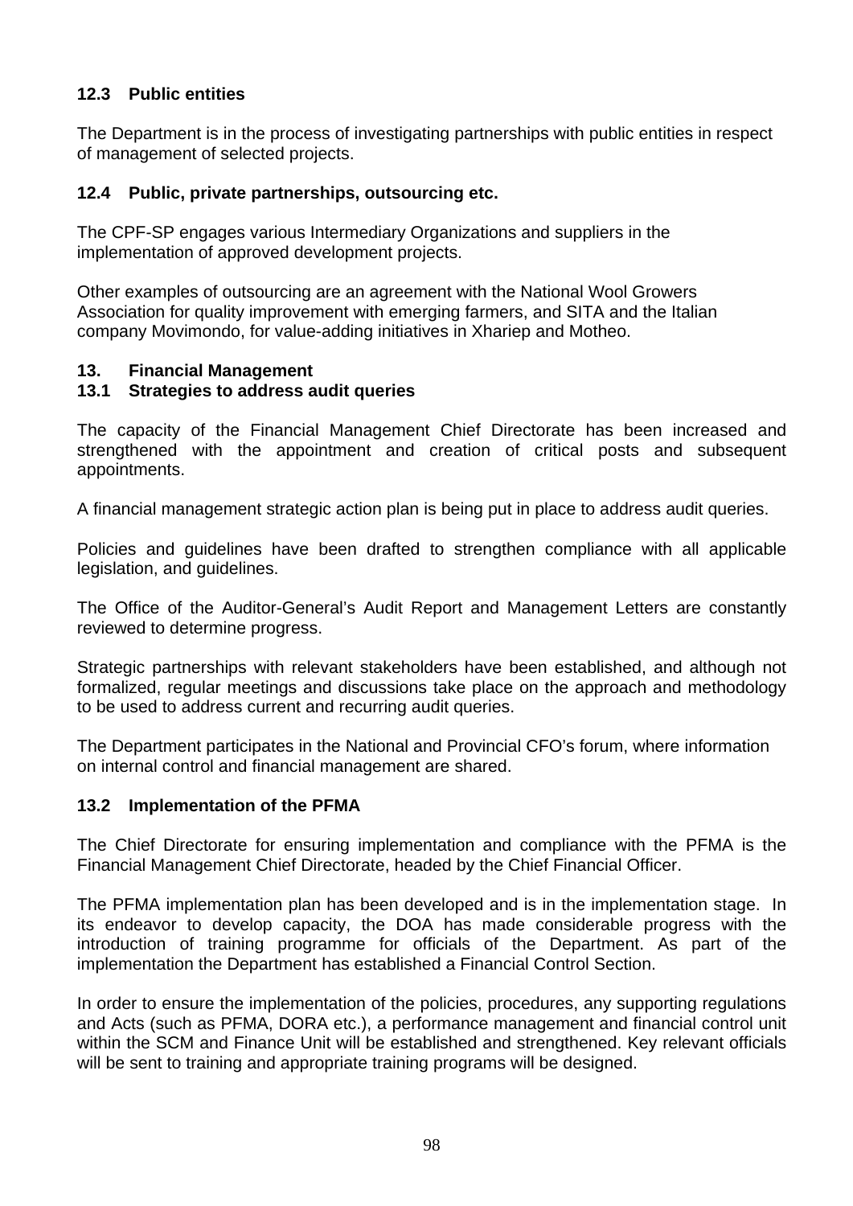### 12.3 Public entities

The Department is in the process of investigating partnerships with public entities in respect of management of selected projects.

### 12.4 Public, private partnerships, outsourcing etc.

The CPF-SP engages various Intermediary Organizations and suppliers in the implementation of approved development projects.

Other examples of outsourcing are an agreement with the National Wool Growers Association for quality improvement with emerging farmers, and SITA and the Italian company Movimondo, for value-adding initiatives in Xhariep and Motheo.

## 13. Financial Management

### 13.1 Strategies to address audit queries

The capacity of the Financial Management Chief Directorate has been increased and strengthened with the appointment and creation of critical posts and subsequent appointments.

A financial management strategic action plan is being put in place to address audit queries.

Policies and guidelines have been drafted to strengthen compliance with all applicable legislation, and guidelines.

The Office of the Auditor-General's Audit Report and Management Letters are constantly reviewed to determine progress.

Strategic partnerships with relevant stakeholders have been established, and although not formalized, regular meetings and discussions take place on the approach and methodology to be used to address current and recurring audit queries.

The Department participates in the National and Provincial CFO's forum, where information on internal control and financial management are shared.

### 13.2 Implementation of the PFMA

The Chief Directorate for ensuring implementation and compliance with the PFMA is the Financial Management Chief Directorate, headed by the Chief Financial Officer.

The PFMA implementation plan has been developed and is in the implementation stage. In its endeavor to develop capacity, the DOA has made considerable progress with the introduction of training programme for officials of the Department. As part of the implementation the Department has established a Financial Control Section.

In order to ensure the implementation of the policies, procedures, any supporting regulations and Acts (such as PFMA, DORA etc.), a performance management and financial control unit within the SCM and Finance Unit will be established and strengthened. Key relevant officials will be sent to training and appropriate training programs will be designed.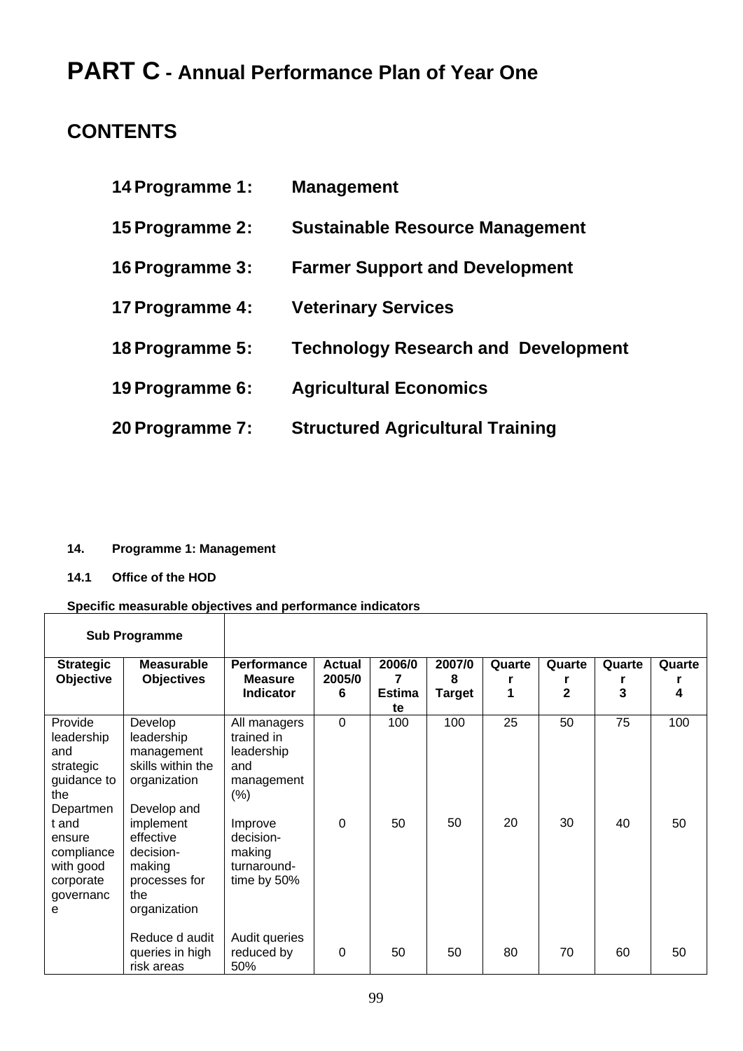# PART C - Annual Performance Plan of Year One

## CONTENTS

14 Programme 1: **Management**

15 Programme 2: **Sustainable Resource Management**

16 Programme 3: **Farmer Support and Development**

17 Programme 4: **Veterinary Services**

18 Programme 5: **Technology Research and Development**

19 Programme 6: **Agricultural Economics**

20 Programme 7: **Structured Agricultural Training**

### 14. Programme 1: Management

#### 14.1 Office of the HOD

**Specific measurable objectives and performance indicators**

| Sub Programme | | | | | | | | | |
|---|---|---|---|---|---|---|---|---|---|
| **Strategic Objective** | **Measurable Objectives** | **Performance Measure Indicator** | **Actual 2005/06** | **2006/07 Estimate** | **2007/08 Target** | **Quarter 1** | **Quarter 2** | **Quarter 3** | **Quarter 4** |
| Provide leadership and strategic guidance to the Department and ensure compliance with good corporate governance | Develop leadership management skills within the organization | All managers trained in leadership and management (%) | 0 | 100 | 100 | 25 | 50 | 75 | 100 |
| | Develop and implement effective decision-making processes for the organization | Improve decision-making turnaround-time by 50% | 0 | 50 | 50 | 20 | 30 | 40 | 50 |
| | Reduce d audit queries in high risk areas | Audit queries reduced by 50% | 0 | 50 | 50 | 80 | 70 | 60 | 50 |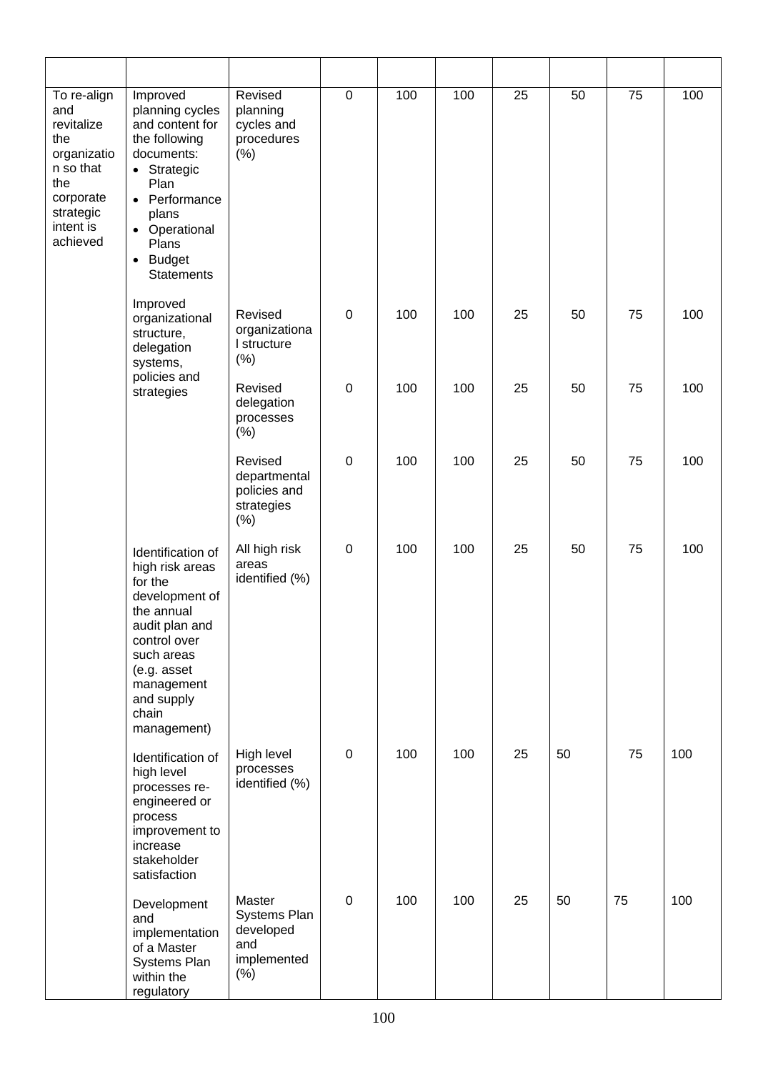| | | | | | | | | | |
|---|---|---|---|---|---|---|---|---|---|
| To re-align and revitalize the organization so that the corporate strategic intent is achieved | Improved planning cycles and content for the following documents: <br>• Strategic Plan <br>• Performance plans <br>• Operational Plans <br>• Budget Statements | Revised planning cycles and procedures (%) | 0 | 100 | 100 | 25 | 50 | 75 | 100 |
| | Improved organizational structure, delegation systems, policies and strategies | Revised organizational structure (%) | 0 | 100 | 100 | 25 | 50 | 75 | 100 |
| | | Revised delegation processes (%) | 0 | 100 | 100 | 25 | 50 | 75 | 100 |
| | | Revised departmental policies and strategies (%) | 0 | 100 | 100 | 25 | 50 | 75 | 100 |
| | Identification of high risk areas for the development of the annual audit plan and control over such areas (e.g. asset management and supply chain management) | All high risk areas identified (%) | 0 | 100 | 100 | 25 | 50 | 75 | 100 |
| | Identification of high level processes re-engineered or process improvement to increase stakeholder satisfaction | High level processes identified (%) | 0 | 100 | 100 | 25 | 50 | 75 | 100 |
| | Development and implementation of a Master Systems Plan within the regulatory | Master Systems Plan developed and implemented (%) | 0 | 100 | 100 | 25 | 50 | 75 | 100 |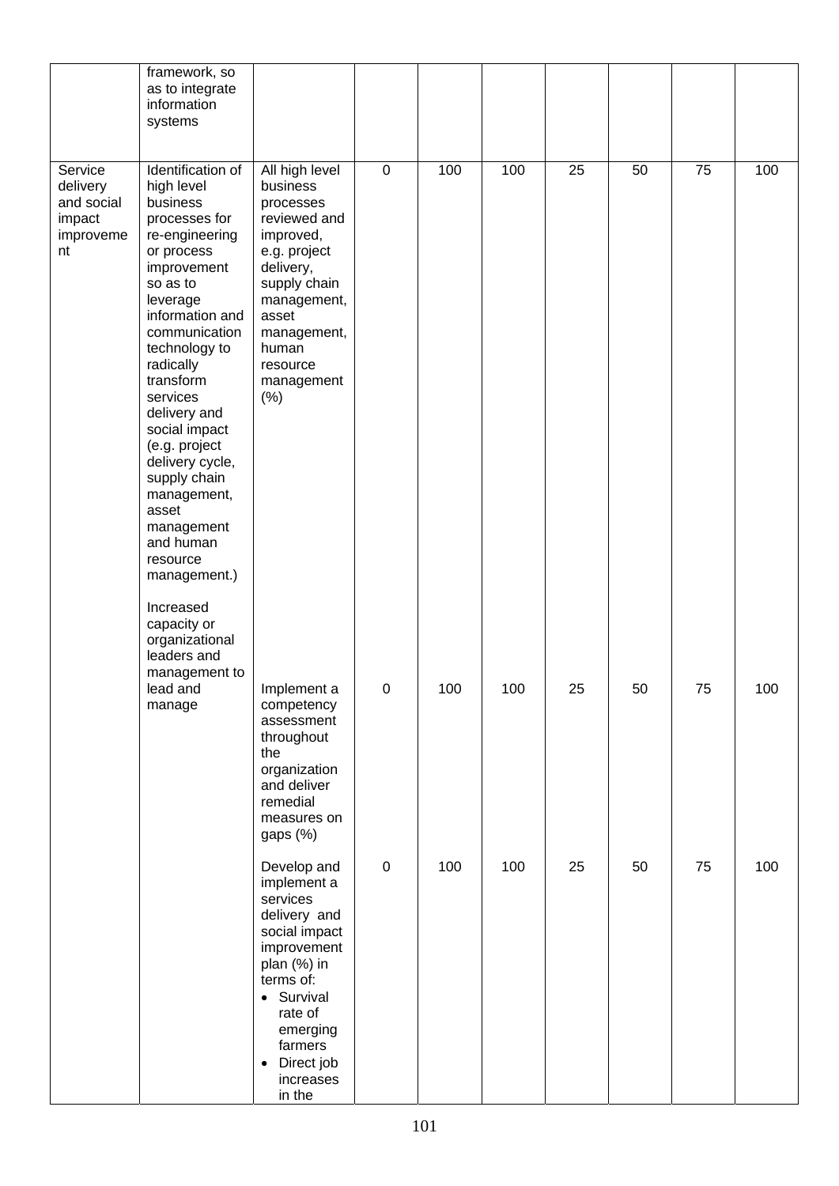| | | | | | | | | | |
|---|---|---|---|---|---|---|---|---|---|
| | framework, so as to integrate information systems | | | | | | | | |
| Service delivery and social impact improvement | Identification of high level business processes for re-engineering or process improvement so as to leverage information and communication technology to radically transform services delivery and social impact (e.g. project delivery cycle, supply chain management, asset management and human resource management.) | All high level business processes reviewed and improved, e.g. project delivery, supply chain management, asset management, human resource management (%) | 0 | 100 | 100 | 25 | 50 | 75 | 100 |
| | Increased capacity or organizational leaders and management to lead and manage | Implement a competency assessment throughout the organization and deliver remedial measures on gaps (%) | 0 | 100 | 100 | 25 | 50 | 75 | 100 |
| | | Develop and implement a services delivery and social impact improvement plan (%) in terms of: <br>• Survival rate of emerging farmers <br>• Direct job increases in the | 0 | 100 | 100 | 25 | 50 | 75 | 100 |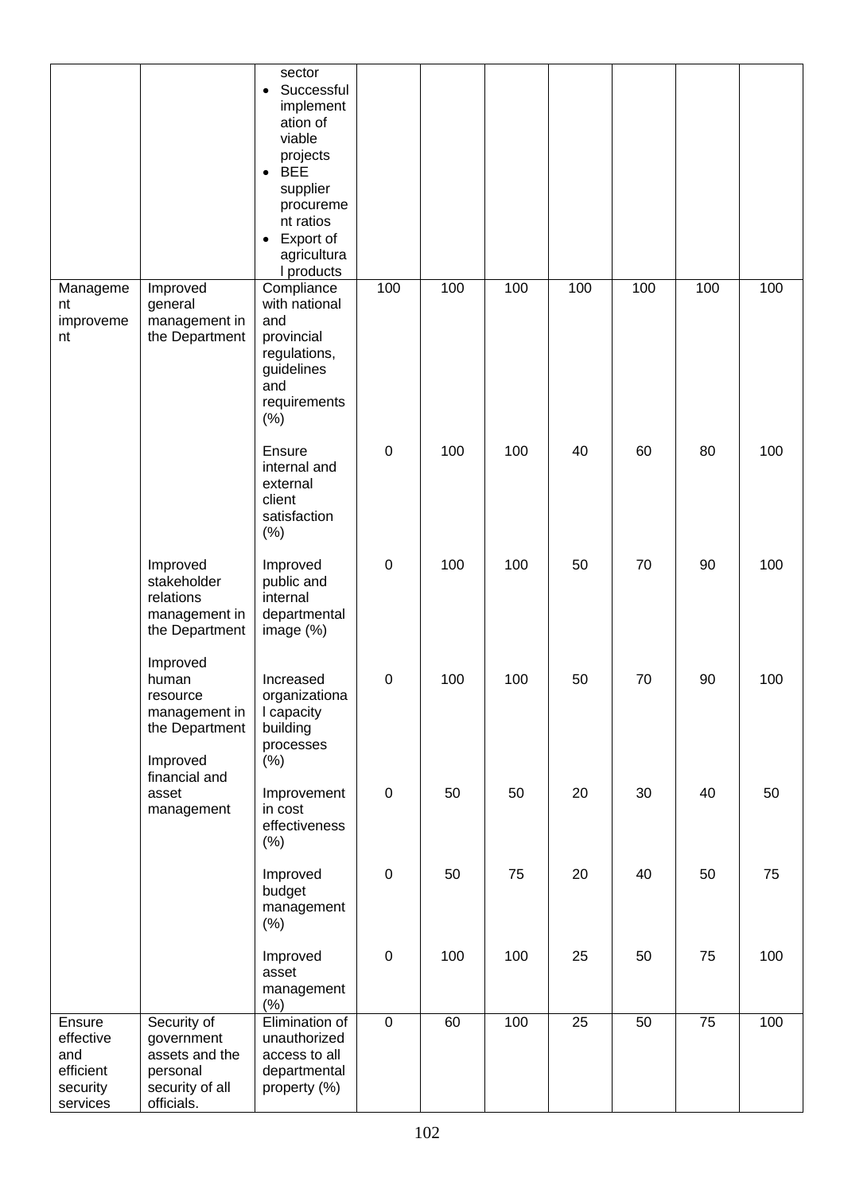| | | | | | | | | | |
|---|---|---|---|---|---|---|---|---|---|
| | | sector<br>• Successful implementation of viable projects<br>• BEE supplier procurement ratios<br>• Export of agricultural products | | | | | | | |
| Management improvement | Improved general management in the Department | Compliance with national and provincial regulations, guidelines and requirements (%) | 100 | 100 | 100 | 100 | 100 | 100 | 100 |
| | | Ensure internal and external client satisfaction (%) | 0 | 100 | 100 | 40 | 60 | 80 | 100 |
| | Improved stakeholder relations management in the Department | Improved public and internal departmental image (%) | 0 | 100 | 100 | 50 | 70 | 90 | 100 |
| | Improved human resource management in the Department | Increased organizational capacity building processes (%) | 0 | 100 | 100 | 50 | 70 | 90 | 100 |
| | Improved financial and asset management | Improvement in cost effectiveness (%) | 0 | 50 | 50 | 20 | 30 | 40 | 50 |
| | | Improved budget management (%) | 0 | 50 | 75 | 20 | 40 | 50 | 75 |
| | | Improved asset management (%) | 0 | 100 | 100 | 25 | 50 | 75 | 100 |
| Ensure effective and efficient security services | Security of government assets and the personal security of all officials. | Elimination of unauthorized access to all departmental property (%) | 0 | 60 | 100 | 25 | 50 | 75 | 100 |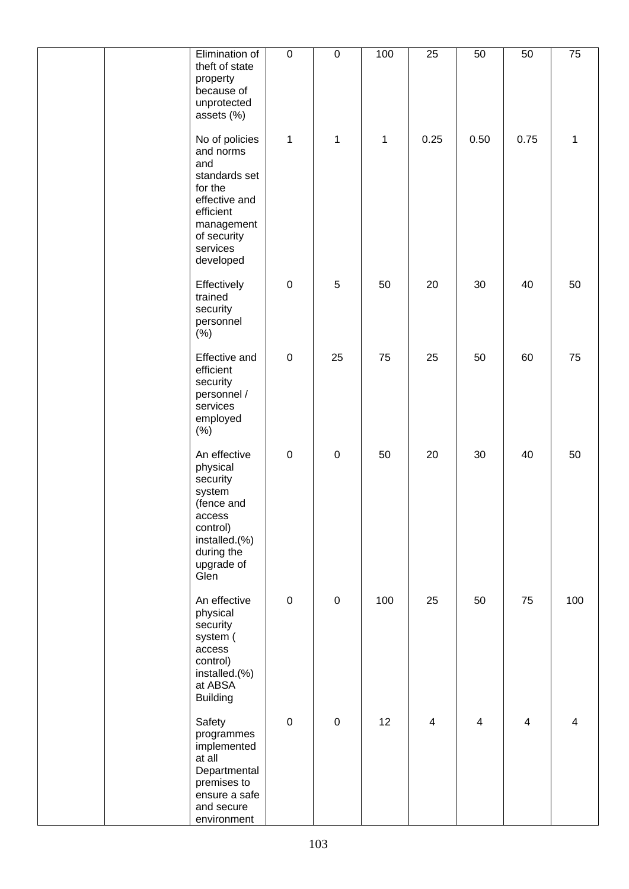| | | | | | | | | | |
|---|---|---|---|---|---|---|---|---|---|
| | | Elimination of theft of state property because of unprotected assets (%) | 0 | 0 | 100 | 25 | 50 | 50 | 75 |
| | | No of policies and norms and standards set for the effective and efficient management of security services developed | 1 | 1 | 1 | 0.25 | 0.50 | 0.75 | 1 |
| | | Effectively trained security personnel (%) | 0 | 5 | 50 | 20 | 30 | 40 | 50 |
| | | Effective and efficient security personnel / services employed (%) | 0 | 25 | 75 | 25 | 50 | 60 | 75 |
| | | An effective physical security system (fence and access control) installed.(%) during the upgrade of Glen | 0 | 0 | 50 | 20 | 30 | 40 | 50 |
| | | An effective physical security system ( access control) installed.(%) at ABSA Building | 0 | 0 | 100 | 25 | 50 | 75 | 100 |
| | | Safety programmes implemented at all Departmental premises to ensure a safe and secure environment | 0 | 0 | 12 | 4 | 4 | 4 | 4 |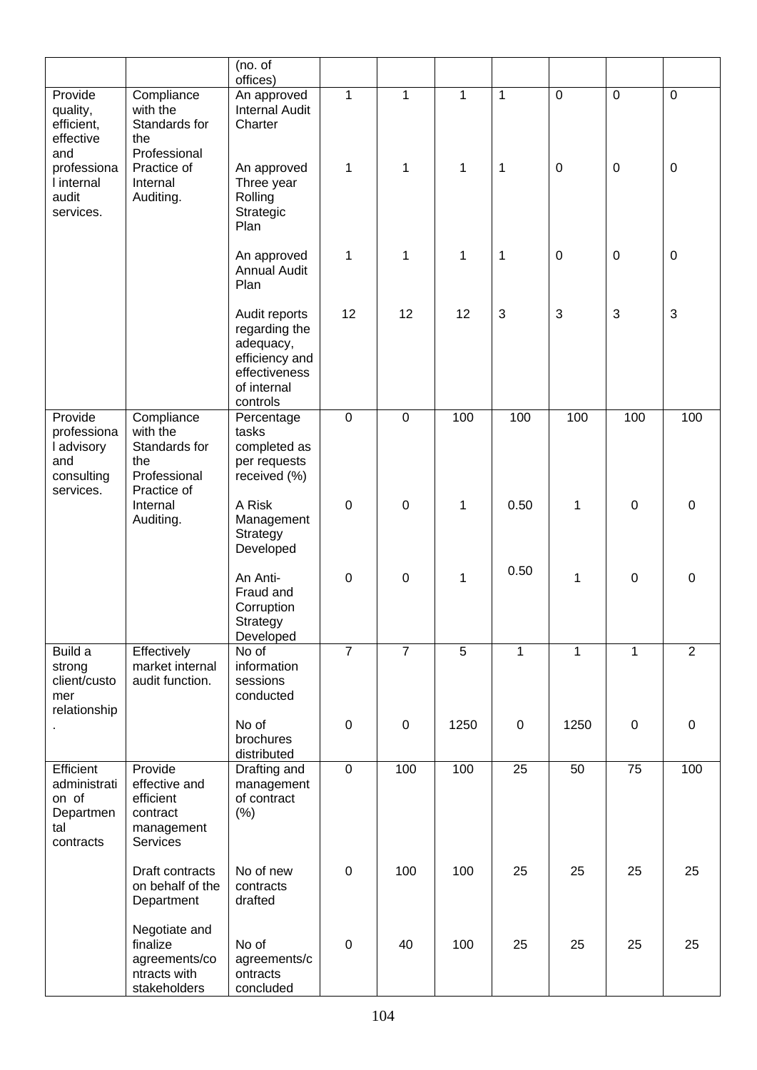| | | (no. of offices) | | | | | | | |
|---|---|---|---|---|---|---|---|---|---|
| Provide quality, efficient, effective and professional internal audit services. | Compliance with the Standards for the Professional Practice of Internal Auditing. | An approved Internal Audit Charter | 1 | 1 | 1 | 1 | 0 | 0 | 0 |
| | | An approved Three year Rolling Strategic Plan | 1 | 1 | 1 | 1 | 0 | 0 | 0 |
| | | An approved Annual Audit Plan | 1 | 1 | 1 | 1 | 0 | 0 | 0 |
| | | Audit reports regarding the adequacy, efficiency and effectiveness of internal controls | 12 | 12 | 12 | 3 | 3 | 3 | 3 |
| Provide professional advisory and consulting services. | Compliance with the Standards for the Professional Practice of Internal Auditing. | Percentage tasks completed as per requests received (%) | 0 | 0 | 100 | 100 | 100 | 100 | 100 |
| | | A Risk Management Strategy Developed | 0 | 0 | 1 | 0.50 | 1 | 0 | 0 |
| | | An Anti-Fraud and Corruption Strategy Developed | 0 | 0 | 1 | 0.50 | 1 | 0 | 0 |
| Build a strong client/customer relationship. | Effectively market internal audit function. | No of information sessions conducted | 7 | 7 | 5 | 1 | 1 | 1 | 2 |
| | | No of brochures distributed | 0 | 0 | 1250 | 0 | 1250 | 0 | 0 |
| Efficient administration of Departmental contracts | Provide effective and efficient contract management Services | Drafting and management of contract (%) | 0 | 100 | 100 | 25 | 50 | 75 | 100 |
| | Draft contracts on behalf of the Department | No of new contracts drafted | 0 | 100 | 100 | 25 | 25 | 25 | 25 |
| | Negotiate and finalize agreements/contracts with stakeholders | No of agreements/contracts concluded | 0 | 40 | 100 | 25 | 25 | 25 | 25 |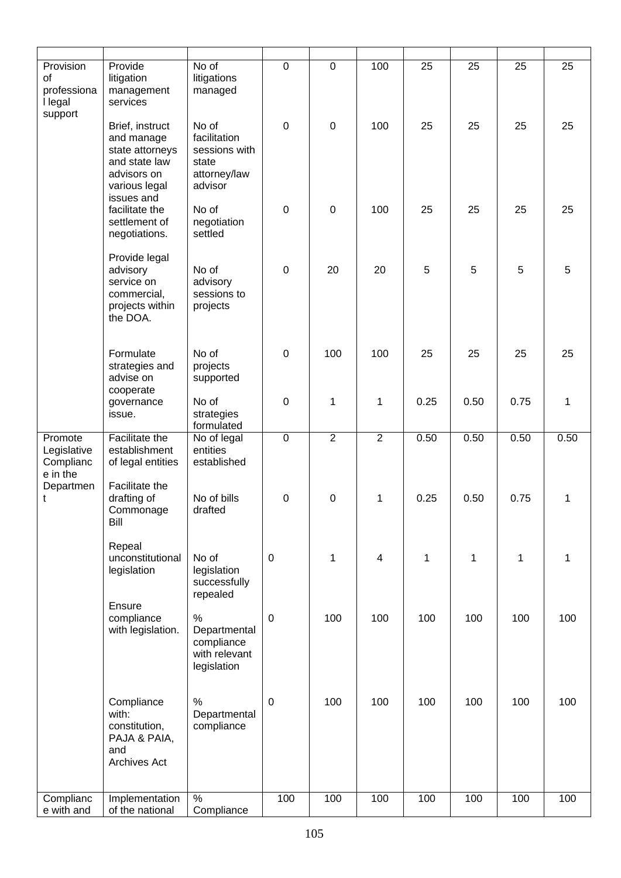| | | | | | | | | | |
|---|---|---|---|---|---|---|---|---|---|
| Provision of professional legal support | Provide litigation management services | No of litigations managed | 0 | 0 | 100 | 25 | 25 | 25 | 25 |
| | Brief, instruct and manage state attorneys and state law advisors on various legal issues and | No of facilitation sessions with state attorney/law advisor | 0 | 0 | 100 | 25 | 25 | 25 | 25 |
| | facilitate the settlement of negotiations. | No of negotiation settled | 0 | 0 | 100 | 25 | 25 | 25 | 25 |
| | Provide legal advisory service on commercial, projects within the DOA. | No of advisory sessions to projects | 0 | 20 | 20 | 5 | 5 | 5 | 5 |
| | Formulate strategies and advise on cooperate governance issue. | No of projects supported | 0 | 100 | 100 | 25 | 25 | 25 | 25 |
| | | No of strategies formulated | 0 | 1 | 1 | 0.25 | 0.50 | 0.75 | 1 |
| Promote Legislative Compliance in the Department | Facilitate the establishment of legal entities | No of legal entities established | 0 | 2 | 2 | 0.50 | 0.50 | 0.50 | 0.50 |
| | Facilitate the drafting of Commonage Bill | No of bills drafted | 0 | 0 | 1 | 0.25 | 0.50 | 0.75 | 1 |
| | Repeal unconstitutional legislation | No of legislation successfully repealed | 0 | 1 | 4 | 1 | 1 | 1 | 1 |
| | Ensure compliance with legislation. | % Departmental compliance with relevant legislation | 0 | 100 | 100 | 100 | 100 | 100 | 100 |
| | Compliance with: constitution, PAJA & PAIA, and Archives Act | % Departmental compliance | 0 | 100 | 100 | 100 | 100 | 100 | 100 |
| Compliance with and | Implementation of the national | % Compliance | 100 | 100 | 100 | 100 | 100 | 100 | 100 |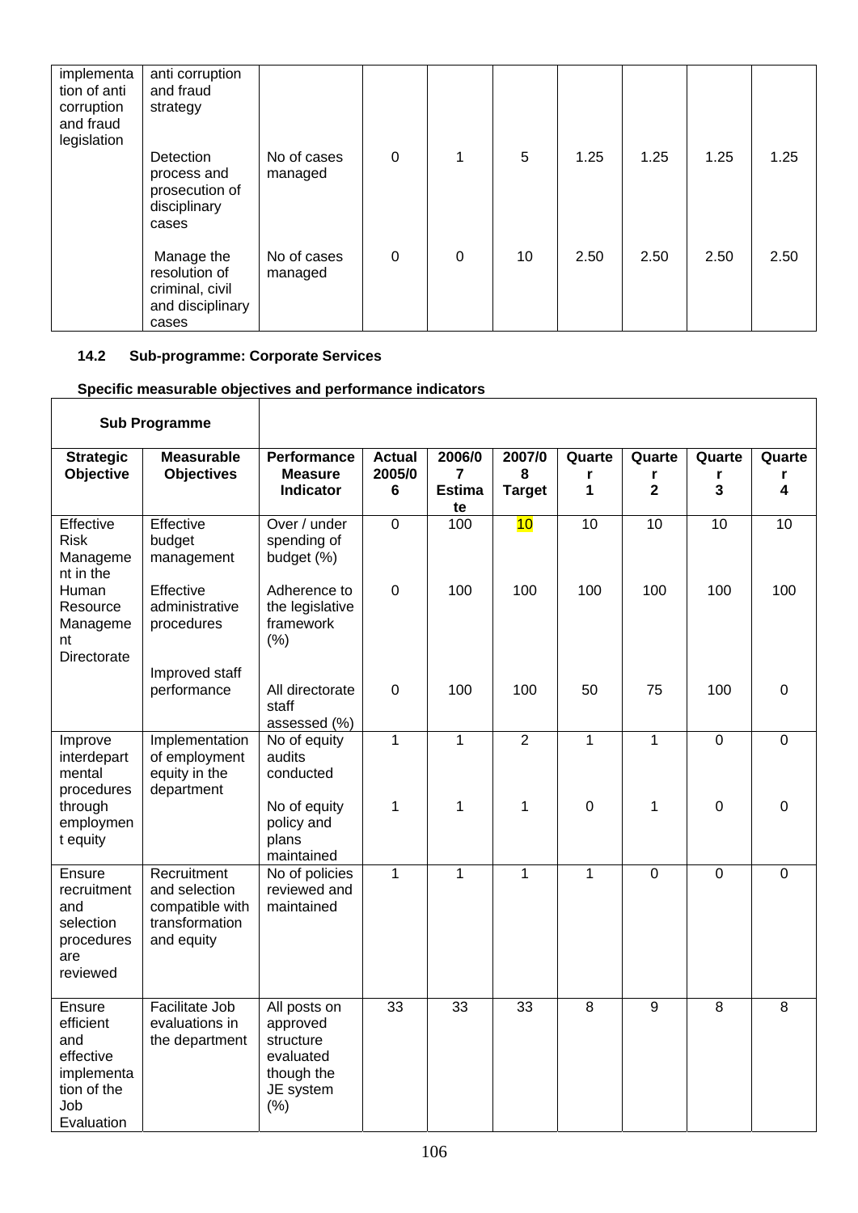| | | | | | | | | | |
|---|---|---|---|---|---|---|---|---|---|
| implementation of anti corruption and fraud legislation | anti corruption and fraud strategy | | | | | | | | |
| | Detection process and prosecution of disciplinary cases | No of cases managed | 0 | 1 | 5 | 1.25 | 1.25 | 1.25 | 1.25 |
| | Manage the resolution of criminal, civil and disciplinary cases | No of cases managed | 0 | 0 | 10 | 2.50 | 2.50 | 2.50 | 2.50 |

### 14.2 Sub-programme: Corporate Services

**Specific measurable objectives and performance indicators**

| **Sub Programme** | | | | | | | | | |
|---|---|---|---|---|---|---|---|---|---|
| **Strategic Objective** | **Measurable Objectives** | **Performance Measure Indicator** | **Actual 2005/06** | **2006/07 Estimate** | **2007/08 Target** | **Quarter 1** | **Quarter 2** | **Quarter 3** | **Quarter 4** |
| Effective Risk Management in the Human Resource Management Directorate | Effective budget management | Over / under spending of budget (%) | 0 | 100 | 10 | 10 | 10 | 10 | 10 |
| | Effective administrative procedures | Adherence to the legislative framework (%) | 0 | 100 | 100 | 100 | 100 | 100 | 100 |
| | Improved staff performance | All directorate staff assessed (%) | 0 | 100 | 100 | 50 | 75 | 100 | 0 |
| Improve interdepartmental procedures through employment equity | Implementation of employment equity in the department | No of equity audits conducted | 1 | 1 | 2 | 1 | 1 | 0 | 0 |
| | | No of equity policy and plans maintained | 1 | 1 | 1 | 0 | 1 | 0 | 0 |
| Ensure recruitment and selection procedures are reviewed | Recruitment and selection compatible with transformation and equity | No of policies reviewed and maintained | 1 | 1 | 1 | 1 | 0 | 0 | 0 |
| Ensure efficient and effective implementation of the Job Evaluation | Facilitate Job evaluations in the department | All posts on approved structure evaluated though the JE system (%) | 33 | 33 | 33 | 8 | 9 | 8 | 8 |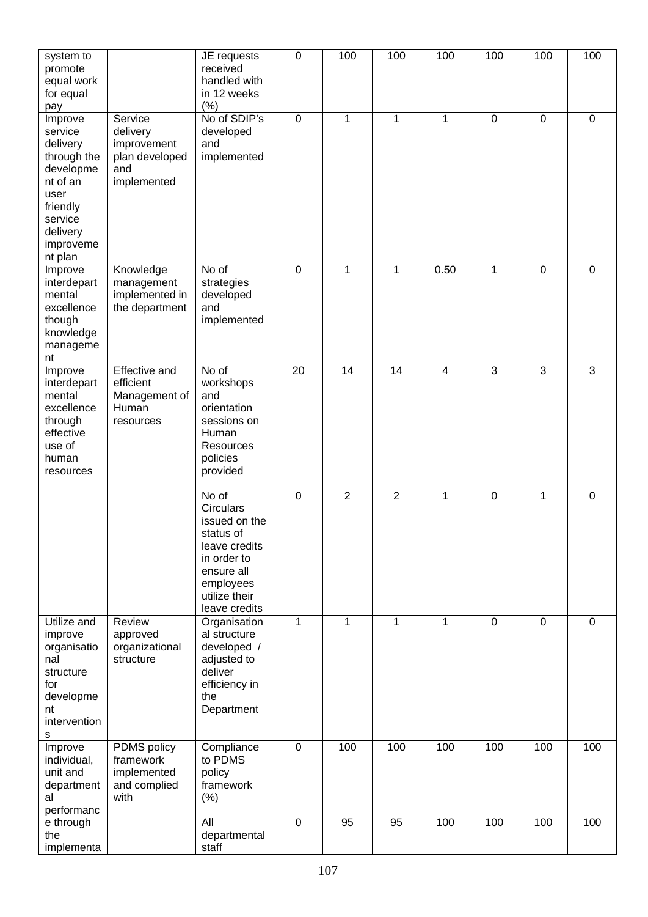| | | | | | | | | | |
|---|---|---|---|---|---|---|---|---|---|
| system to promote equal work for equal pay | | JE requests received handled with in 12 weeks (%) | 0 | 100 | 100 | 100 | 100 | 100 | 100 |
| Improve service delivery through the development of an user friendly service delivery improvement plan | Service delivery improvement plan developed and implemented | No of SDIP's developed and implemented | 0 | 1 | 1 | 1 | 0 | 0 | 0 |
| Improve interdepartmental excellence though knowledge management | Knowledge management implemented in the department | No of strategies developed and implemented | 0 | 1 | 1 | 0.50 | 1 | 0 | 0 |
| Improve interdepartmental excellence through effective use of human resources | Effective and efficient Management of Human resources | No of workshops and orientation sessions on Human Resources policies provided | 20 | 14 | 14 | 4 | 3 | 3 | 3 |
| | | No of Circulars issued on the status of leave credits in order to ensure all employees utilize their leave credits | 0 | 2 | 2 | 1 | 0 | 1 | 0 |
| Utilize and improve organisational structure for development interventions | Review approved organizational structure | Organisational structure developed / adjusted to deliver efficiency in the Department | 1 | 1 | 1 | 1 | 0 | 0 | 0 |
| Improve individual, unit and departmental performance through the implementa | PDMS policy framework implemented and complied with | Compliance to PDMS policy framework (%) | 0 | 100 | 100 | 100 | 100 | 100 | 100 |
| | | All departmental staff | 0 | 95 | 95 | 100 | 100 | 100 | 100 |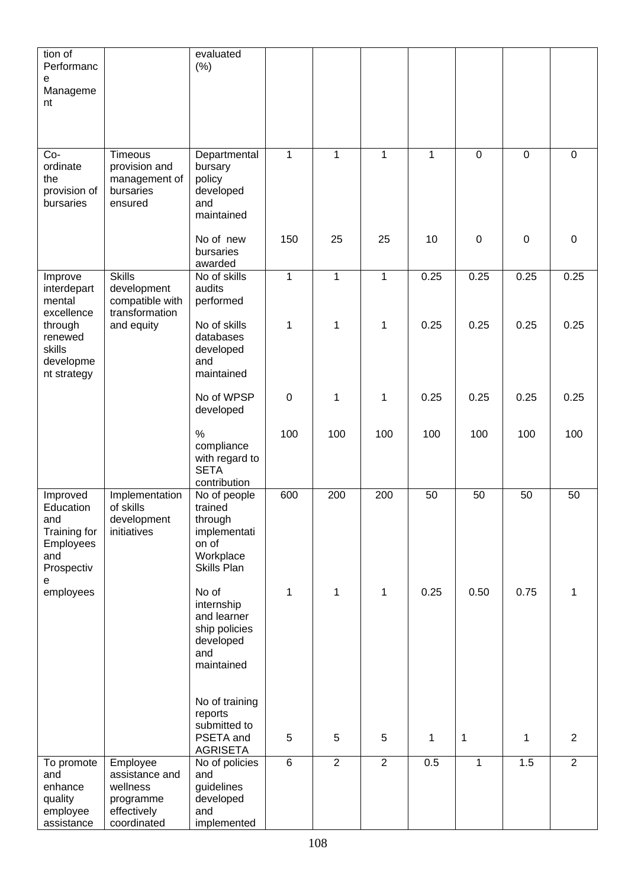| tion of Performance Management | | evaluated (%) | | | | | | | |
|---|---|---|---|---|---|---|---|---|---|
| Co-ordinate the provision of bursaries | Timeous provision and management of bursaries ensured | Departmental bursary policy developed and maintained | 1 | 1 | 1 | 1 | 0 | 0 | 0 |
| | | No of new bursaries awarded | 150 | 25 | 25 | 10 | 0 | 0 | 0 |
| Improve interdepartmental excellence through renewed skills development strategy | Skills development compatible with transformation and equity | No of skills audits performed | 1 | 1 | 1 | 0.25 | 0.25 | 0.25 | 0.25 |
| | | No of skills databases developed and maintained | 1 | 1 | 1 | 0.25 | 0.25 | 0.25 | 0.25 |
| | | No of WPSP developed | 0 | 1 | 1 | 0.25 | 0.25 | 0.25 | 0.25 |
| | | % compliance with regard to SETA contribution | 100 | 100 | 100 | 100 | 100 | 100 | 100 |
| Improved Education and Training for Employees and Prospective employees | Implementation of skills development initiatives | No of people trained through implementation of Workplace Skills Plan | 600 | 200 | 200 | 50 | 50 | 50 | 50 |
| | | No of internship and learner ship policies developed and maintained | 1 | 1 | 1 | 0.25 | 0.50 | 0.75 | 1 |
| | | No of training reports submitted to PSETA and AGRISETA | 5 | 5 | 5 | 1 | 1 | 1 | 2 |
| To promote and enhance quality employee assistance | Employee assistance and wellness programme effectively coordinated | No of policies and guidelines developed and implemented | 6 | 2 | 2 | 0.5 | 1 | 1.5 | 2 |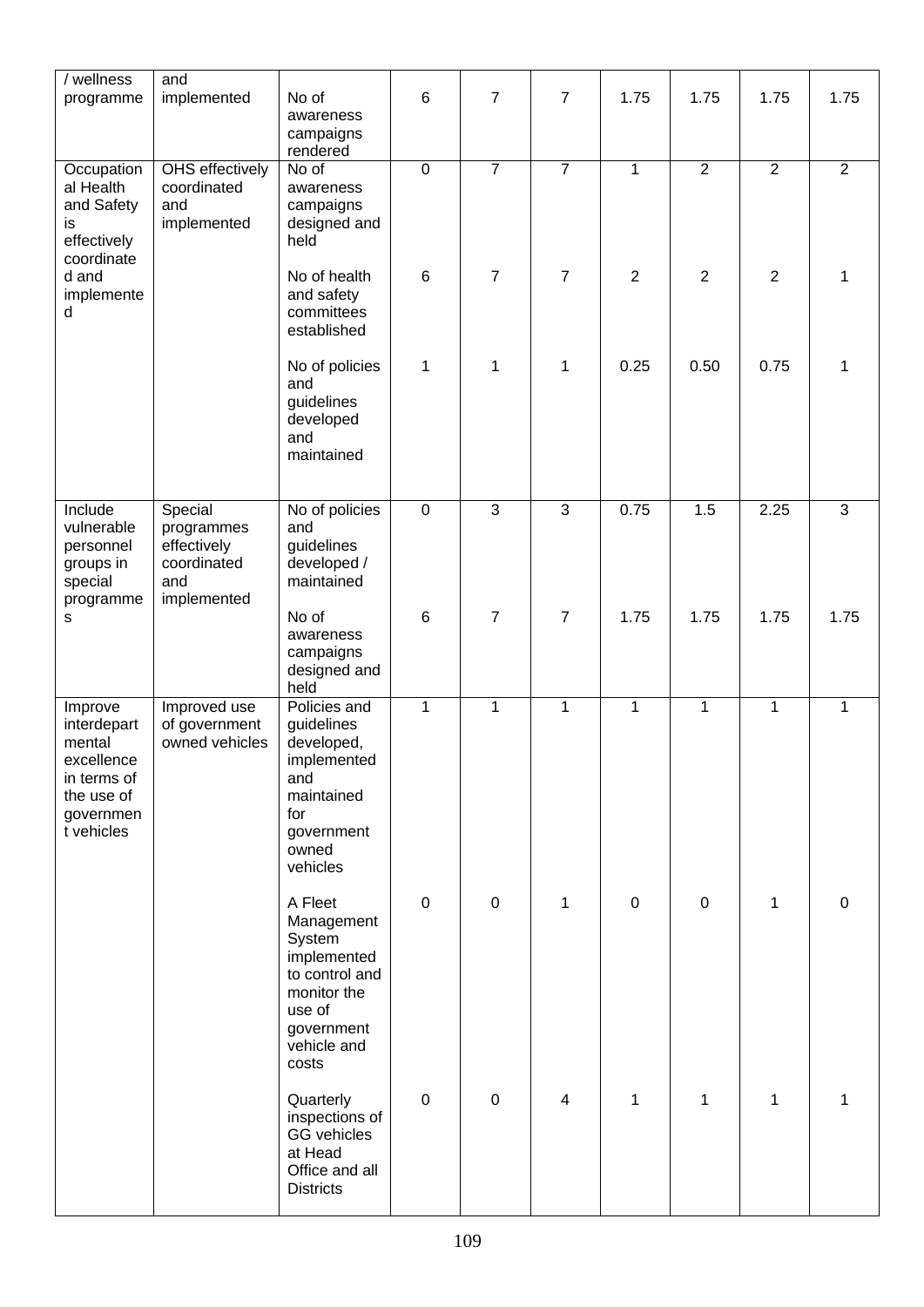| / wellness programme | and implemented | No of awareness campaigns rendered | 6 | 7 | 7 | 1.75 | 1.75 | 1.75 | 1.75 |
|---|---|---|---|---|---|---|---|---|---|
| Occupational Health and Safety is effectively coordinated and implemented | OHS effectively coordinated and implemented | No of awareness campaigns designed and held | 0 | 7 | 7 | 1 | 2 | 2 | 2 |
| | | No of health and safety committees established | 6 | 7 | 7 | 2 | 2 | 2 | 1 |
| | | No of policies and guidelines developed and maintained | 1 | 1 | 1 | 0.25 | 0.50 | 0.75 | 1 |
| Include vulnerable personnel groups in special programmes | Special programmes effectively coordinated and implemented | No of policies and guidelines developed / maintained | 0 | 3 | 3 | 0.75 | 1.5 | 2.25 | 3 |
| | | No of awareness campaigns designed and held | 6 | 7 | 7 | 1.75 | 1.75 | 1.75 | 1.75 |
| Improve interdepartmental excellence in terms of the use of government vehicles | Improved use of government owned vehicles | Policies and guidelines developed, implemented and maintained for government owned vehicles | 1 | 1 | 1 | 1 | 1 | 1 | 1 |
| | | A Fleet Management System implemented to control and monitor the use of government vehicle and costs | 0 | 0 | 1 | 0 | 0 | 1 | 0 |
| | | Quarterly inspections of GG vehicles at Head Office and all Districts | 0 | 0 | 4 | 1 | 1 | 1 | 1 |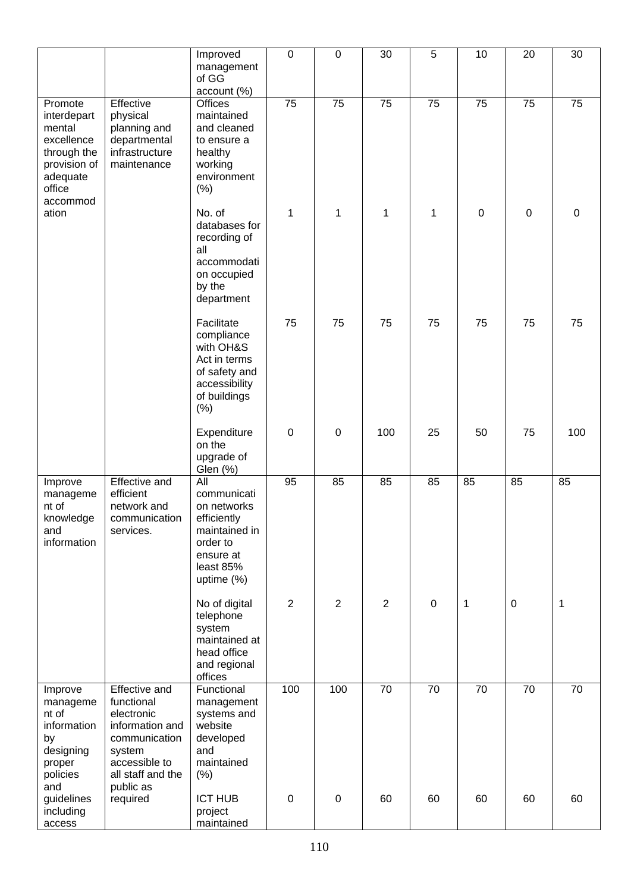| | | Improved management of GG account (%) | 0 | 0 | 30 | 5 | 10 | 20 | 30 |
|---|---|---|---|---|---|---|---|---|---|
| Promote interdepartmental excellence through the provision of adequate office accommodation | Effective physical planning and departmental infrastructure maintenance | Offices maintained and cleaned to ensure a healthy working environment (%) | 75 | 75 | 75 | 75 | 75 | 75 | 75 |
| | | No. of databases for recording of all accommodation occupied by the department | 1 | 1 | 1 | 1 | 0 | 0 | 0 |
| | | Facilitate compliance with OH&S Act in terms of safety and accessibility of buildings (%) | 75 | 75 | 75 | 75 | 75 | 75 | 75 |
| | | Expenditure on the upgrade of Glen (%) | 0 | 0 | 100 | 25 | 50 | 75 | 100 |
| Improve management of knowledge and information | Effective and efficient network and communication services. | All communication networks efficiently maintained in order to ensure at least 85% uptime (%) | 95 | 85 | 85 | 85 | 85 | 85 | 85 |
| | | No of digital telephone system maintained at head office and regional offices | 2 | 2 | 2 | 0 | 1 | 0 | 1 |
| Improve management of information by designing proper policies and guidelines including access | Effective and functional electronic information and communication system accessible to all staff and the public as required | Functional management systems and website developed and maintained (%) | 100 | 100 | 70 | 70 | 70 | 70 | 70 |
| | | ICT HUB project maintained | 0 | 0 | 60 | 60 | 60 | 60 | 60 |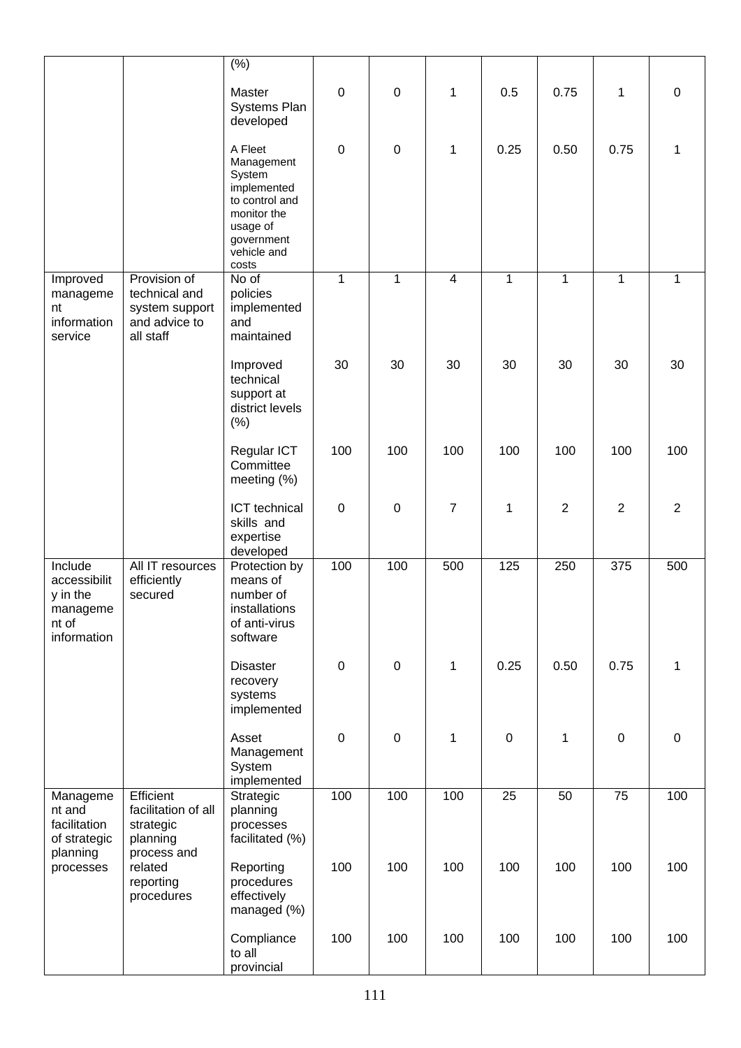| | | (%) | | | | | | | |
|---|---|---|---|---|---|---|---|---|---|
| | | Master Systems Plan developed | 0 | 0 | 1 | 0.5 | 0.75 | 1 | 0 |
| | | A Fleet Management System implemented to control and monitor the usage of government vehicle and costs | 0 | 0 | 1 | 0.25 | 0.50 | 0.75 | 1 |
| Improved management information service | Provision of technical and system support and advice to all staff | No of policies implemented and maintained | 1 | 1 | 4 | 1 | 1 | 1 | 1 |
| | | Improved technical support at district levels (%) | 30 | 30 | 30 | 30 | 30 | 30 | 30 |
| | | Regular ICT Committee meeting (%) | 100 | 100 | 100 | 100 | 100 | 100 | 100 |
| | | ICT technical skills and expertise developed | 0 | 0 | 7 | 1 | 2 | 2 | 2 |
| Include accessibility in the management of information | All IT resources efficiently secured | Protection by means of number of installations of anti-virus software | 100 | 100 | 500 | 125 | 250 | 375 | 500 |
| | | Disaster recovery systems implemented | 0 | 0 | 1 | 0.25 | 0.50 | 0.75 | 1 |
| | | Asset Management System implemented | 0 | 0 | 1 | 0 | 1 | 0 | 0 |
| Management and facilitation of strategic planning processes | Efficient facilitation of all strategic planning process and related reporting procedures | Strategic planning processes facilitated (%) | 100 | 100 | 100 | 25 | 50 | 75 | 100 |
| | | Reporting procedures effectively managed (%) | 100 | 100 | 100 | 100 | 100 | 100 | 100 |
| | | Compliance to all provincial | 100 | 100 | 100 | 100 | 100 | 100 | 100 |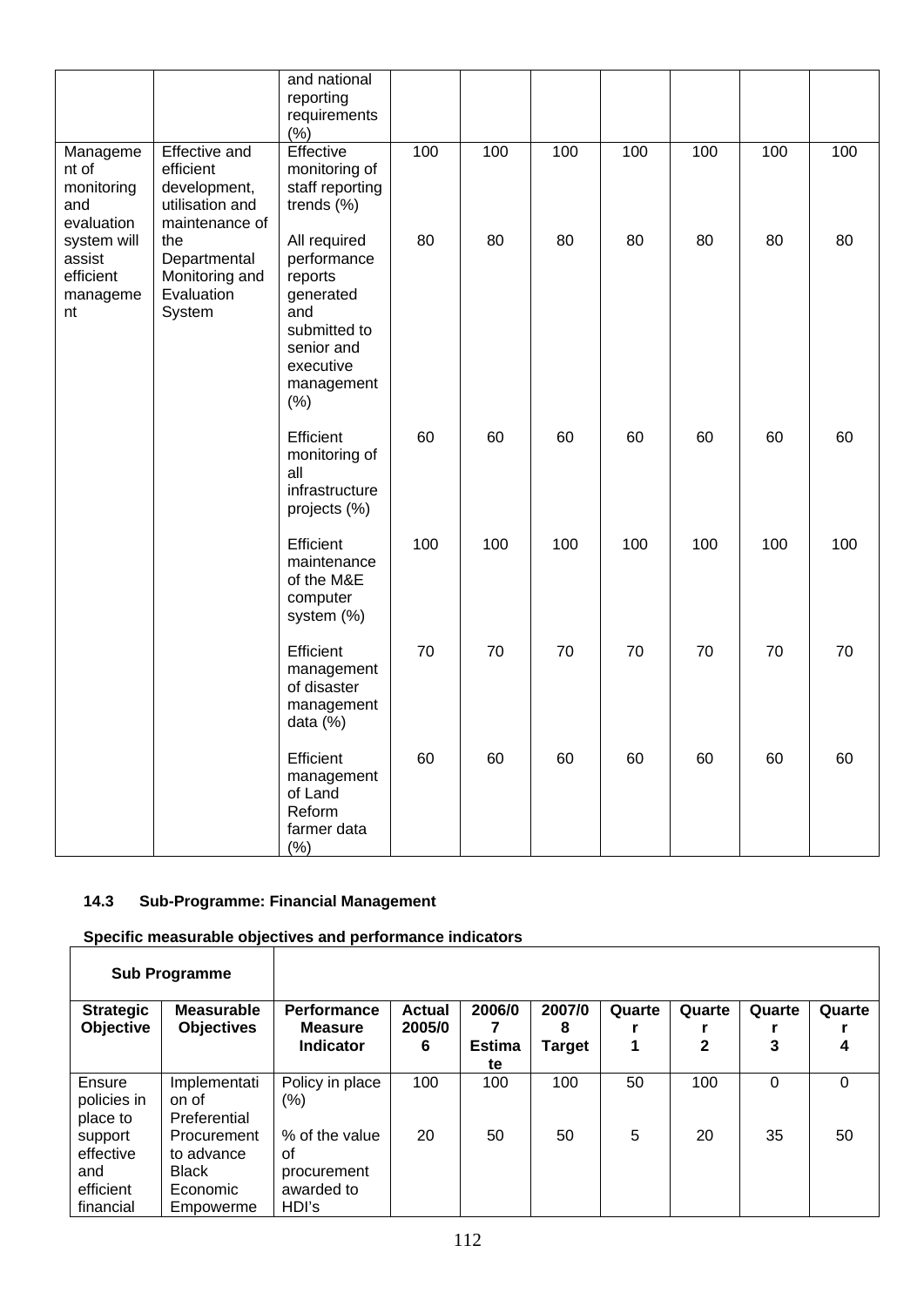| | | and national reporting requirements (%) | | | | | | | |
|---|---|---|---|---|---|---|---|---|---|
| Management of monitoring and evaluation system will assist efficient management | Effective and efficient development, utilisation and maintenance of the Departmental Monitoring and Evaluation System | Effective monitoring of staff reporting trends (%) | 100 | 100 | 100 | 100 | 100 | 100 | 100 |
| | | All required performance reports generated and submitted to senior and executive management (%) | 80 | 80 | 80 | 80 | 80 | 80 | 80 |
| | | Efficient monitoring of all infrastructure projects (%) | 60 | 60 | 60 | 60 | 60 | 60 | 60 |
| | | Efficient maintenance of the M&E computer system (%) | 100 | 100 | 100 | 100 | 100 | 100 | 100 |
| | | Efficient management of disaster management data (%) | 70 | 70 | 70 | 70 | 70 | 70 | 70 |
| | | Efficient management of Land Reform farmer data (%) | 60 | 60 | 60 | 60 | 60 | 60 | 60 |

### 14.3 Sub-Programme: Financial Management

**Specific measurable objectives and performance indicators**

| **Sub Programme** | | | | | | | | | |
|---|---|---|---|---|---|---|---|---|---|
| **Strategic Objective** | **Measurable Objectives** | **Performance Measure Indicator** | **Actual 2005/06** | **2006/07 Estimate** | **2007/08 Target** | **Quarter 1** | **Quarter 2** | **Quarter 3** | **Quarter 4** |
| Ensure policies in place to support effective and efficient financial | Implementation of Preferential Procurement to advance Black Economic Empowerme | Policy in place (%) | 100 | 100 | 100 | 50 | 100 | 0 | 0 |
| | | % of the value of procurement awarded to HDI's | 20 | 50 | 50 | 5 | 20 | 35 | 50 |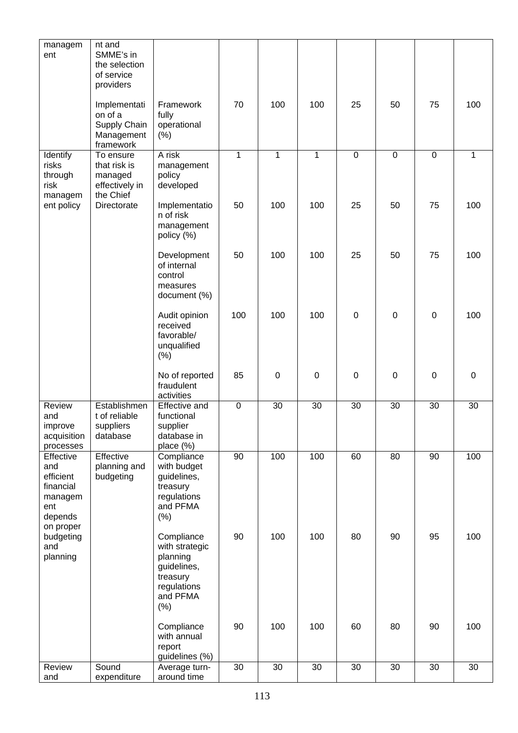| | | | | | | | | | |
|---|---|---|---|---|---|---|---|---|---|
| management | nt and SMME's in the selection of service providers | | | | | | | | |
| | Implementation of a Supply Chain Management framework | Framework fully operational (%) | 70 | 100 | 100 | 25 | 50 | 75 | 100 |
| Identify risks through risk management policy | To ensure that risk is managed effectively in the Chief Directorate | A risk management policy developed | 1 | 1 | 1 | 0 | 0 | 0 | 1 |
| | | Implementation of risk management policy (%) | 50 | 100 | 100 | 25 | 50 | 75 | 100 |
| | | Development of internal control measures document (%) | 50 | 100 | 100 | 25 | 50 | 75 | 100 |
| | | Audit opinion received favorable/ unqualified (%) | 100 | 100 | 100 | 0 | 0 | 0 | 100 |
| | | No of reported fraudulent activities | 85 | 0 | 0 | 0 | 0 | 0 | 0 |
| Review and improve acquisition processes | Establishment of reliable suppliers database | Effective and functional supplier database in place (%) | 0 | 30 | 30 | 30 | 30 | 30 | 30 |
| Effective and efficient financial management depends on proper budgeting and planning | Effective planning and budgeting | Compliance with budget guidelines, treasury regulations and PFMA (%) | 90 | 100 | 100 | 60 | 80 | 90 | 100 |
| | | Compliance with strategic planning guidelines, treasury regulations and PFMA (%) | 90 | 100 | 100 | 80 | 90 | 95 | 100 |
| | | Compliance with annual report guidelines (%) | 90 | 100 | 100 | 60 | 80 | 90 | 100 |
| Review and | Sound expenditure | Average turn-around time | 30 | 30 | 30 | 30 | 30 | 30 | 30 |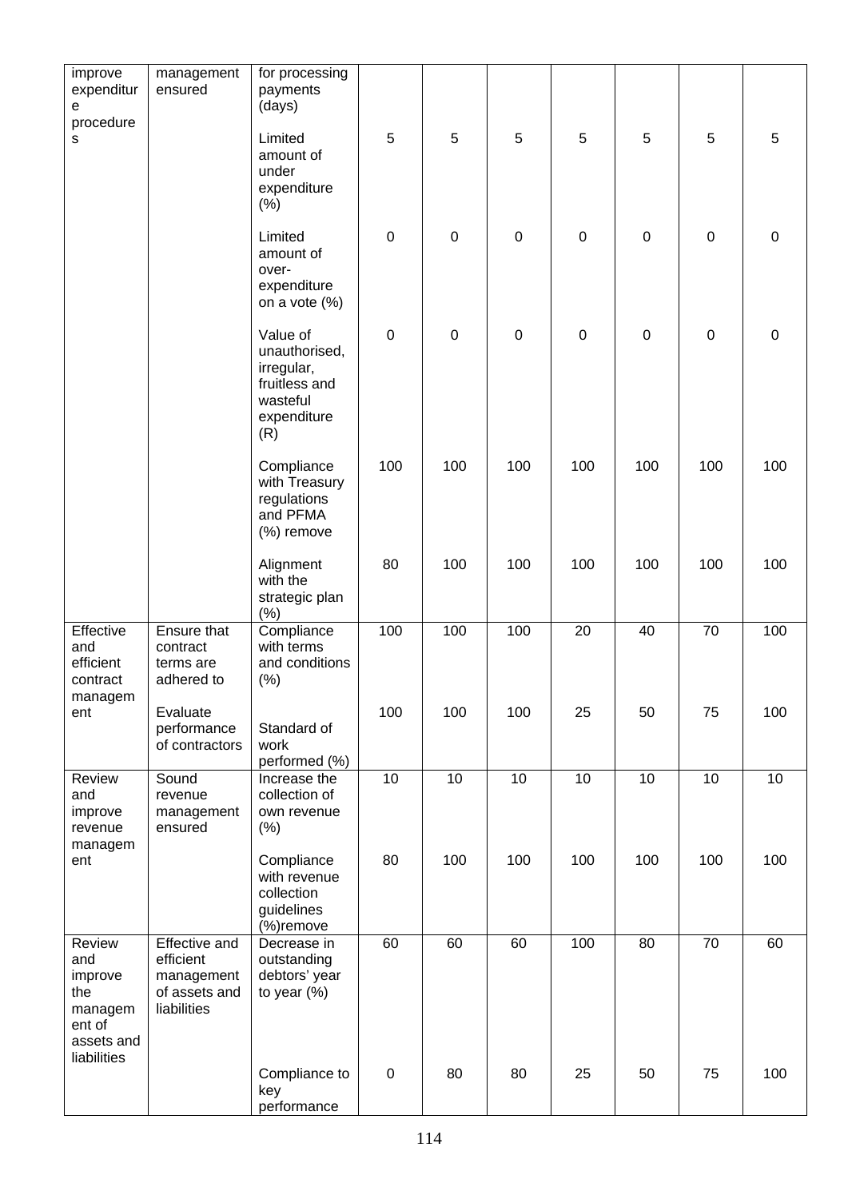| improve expenditure procedures | management ensured | for processing payments (days) | | | | | | | |
|---|---|---|---|---|---|---|---|---|---|
| | | Limited amount of under expenditure (%) | 5 | 5 | 5 | 5 | 5 | 5 | 5 |
| | | Limited amount of over-expenditure on a vote (%) | 0 | 0 | 0 | 0 | 0 | 0 | 0 |
| | | Value of unauthorised, irregular, fruitless and wasteful expenditure (R) | 0 | 0 | 0 | 0 | 0 | 0 | 0 |
| | | Compliance with Treasury regulations and PFMA (%) remove | 100 | 100 | 100 | 100 | 100 | 100 | 100 |
| | | Alignment with the strategic plan (%) | 80 | 100 | 100 | 100 | 100 | 100 | 100 |
| Effective and efficient contract management | Ensure that contract terms are adhered to | Compliance with terms and conditions (%) | 100 | 100 | 100 | 20 | 40 | 70 | 100 |
| | Evaluate performance of contractors | Standard of work performed (%) | 100 | 100 | 100 | 25 | 50 | 75 | 100 |
| Review and improve revenue management | Sound revenue management ensured | Increase the collection of own revenue (%) | 10 | 10 | 10 | 10 | 10 | 10 | 10 |
| | | Compliance with revenue collection guidelines (%)remove | 80 | 100 | 100 | 100 | 100 | 100 | 100 |
| Review and improve the management of assets and liabilities | Effective and efficient management of assets and liabilities | Decrease in outstanding debtors' year to year (%) | 60 | 60 | 60 | 100 | 80 | 70 | 60 |
| | | Compliance to key performance | 0 | 80 | 80 | 25 | 50 | 75 | 100 |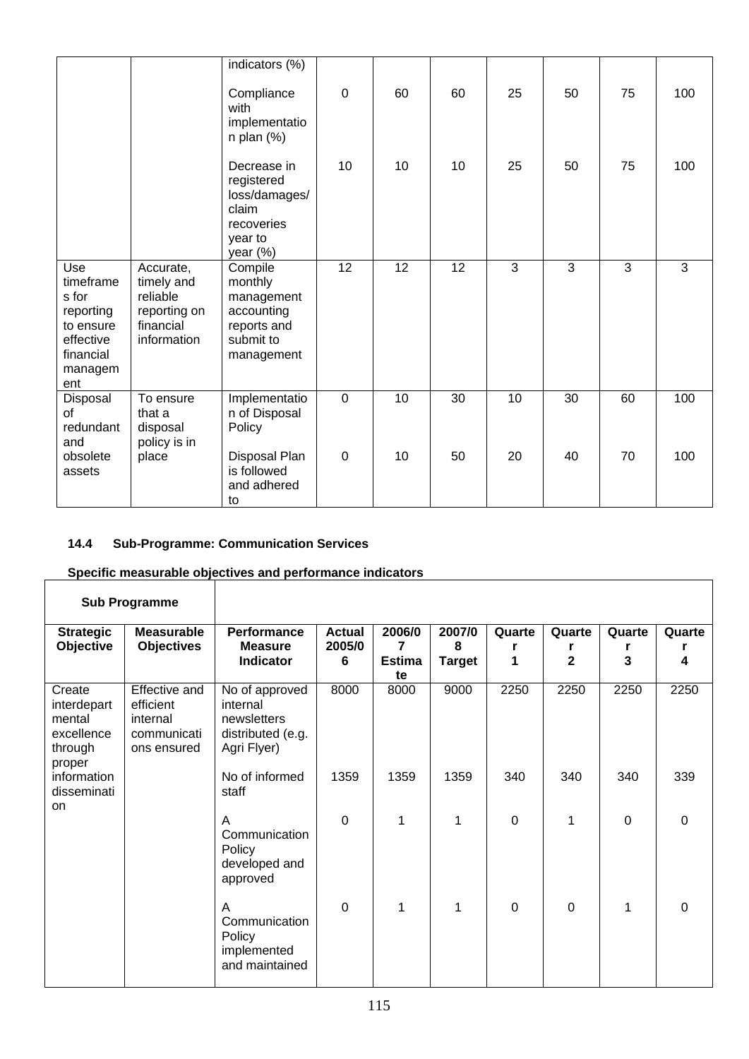| | | indicators (%) | | | | | | | |
|---|---|---|---|---|---|---|---|---|---|
| | | Compliance with implementation plan (%) | 0 | 60 | 60 | 25 | 50 | 75 | 100 |
| | | Decrease in registered loss/damages/ claim recoveries year to year (%) | 10 | 10 | 10 | 25 | 50 | 75 | 100 |
| Use timeframes for reporting to ensure effective financial management | Accurate, timely and reliable reporting on financial information | Compile monthly management accounting reports and submit to management | 12 | 12 | 12 | 3 | 3 | 3 | 3 |
| Disposal of redundant and obsolete assets | To ensure that a disposal policy is in place | Implementation of Disposal Policy | 0 | 10 | 30 | 10 | 30 | 60 | 100 |
| | | Disposal Plan is followed and adhered to | 0 | 10 | 50 | 20 | 40 | 70 | 100 |

### 14.4 Sub-Programme: Communication Services

**Specific measurable objectives and performance indicators**

| **Sub Programme** | | | | | | | | | |
|---|---|---|---|---|---|---|---|---|---|
| **Strategic Objective** | **Measurable Objectives** | **Performance Measure Indicator** | **Actual 2005/06** | **2006/07 Estimate** | **2007/08 Target** | **Quarter 1** | **Quarter 2** | **Quarter 3** | **Quarter 4** |
| Create interdepartmental excellence through proper information dissemination | Effective and efficient internal communications ensured | No of approved internal newsletters distributed (e.g. Agri Flyer) | 8000 | 8000 | 9000 | 2250 | 2250 | 2250 | 2250 |
| | | No of informed staff | 1359 | 1359 | 1359 | 340 | 340 | 340 | 339 |
| | | A Communication Policy developed and approved | 0 | 1 | 1 | 0 | 1 | 0 | 0 |
| | | A Communication Policy implemented and maintained | 0 | 1 | 1 | 0 | 0 | 1 | 0 |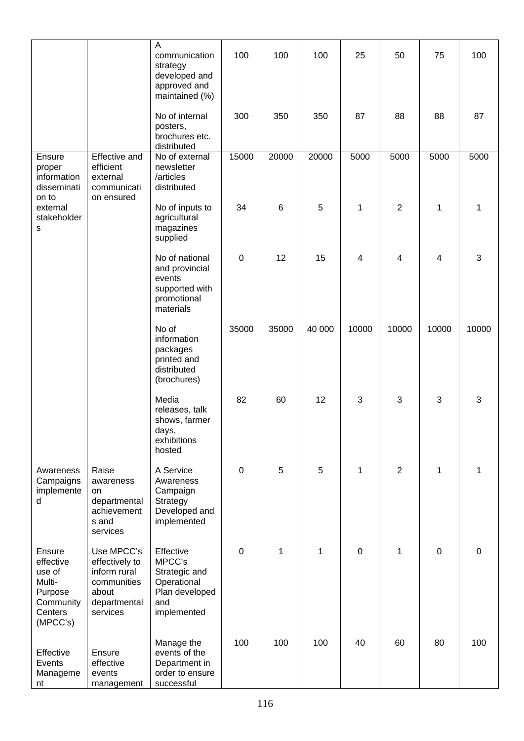| | | | | | | | | | |
|---|---|---|---|---|---|---|---|---|---|
| | | A communication strategy developed and approved and maintained (%) | 100 | 100 | 100 | 25 | 50 | 75 | 100 |
| | | No of internal posters, brochures etc. distributed | 300 | 350 | 350 | 87 | 88 | 88 | 87 |
| Ensure proper information dissemination to external stakeholders | Effective and efficient external communication ensured | No of external newsletter /articles distributed | 15000 | 20000 | 20000 | 5000 | 5000 | 5000 | 5000 |
| | | No of inputs to agricultural magazines supplied | 34 | 6 | 5 | 1 | 2 | 1 | 1 |
| | | No of national and provincial events supported with promotional materials | 0 | 12 | 15 | 4 | 4 | 4 | 3 |
| | | No of information packages printed and distributed (brochures) | 35000 | 35000 | 40 000 | 10000 | 10000 | 10000 | 10000 |
| | | Media releases, talk shows, farmer days, exhibitions hosted | 82 | 60 | 12 | 3 | 3 | 3 | 3 |
| Awareness Campaigns implemented | Raise awareness on departmental achievements and services | A Service Awareness Campaign Strategy Developed and implemented | 0 | 5 | 5 | 1 | 2 | 1 | 1 |
| Ensure effective use of Multi-Purpose Community Centers (MPCC's) | Use MPCC's effectively to inform rural communities about departmental services | Effective MPCC's Strategic and Operational Plan developed and implemented | 0 | 1 | 1 | 0 | 1 | 0 | 0 |
| Effective Events Management | Ensure effective events management | Manage the events of the Department in order to ensure successful | 100 | 100 | 100 | 40 | 60 | 80 | 100 |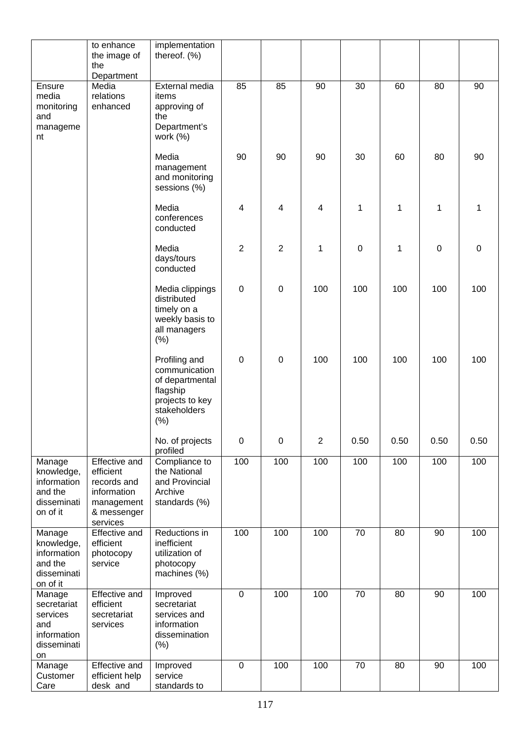| | | | | | | | | | |
|---|---|---|---|---|---|---|---|---|---|
| | to enhance the image of the Department | implementation thereof. (%) | | | | | | | |
| Ensure media monitoring and management | Media relations enhanced | External media items approving of the Department's work (%) | 85 | 85 | 90 | 30 | 60 | 80 | 90 |
| | | Media management and monitoring sessions (%) | 90 | 90 | 90 | 30 | 60 | 80 | 90 |
| | | Media conferences conducted | 4 | 4 | 4 | 1 | 1 | 1 | 1 |
| | | Media days/tours conducted | 2 | 2 | 1 | 0 | 1 | 0 | 0 |
| | | Media clippings distributed timely on a weekly basis to all managers (%) | 0 | 0 | 100 | 100 | 100 | 100 | 100 |
| | | Profiling and communication of departmental flagship projects to key stakeholders (%) | 0 | 0 | 100 | 100 | 100 | 100 | 100 |
| | | No. of projects profiled | 0 | 0 | 2 | 0.50 | 0.50 | 0.50 | 0.50 |
| Manage knowledge, information and the dissemination of it | Effective and efficient records and information management & messenger services | Compliance to the National and Provincial Archive standards (%) | 100 | 100 | 100 | 100 | 100 | 100 | 100 |
| Manage knowledge, information and the dissemination of it | Effective and efficient photocopy service | Reductions in inefficient utilization of photocopy machines (%) | 100 | 100 | 100 | 70 | 80 | 90 | 100 |
| Manage secretariat services and information dissemination | Effective and efficient secretariat services | Improved secretariat services and information dissemination (%) | 0 | 100 | 100 | 70 | 80 | 90 | 100 |
| Manage Customer Care | Effective and efficient help desk and | Improved service standards to | 0 | 100 | 100 | 70 | 80 | 90 | 100 |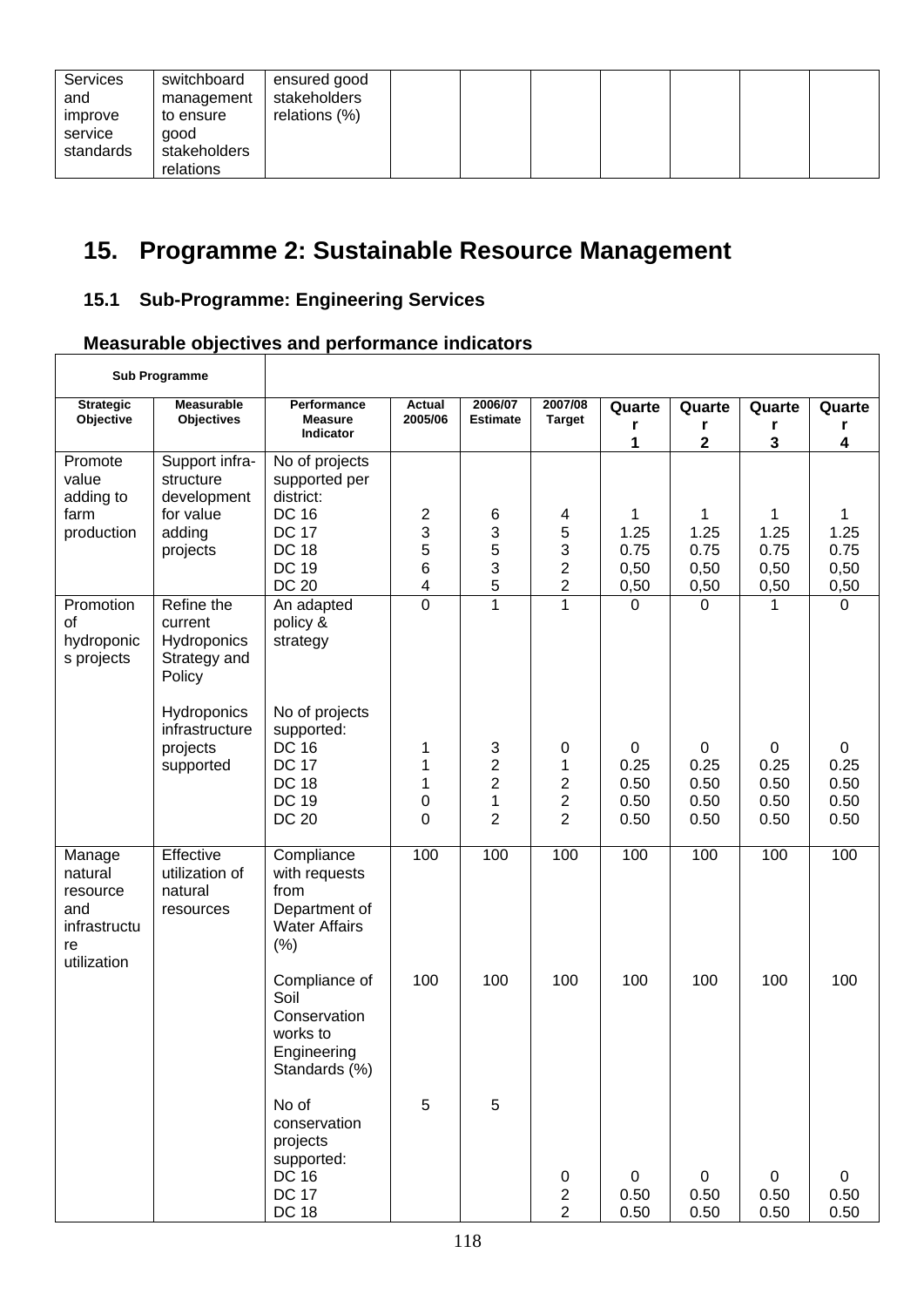| Services and improve service standards | switchboard management to ensure good stakeholders relations | ensured good stakeholders relations (%) | | | | | | | |
|---|---|---|---|---|---|---|---|---|---|

## 15. Programme 2: Sustainable Resource Management

### 15.1 Sub-Programme: Engineering Services

### Measurable objectives and performance indicators

| Sub Programme | | | | | | | | | |
|---|---|---|---|---|---|---|---|---|---|
| **Strategic Objective** | **Measurable Objectives** | **Performance Measure Indicator** | **Actual 2005/06** | **2006/07 Estimate** | **2007/08 Target** | **Quarter 1** | **Quarter 2** | **Quarter 3** | **Quarter 4** |
| Promote value adding to farm production | Support infra-structure development for value adding projects | No of projects supported per district:<br>DC 16<br>DC 17<br>DC 18<br>DC 19<br>DC 20 | <br><br><br>2<br>3<br>5<br>6<br>4 | <br><br><br>6<br>3<br>5<br>3<br>5 | <br><br><br>4<br>5<br>3<br>2<br>2 | <br><br><br>1<br>1.25<br>0.75<br>0,50<br>0,50 | <br><br><br>1<br>1.25<br>0.75<br>0,50<br>0,50 | <br><br><br>1<br>1.25<br>0.75<br>0,50<br>0,50 | <br><br><br>1<br>1.25<br>0.75<br>0,50<br>0,50 |
| Promotion of hydroponics projects | Refine the current Hydroponics Strategy and Policy | An adapted policy & strategy | 0 | 1 | 1 | 0 | 0 | 1 | 0 |
| | Hydroponics infrastructure projects supported | No of projects supported:<br>DC 16<br>DC 17<br>DC 18<br>DC 19<br>DC 20 | <br><br>1<br>1<br>1<br>0<br>0 | <br><br>3<br>2<br>2<br>1<br>2 | <br><br>0<br>1<br>2<br>2<br>2 | <br><br>0<br>0.25<br>0.50<br>0.50<br>0.50 | <br><br>0<br>0.25<br>0.50<br>0.50<br>0.50 | <br><br>0<br>0.25<br>0.50<br>0.50<br>0.50 | <br><br>0<br>0.25<br>0.50<br>0.50<br>0.50 |
| Manage natural resource and infrastructure utilization | Effective utilization of natural resources | Compliance with requests from Department of Water Affairs (%) | 100 | 100 | 100 | 100 | 100 | 100 | 100 |
| | | Compliance of Soil Conservation works to Engineering Standards (%) | 100 | 100 | 100 | 100 | 100 | 100 | 100 |
| | | No of conservation projects supported:<br>DC 16<br>DC 17<br>DC 18 | 5 | 5 | <br><br><br><br>0<br>2<br>2 | <br><br><br><br>0<br>0.50<br>0.50 | <br><br><br><br>0<br>0.50<br>0.50 | <br><br><br><br>0<br>0.50<br>0.50 | <br><br><br><br>0<br>0.50<br>0.50 |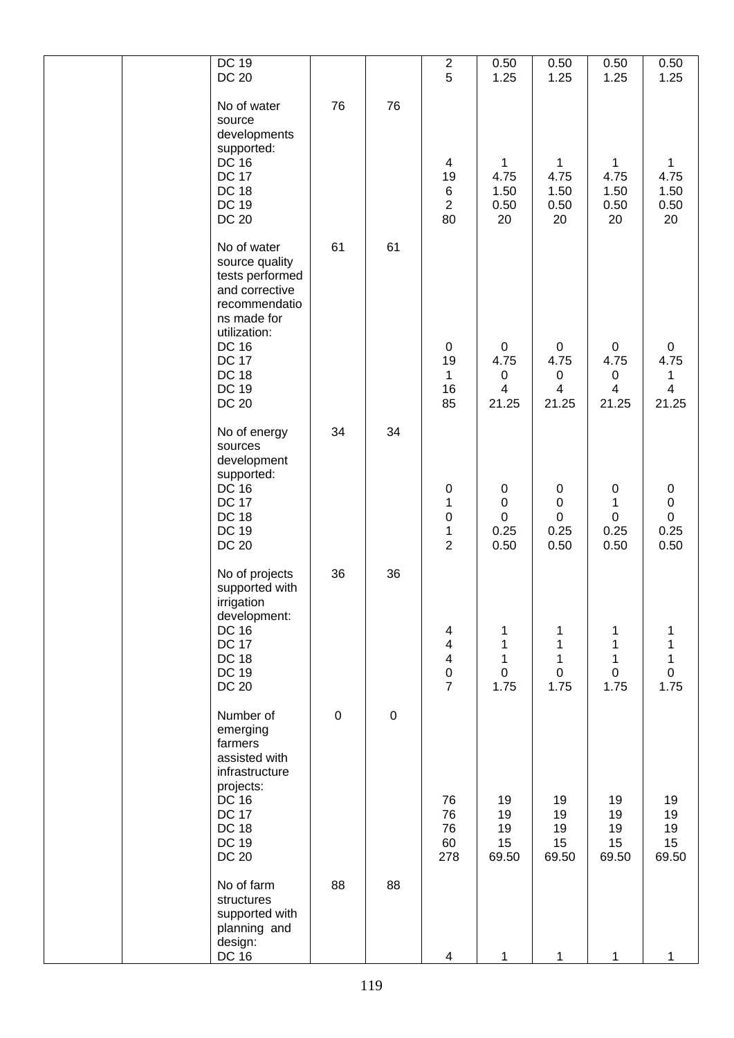| | | | | | | | | | |
|---|---|---|---|---|---|---|---|---|---|
| | | DC 19<br>DC 20 | | | 2<br>5 | 0.50<br>1.25 | 0.50<br>1.25 | 0.50<br>1.25 | 0.50<br>1.25 |
| | | No of water source developments supported:<br>DC 16<br>DC 17<br>DC 18<br>DC 19<br>DC 20 | 76 | 76 | <br>4<br>19<br>6<br>2<br>80 | <br>1<br>4.75<br>1.50<br>0.50<br>20 | <br>1<br>4.75<br>1.50<br>0.50<br>20 | <br>1<br>4.75<br>1.50<br>0.50<br>20 | <br>1<br>4.75<br>1.50<br>0.50<br>20 |
| | | No of water source quality tests performed and corrective recommendations made for utilization:<br>DC 16<br>DC 17<br>DC 18<br>DC 19<br>DC 20 | 61 | 61 | <br>0<br>19<br>1<br>16<br>85 | <br>0<br>4.75<br>0<br>4<br>21.25 | <br>0<br>4.75<br>0<br>4<br>21.25 | <br>0<br>4.75<br>0<br>4<br>21.25 | <br>0<br>4.75<br>1<br>4<br>21.25 |
| | | No of energy sources development supported:<br>DC 16<br>DC 17<br>DC 18<br>DC 19<br>DC 20 | 34 | 34 | <br>0<br>1<br>0<br>1<br>2 | <br>0<br>0<br>0<br>0.25<br>0.50 | <br>0<br>0<br>0<br>0.25<br>0.50 | <br>0<br>1<br>0<br>0.25<br>0.50 | <br>0<br>0<br>0<br>0.25<br>0.50 |
| | | No of projects supported with irrigation development:<br>DC 16<br>DC 17<br>DC 18<br>DC 19<br>DC 20 | 36 | 36 | <br>4<br>4<br>4<br>0<br>7 | <br>1<br>1<br>1<br>0<br>1.75 | <br>1<br>1<br>1<br>0<br>1.75 | <br>1<br>1<br>1<br>0<br>1.75 | <br>1<br>1<br>1<br>0<br>1.75 |
| | | Number of emerging farmers assisted with infrastructure projects:<br>DC 16<br>DC 17<br>DC 18<br>DC 19<br>DC 20 | 0 | 0 | <br>76<br>76<br>76<br>60<br>278 | <br>19<br>19<br>19<br>15<br>69.50 | <br>19<br>19<br>19<br>15<br>69.50 | <br>19<br>19<br>19<br>15<br>69.50 | <br>19<br>19<br>19<br>15<br>69.50 |
| | | No of farm structures supported with planning and design:<br>DC 16 | 88 | 88 | <br>4 | <br>1 | <br>1 | <br>1 | <br>1 |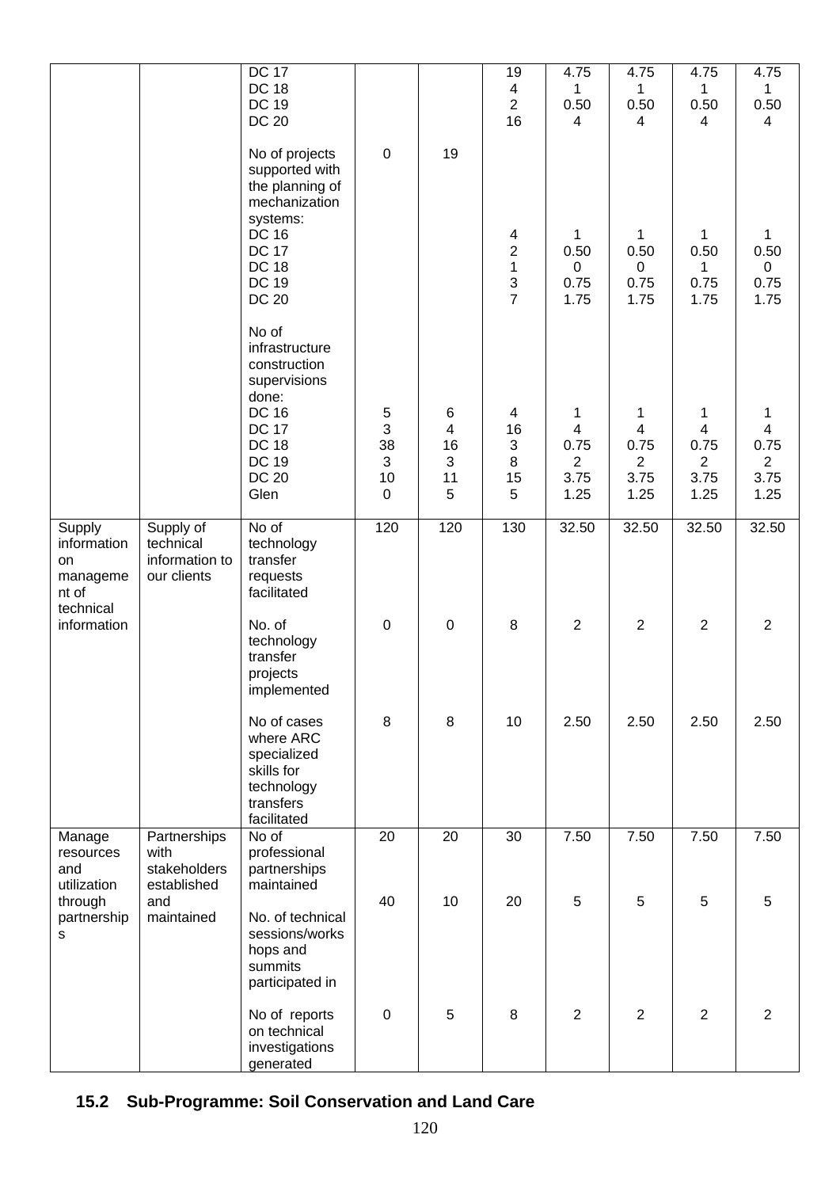| | | DC 17<br>DC 18<br>DC 19<br>DC 20 | | | 19<br>4<br>2<br>16 | 4.75<br>1<br>0.50<br>4 | 4.75<br>1<br>0.50<br>4 | 4.75<br>1<br>0.50<br>4 | 4.75<br>1<br>0.50<br>4 |
|---|---|---|---|---|---|---|---|---|---|
| | | No of projects supported with the planning of mechanization systems:<br>DC 16<br>DC 17<br>DC 18<br>DC 19<br>DC 20 | 0 | 19 | <br>4<br>2<br>1<br>3<br>7 | <br>1<br>0.50<br>0<br>0.75<br>1.75 | <br>1<br>0.50<br>0<br>0.75<br>1.75 | <br>1<br>0.50<br>1<br>0.75<br>1.75 | <br>1<br>0.50<br>0<br>0.75<br>1.75 |
| | | No of infrastructure construction supervisions done:<br>DC 16<br>DC 17<br>DC 18<br>DC 19<br>DC 20<br>Glen | <br>5<br>3<br>38<br>3<br>10<br>0 | <br>6<br>4<br>16<br>3<br>11<br>5 | <br>4<br>16<br>3<br>8<br>15<br>5 | <br>1<br>4<br>0.75<br>2<br>3.75<br>1.25 | <br>1<br>4<br>0.75<br>2<br>3.75<br>1.25 | <br>1<br>4<br>0.75<br>2<br>3.75<br>1.25 | <br>1<br>4<br>0.75<br>2<br>3.75<br>1.25 |
| Supply information on management of technical information | Supply of technical information to our clients | No of technology transfer requests facilitated | 120 | 120 | 130 | 32.50 | 32.50 | 32.50 | 32.50 |
| | | No. of technology transfer projects implemented | 0 | 0 | 8 | 2 | 2 | 2 | 2 |
| | | No of cases where ARC specialized skills for technology transfers facilitated | 8 | 8 | 10 | 2.50 | 2.50 | 2.50 | 2.50 |
| Manage resources and utilization through partnerships | Partnerships with stakeholders established and maintained | No of professional partnerships maintained | 20 | 20 | 30 | 7.50 | 7.50 | 7.50 | 7.50 |
| | | No. of technical sessions/workshops and summits participated in | 40 | 10 | 20 | 5 | 5 | 5 | 5 |
| | | No of reports on technical investigations generated | 0 | 5 | 8 | 2 | 2 | 2 | 2 |

## 15.2 Sub-Programme: Soil Conservation and Land Care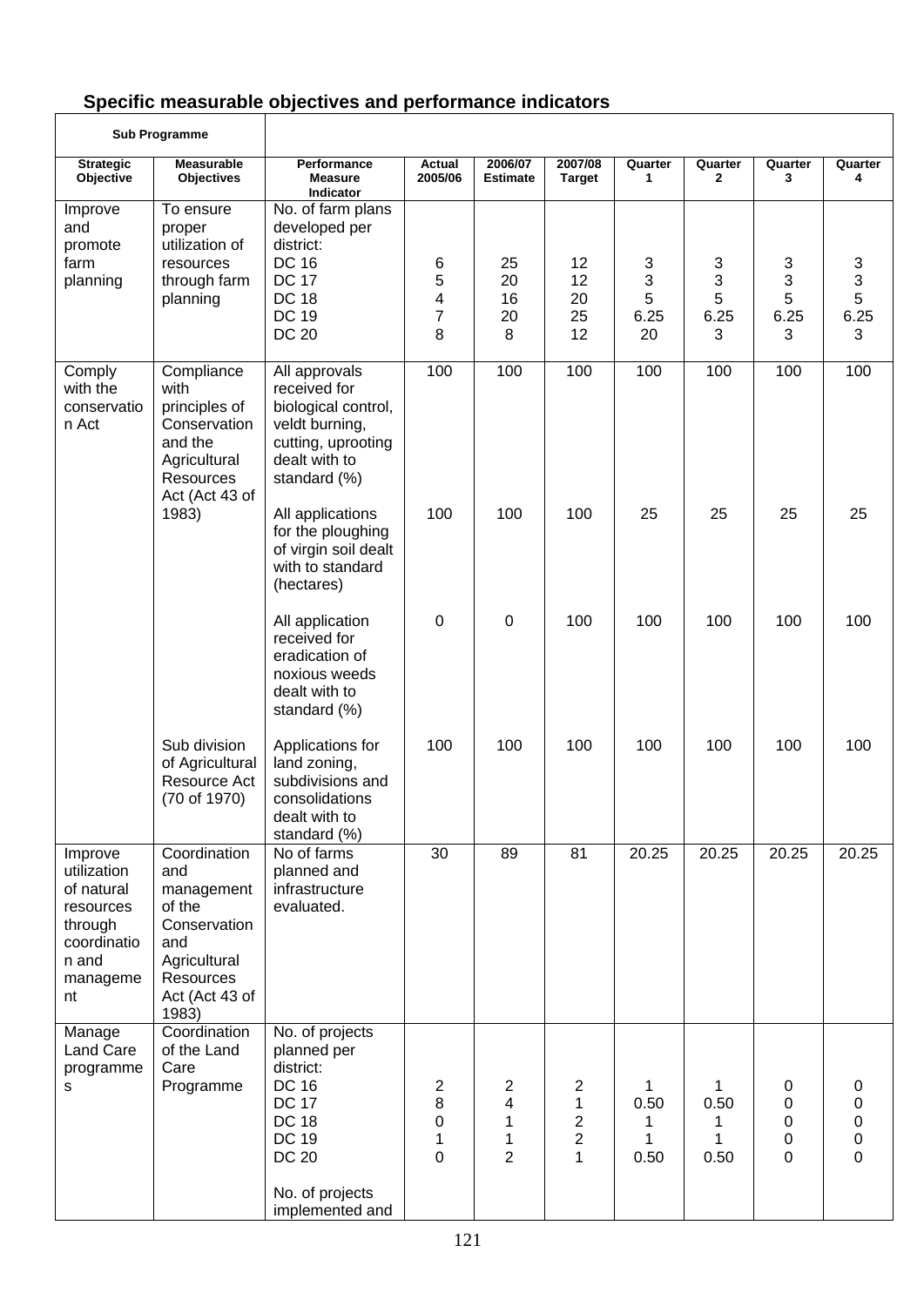## Specific measurable objectives and performance indicators

| Sub Programme | | | | | | | | | |
|---|---|---|---|---|---|---|---|---|---|
| **Strategic Objective** | **Measurable Objectives** | **Performance Measure Indicator** | **Actual 2005/06** | **2006/07 Estimate** | **2007/08 Target** | **Quarter 1** | **Quarter 2** | **Quarter 3** | **Quarter 4** |
| Improve and promote farm planning | To ensure proper utilization of resources through farm planning | No. of farm plans developed per district:<br>DC 16<br>DC 17<br>DC 18<br>DC 19<br>DC 20 | <br>6<br>5<br>4<br>7<br>8 | <br>25<br>20<br>16<br>20<br>8 | <br>12<br>12<br>20<br>25<br>12 | <br>3<br>3<br>5<br>6.25<br>20 | <br>3<br>3<br>5<br>6.25<br>3 | <br>3<br>3<br>5<br>6.25<br>3 | <br>3<br>3<br>5<br>6.25<br>3 |
| Comply with the conservation Act | Compliance with principles of Conservation and the Agricultural Resources Act (Act 43 of 1983) | All approvals received for biological control, veldt burning, cutting, uprooting dealt with to standard (%) | 100 | 100 | 100 | 100 | 100 | 100 | 100 |
| | | All applications for the ploughing of virgin soil dealt with to standard (hectares) | 100 | 100 | 100 | 25 | 25 | 25 | 25 |
| | | All application received for eradication of noxious weeds dealt with to standard (%) | 0 | 0 | 100 | 100 | 100 | 100 | 100 |
| | Sub division of Agricultural Resource Act (70 of 1970) | Applications for land zoning, subdivisions and consolidations dealt with to standard (%) | 100 | 100 | 100 | 100 | 100 | 100 | 100 |
| Improve utilization of natural resources through coordination and management | Coordination and management of the Conservation and Agricultural Resources Act (Act 43 of 1983) | No of farms planned and infrastructure evaluated. | 30 | 89 | 81 | 20.25 | 20.25 | 20.25 | 20.25 |
| Manage Land Care programmes | Coordination of the Land Care Programme | No. of projects planned per district:<br>DC 16<br>DC 17<br>DC 18<br>DC 19<br>DC 20<br><br>No. of projects implemented and | <br>2<br>8<br>0<br>1<br>0 | <br>2<br>4<br>1<br>1<br>2 | <br>2<br>1<br>2<br>2<br>1 | <br>1<br>0.50<br>1<br>1<br>0.50 | <br>1<br>0.50<br>1<br>1<br>0.50 | <br>0<br>0<br>0<br>0<br>0 | <br>0<br>0<br>0<br>0<br>0 |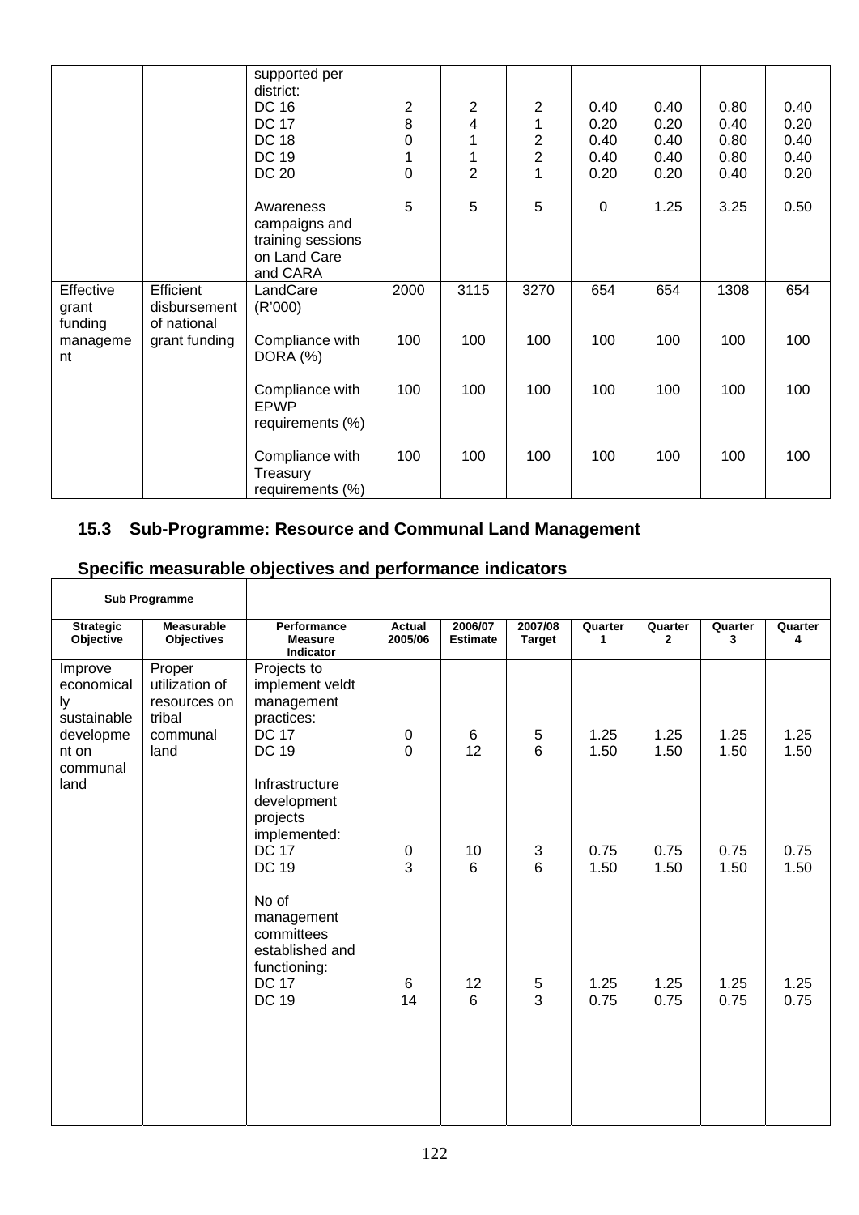| | | supported per district: | | | | | | | |
|---|---|---|---|---|---|---|---|---|---|
| | | DC 16 | 2 | 2 | 2 | 0.40 | 0.40 | 0.80 | 0.40 |
| | | DC 17 | 8 | 4 | 1 | 0.20 | 0.20 | 0.40 | 0.20 |
| | | DC 18 | 0 | 1 | 2 | 0.40 | 0.40 | 0.80 | 0.40 |
| | | DC 19 | 1 | 1 | 2 | 0.40 | 0.40 | 0.80 | 0.40 |
| | | DC 20 | 0 | 2 | 1 | 0.20 | 0.20 | 0.40 | 0.20 |
| | | Awareness campaigns and training sessions on Land Care and CARA | 5 | 5 | 5 | 0 | 1.25 | 3.25 | 0.50 |
| Effective grant funding management | Efficient disbursement of national grant funding | LandCare (R'000) | 2000 | 3115 | 3270 | 654 | 654 | 1308 | 654 |
| | | Compliance with DORA (%) | 100 | 100 | 100 | 100 | 100 | 100 | 100 |
| | | Compliance with EPWP requirements (%) | 100 | 100 | 100 | 100 | 100 | 100 | 100 |
| | | Compliance with Treasury requirements (%) | 100 | 100 | 100 | 100 | 100 | 100 | 100 |

## 15.3 Sub-Programme: Resource and Communal Land Management

## Specific measurable objectives and performance indicators

| Sub Programme | | | | | | | | | |
|---|---|---|---|---|---|---|---|---|---|
| **Strategic Objective** | **Measurable Objectives** | **Performance Measure Indicator** | **Actual 2005/06** | **2006/07 Estimate** | **2007/08 Target** | **Quarter 1** | **Quarter 2** | **Quarter 3** | **Quarter 4** |
| Improve economically sustainable development on communal land | Proper utilization of resources on tribal communal land | Projects to implement veldt management practices: | | | | | | | |
| | | DC 17 | 0 | 6 | 5 | 1.25 | 1.25 | 1.25 | 1.25 |
| | | DC 19 | 0 | 12 | 6 | 1.50 | 1.50 | 1.50 | 1.50 |
| | | Infrastructure development projects implemented: | | | | | | | |
| | | DC 17 | 0 | 10 | 3 | 0.75 | 0.75 | 0.75 | 0.75 |
| | | DC 19 | 3 | 6 | 6 | 1.50 | 1.50 | 1.50 | 1.50 |
| | | No of management committees established and functioning: | | | | | | | |
| | | DC 17 | 6 | 12 | 5 | 1.25 | 1.25 | 1.25 | 1.25 |
| | | DC 19 | 14 | 6 | 3 | 0.75 | 0.75 | 0.75 | 0.75 |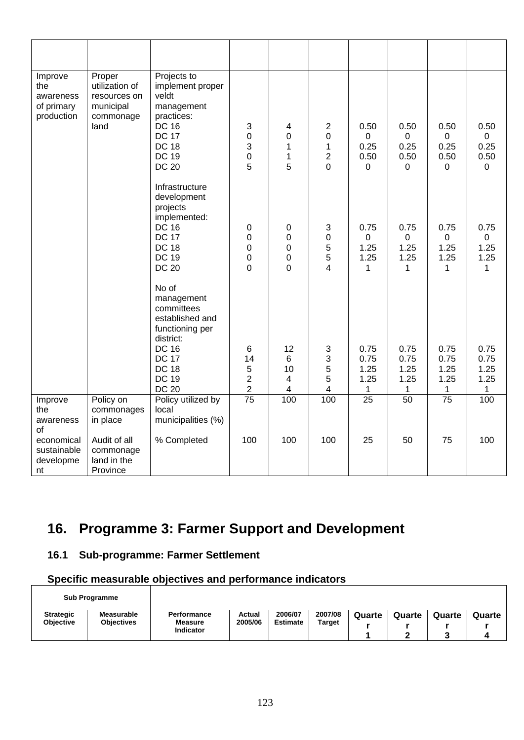| | | | | | | | | | |
|---|---|---|---|---|---|---|---|---|---|
| Improve the awareness of primary production | Proper utilization of resources on municipal commonage land | Projects to implement proper veldt management practices:<br>DC 16<br>DC 17<br>DC 18<br>DC 19<br>DC 20 | <br>3<br>0<br>3<br>0<br>5 | <br>4<br>0<br>1<br>1<br>5 | <br>2<br>0<br>1<br>2<br>0 | <br>0.50<br>0<br>0.25<br>0.50<br>0 | <br>0.50<br>0<br>0.25<br>0.50<br>0 | <br>0.50<br>0<br>0.25<br>0.50<br>0 | <br>0.50<br>0<br>0.25<br>0.50<br>0 |
| | | Infrastructure development projects implemented:<br>DC 16<br>DC 17<br>DC 18<br>DC 19<br>DC 20 | <br>0<br>0<br>0<br>0<br>0 | <br>0<br>0<br>0<br>0<br>0 | <br>3<br>0<br>5<br>5<br>4 | <br>0.75<br>0<br>1.25<br>1.25<br>1 | <br>0.75<br>0<br>1.25<br>1.25<br>1 | <br>0.75<br>0<br>1.25<br>1.25<br>1 | <br>0.75<br>0<br>1.25<br>1.25<br>1 |
| | | No of management committees established and functioning per district:<br>DC 16<br>DC 17<br>DC 18<br>DC 19<br>DC 20 | <br>6<br>14<br>5<br>2<br>2 | <br>12<br>6<br>10<br>4<br>4 | <br>3<br>3<br>5<br>5<br>4 | <br>0.75<br>0.75<br>1.25<br>1.25<br>1 | <br>0.75<br>0.75<br>1.25<br>1.25<br>1 | <br>0.75<br>0.75<br>1.25<br>1.25<br>1 | <br>0.75<br>0.75<br>1.25<br>1.25<br>1 |
| Improve the awareness of economical sustainable development | Policy on commonages in place | Policy utilized by local municipalities (%) | 75 | 100 | 100 | 25 | 50 | 75 | 100 |
| | Audit of all commonage land in the Province | % Completed | 100 | 100 | 100 | 25 | 50 | 75 | 100 |

## 16. Programme 3: Farmer Support and Development

### 16.1 Sub-programme: Farmer Settlement

### Specific measurable objectives and performance indicators

| Sub Programme | | | | | | | | | |
|---|---|---|---|---|---|---|---|---|---|
| **Strategic Objective** | **Measurable Objectives** | **Performance Measure Indicator** | **Actual 2005/06** | **2006/07 Estimate** | **2007/08 Target** | **Quarter 1** | **Quarter 2** | **Quarter 3** | **Quarter 4** |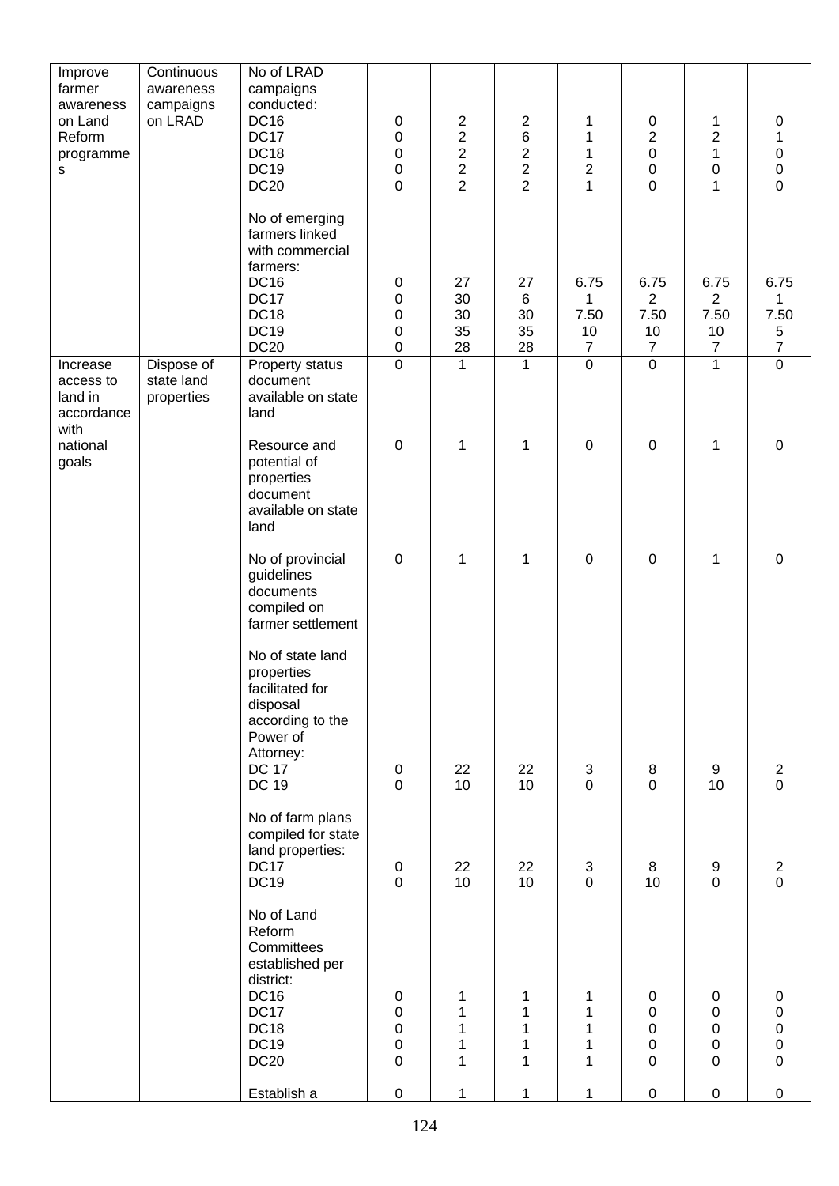| Improve farmer awareness on Land Reform programmes | Continuous awareness campaigns on LRAD | No of LRAD campaigns conducted:<br>DC16<br>DC17<br>DC18<br>DC19<br>DC20 | <br>0<br>0<br>0<br>0<br>0 | <br>2<br>2<br>2<br>2<br>2 | <br>2<br>6<br>2<br>2<br>2 | <br>1<br>1<br>1<br>2<br>1 | <br>0<br>2<br>0<br>0<br>0 | <br>1<br>2<br>1<br>0<br>1 | <br>0<br>1<br>0<br>0<br>0 |
|---|---|---|---|---|---|---|---|---|---|
| | | No of emerging farmers linked with commercial farmers:<br>DC16<br>DC17<br>DC18<br>DC19<br>DC20 | <br>0<br>0<br>0<br>0<br>0 | <br>27<br>30<br>30<br>35<br>28 | <br>27<br>6<br>30<br>35<br>28 | <br>6.75<br>1<br>7.50<br>10<br>7 | <br>6.75<br>2<br>7.50<br>10<br>7 | <br>6.75<br>2<br>7.50<br>10<br>7 | <br>6.75<br>1<br>7.50<br>5<br>7 |
| Increase access to land in accordance with national goals | Dispose of state land properties | Property status document available on state land | 0 | 1 | 1 | 0 | 0 | 1 | 0 |
| | | Resource and potential of properties document available on state land | 0 | 1 | 1 | 0 | 0 | 1 | 0 |
| | | No of provincial guidelines documents compiled on farmer settlement | 0 | 1 | 1 | 0 | 0 | 1 | 0 |
| | | No of state land properties facilitated for disposal according to the Power of Attorney:<br>DC 17<br>DC 19 | <br>0<br>0 | <br>22<br>10 | <br>22<br>10 | <br>3<br>0 | <br>8<br>0 | <br>9<br>10 | <br>2<br>0 |
| | | No of farm plans compiled for state land properties:<br>DC17<br>DC19 | <br>0<br>0 | <br>22<br>10 | <br>22<br>10 | <br>3<br>0 | <br>8<br>10 | <br>9<br>0 | <br>2<br>0 |
| | | No of Land Reform Committees established per district:<br>DC16<br>DC17<br>DC18<br>DC19<br>DC20 | <br>0<br>0<br>0<br>0<br>0 | <br>1<br>1<br>1<br>1<br>1 | <br>1<br>1<br>1<br>1<br>1 | <br>1<br>1<br>1<br>1<br>1 | <br>0<br>0<br>0<br>0<br>0 | <br>0<br>0<br>0<br>0<br>0 | <br>0<br>0<br>0<br>0<br>0 |
| | | Establish a | 0 | 1 | 1 | 1 | 0 | 0 | 0 |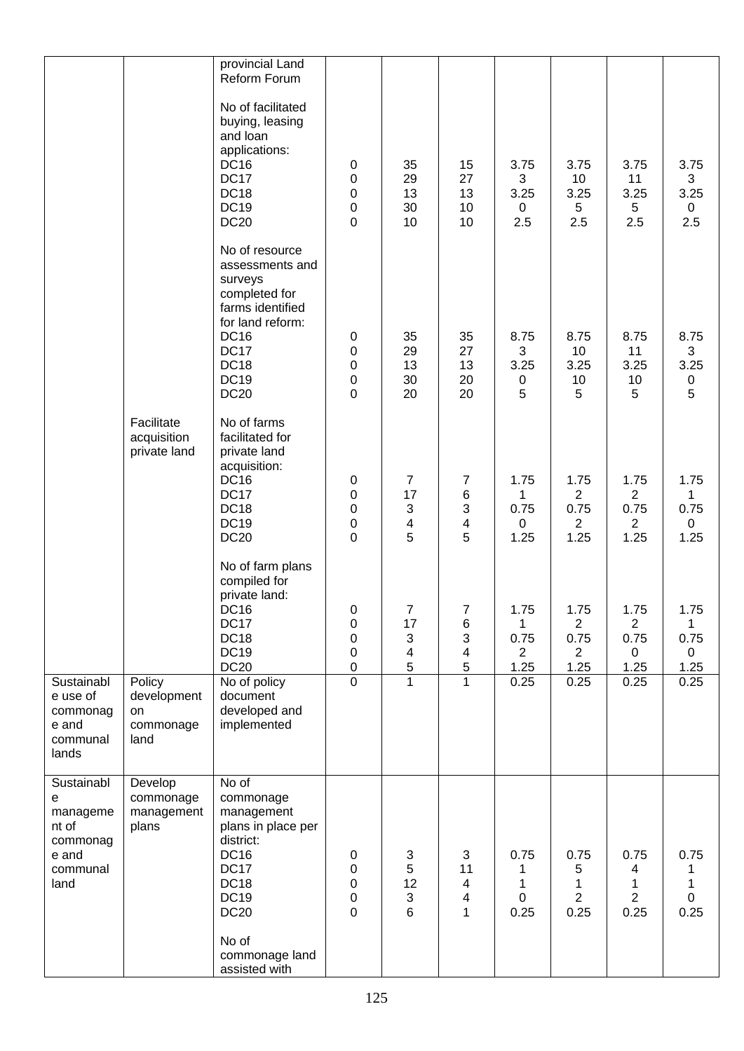| | | provincial Land Reform Forum | | | | | | | |
|---|---|---|---|---|---|---|---|---|---|
| | | No of facilitated buying, leasing and loan applications: | | | | | | | |
| | | DC16 | 0 | 35 | 15 | 3.75 | 3.75 | 3.75 | 3.75 |
| | | DC17 | 0 | 29 | 27 | 3 | 10 | 11 | 3 |
| | | DC18 | 0 | 13 | 13 | 3.25 | 3.25 | 3.25 | 3.25 |
| | | DC19 | 0 | 30 | 10 | 0 | 5 | 5 | 0 |
| | | DC20 | 0 | 10 | 10 | 2.5 | 2.5 | 2.5 | 2.5 |
| | | No of resource assessments and surveys completed for farms identified for land reform: | | | | | | | |
| | | DC16 | 0 | 35 | 35 | 8.75 | 8.75 | 8.75 | 8.75 |
| | | DC17 | 0 | 29 | 27 | 3 | 10 | 11 | 3 |
| | | DC18 | 0 | 13 | 13 | 3.25 | 3.25 | 3.25 | 3.25 |
| | | DC19 | 0 | 30 | 20 | 0 | 10 | 10 | 0 |
| | | DC20 | 0 | 20 | 20 | 5 | 5 | 5 | 5 |
| | Facilitate acquisition private land | No of farms facilitated for private land acquisition: | | | | | | | |
| | | DC16 | 0 | 7 | 7 | 1.75 | 1.75 | 1.75 | 1.75 |
| | | DC17 | 0 | 17 | 6 | 1 | 2 | 2 | 1 |
| | | DC18 | 0 | 3 | 3 | 0.75 | 0.75 | 0.75 | 0.75 |
| | | DC19 | 0 | 4 | 4 | 0 | 2 | 2 | 0 |
| | | DC20 | 0 | 5 | 5 | 1.25 | 1.25 | 1.25 | 1.25 |
| | | No of farm plans compiled for private land: | | | | | | | |
| | | DC16 | 0 | 7 | 7 | 1.75 | 1.75 | 1.75 | 1.75 |
| | | DC17 | 0 | 17 | 6 | 1 | 2 | 2 | 1 |
| | | DC18 | 0 | 3 | 3 | 0.75 | 0.75 | 0.75 | 0.75 |
| | | DC19 | 0 | 4 | 4 | 2 | 2 | 0 | 0 |
| | | DC20 | 0 | 5 | 5 | 1.25 | 1.25 | 1.25 | 1.25 |
| Sustainable use of commonage and communal lands | Policy development on commonage land | No of policy document developed and implemented | 0 | 1 | 1 | 0.25 | 0.25 | 0.25 | 0.25 |
| Sustainable management of commonage and communal land | Develop commonage management plans | No of commonage management plans in place per district: | | | | | | | |
| | | DC16 | 0 | 3 | 3 | 0.75 | 0.75 | 0.75 | 0.75 |
| | | DC17 | 0 | 5 | 11 | 1 | 5 | 4 | 1 |
| | | DC18 | 0 | 12 | 4 | 1 | 1 | 1 | 1 |
| | | DC19 | 0 | 3 | 4 | 0 | 2 | 2 | 0 |
| | | DC20 | 0 | 6 | 1 | 0.25 | 0.25 | 0.25 | 0.25 |
| | | No of commonage land assisted with | | | | | | | |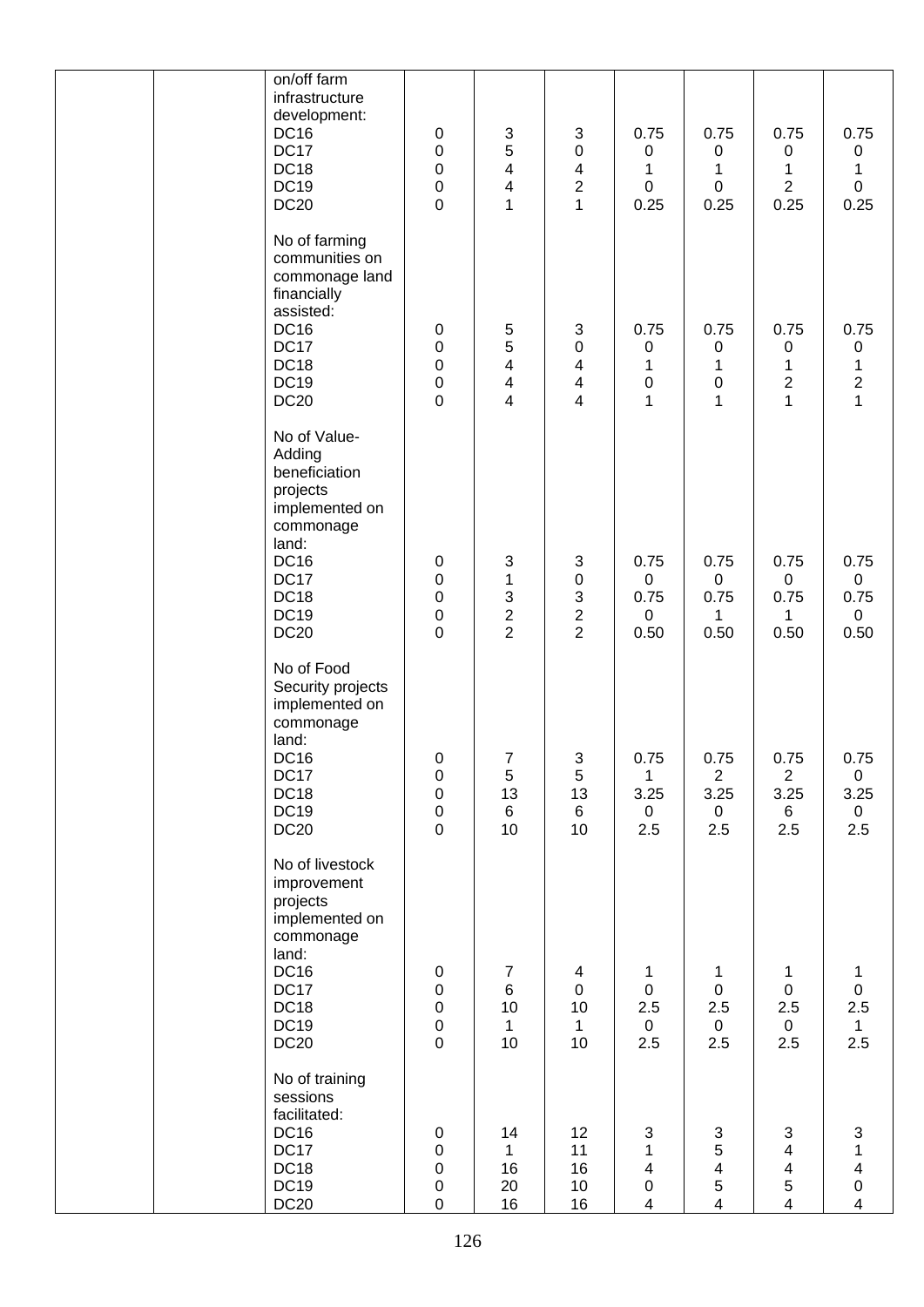| | | | | | | | | | |
|---|---|---|---|---|---|---|---|---|---|
| | | on/off farm infrastructure development:<br>DC16<br>DC17<br>DC18<br>DC19<br>DC20 | 0<br>0<br>0<br>0<br>0 | 3<br>5<br>4<br>4<br>1 | 3<br>0<br>4<br>2<br>1 | 0.75<br>0<br>1<br>0<br>0.25 | 0.75<br>0<br>1<br>0<br>0.25 | 0.75<br>0<br>1<br>2<br>0.25 | 0.75<br>0<br>1<br>0<br>0.25 |
| | | No of farming communities on commonage land financially assisted:<br>DC16<br>DC17<br>DC18<br>DC19<br>DC20 | 0<br>0<br>0<br>0<br>0 | 5<br>5<br>4<br>4<br>4 | 3<br>0<br>4<br>4<br>4 | 0.75<br>0<br>1<br>0<br>1 | 0.75<br>0<br>1<br>0<br>1 | 0.75<br>0<br>1<br>2<br>1 | 0.75<br>0<br>1<br>2<br>1 |
| | | No of Value-Adding beneficiation projects implemented on commonage land:<br>DC16<br>DC17<br>DC18<br>DC19<br>DC20 | 0<br>0<br>0<br>0<br>0 | 3<br>1<br>3<br>2<br>2 | 3<br>0<br>3<br>2<br>2 | 0.75<br>0<br>0.75<br>0<br>0.50 | 0.75<br>0<br>0.75<br>1<br>0.50 | 0.75<br>0<br>0.75<br>1<br>0.50 | 0.75<br>0<br>0.75<br>0<br>0.50 |
| | | No of Food Security projects implemented on commonage land:<br>DC16<br>DC17<br>DC18<br>DC19<br>DC20 | 0<br>0<br>0<br>0<br>0 | 7<br>5<br>13<br>6<br>10 | 3<br>5<br>13<br>6<br>10 | 0.75<br>1<br>3.25<br>0<br>2.5 | 0.75<br>2<br>3.25<br>0<br>2.5 | 0.75<br>2<br>3.25<br>6<br>2.5 | 0.75<br>0<br>3.25<br>0<br>2.5 |
| | | No of livestock improvement projects implemented on commonage land:<br>DC16<br>DC17<br>DC18<br>DC19<br>DC20 | 0<br>0<br>0<br>0<br>0 | 7<br>6<br>10<br>1<br>10 | 4<br>0<br>10<br>1<br>10 | 1<br>0<br>2.5<br>0<br>2.5 | 1<br>0<br>2.5<br>0<br>2.5 | 1<br>0<br>2.5<br>0<br>2.5 | 1<br>0<br>2.5<br>1<br>2.5 |
| | | No of training sessions facilitated:<br>DC16<br>DC17<br>DC18<br>DC19<br>DC20 | 0<br>0<br>0<br>0<br>0 | 14<br>1<br>16<br>20<br>16 | 12<br>11<br>16<br>10<br>16 | 3<br>1<br>4<br>0<br>4 | 3<br>5<br>4<br>5<br>4 | 3<br>4<br>4<br>5<br>4 | 3<br>1<br>4<br>0<br>4 |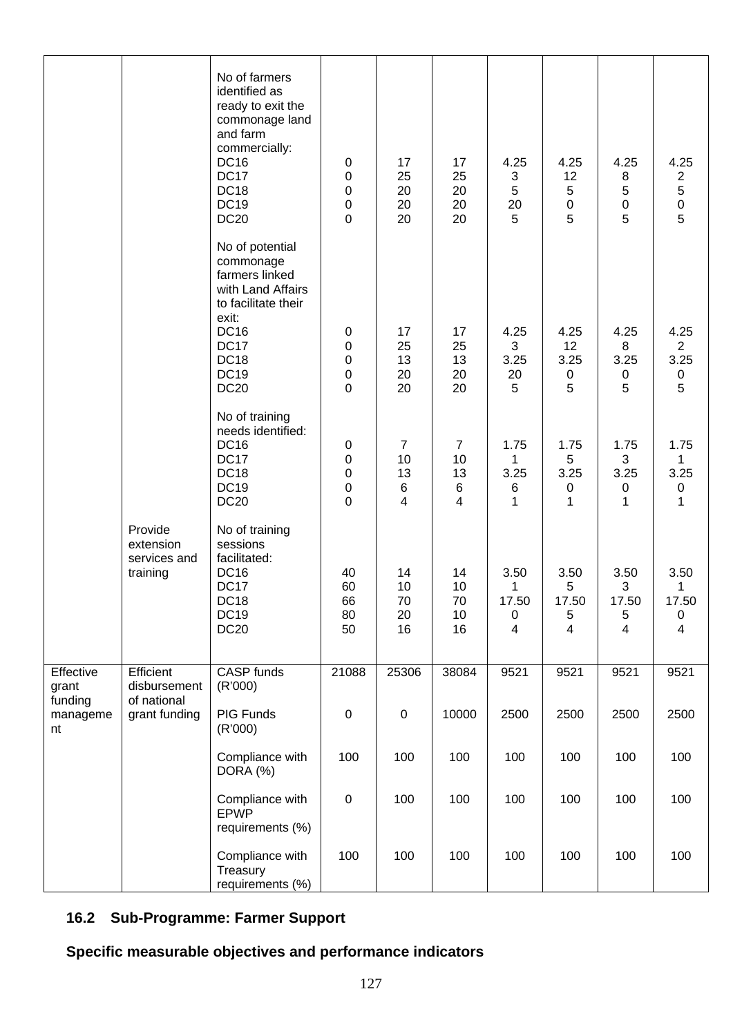| | | No of farmers identified as ready to exit the commonage land and farm commercially:<br>DC16<br>DC17<br>DC18<br>DC19<br>DC20 | 0<br>0<br>0<br>0<br>0 | 17<br>25<br>20<br>20<br>20 | 17<br>25<br>20<br>20<br>20 | 4.25<br>3<br>5<br>20<br>5 | 4.25<br>12<br>5<br>0<br>5 | 4.25<br>8<br>5<br>0<br>5 | 4.25<br>2<br>5<br>0<br>5 |
|---|---|---|---|---|---|---|---|---|---|
| | | No of potential commonage farmers linked with Land Affairs to facilitate their exit:<br>DC16<br>DC17<br>DC18<br>DC19<br>DC20 | 0<br>0<br>0<br>0<br>0 | 17<br>25<br>13<br>20<br>20 | 17<br>25<br>13<br>20<br>20 | 4.25<br>3<br>3.25<br>20<br>5 | 4.25<br>12<br>3.25<br>0<br>5 | 4.25<br>8<br>3.25<br>0<br>5 | 4.25<br>2<br>3.25<br>0<br>5 |
| | | No of training needs identified:<br>DC16<br>DC17<br>DC18<br>DC19<br>DC20 | 0<br>0<br>0<br>0<br>0 | 7<br>10<br>13<br>6<br>4 | 7<br>10<br>13<br>6<br>4 | 1.75<br>1<br>3.25<br>6<br>1 | 1.75<br>5<br>3.25<br>0<br>1 | 1.75<br>3<br>3.25<br>0<br>1 | 1.75<br>1<br>3.25<br>0<br>1 |
| | Provide extension services and training | No of training sessions facilitated:<br>DC16<br>DC17<br>DC18<br>DC19<br>DC20 | 40<br>60<br>66<br>80<br>50 | 14<br>10<br>70<br>20<br>16 | 14<br>10<br>70<br>10<br>16 | 3.50<br>1<br>17.50<br>0<br>4 | 3.50<br>5<br>17.50<br>5<br>4 | 3.50<br>3<br>17.50<br>5<br>4 | 3.50<br>1<br>17.50<br>0<br>4 |
| Effective grant funding management | Efficient disbursement of national grant funding | CASP funds (R'000) | 21088 | 25306 | 38084 | 9521 | 9521 | 9521 | 9521 |
| | | PIG Funds (R'000) | 0 | 0 | 10000 | 2500 | 2500 | 2500 | 2500 |
| | | Compliance with DORA (%) | 100 | 100 | 100 | 100 | 100 | 100 | 100 |
| | | Compliance with EPWP requirements (%) | 0 | 100 | 100 | 100 | 100 | 100 | 100 |
| | | Compliance with Treasury requirements (%) | 100 | 100 | 100 | 100 | 100 | 100 | 100 |

## 16.2 Sub-Programme: Farmer Support

**Specific measurable objectives and performance indicators**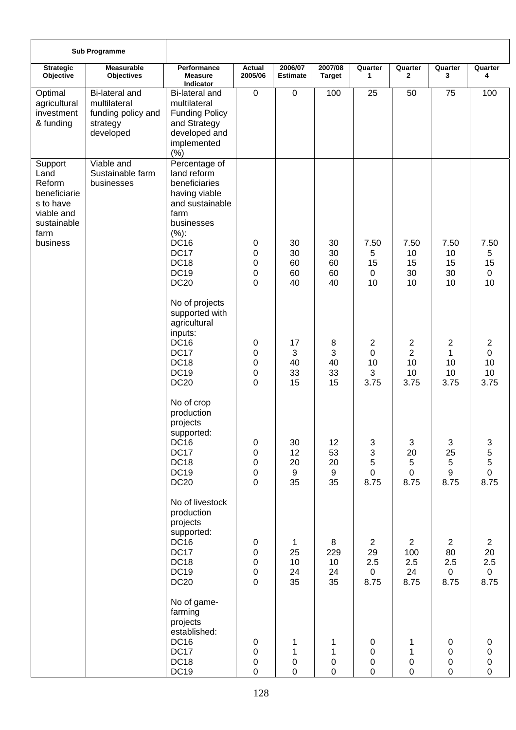| Sub Programme | | | | | | | | | |
|---|---|---|---|---|---|---|---|---|---|
| **Strategic Objective** | **Measurable Objectives** | **Performance Measure Indicator** | **Actual 2005/06** | **2006/07 Estimate** | **2007/08 Target** | **Quarter 1** | **Quarter 2** | **Quarter 3** | **Quarter 4** |
| Optimal agricultural investment & funding | Bi-lateral and multilateral funding policy and strategy developed | Bi-lateral and multilateral Funding Policy and Strategy developed and implemented (%) | 0 | 0 | 100 | 25 | 50 | 75 | 100 |
| Support Land Reform beneficiaries to have viable and sustainable farm business | Viable and Sustainable farm businesses | Percentage of land reform beneficiaries having viable and sustainable farm businesses (%): | | | | | | | |
| | | DC16 | 0 | 30 | 30 | 7.50 | 7.50 | 7.50 | 7.50 |
| | | DC17 | 0 | 30 | 30 | 5 | 10 | 10 | 5 |
| | | DC18 | 0 | 60 | 60 | 15 | 15 | 15 | 15 |
| | | DC19 | 0 | 60 | 60 | 0 | 30 | 30 | 0 |
| | | DC20 | 0 | 40 | 40 | 10 | 10 | 10 | 10 |
| | | No of projects supported with agricultural inputs: | | | | | | | |
| | | DC16 | 0 | 17 | 8 | 2 | 2 | 2 | 2 |
| | | DC17 | 0 | 3 | 3 | 0 | 2 | 1 | 0 |
| | | DC18 | 0 | 40 | 40 | 10 | 10 | 10 | 10 |
| | | DC19 | 0 | 33 | 33 | 3 | 10 | 10 | 10 |
| | | DC20 | 0 | 15 | 15 | 3.75 | 3.75 | 3.75 | 3.75 |
| | | No of crop production projects supported: | | | | | | | |
| | | DC16 | 0 | 30 | 12 | 3 | 3 | 3 | 3 |
| | | DC17 | 0 | 12 | 53 | 3 | 20 | 25 | 5 |
| | | DC18 | 0 | 20 | 20 | 5 | 5 | 5 | 5 |
| | | DC19 | 0 | 9 | 9 | 0 | 0 | 9 | 0 |
| | | DC20 | 0 | 35 | 35 | 8.75 | 8.75 | 8.75 | 8.75 |
| | | No of livestock production projects supported: | | | | | | | |
| | | DC16 | 0 | 1 | 8 | 2 | 2 | 2 | 2 |
| | | DC17 | 0 | 25 | 229 | 29 | 100 | 80 | 20 |
| | | DC18 | 0 | 10 | 10 | 2.5 | 2.5 | 2.5 | 2.5 |
| | | DC19 | 0 | 24 | 24 | 0 | 24 | 0 | 0 |
| | | DC20 | 0 | 35 | 35 | 8.75 | 8.75 | 8.75 | 8.75 |
| | | No of game-farming projects established: | | | | | | | |
| | | DC16 | 0 | 1 | 1 | 0 | 1 | 0 | 0 |
| | | DC17 | 0 | 1 | 1 | 0 | 1 | 0 | 0 |
| | | DC18 | 0 | 0 | 0 | 0 | 0 | 0 | 0 |
| | | DC19 | 0 | 0 | 0 | 0 | 0 | 0 | 0 |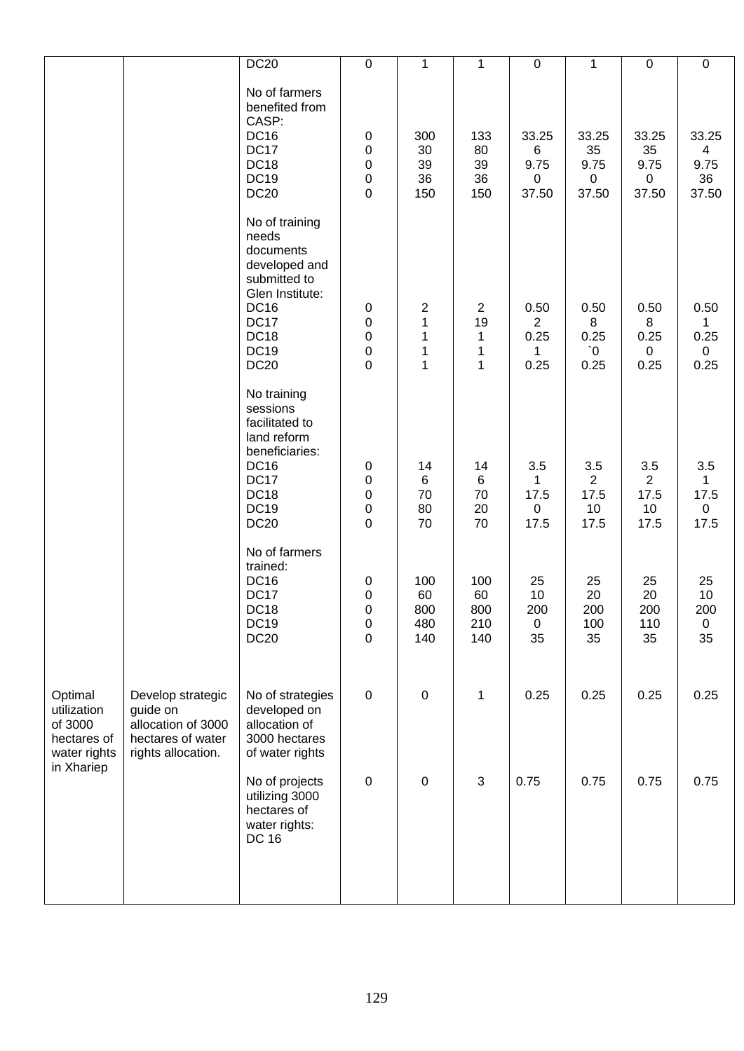| | | | | | | | | | |
|---|---|---|---|---|---|---|---|---|---|
| | | DC20 | 0 | 1 | 1 | 0 | 1 | 0 | 0 |
| | | No of farmers benefited from CASP: | | | | | | | |
| | | DC16 | 0 | 300 | 133 | 33.25 | 33.25 | 33.25 | 33.25 |
| | | DC17 | 0 | 30 | 80 | 6 | 35 | 35 | 4 |
| | | DC18 | 0 | 39 | 39 | 9.75 | 9.75 | 9.75 | 9.75 |
| | | DC19 | 0 | 36 | 36 | 0 | 0 | 0 | 36 |
| | | DC20 | 0 | 150 | 150 | 37.50 | 37.50 | 37.50 | 37.50 |
| | | No of training needs documents developed and submitted to Glen Institute: | | | | | | | |
| | | DC16 | 0 | 2 | 2 | 0.50 | 0.50 | 0.50 | 0.50 |
| | | DC17 | 0 | 1 | 19 | 2 | 8 | 8 | 1 |
| | | DC18 | 0 | 1 | 1 | 0.25 | 0.25 | 0.25 | 0.25 |
| | | DC19 | 0 | 1 | 1 | 1 | `0 | 0 | 0 |
| | | DC20 | 0 | 1 | 1 | 0.25 | 0.25 | 0.25 | 0.25 |
| | | No training sessions facilitated to land reform beneficiaries: | | | | | | | |
| | | DC16 | 0 | 14 | 14 | 3.5 | 3.5 | 3.5 | 3.5 |
| | | DC17 | 0 | 6 | 6 | 1 | 2 | 2 | 1 |
| | | DC18 | 0 | 70 | 70 | 17.5 | 17.5 | 17.5 | 17.5 |
| | | DC19 | 0 | 80 | 20 | 0 | 10 | 10 | 0 |
| | | DC20 | 0 | 70 | 70 | 17.5 | 17.5 | 17.5 | 17.5 |
| | | No of farmers trained: | | | | | | | |
| | | DC16 | 0 | 100 | 100 | 25 | 25 | 25 | 25 |
| | | DC17 | 0 | 60 | 60 | 10 | 20 | 20 | 10 |
| | | DC18 | 0 | 800 | 800 | 200 | 200 | 200 | 200 |
| | | DC19 | 0 | 480 | 210 | 0 | 100 | 110 | 0 |
| | | DC20 | 0 | 140 | 140 | 35 | 35 | 35 | 35 |
| Optimal utilization of 3000 hectares of water rights in Xhariep | Develop strategic guide on allocation of 3000 hectares of water rights allocation. | No of strategies developed on allocation of 3000 hectares of water rights | 0 | 0 | 1 | 0.25 | 0.25 | 0.25 | 0.25 |
| | | No of projects utilizing 3000 hectares of water rights: DC 16 | 0 | 0 | 3 | 0.75 | 0.75 | 0.75 | 0.75 |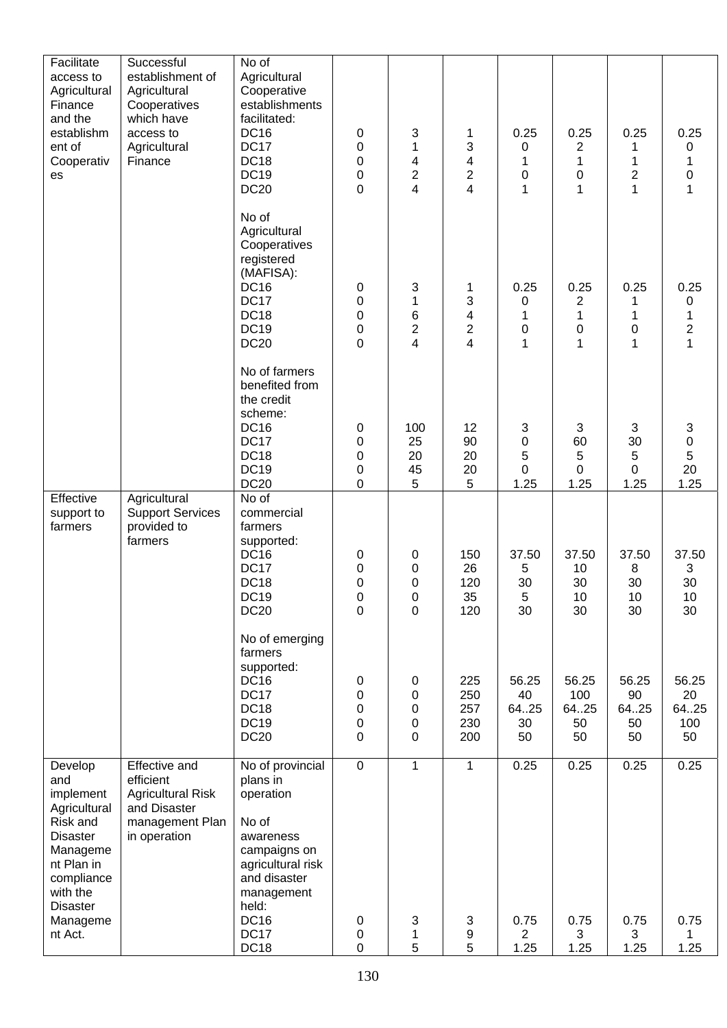| Facilitate access to Agricultural Finance and the establishment of Cooperatives | Successful establishment of Agricultural Cooperatives which have access to Agricultural Finance | No of Agricultural Cooperative establishments facilitated:<br>DC16<br>DC17<br>DC18<br>DC19<br>DC20 | <br><br><br><br>0<br>0<br>0<br>0<br>0 | <br><br><br><br>3<br>1<br>4<br>2<br>4 | <br><br><br><br>1<br>3<br>4<br>2<br>4 | <br><br><br><br>0.25<br>0<br>1<br>0<br>1 | <br><br><br><br>0.25<br>2<br>1<br>0<br>1 | <br><br><br><br>0.25<br>1<br>1<br>2<br>1 | <br><br><br><br>0.25<br>0<br>1<br>0<br>1 |
|---|---|---|---|---|---|---|---|---|---|
| | | No of Agricultural Cooperatives registered (MAFISA):<br>DC16<br>DC17<br>DC18<br>DC19<br>DC20 | <br><br><br><br>0<br>0<br>0<br>0<br>0 | <br><br><br><br>3<br>1<br>6<br>2<br>4 | <br><br><br><br>1<br>3<br>4<br>2<br>4 | <br><br><br><br>0.25<br>0<br>1<br>0<br>1 | <br><br><br><br>0.25<br>2<br>1<br>0<br>1 | <br><br><br><br>0.25<br>1<br>1<br>0<br>1 | <br><br><br><br>0.25<br>0<br>1<br>2<br>1 |
| | | No of farmers benefited from the credit scheme:<br>DC16<br>DC17<br>DC18<br>DC19<br>DC20 | <br><br><br><br>0<br>0<br>0<br>0<br>0 | <br><br><br><br>100<br>25<br>20<br>45<br>5 | <br><br><br><br>12<br>90<br>20<br>20<br>5 | <br><br><br><br>3<br>0<br>5<br>0<br>1.25 | <br><br><br><br>3<br>60<br>5<br>0<br>1.25 | <br><br><br><br>3<br>30<br>5<br>0<br>1.25 | <br><br><br><br>3<br>0<br>5<br>20<br>1.25 |
| Effective support to farmers | Agricultural Support Services provided to farmers | No of commercial farmers supported:<br>DC16<br>DC17<br>DC18<br>DC19<br>DC20 | <br><br><br><br>0<br>0<br>0<br>0<br>0 | <br><br><br><br>0<br>0<br>0<br>0<br>0 | <br><br><br><br>150<br>26<br>120<br>35<br>120 | <br><br><br><br>37.50<br>5<br>30<br>5<br>30 | <br><br><br><br>37.50<br>10<br>30<br>10<br>30 | <br><br><br><br>37.50<br>8<br>30<br>10<br>30 | <br><br><br><br>37.50<br>3<br>30<br>10<br>30 |
| | | No of emerging farmers supported:<br>DC16<br>DC17<br>DC18<br>DC19<br>DC20 | <br><br><br>0<br>0<br>0<br>0<br>0 | <br><br><br>0<br>0<br>0<br>0<br>0 | <br><br><br>225<br>250<br>257<br>230<br>200 | <br><br><br>56.25<br>40<br>64..25<br>30<br>50 | <br><br><br>56.25<br>100<br>64..25<br>50<br>50 | <br><br><br>56.25<br>90<br>64..25<br>50<br>50 | <br><br><br>56.25<br>20<br>64..25<br>100<br>50 |
| Develop and implement Agricultural Risk and Disaster Management Plan in compliance with the Disaster Management Act. | Effective and efficient Agricultural Risk and Disaster management Plan in operation | No of provincial plans in operation<br><br>No of awareness campaigns on agricultural risk and disaster management held:<br>DC16<br>DC17<br>DC18 | 0<br><br><br><br><br><br><br><br><br><br><br>0<br>0<br>0 | 1<br><br><br><br><br><br><br><br><br><br><br>3<br>1<br>5 | 1<br><br><br><br><br><br><br><br><br><br><br>3<br>9<br>5 | 0.25<br><br><br><br><br><br><br><br><br><br><br>0.75<br>2<br>1.25 | 0.25<br><br><br><br><br><br><br><br><br><br><br>0.75<br>3<br>1.25 | 0.25<br><br><br><br><br><br><br><br><br><br><br>0.75<br>3<br>1.25 | 0.25<br><br><br><br><br><br><br><br><br><br><br>0.75<br>1<br>1.25 |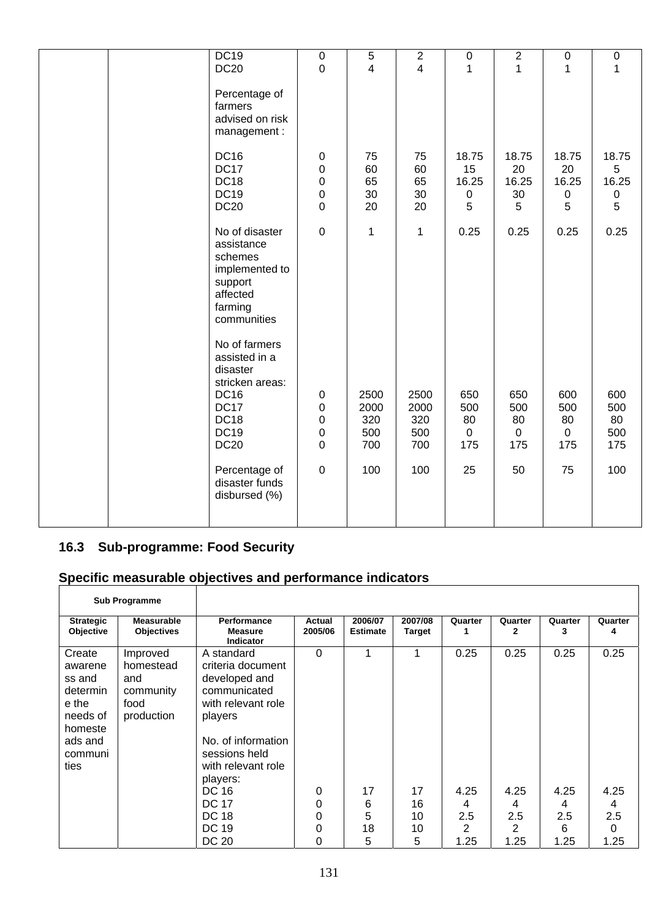| | | Performance Measure Indicator | Actual 2005/06 | 2006/07 Estimate | 2007/08 Target | Quarter 1 | Quarter 2 | Quarter 3 | Quarter 4 |
|---|---|---|---|---|---|---|---|---|---|
| | | DC19 | 0 | 5 | 2 | 0 | 2 | 0 | 0 |
| | | DC20 | 0 | 4 | 4 | 1 | 1 | 1 | 1 |
| | | Percentage of farmers advised on risk management : | | | | | | | |
| | | DC16 | 0 | 75 | 75 | 18.75 | 18.75 | 18.75 | 18.75 |
| | | DC17 | 0 | 60 | 60 | 15 | 20 | 20 | 5 |
| | | DC18 | 0 | 65 | 65 | 16.25 | 16.25 | 16.25 | 16.25 |
| | | DC19 | 0 | 30 | 30 | 0 | 30 | 0 | 0 |
| | | DC20 | 0 | 20 | 20 | 5 | 5 | 5 | 5 |
| | | No of disaster assistance schemes implemented to support affected farming communities | 0 | 1 | 1 | 0.25 | 0.25 | 0.25 | 0.25 |
| | | No of farmers assisted in a disaster stricken areas: | | | | | | | |
| | | DC16 | 0 | 2500 | 2500 | 650 | 650 | 600 | 600 |
| | | DC17 | 0 | 2000 | 2000 | 500 | 500 | 500 | 500 |
| | | DC18 | 0 | 320 | 320 | 80 | 80 | 80 | 80 |
| | | DC19 | 0 | 500 | 500 | 0 | 0 | 0 | 500 |
| | | DC20 | 0 | 700 | 700 | 175 | 175 | 175 | 175 |
| | | Percentage of disaster funds disbursed (%) | 0 | 100 | 100 | 25 | 50 | 75 | 100 |

## 16.3 Sub-programme: Food Security

## Specific measurable objectives and performance indicators

| Sub Programme | | | | | | | | | |
|---|---|---|---|---|---|---|---|---|---|
| **Strategic Objective** | **Measurable Objectives** | **Performance Measure Indicator** | **Actual 2005/06** | **2006/07 Estimate** | **2007/08 Target** | **Quarter 1** | **Quarter 2** | **Quarter 3** | **Quarter 4** |
| Create awareness and determine the needs of homesteads and communities | Improved homestead and community food production | A standard criteria document developed and communicated with relevant role players | 0 | 1 | 1 | 0.25 | 0.25 | 0.25 | 0.25 |
| | | No. of information sessions held with relevant role players: | | | | | | | |
| | | DC 16 | 0 | 17 | 17 | 4.25 | 4.25 | 4.25 | 4.25 |
| | | DC 17 | 0 | 6 | 16 | 4 | 4 | 4 | 4 |
| | | DC 18 | 0 | 5 | 10 | 2.5 | 2.5 | 2.5 | 2.5 |
| | | DC 19 | 0 | 18 | 10 | 2 | 2 | 6 | 0 |
| | | DC 20 | 0 | 5 | 5 | 1.25 | 1.25 | 1.25 | 1.25 |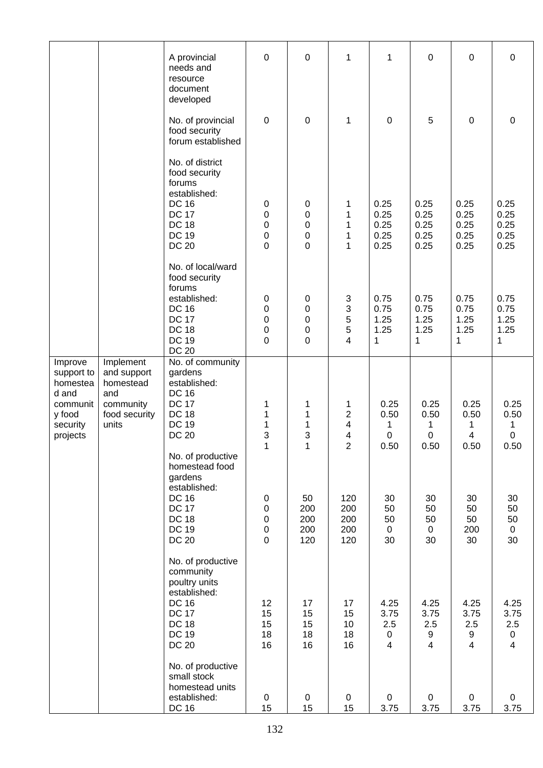| | | | | | | | | | |
|---|---|---|---|---|---|---|---|---|---|
| | | A provincial needs and resource document developed | 0 | 0 | 1 | 1 | 0 | 0 | 0 |
| | | No. of provincial food security forum established | 0 | 0 | 1 | 0 | 5 | 0 | 0 |
| | | No. of district food security forums established: | | | | | | | |
| | | DC 16 | 0 | 0 | 1 | 0.25 | 0.25 | 0.25 | 0.25 |
| | | DC 17 | 0 | 0 | 1 | 0.25 | 0.25 | 0.25 | 0.25 |
| | | DC 18 | 0 | 0 | 1 | 0.25 | 0.25 | 0.25 | 0.25 |
| | | DC 19 | 0 | 0 | 1 | 0.25 | 0.25 | 0.25 | 0.25 |
| | | DC 20 | 0 | 0 | 1 | 0.25 | 0.25 | 0.25 | 0.25 |
| | | No. of local/ward food security forums established: | | | | | | | |
| | | DC 16 | 0 | 0 | 3 | 0.75 | 0.75 | 0.75 | 0.75 |
| | | DC 17 | 0 | 0 | 3 | 0.75 | 0.75 | 0.75 | 0.75 |
| | | DC 18 | 0 | 0 | 5 | 1.25 | 1.25 | 1.25 | 1.25 |
| | | DC 19 | 0 | 0 | 5 | 1.25 | 1.25 | 1.25 | 1.25 |
| | | DC 20 | 0 | 0 | 4 | 1 | 1 | 1 | 1 |
| Improve support to homestead and community food security projects | Implement and support homestead and community food security units | No. of community gardens established: | | | | | | | |
| | | DC 16 | 1 | 1 | 1 | 0.25 | 0.25 | 0.25 | 0.25 |
| | | DC 17 | 1 | 1 | 2 | 0.50 | 0.50 | 0.50 | 0.50 |
| | | DC 18 | 1 | 1 | 4 | 1 | 1 | 1 | 1 |
| | | DC 19 | 3 | 3 | 4 | 0 | 0 | 4 | 0 |
| | | DC 20 | 1 | 1 | 2 | 0.50 | 0.50 | 0.50 | 0.50 |
| | | No. of productive homestead food gardens established: | | | | | | | |
| | | DC 16 | 0 | 50 | 120 | 30 | 30 | 30 | 30 |
| | | DC 17 | 0 | 200 | 200 | 50 | 50 | 50 | 50 |
| | | DC 18 | 0 | 200 | 200 | 50 | 50 | 50 | 50 |
| | | DC 19 | 0 | 200 | 200 | 0 | 0 | 200 | 0 |
| | | DC 20 | 0 | 120 | 120 | 30 | 30 | 30 | 30 |
| | | No. of productive community poultry units established: | | | | | | | |
| | | DC 16 | 12 | 17 | 17 | 4.25 | 4.25 | 4.25 | 4.25 |
| | | DC 17 | 15 | 15 | 15 | 3.75 | 3.75 | 3.75 | 3.75 |
| | | DC 18 | 15 | 15 | 10 | 2.5 | 2.5 | 2.5 | 2.5 |
| | | DC 19 | 18 | 18 | 18 | 0 | 9 | 9 | 0 |
| | | DC 20 | 16 | 16 | 16 | 4 | 4 | 4 | 4 |
| | | No. of productive small stock homestead units established: | 0 | 0 | 0 | 0 | 0 | 0 | 0 |
| | | DC 16 | 15 | 15 | 15 | 3.75 | 3.75 | 3.75 | 3.75 |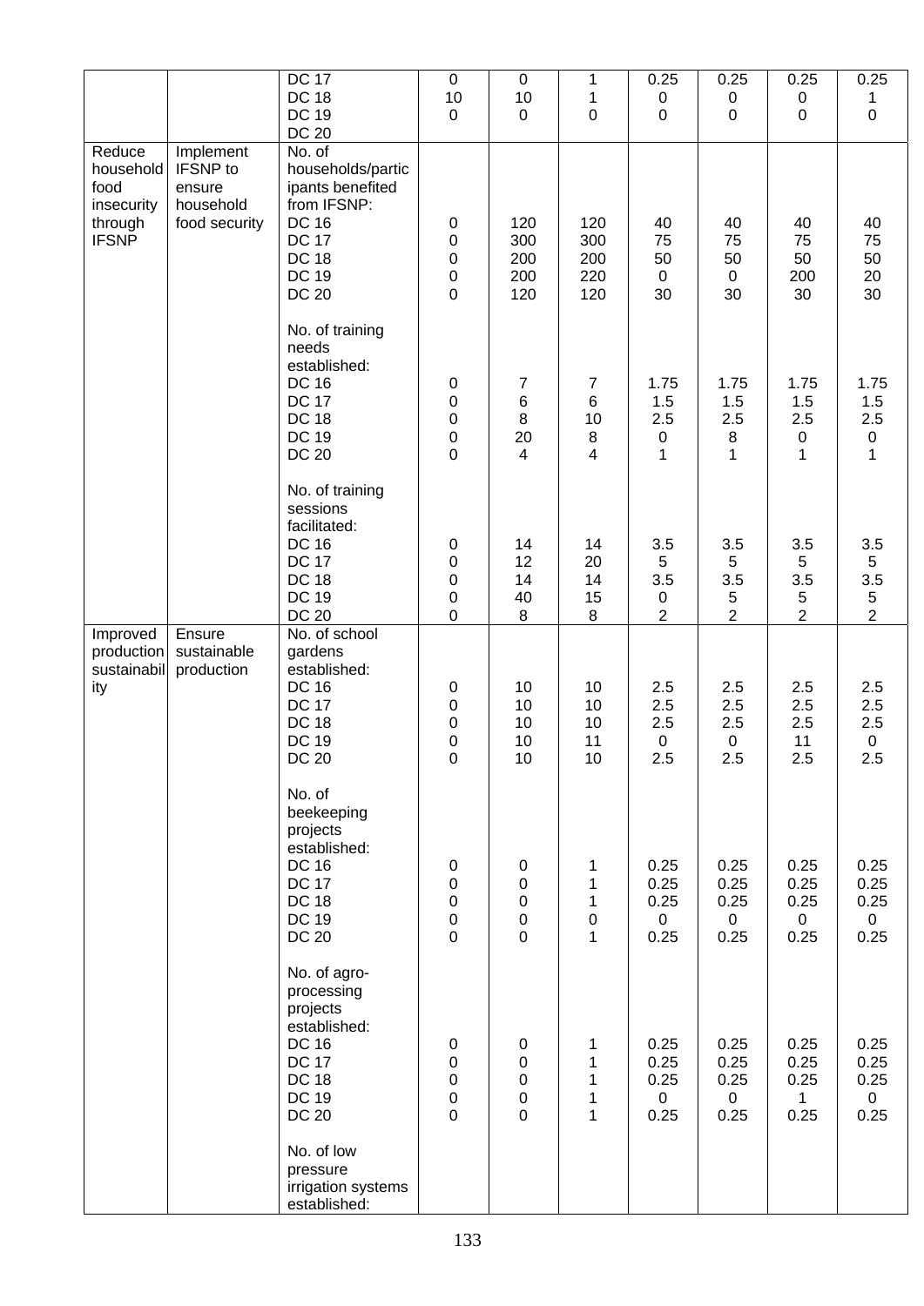|  |  |  |  |  |  |  |  |  |  |
|---|---|---|---|---|---|---|---|---|---|
|  |  | DC 17<br>DC 18<br>DC 19<br>DC 20 | 0<br>10<br>0 | 0<br>10<br>0 | 1<br>1<br>0 | 0.25<br>0<br>0 | 0.25<br>0<br>0 | 0.25<br>0<br>0 | 0.25<br>1<br>0 |
| Reduce household food insecurity through IFSNP | Implement IFSNP to ensure household food security | No. of households/participants benefited from IFSNP:<br>DC 16<br>DC 17<br>DC 18<br>DC 19<br>DC 20 | <br>0<br>0<br>0<br>0<br>0 | <br>120<br>300<br>200<br>200<br>120 | <br>120<br>300<br>200<br>220<br>120 | <br>40<br>75<br>50<br>0<br>30 | <br>40<br>75<br>50<br>0<br>30 | <br>40<br>75<br>50<br>200<br>30 | <br>40<br>75<br>50<br>20<br>30 |
|  |  | No. of training needs established:<br>DC 16<br>DC 17<br>DC 18<br>DC 19<br>DC 20 | <br>0<br>0<br>0<br>0<br>0 | <br>7<br>6<br>8<br>20<br>4 | <br>7<br>6<br>10<br>8<br>4 | <br>1.75<br>1.5<br>2.5<br>0<br>1 | <br>1.75<br>1.5<br>2.5<br>8<br>1 | <br>1.75<br>1.5<br>2.5<br>0<br>1 | <br>1.75<br>1.5<br>2.5<br>0<br>1 |
|  |  | No. of training sessions facilitated:<br>DC 16<br>DC 17<br>DC 18<br>DC 19<br>DC 20 | <br>0<br>0<br>0<br>0<br>0 | <br>14<br>12<br>14<br>40<br>8 | <br>14<br>20<br>14<br>15<br>8 | <br>3.5<br>5<br>3.5<br>0<br>2 | <br>3.5<br>5<br>3.5<br>5<br>2 | <br>3.5<br>5<br>3.5<br>5<br>2 | <br>3.5<br>5<br>3.5<br>5<br>2 |
| Improved production sustainability | Ensure sustainable production | No. of school gardens established:<br>DC 16<br>DC 17<br>DC 18<br>DC 19<br>DC 20 | <br>0<br>0<br>0<br>0<br>0 | <br>10<br>10<br>10<br>10<br>10 | <br>10<br>10<br>10<br>11<br>10 | <br>2.5<br>2.5<br>2.5<br>0<br>2.5 | <br>2.5<br>2.5<br>2.5<br>0<br>2.5 | <br>2.5<br>2.5<br>2.5<br>11<br>2.5 | <br>2.5<br>2.5<br>2.5<br>0<br>2.5 |
|  |  | No. of beekeeping projects established:<br>DC 16<br>DC 17<br>DC 18<br>DC 19<br>DC 20 | <br>0<br>0<br>0<br>0<br>0 | <br>0<br>0<br>0<br>0<br>0 | <br>1<br>1<br>1<br>0<br>1 | <br>0.25<br>0.25<br>0.25<br>0<br>0.25 | <br>0.25<br>0.25<br>0.25<br>0<br>0.25 | <br>0.25<br>0.25<br>0.25<br>0<br>0.25 | <br>0.25<br>0.25<br>0.25<br>0<br>0.25 |
|  |  | No. of agro-processing projects established:<br>DC 16<br>DC 17<br>DC 18<br>DC 19<br>DC 20 | <br>0<br>0<br>0<br>0<br>0 | <br>0<br>0<br>0<br>0<br>0 | <br>1<br>1<br>1<br>1<br>1 | <br>0.25<br>0.25<br>0.25<br>0<br>0.25 | <br>0.25<br>0.25<br>0.25<br>0<br>0.25 | <br>0.25<br>0.25<br>0.25<br>1<br>0.25 | <br>0.25<br>0.25<br>0.25<br>0<br>0.25 |
|  |  | No. of low pressure irrigation systems established: |  |  |  |  |  |  |  |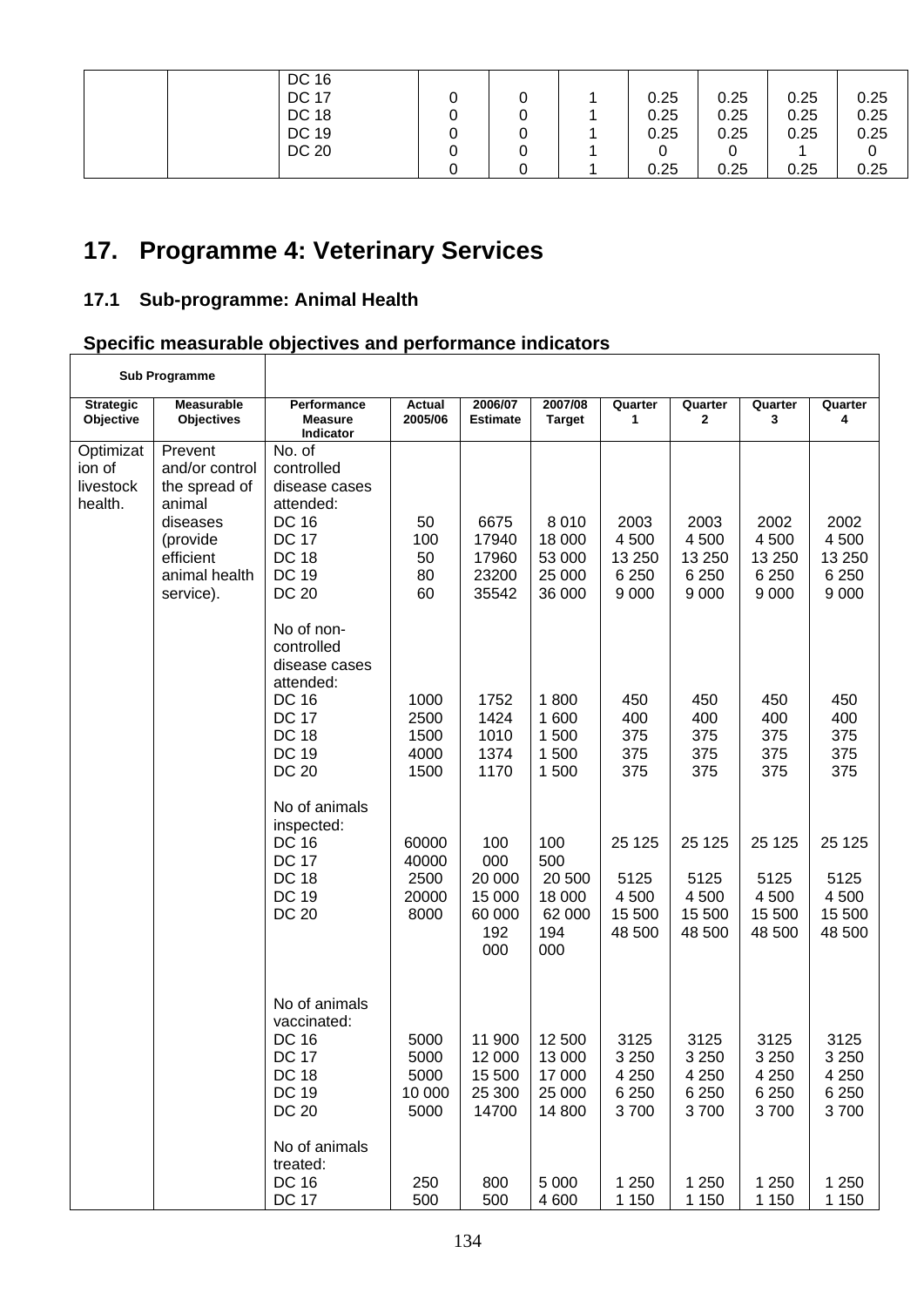| | | DC 16 | | | | | | | |
|---|---|---|---|---|---|---|---|---|---|
| | | DC 17 | 0 | 0 | 1 | 0.25 | 0.25 | 0.25 | 0.25 |
| | | DC 18 | 0 | 0 | 1 | 0.25 | 0.25 | 0.25 | 0.25 |
| | | DC 19 | 0 | 0 | 1 | 0.25 | 0.25 | 0.25 | 0.25 |
| | | DC 20 | 0 | 0 | 1 | 0 | 0 | 1 | 0 |
| | | | 0 | 0 | 1 | 0.25 | 0.25 | 0.25 | 0.25 |

# 17. Programme 4: Veterinary Services

## 17.1 Sub-programme: Animal Health

### Specific measurable objectives and performance indicators

| Sub Programme | | | | | | | | | |
|---|---|---|---|---|---|---|---|---|---|
| **Strategic Objective** | **Measurable Objectives** | **Performance Measure Indicator** | **Actual 2005/06** | **2006/07 Estimate** | **2007/08 Target** | **Quarter 1** | **Quarter 2** | **Quarter 3** | **Quarter 4** |
| Optimization of livestock health. | Prevent and/or control the spread of animal diseases (provide efficient animal health service). | No. of controlled disease cases attended: | | | | | | | |
| | | DC 16 | 50 | 6675 | 8 010 | 2003 | 2003 | 2002 | 2002 |
| | | DC 17 | 100 | 17940 | 18 000 | 4 500 | 4 500 | 4 500 | 4 500 |
| | | DC 18 | 50 | 17960 | 53 000 | 13 250 | 13 250 | 13 250 | 13 250 |
| | | DC 19 | 80 | 23200 | 25 000 | 6 250 | 6 250 | 6 250 | 6 250 |
| | | DC 20 | 60 | 35542 | 36 000 | 9 000 | 9 000 | 9 000 | 9 000 |
| | | No of non-controlled disease cases attended: | | | | | | | |
| | | DC 16 | 1000 | 1752 | 1 800 | 450 | 450 | 450 | 450 |
| | | DC 17 | 2500 | 1424 | 1 600 | 400 | 400 | 400 | 400 |
| | | DC 18 | 1500 | 1010 | 1 500 | 375 | 375 | 375 | 375 |
| | | DC 19 | 4000 | 1374 | 1 500 | 375 | 375 | 375 | 375 |
| | | DC 20 | 1500 | 1170 | 1 500 | 375 | 375 | 375 | 375 |
| | | No of animals inspected: | | | | | | | |
| | | DC 16 | 60000 | 100 000 | 100 500 | 25 125 | 25 125 | 25 125 | 25 125 |
| | | DC 17 | 40000 | 20 000 | 20 500 | 5125 | 5125 | 5125 | 5125 |
| | | DC 18 | 2500 | 15 000 | 18 000 | 4 500 | 4 500 | 4 500 | 4 500 |
| | | DC 19 | 20000 | 60 000 | 62 000 | 15 500 | 15 500 | 15 500 | 15 500 |
| | | DC 20 | 8000 | 192 000 | 194 000 | 48 500 | 48 500 | 48 500 | 48 500 |
| | | No of animals vaccinated: | | | | | | | |
| | | DC 16 | 5000 | 11 900 | 12 500 | 3125 | 3125 | 3125 | 3125 |
| | | DC 17 | 5000 | 12 000 | 13 000 | 3 250 | 3 250 | 3 250 | 3 250 |
| | | DC 18 | 5000 | 15 500 | 17 000 | 4 250 | 4 250 | 4 250 | 4 250 |
| | | DC 19 | 10 000 | 25 300 | 25 000 | 6 250 | 6 250 | 6 250 | 6 250 |
| | | DC 20 | 5000 | 14700 | 14 800 | 3 700 | 3 700 | 3 700 | 3 700 |
| | | No of animals treated: | | | | | | | |
| | | DC 16 | 250 | 800 | 5 000 | 1 250 | 1 250 | 1 250 | 1 250 |
| | | DC 17 | 500 | 500 | 4 600 | 1 150 | 1 150 | 1 150 | 1 150 |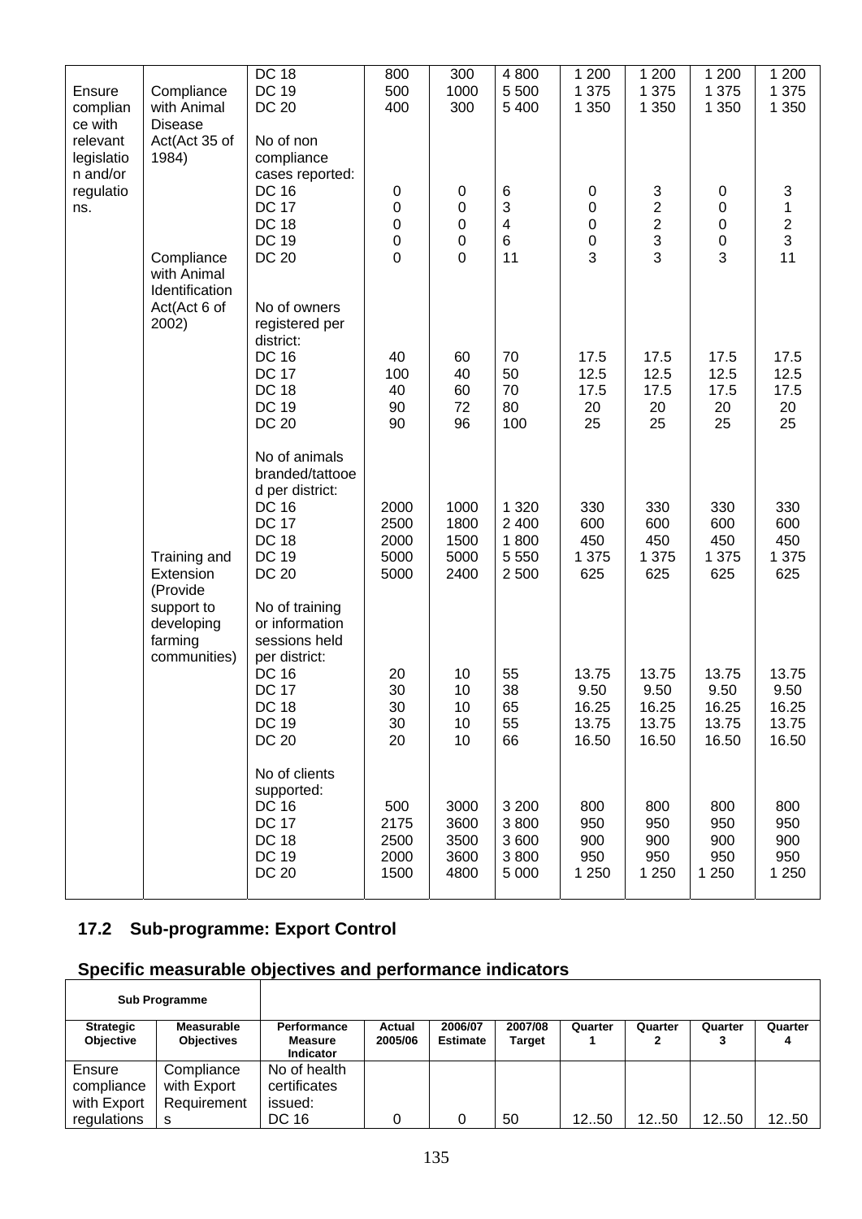| | | DC 18 | 800 | 300 | 4 800 | 1 200 | 1 200 | 1 200 | 1 200 |
|---|---|---|---|---|---|---|---|---|---|
| Ensure compliance with relevant legislation and/or regulations. | Compliance with Animal Disease Act(Act 35 of 1984) | DC 19 | 500 | 1000 | 5 500 | 1 375 | 1 375 | 1 375 | 1 375 |
| | | DC 20 | 400 | 300 | 5 400 | 1 350 | 1 350 | 1 350 | 1 350 |
| | | No of non compliance cases reported: | | | | | | | |
| | | DC 16 | 0 | 0 | 6 | 0 | 3 | 0 | 3 |
| | | DC 17 | 0 | 0 | 3 | 0 | 2 | 0 | 1 |
| | | DC 18 | 0 | 0 | 4 | 0 | 2 | 0 | 2 |
| | | DC 19 | 0 | 0 | 6 | 0 | 3 | 0 | 3 |
| | Compliance with Animal Identification Act(Act 6 of 2002) | DC 20 | 0 | 0 | 11 | 3 | 3 | 3 | 11 |
| | | No of owners registered per district: | | | | | | | |
| | | DC 16 | 40 | 60 | 70 | 17.5 | 17.5 | 17.5 | 17.5 |
| | | DC 17 | 100 | 40 | 50 | 12.5 | 12.5 | 12.5 | 12.5 |
| | | DC 18 | 40 | 60 | 70 | 17.5 | 17.5 | 17.5 | 17.5 |
| | | DC 19 | 90 | 72 | 80 | 20 | 20 | 20 | 20 |
| | | DC 20 | 90 | 96 | 100 | 25 | 25 | 25 | 25 |
| | | No of animals branded/tattooed per district: | | | | | | | |
| | | DC 16 | 2000 | 1000 | 1 320 | 330 | 330 | 330 | 330 |
| | | DC 17 | 2500 | 1800 | 2 400 | 600 | 600 | 600 | 600 |
| | | DC 18 | 2000 | 1500 | 1 800 | 450 | 450 | 450 | 450 |
| | Training and Extension (Provide support to developing farming communities) | DC 19 | 5000 | 5000 | 5 550 | 1 375 | 1 375 | 1 375 | 1 375 |
| | | DC 20 | 5000 | 2400 | 2 500 | 625 | 625 | 625 | 625 |
| | | No of training or information sessions held per district: | | | | | | | |
| | | DC 16 | 20 | 10 | 55 | 13.75 | 13.75 | 13.75 | 13.75 |
| | | DC 17 | 30 | 10 | 38 | 9.50 | 9.50 | 9.50 | 9.50 |
| | | DC 18 | 30 | 10 | 65 | 16.25 | 16.25 | 16.25 | 16.25 |
| | | DC 19 | 30 | 10 | 55 | 13.75 | 13.75 | 13.75 | 13.75 |
| | | DC 20 | 20 | 10 | 66 | 16.50 | 16.50 | 16.50 | 16.50 |
| | | No of clients supported: | | | | | | | |
| | | DC 16 | 500 | 3000 | 3 200 | 800 | 800 | 800 | 800 |
| | | DC 17 | 2175 | 3600 | 3 800 | 950 | 950 | 950 | 950 |
| | | DC 18 | 2500 | 3500 | 3 600 | 900 | 900 | 900 | 900 |
| | | DC 19 | 2000 | 3600 | 3 800 | 950 | 950 | 950 | 950 |
| | | DC 20 | 1500 | 4800 | 5 000 | 1 250 | 1 250 | 1 250 | 1 250 |

## 17.2 Sub-programme: Export Control

## Specific measurable objectives and performance indicators

| Sub Programme | | | | | | | | | |
|---|---|---|---|---|---|---|---|---|---|
| **Strategic Objective** | **Measurable Objectives** | **Performance Measure Indicator** | **Actual 2005/06** | **2006/07 Estimate** | **2007/08 Target** | **Quarter 1** | **Quarter 2** | **Quarter 3** | **Quarter 4** |
| Ensure compliance with Export regulations | Compliance with Export Requirements | No of health certificates issued: | | | | | | | |
| | | DC 16 | 0 | 0 | 50 | 12..50 | 12..50 | 12..50 | 12..50 |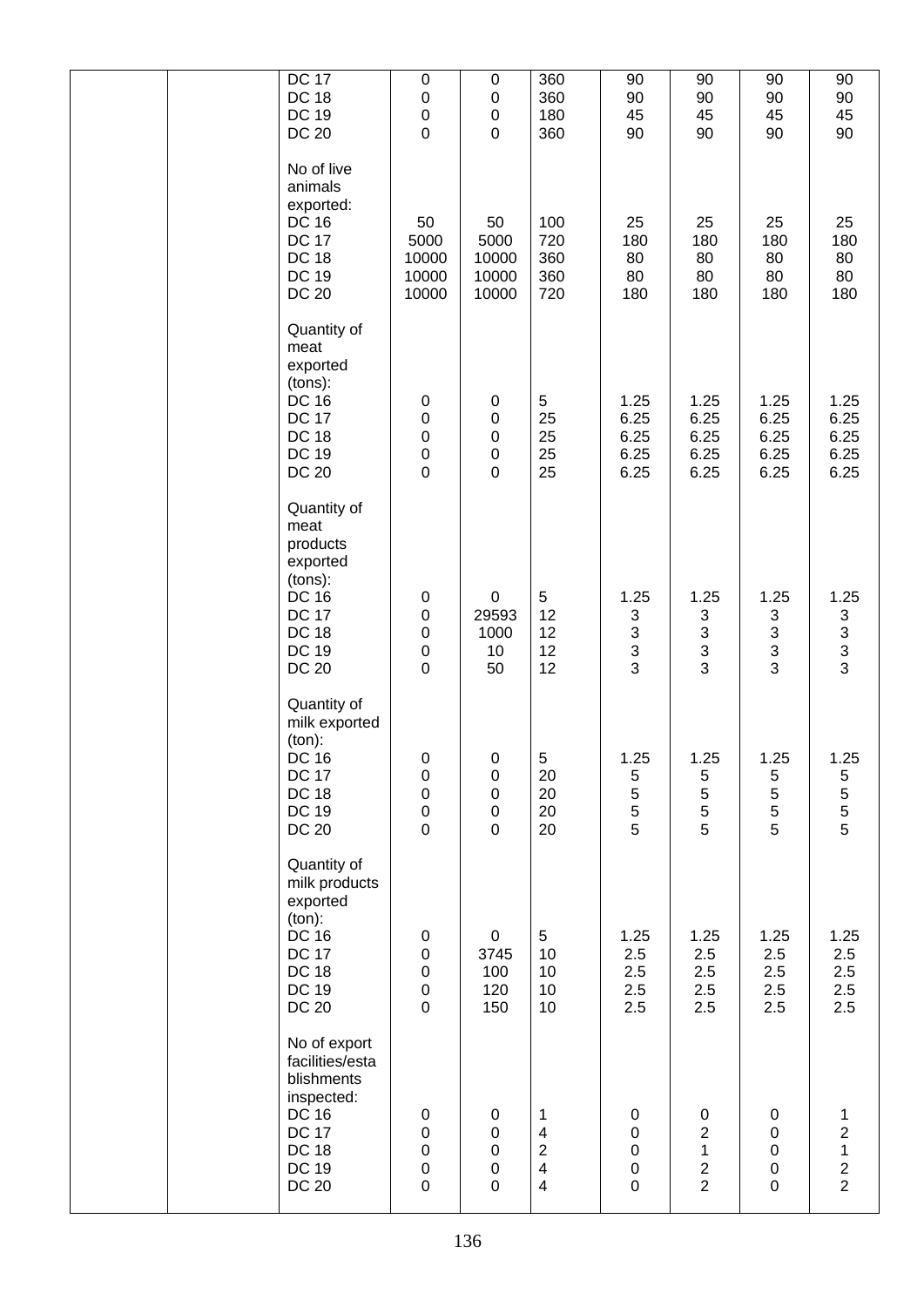| | | | | | | | | | |
|---|---|---|---|---|---|---|---|---|---|
| | | DC 17<br>DC 18<br>DC 19<br>DC 20 | 0<br>0<br>0<br>0 | 0<br>0<br>0<br>0 | 360<br>360<br>180<br>360 | 90<br>90<br>45<br>90 | 90<br>90<br>45<br>90 | 90<br>90<br>45<br>90 | 90<br>90<br>45<br>90 |
| | | No of live animals exported:<br>DC 16<br>DC 17<br>DC 18<br>DC 19<br>DC 20 | 50<br>5000<br>10000<br>10000<br>10000 | 50<br>5000<br>10000<br>10000<br>10000 | 100<br>720<br>360<br>360<br>720 | 25<br>180<br>80<br>80<br>180 | 25<br>180<br>80<br>80<br>180 | 25<br>180<br>80<br>80<br>180 | 25<br>180<br>80<br>80<br>180 |
| | | Quantity of meat exported (tons):<br>DC 16<br>DC 17<br>DC 18<br>DC 19<br>DC 20 | 0<br>0<br>0<br>0<br>0 | 0<br>0<br>0<br>0<br>0 | 5<br>25<br>25<br>25<br>25 | 1.25<br>6.25<br>6.25<br>6.25<br>6.25 | 1.25<br>6.25<br>6.25<br>6.25<br>6.25 | 1.25<br>6.25<br>6.25<br>6.25<br>6.25 | 1.25<br>6.25<br>6.25<br>6.25<br>6.25 |
| | | Quantity of meat products exported (tons):<br>DC 16<br>DC 17<br>DC 18<br>DC 19<br>DC 20 | 0<br>0<br>0<br>0<br>0 | 0<br>29593<br>1000<br>10<br>50 | 5<br>12<br>12<br>12<br>12 | 1.25<br>3<br>3<br>3<br>3 | 1.25<br>3<br>3<br>3<br>3 | 1.25<br>3<br>3<br>3<br>3 | 1.25<br>3<br>3<br>3<br>3 |
| | | Quantity of milk exported (ton):<br>DC 16<br>DC 17<br>DC 18<br>DC 19<br>DC 20 | 0<br>0<br>0<br>0<br>0 | 0<br>0<br>0<br>0<br>0 | 5<br>20<br>20<br>20<br>20 | 1.25<br>5<br>5<br>5<br>5 | 1.25<br>5<br>5<br>5<br>5 | 1.25<br>5<br>5<br>5<br>5 | 1.25<br>5<br>5<br>5<br>5 |
| | | Quantity of milk products exported (ton):<br>DC 16<br>DC 17<br>DC 18<br>DC 19<br>DC 20 | 0<br>0<br>0<br>0<br>0 | 0<br>3745<br>100<br>120<br>150 | 5<br>10<br>10<br>10<br>10 | 1.25<br>2.5<br>2.5<br>2.5<br>2.5 | 1.25<br>2.5<br>2.5<br>2.5<br>2.5 | 1.25<br>2.5<br>2.5<br>2.5<br>2.5 | 1.25<br>2.5<br>2.5<br>2.5<br>2.5 |
| | | No of export facilities/establishments inspected:<br>DC 16<br>DC 17<br>DC 18<br>DC 19<br>DC 20 | 0<br>0<br>0<br>0<br>0 | 0<br>0<br>0<br>0<br>0 | 1<br>4<br>2<br>4<br>4 | 0<br>0<br>0<br>0<br>0 | 0<br>2<br>1<br>2<br>2 | 0<br>0<br>0<br>0<br>0 | 1<br>2<br>1<br>2<br>2 |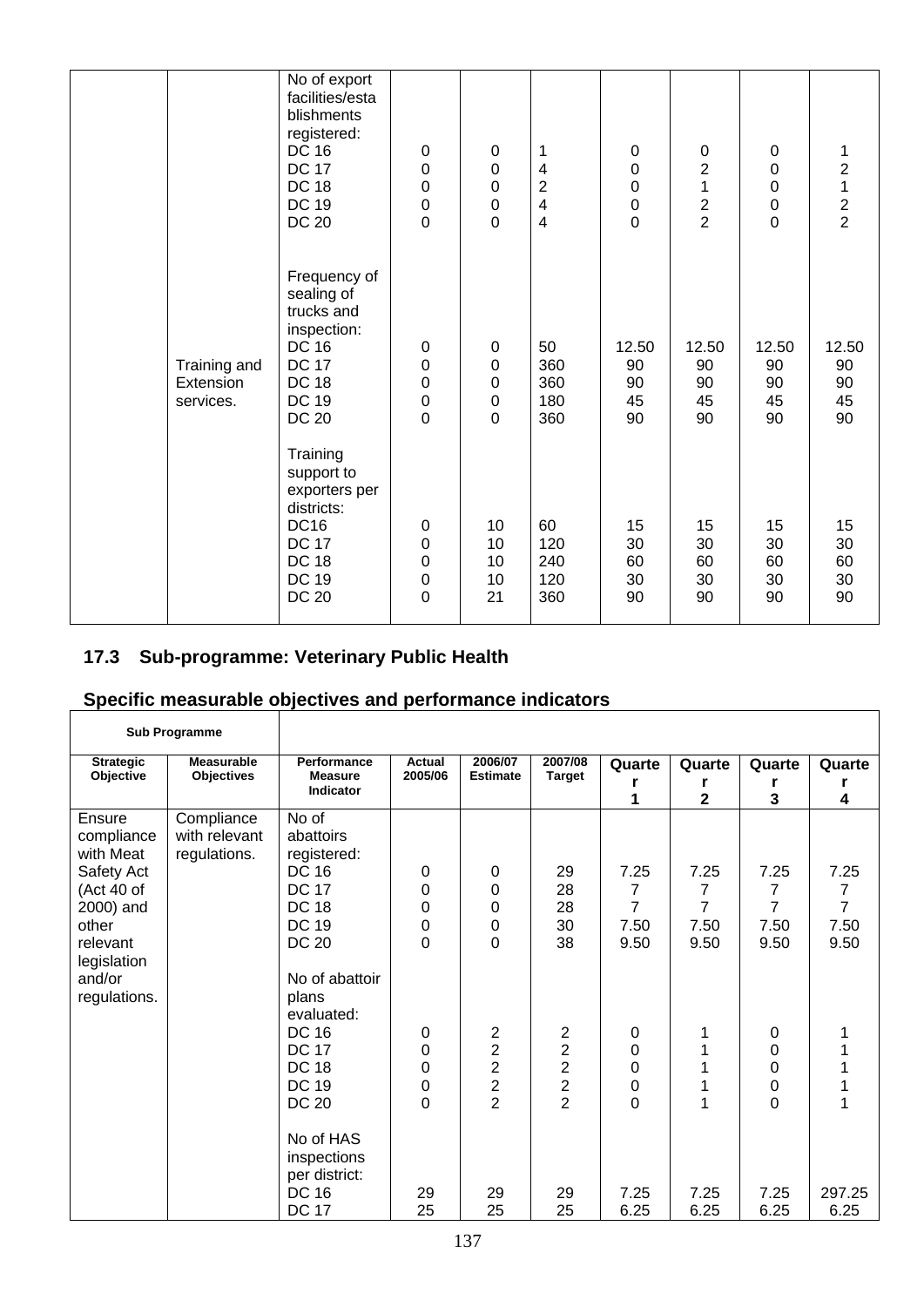| | | No of export facilities/establishments registered:<br>DC 16<br>DC 17<br>DC 18<br>DC 19<br>DC 20 | <br>0<br>0<br>0<br>0<br>0 | <br>0<br>0<br>0<br>0<br>0 | <br>1<br>4<br>2<br>4<br>4 | <br>0<br>0<br>0<br>0<br>0 | <br>0<br>2<br>1<br>2<br>2 | <br>0<br>0<br>0<br>0<br>0 | <br>1<br>2<br>1<br>2<br>2 |
|---|---|---|---|---|---|---|---|---|---|
| | Training and Extension services. | Frequency of sealing of trucks and inspection:<br>DC 16<br>DC 17<br>DC 18<br>DC 19<br>DC 20 | <br>0<br>0<br>0<br>0<br>0 | <br>0<br>0<br>0<br>0<br>0 | <br>50<br>360<br>360<br>180<br>360 | <br>12.50<br>90<br>90<br>45<br>90 | <br>12.50<br>90<br>90<br>45<br>90 | <br>12.50<br>90<br>90<br>45<br>90 | <br>12.50<br>90<br>90<br>45<br>90 |
| | | Training support to exporters per districts:<br>DC16<br>DC 17<br>DC 18<br>DC 19<br>DC 20 | <br>0<br>0<br>0<br>0<br>0 | <br>10<br>10<br>10<br>10<br>21 | <br>60<br>120<br>240<br>120<br>360 | <br>15<br>30<br>60<br>30<br>90 | <br>15<br>30<br>60<br>30<br>90 | <br>15<br>30<br>60<br>30<br>90 | <br>15<br>30<br>60<br>30<br>90 |

## 17.3 Sub-programme: Veterinary Public Health

## Specific measurable objectives and performance indicators

| Sub Programme | | | | | | | | | |
|---|---|---|---|---|---|---|---|---|---|
| **Strategic Objective** | **Measurable Objectives** | **Performance Measure Indicator** | **Actual 2005/06** | **2006/07 Estimate** | **2007/08 Target** | **Quarter 1** | **Quarter 2** | **Quarter 3** | **Quarter 4** |
| Ensure compliance with Meat Safety Act (Act 40 of 2000) and other relevant legislation and/or regulations. | Compliance with relevant regulations. | No of abattoirs registered:<br>DC 16<br>DC 17<br>DC 18<br>DC 19<br>DC 20 | <br>0<br>0<br>0<br>0<br>0 | <br>0<br>0<br>0<br>0<br>0 | <br>29<br>28<br>28<br>30<br>38 | <br>7.25<br>7<br>7<br>7.50<br>9.50 | <br>7.25<br>7<br>7<br>7.50<br>9.50 | <br>7.25<br>7<br>7<br>7.50<br>9.50 | <br>7.25<br>7<br>7<br>7.50<br>9.50 |
| | | No of abattoir plans evaluated:<br>DC 16<br>DC 17<br>DC 18<br>DC 19<br>DC 20 | <br>0<br>0<br>0<br>0<br>0 | <br>2<br>2<br>2<br>2<br>2 | <br>2<br>2<br>2<br>2<br>2 | <br>0<br>0<br>0<br>0<br>0 | <br>1<br>1<br>1<br>1<br>1 | <br>0<br>0<br>0<br>0<br>0 | <br>1<br>1<br>1<br>1<br>1 |
| | | No of HAS inspections per district:<br>DC 16<br>DC 17 | <br>29<br>25 | <br>29<br>25 | <br>29<br>25 | <br>7.25<br>6.25 | <br>7.25<br>6.25 | <br>7.25<br>6.25 | <br>297.25<br>6.25 |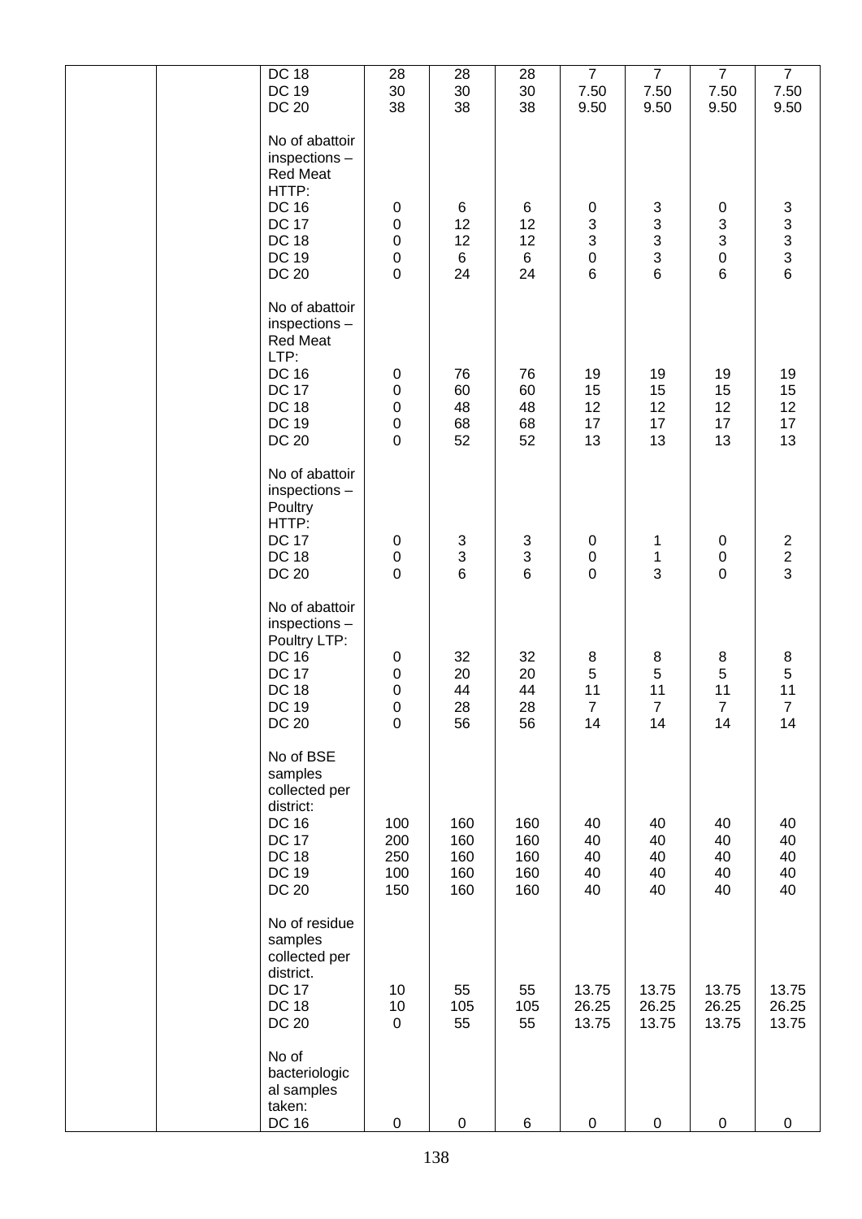| | | | | | | | | | |
|---|---|---|---|---|---|---|---|---|---|
| | | DC 18<br>DC 19<br>DC 20 | 28<br>30<br>38 | 28<br>30<br>38 | 28<br>30<br>38 | 7<br>7.50<br>9.50 | 7<br>7.50<br>9.50 | 7<br>7.50<br>9.50 | 7<br>7.50<br>9.50 |
| | | No of abattoir inspections – Red Meat HTTP:<br>DC 16<br>DC 17<br>DC 18<br>DC 19<br>DC 20 | 0<br>0<br>0<br>0<br>0 | 6<br>12<br>12<br>6<br>24 | 6<br>12<br>12<br>6<br>24 | 0<br>3<br>3<br>0<br>6 | 3<br>3<br>3<br>3<br>6 | 0<br>3<br>3<br>0<br>6 | 3<br>3<br>3<br>3<br>6 |
| | | No of abattoir inspections – Red Meat LTP:<br>DC 16<br>DC 17<br>DC 18<br>DC 19<br>DC 20 | 0<br>0<br>0<br>0<br>0 | 76<br>60<br>48<br>68<br>52 | 76<br>60<br>48<br>68<br>52 | 19<br>15<br>12<br>17<br>13 | 19<br>15<br>12<br>17<br>13 | 19<br>15<br>12<br>17<br>13 | 19<br>15<br>12<br>17<br>13 |
| | | No of abattoir inspections – Poultry HTTP:<br>DC 17<br>DC 18<br>DC 20 | 0<br>0<br>0 | 3<br>3<br>6 | 3<br>3<br>6 | 0<br>0<br>0 | 1<br>1<br>3 | 0<br>0<br>0 | 2<br>2<br>3 |
| | | No of abattoir inspections – Poultry LTP:<br>DC 16<br>DC 17<br>DC 18<br>DC 19<br>DC 20 | 0<br>0<br>0<br>0<br>0 | 32<br>20<br>44<br>28<br>56 | 32<br>20<br>44<br>28<br>56 | 8<br>5<br>11<br>7<br>14 | 8<br>5<br>11<br>7<br>14 | 8<br>5<br>11<br>7<br>14 | 8<br>5<br>11<br>7<br>14 |
| | | No of BSE samples collected per district:<br>DC 16<br>DC 17<br>DC 18<br>DC 19<br>DC 20 | 100<br>200<br>250<br>100<br>150 | 160<br>160<br>160<br>160<br>160 | 160<br>160<br>160<br>160<br>160 | 40<br>40<br>40<br>40<br>40 | 40<br>40<br>40<br>40<br>40 | 40<br>40<br>40<br>40<br>40 | 40<br>40<br>40<br>40<br>40 |
| | | No of residue samples collected per district.<br>DC 17<br>DC 18<br>DC 20 | 10<br>10<br>0 | 55<br>105<br>55 | 55<br>105<br>55 | 13.75<br>26.25<br>13.75 | 13.75<br>26.25<br>13.75 | 13.75<br>26.25<br>13.75 | 13.75<br>26.25<br>13.75 |
| | | No of bacteriological samples taken:<br>DC 16 | 0 | 0 | 6 | 0 | 0 | 0 | 0 |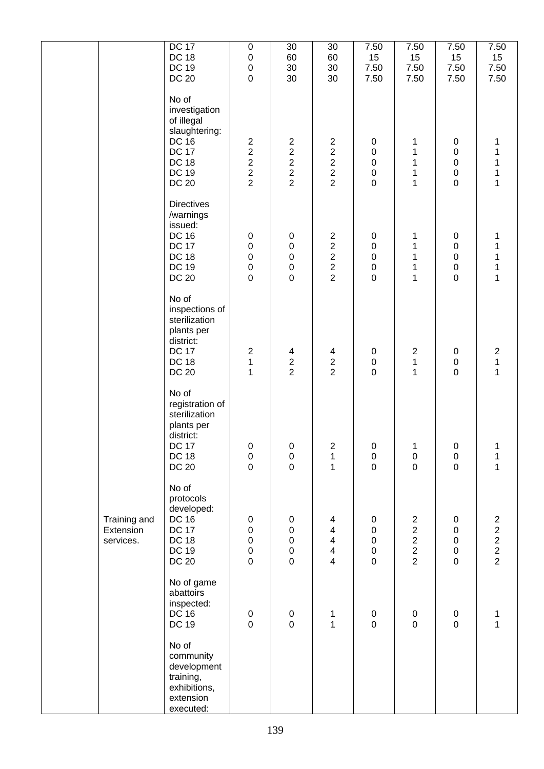| | | | | | | | | | |
|---|---|---|---|---|---|---|---|---|---|
| | | DC 17<br>DC 18<br>DC 19<br>DC 20 | 0<br>0<br>0<br>0 | 30<br>60<br>30<br>30 | 30<br>60<br>30<br>30 | 7.50<br>15<br>7.50<br>7.50 | 7.50<br>15<br>7.50<br>7.50 | 7.50<br>15<br>7.50<br>7.50 | 7.50<br>15<br>7.50<br>7.50 |
| | | No of investigation of illegal slaughtering:<br>DC 16<br>DC 17<br>DC 18<br>DC 19<br>DC 20 | 2<br>2<br>2<br>2<br>2 | 2<br>2<br>2<br>2<br>2 | 2<br>2<br>2<br>2<br>2 | 0<br>0<br>0<br>0<br>0 | 1<br>1<br>1<br>1<br>1 | 0<br>0<br>0<br>0<br>0 | 1<br>1<br>1<br>1<br>1 |
| | | Directives /warnings issued:<br>DC 16<br>DC 17<br>DC 18<br>DC 19<br>DC 20 | 0<br>0<br>0<br>0<br>0 | 0<br>0<br>0<br>0<br>0 | 2<br>2<br>2<br>2<br>2 | 0<br>0<br>0<br>0<br>0 | 1<br>1<br>1<br>1<br>1 | 0<br>0<br>0<br>0<br>0 | 1<br>1<br>1<br>1<br>1 |
| | | No of inspections of sterilization plants per district:<br>DC 17<br>DC 18<br>DC 20 | 2<br>1<br>1 | 4<br>2<br>2 | 4<br>2<br>2 | 0<br>0<br>0 | 2<br>1<br>1 | 0<br>0<br>0 | 2<br>1<br>1 |
| | | No of registration of sterilization plants per district:<br>DC 17<br>DC 18<br>DC 20 | 0<br>0<br>0 | 0<br>0<br>0 | 2<br>1<br>1 | 0<br>0<br>0 | 1<br>0<br>0 | 0<br>0<br>0 | 1<br>1<br>1 |
| | Training and Extension services. | No of protocols developed:<br>DC 16<br>DC 17<br>DC 18<br>DC 19<br>DC 20 | 0<br>0<br>0<br>0<br>0 | 0<br>0<br>0<br>0<br>0 | 4<br>4<br>4<br>4<br>4 | 0<br>0<br>0<br>0<br>0 | 2<br>2<br>2<br>2<br>2 | 0<br>0<br>0<br>0<br>0 | 2<br>2<br>2<br>2<br>2 |
| | | No of game abattoirs inspected:<br>DC 16<br>DC 19 | 0<br>0 | 0<br>0 | 1<br>1 | 0<br>0 | 0<br>0 | 0<br>0 | 1<br>1 |
| | | No of community development training, exhibitions, extension executed: | | | | | | | |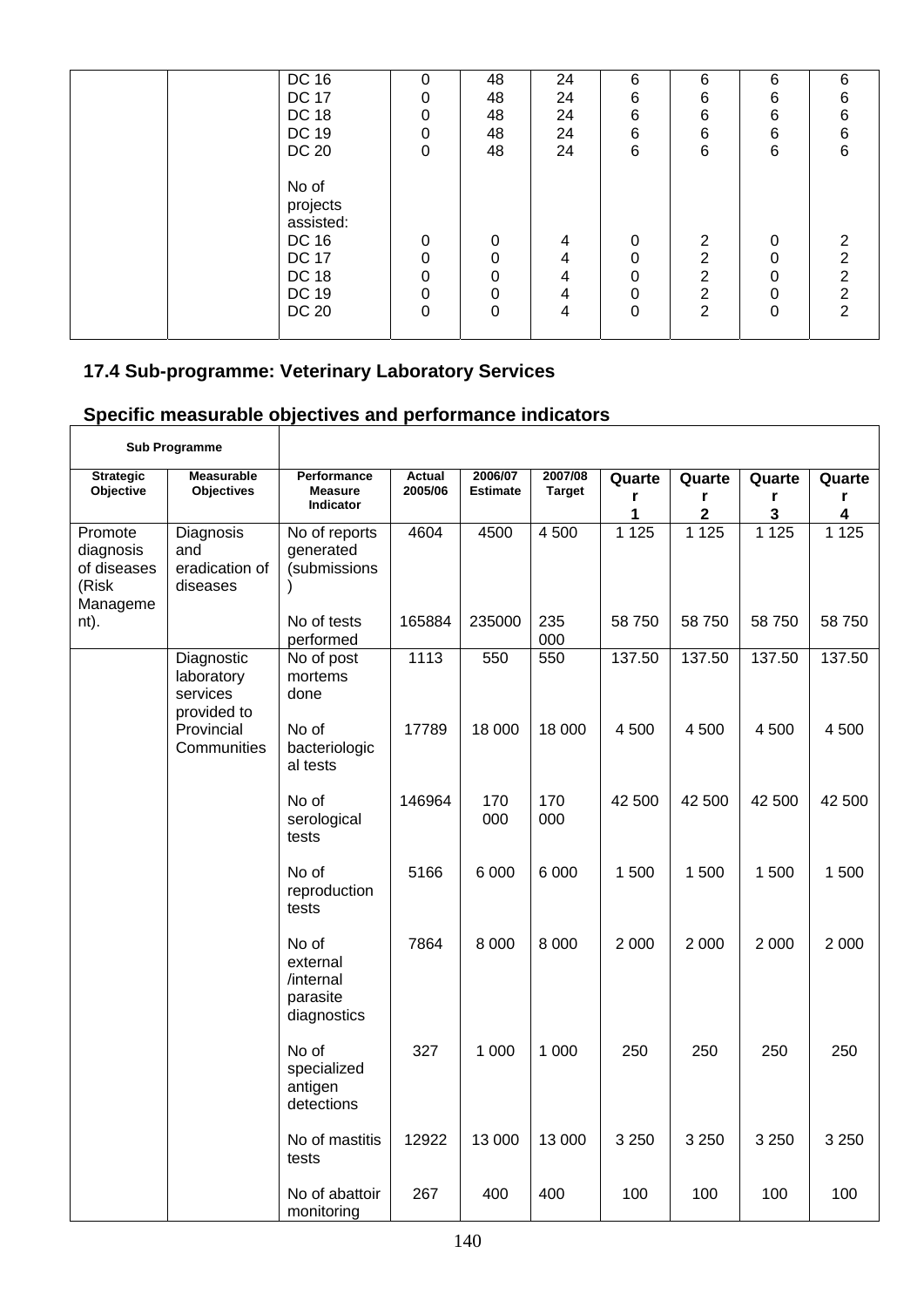| | | | | | | | | | |
|---|---|---|---|---|---|---|---|---|---|
| | | DC 16<br>DC 17<br>DC 18<br>DC 19<br>DC 20 | 0<br>0<br>0<br>0<br>0 | 48<br>48<br>48<br>48<br>48 | 24<br>24<br>24<br>24<br>24 | 6<br>6<br>6<br>6<br>6 | 6<br>6<br>6<br>6<br>6 | 6<br>6<br>6<br>6<br>6 | 6<br>6<br>6<br>6<br>6 |
| | | No of projects assisted:<br>DC 16<br>DC 17<br>DC 18<br>DC 19<br>DC 20 | <br>0<br>0<br>0<br>0<br>0 | <br>0<br>0<br>0<br>0<br>0 | <br>4<br>4<br>4<br>4<br>4 | <br>0<br>0<br>0<br>0<br>0 | <br>2<br>2<br>2<br>2<br>2 | <br>0<br>0<br>0<br>0<br>0 | <br>2<br>2<br>2<br>2<br>2 |

## 17.4 Sub-programme: Veterinary Laboratory Services

## Specific measurable objectives and performance indicators

| Sub Programme | | | | | | | | | |
|---|---|---|---|---|---|---|---|---|---|
| **Strategic Objective** | **Measurable Objectives** | **Performance Measure Indicator** | **Actual 2005/06** | **2006/07 Estimate** | **2007/08 Target** | **Quarter 1** | **Quarter 2** | **Quarter 3** | **Quarter 4** |
| Promote diagnosis of diseases (Risk Management). | Diagnosis and eradication of diseases | No of reports generated (submissions) | 4604 | 4500 | 4 500 | 1 125 | 1 125 | 1 125 | 1 125 |
| | | No of tests performed | 165884 | 235000 | 235 000 | 58 750 | 58 750 | 58 750 | 58 750 |
| | Diagnostic laboratory services provided to Provincial Communities | No of post mortems done | 1113 | 550 | 550 | 137.50 | 137.50 | 137.50 | 137.50 |
| | | No of bacteriological tests | 17789 | 18 000 | 18 000 | 4 500 | 4 500 | 4 500 | 4 500 |
| | | No of serological tests | 146964 | 170 000 | 170 000 | 42 500 | 42 500 | 42 500 | 42 500 |
| | | No of reproduction tests | 5166 | 6 000 | 6 000 | 1 500 | 1 500 | 1 500 | 1 500 |
| | | No of external /internal parasite diagnostics | 7864 | 8 000 | 8 000 | 2 000 | 2 000 | 2 000 | 2 000 |
| | | No of specialized antigen detections | 327 | 1 000 | 1 000 | 250 | 250 | 250 | 250 |
| | | No of mastitis tests | 12922 | 13 000 | 13 000 | 3 250 | 3 250 | 3 250 | 3 250 |
| | | No of abattoir monitoring | 267 | 400 | 400 | 100 | 100 | 100 | 100 |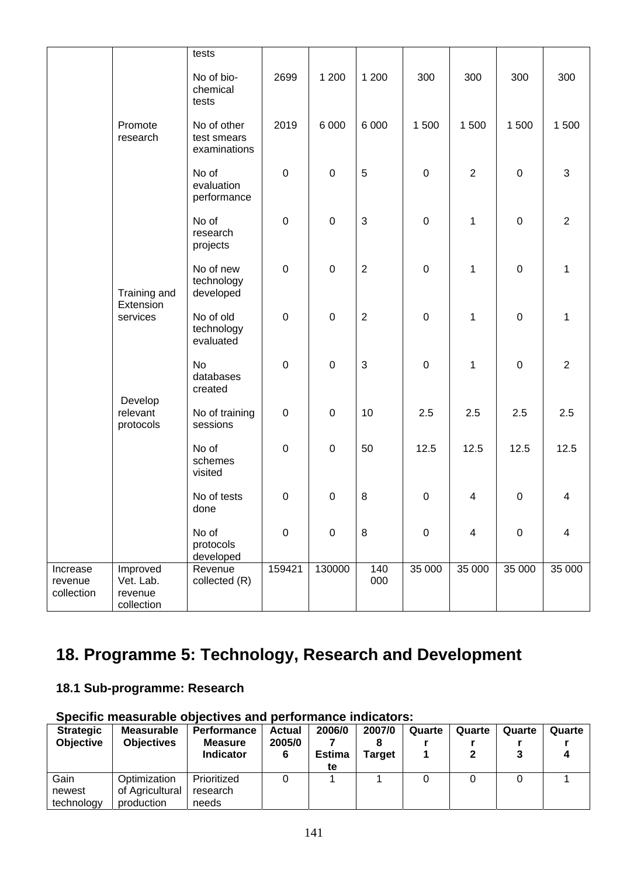| | | tests | | | | | | | |
|---|---|---|---|---|---|---|---|---|---|
| | | No of bio-chemical tests | 2699 | 1 200 | 1 200 | 300 | 300 | 300 | 300 |
| | Promote research | No of other test smears examinations | 2019 | 6 000 | 6 000 | 1 500 | 1 500 | 1 500 | 1 500 |
| | | No of evaluation performance | 0 | 0 | 5 | 0 | 2 | 0 | 3 |
| | | No of research projects | 0 | 0 | 3 | 0 | 1 | 0 | 2 |
| | Training and Extension services | No of new technology developed | 0 | 0 | 2 | 0 | 1 | 0 | 1 |
| | | No of old technology evaluated | 0 | 0 | 2 | 0 | 1 | 0 | 1 |
| | | No databases created | 0 | 0 | 3 | 0 | 1 | 0 | 2 |
| | Develop relevant protocols | No of training sessions | 0 | 0 | 10 | 2.5 | 2.5 | 2.5 | 2.5 |
| | | No of schemes visited | 0 | 0 | 50 | 12.5 | 12.5 | 12.5 | 12.5 |
| | | No of tests done | 0 | 0 | 8 | 0 | 4 | 0 | 4 |
| | | No of protocols developed | 0 | 0 | 8 | 0 | 4 | 0 | 4 |
| Increase revenue collection | Improved Vet. Lab. revenue collection | Revenue collected (R) | 159421 | 130000 | 140 000 | 35 000 | 35 000 | 35 000 | 35 000 |

# 18. Programme 5: Technology, Research and Development

## 18.1 Sub-programme: Research

**Specific measurable objectives and performance indicators:**

| Strategic Objective | Measurable Objectives | Performance Measure Indicator | Actual 2005/06 | 2006/07 Estimate | 2007/08 Target | Quarter 1 | Quarter 2 | Quarter 3 | Quarter 4 |
|---|---|---|---|---|---|---|---|---|---|
| Gain newest technology | Optimization of Agricultural production | Prioritized research needs | 0 | 1 | 1 | 0 | 0 | 0 | 1 |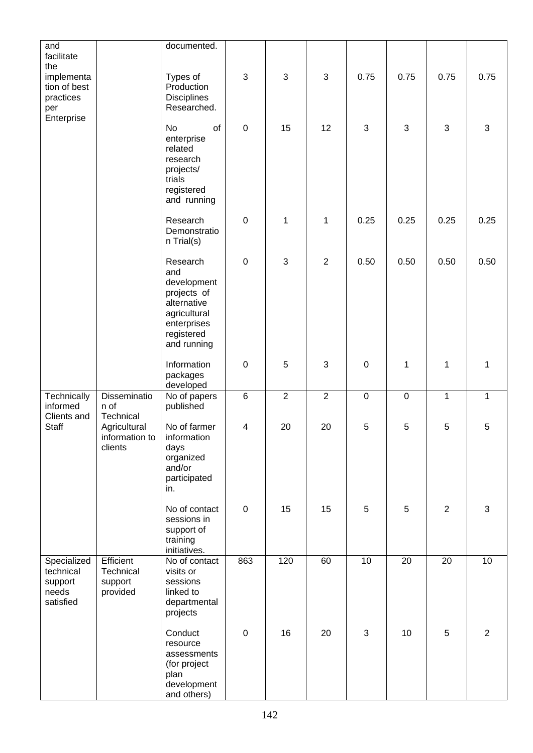| | | | | | | | | | |
|---|---|---|---|---|---|---|---|---|---|
| and facilitate the implementation of best practices per Enterprise | | documented. | | | | | | | |
| | | Types of Production Disciplines Researched. | 3 | 3 | 3 | 0.75 | 0.75 | 0.75 | 0.75 |
| | | No of enterprise related research projects/ trials registered and running | 0 | 15 | 12 | 3 | 3 | 3 | 3 |
| | | Research Demonstration Trial(s) | 0 | 1 | 1 | 0.25 | 0.25 | 0.25 | 0.25 |
| | | Research and development projects of alternative agricultural enterprises registered and running | 0 | 3 | 2 | 0.50 | 0.50 | 0.50 | 0.50 |
| | | Information packages developed | 0 | 5 | 3 | 0 | 1 | 1 | 1 |
| Technically informed Clients and Staff | Dissemination of Technical Agricultural information to clients | No of papers published | 6 | 2 | 2 | 0 | 0 | 1 | 1 |
| | | No of farmer information days organized and/or participated in. | 4 | 20 | 20 | 5 | 5 | 5 | 5 |
| | | No of contact sessions in support of training initiatives. | 0 | 15 | 15 | 5 | 5 | 2 | 3 |
| Specialized technical support needs satisfied | Efficient Technical support provided | No of contact visits or sessions linked to departmental projects | 863 | 120 | 60 | 10 | 20 | 20 | 10 |
| | | Conduct resource assessments (for project plan development and others) | 0 | 16 | 20 | 3 | 10 | 5 | 2 |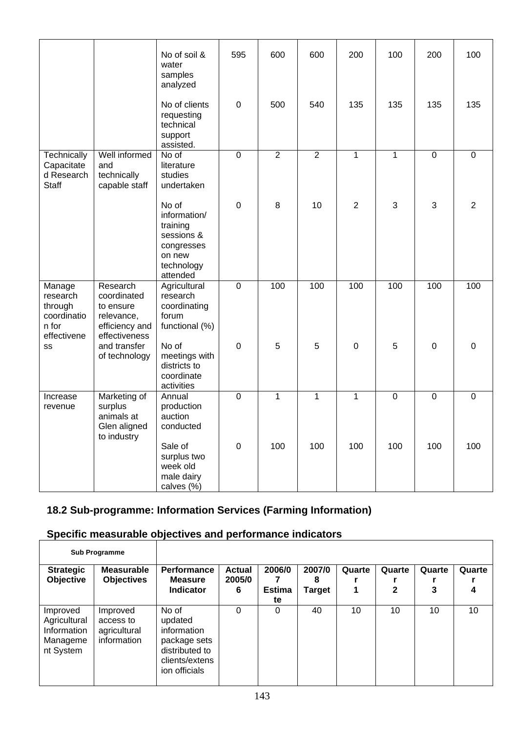| | | | | | | | | | |
|---|---|---|---|---|---|---|---|---|---|
| | | No of soil & water samples analyzed | 595 | 600 | 600 | 200 | 100 | 200 | 100 |
| | | No of clients requesting technical support assisted. | 0 | 500 | 540 | 135 | 135 | 135 | 135 |
| Technically Capacitated Research Staff | Well informed and technically capable staff | No of literature studies undertaken | 0 | 2 | 2 | 1 | 1 | 0 | 0 |
| | | No of information/ training sessions & congresses on new technology attended | 0 | 8 | 10 | 2 | 3 | 3 | 2 |
| Manage research through coordination for effectiveness | Research coordinated to ensure relevance, efficiency and effectiveness and transfer of technology | Agricultural research coordinating forum functional (%) | 0 | 100 | 100 | 100 | 100 | 100 | 100 |
| | | No of meetings with districts to coordinate activities | 0 | 5 | 5 | 0 | 5 | 0 | 0 |
| Increase revenue | Marketing of surplus animals at Glen aligned to industry | Annual production auction conducted | 0 | 1 | 1 | 1 | 0 | 0 | 0 |
| | | Sale of surplus two week old male dairy calves (%) | 0 | 100 | 100 | 100 | 100 | 100 | 100 |

## 18.2 Sub-programme: Information Services (Farming Information)

## Specific measurable objectives and performance indicators

| Sub Programme | | | | | | | | | |
|---|---|---|---|---|---|---|---|---|---|
| **Strategic Objective** | **Measurable Objectives** | **Performance Measure Indicator** | **Actual 2005/06** | **2006/07 Estimate** | **2007/08 Target** | **Quarter 1** | **Quarter 2** | **Quarter 3** | **Quarter 4** |
| Improved Agricultural Information Management System | Improved access to agricultural information | No of updated information package sets distributed to clients/extension officials | 0 | 0 | 40 | 10 | 10 | 10 | 10 |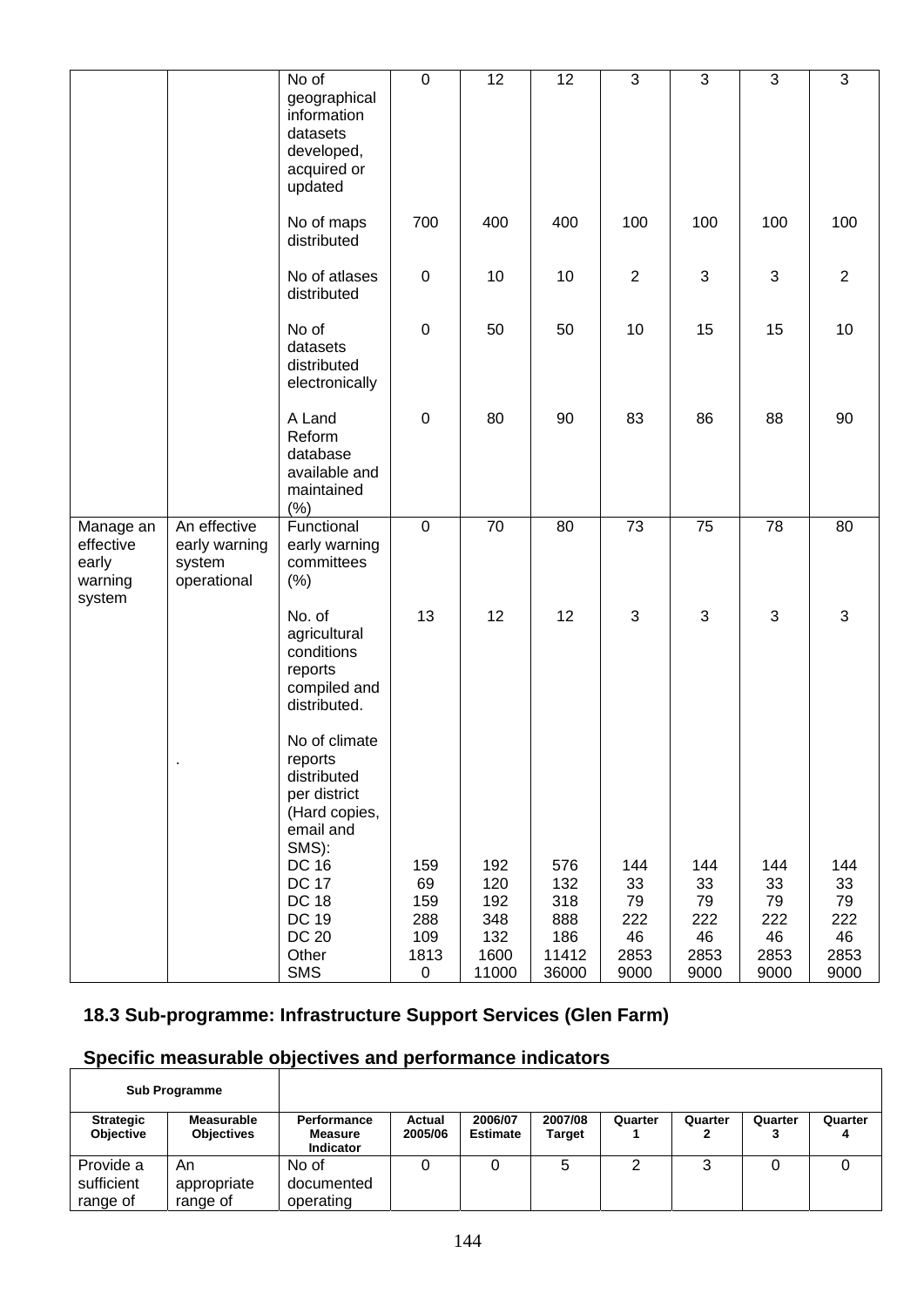| | | No of geographical information datasets developed, acquired or updated | 0 | 12 | 12 | 3 | 3 | 3 | 3 |
|---|---|---|---|---|---|---|---|---|---|
| | | No of maps distributed | 700 | 400 | 400 | 100 | 100 | 100 | 100 |
| | | No of atlases distributed | 0 | 10 | 10 | 2 | 3 | 3 | 2 |
| | | No of datasets distributed electronically | 0 | 50 | 50 | 10 | 15 | 15 | 10 |
| | | A Land Reform database available and maintained (%) | 0 | 80 | 90 | 83 | 86 | 88 | 90 |
| Manage an effective early warning system | An effective early warning system operational | Functional early warning committees (%) | 0 | 70 | 80 | 73 | 75 | 78 | 80 |
| | | No. of agricultural conditions reports compiled and distributed. | 13 | 12 | 12 | 3 | 3 | 3 | 3 |
| | . | No of climate reports distributed per district (Hard copies, email and SMS): | | | | | | | |
| | | DC 16 | 159 | 192 | 576 | 144 | 144 | 144 | 144 |
| | | DC 17 | 69 | 120 | 132 | 33 | 33 | 33 | 33 |
| | | DC 18 | 159 | 192 | 318 | 79 | 79 | 79 | 79 |
| | | DC 19 | 288 | 348 | 888 | 222 | 222 | 222 | 222 |
| | | DC 20 | 109 | 132 | 186 | 46 | 46 | 46 | 46 |
| | | Other | 1813 | 1600 | 11412 | 2853 | 2853 | 2853 | 2853 |
| | | SMS | 0 | 11000 | 36000 | 9000 | 9000 | 9000 | 9000 |

## 18.3 Sub-programme: Infrastructure Support Services (Glen Farm)

## Specific measurable objectives and performance indicators

| Sub Programme | | | | | | | | | |
|---|---|---|---|---|---|---|---|---|---|
| **Strategic Objective** | **Measurable Objectives** | **Performance Measure Indicator** | **Actual 2005/06** | **2006/07 Estimate** | **2007/08 Target** | **Quarter 1** | **Quarter 2** | **Quarter 3** | **Quarter 4** |
| Provide a sufficient range of | An appropriate range of | No of documented operating | 0 | 0 | 5 | 2 | 3 | 0 | 0 |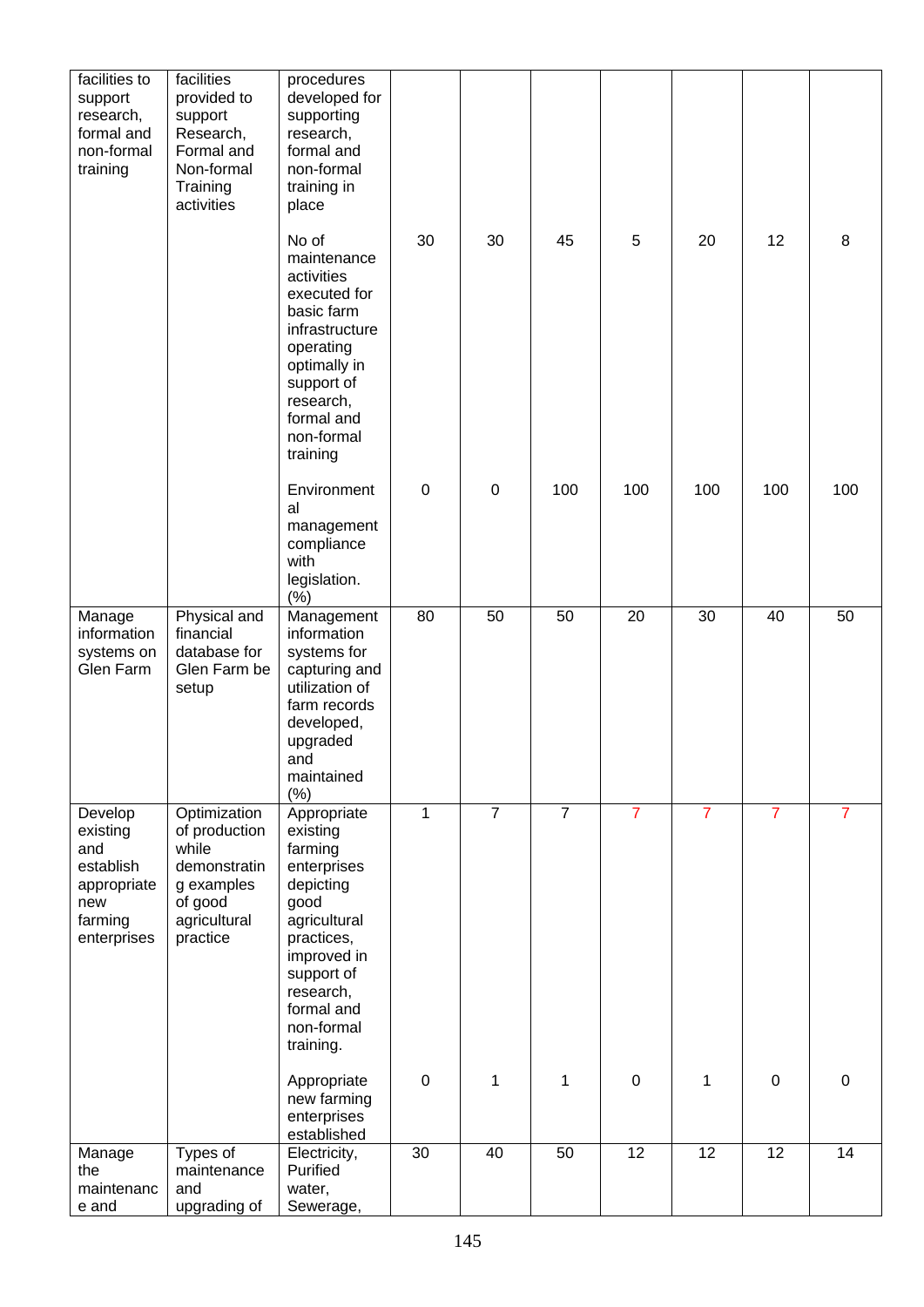| facilities to support research, formal and non-formal training | facilities provided to support Research, Formal and Non-formal Training activities | procedures developed for supporting research, formal and non-formal training in place | | | | | | | |
|---|---|---|---|---|---|---|---|---|---|
| | | No of maintenance activities executed for basic farm infrastructure operating optimally in support of research, formal and non-formal training | 30 | 30 | 45 | 5 | 20 | 12 | 8 |
| | | Environmental management compliance with legislation. (%) | 0 | 0 | 100 | 100 | 100 | 100 | 100 |
| Manage information systems on Glen Farm | Physical and financial database for Glen Farm be setup | Management information systems for capturing and utilization of farm records developed, upgraded and maintained (%) | 80 | 50 | 50 | 20 | 30 | 40 | 50 |
| Develop existing and establish appropriate new farming enterprises | Optimization of production while demonstrating examples of good agricultural practice | Appropriate existing farming enterprises depicting good agricultural practices, improved in support of research, formal and non-formal training. | 1 | 7 | 7 | 7 | 7 | 7 | 7 |
| | | Appropriate new farming enterprises established | 0 | 1 | 1 | 0 | 1 | 0 | 0 |
| Manage the maintenance and | Types of maintenance and upgrading of | Electricity, Purified water, Sewerage, | 30 | 40 | 50 | 12 | 12 | 12 | 14 |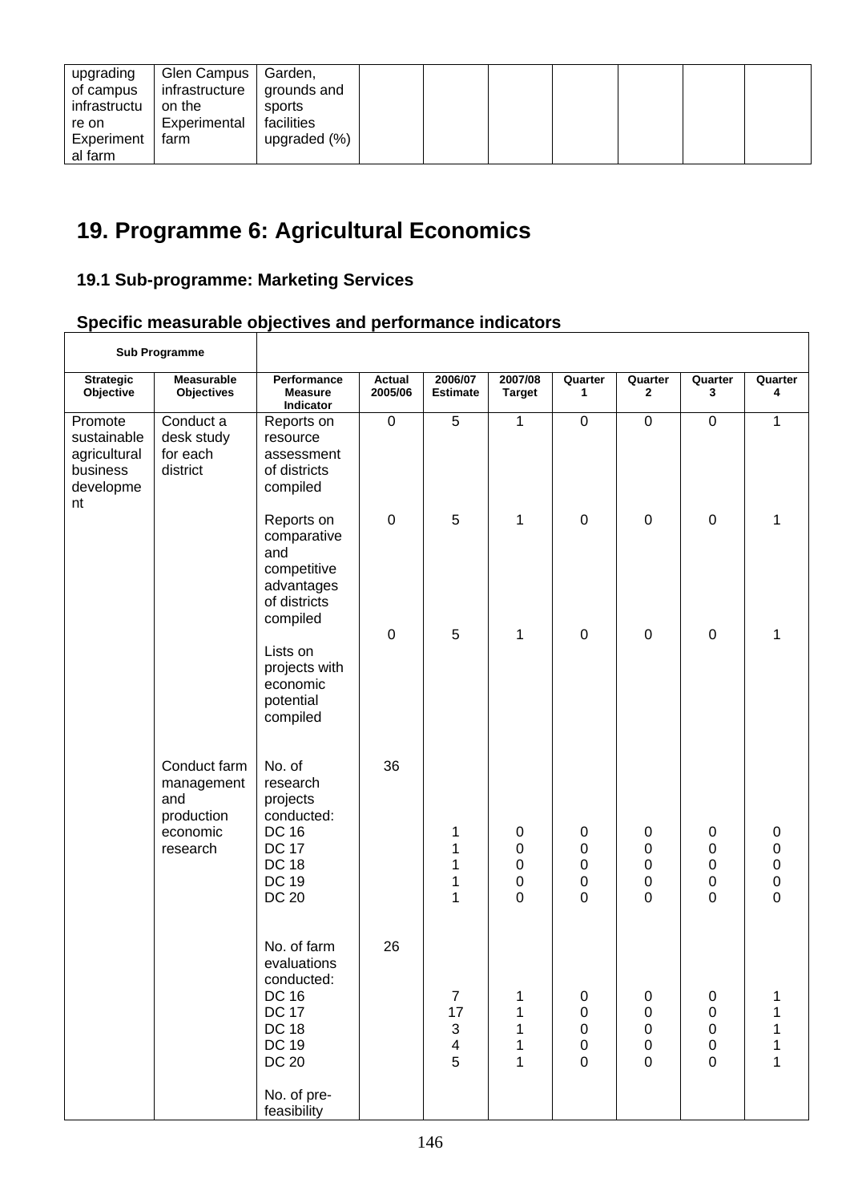| upgrading of campus infrastructure on Experimental farm | Glen Campus infrastructure on the Experimental farm | Garden, grounds and sports facilities upgraded (%) | | | | | | | |
|---|---|---|---|---|---|---|---|---|---|

# 19. Programme 6: Agricultural Economics

## 19.1 Sub-programme: Marketing Services

### Specific measurable objectives and performance indicators

| Sub Programme | | | | | | | | | |
|---|---|---|---|---|---|---|---|---|---|
| **Strategic Objective** | **Measurable Objectives** | **Performance Measure Indicator** | **Actual 2005/06** | **2006/07 Estimate** | **2007/08 Target** | **Quarter 1** | **Quarter 2** | **Quarter 3** | **Quarter 4** |
| Promote sustainable agricultural business development | Conduct a desk study for each district | Reports on resource assessment of districts compiled | 0 | 5 | 1 | 0 | 0 | 0 | 1 |
| | | Reports on comparative and competitive advantages of districts compiled | 0 | 5 | 1 | 0 | 0 | 0 | 1 |
| | | Lists on projects with economic potential compiled | 0 | 5 | 1 | 0 | 0 | 0 | 1 |
| | Conduct farm management and production economic research | No. of research projects conducted: | 36 | | | | | | |
| | | DC 16 | | 1 | 0 | 0 | 0 | 0 | 0 |
| | | DC 17 | | 1 | 0 | 0 | 0 | 0 | 0 |
| | | DC 18 | | 1 | 0 | 0 | 0 | 0 | 0 |
| | | DC 19 | | 1 | 0 | 0 | 0 | 0 | 0 |
| | | DC 20 | | 1 | 0 | 0 | 0 | 0 | 0 |
| | | No. of farm evaluations conducted: | 26 | | | | | | |
| | | DC 16 | | 7 | 1 | 0 | 0 | 0 | 1 |
| | | DC 17 | | 17 | 1 | 0 | 0 | 0 | 1 |
| | | DC 18 | | 3 | 1 | 0 | 0 | 0 | 1 |
| | | DC 19 | | 4 | 1 | 0 | 0 | 0 | 1 |
| | | DC 20 | | 5 | 1 | 0 | 0 | 0 | 1 |
| | | No. of pre-feasibility | | | | | | | |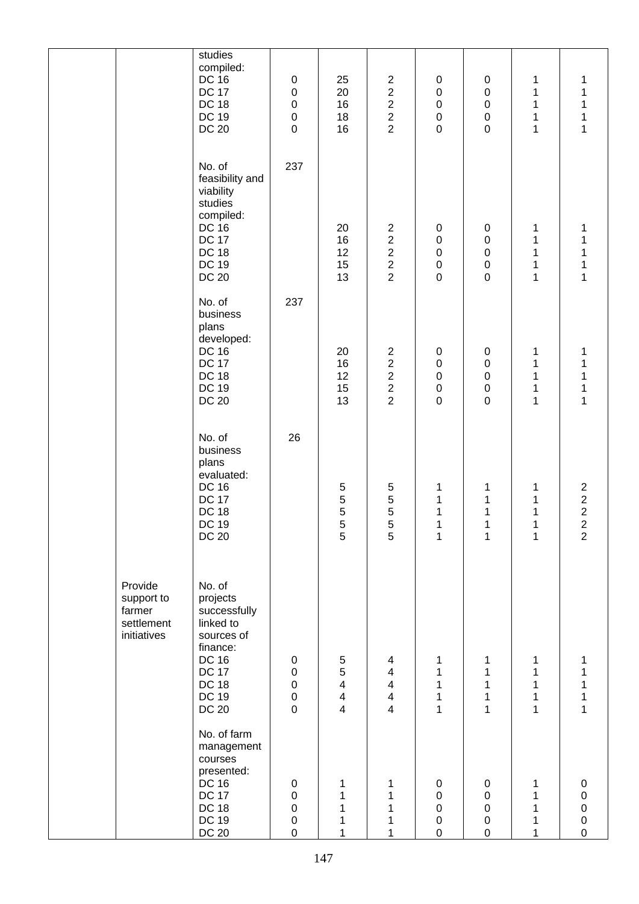| | | | | | | | | | |
|---|---|---|---|---|---|---|---|---|---|
| | | studies compiled:<br>DC 16<br>DC 17<br>DC 18<br>DC 19<br>DC 20 | 0<br>0<br>0<br>0<br>0 | 25<br>20<br>16<br>18<br>16 | 2<br>2<br>2<br>2<br>2 | 0<br>0<br>0<br>0<br>0 | 0<br>0<br>0<br>0<br>0 | 1<br>1<br>1<br>1<br>1 | 1<br>1<br>1<br>1<br>1 |
| | | No. of feasibility and viability studies compiled:<br>DC 16<br>DC 17<br>DC 18<br>DC 19<br>DC 20 | 237 | 20<br>16<br>12<br>15<br>13 | 2<br>2<br>2<br>2<br>2 | 0<br>0<br>0<br>0<br>0 | 0<br>0<br>0<br>0<br>0 | 1<br>1<br>1<br>1<br>1 | 1<br>1<br>1<br>1<br>1 |
| | | No. of business plans developed:<br>DC 16<br>DC 17<br>DC 18<br>DC 19<br>DC 20 | 237 | 20<br>16<br>12<br>15<br>13 | 2<br>2<br>2<br>2<br>2 | 0<br>0<br>0<br>0<br>0 | 0<br>0<br>0<br>0<br>0 | 1<br>1<br>1<br>1<br>1 | 1<br>1<br>1<br>1<br>1 |
| | | No. of business plans evaluated:<br>DC 16<br>DC 17<br>DC 18<br>DC 19<br>DC 20 | 26 | 5<br>5<br>5<br>5<br>5 | 5<br>5<br>5<br>5<br>5 | 1<br>1<br>1<br>1<br>1 | 1<br>1<br>1<br>1<br>1 | 1<br>1<br>1<br>1<br>1 | 2<br>2<br>2<br>2<br>2 |
| | Provide support to farmer settlement initiatives | No. of projects successfully linked to sources of finance:<br>DC 16<br>DC 17<br>DC 18<br>DC 19<br>DC 20 | 0<br>0<br>0<br>0<br>0 | 5<br>5<br>4<br>4<br>4 | 4<br>4<br>4<br>4<br>4 | 1<br>1<br>1<br>1<br>1 | 1<br>1<br>1<br>1<br>1 | 1<br>1<br>1<br>1<br>1 | 1<br>1<br>1<br>1<br>1 |
| | | No. of farm management courses presented:<br>DC 16<br>DC 17<br>DC 18<br>DC 19<br>DC 20 | 0<br>0<br>0<br>0<br>0 | 1<br>1<br>1<br>1<br>1 | 1<br>1<br>1<br>1<br>1 | 0<br>0<br>0<br>0<br>0 | 0<br>0<br>0<br>0<br>0 | 1<br>1<br>1<br>1<br>1 | 0<br>0<br>0<br>0<br>0 |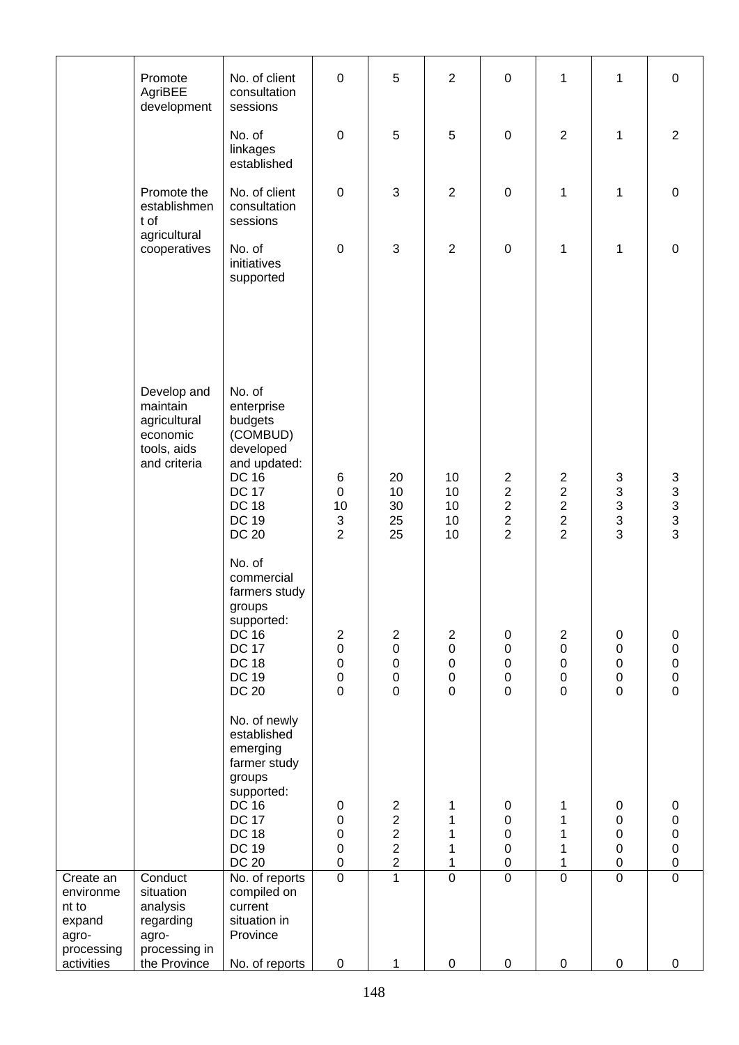| | | | | | | | | | |
|---|---|---|---|---|---|---|---|---|---|
| | Promote AgriBEE development | No. of client consultation sessions | 0 | 5 | 2 | 0 | 1 | 1 | 0 |
| | | No. of linkages established | 0 | 5 | 5 | 0 | 2 | 1 | 2 |
| | Promote the establishment of agricultural cooperatives | No. of client consultation sessions | 0 | 3 | 2 | 0 | 1 | 1 | 0 |
| | | No. of initiatives supported | 0 | 3 | 2 | 0 | 1 | 1 | 0 |
| | Develop and maintain agricultural economic tools, aids and criteria | No. of enterprise budgets (COMBUD) developed and updated:<br>DC 16<br>DC 17<br>DC 18<br>DC 19<br>DC 20 | 6<br>0<br>10<br>3<br>2 | 20<br>10<br>30<br>25<br>25 | 10<br>10<br>10<br>10<br>10 | 2<br>2<br>2<br>2<br>2 | 2<br>2<br>2<br>2<br>2 | 3<br>3<br>3<br>3<br>3 | 3<br>3<br>3<br>3<br>3 |
| | | No. of commercial farmers study groups supported:<br>DC 16<br>DC 17<br>DC 18<br>DC 19<br>DC 20 | 2<br>0<br>0<br>0<br>0 | 2<br>0<br>0<br>0<br>0 | 2<br>0<br>0<br>0<br>0 | 0<br>0<br>0<br>0<br>0 | 2<br>0<br>0<br>0<br>0 | 0<br>0<br>0<br>0<br>0 | 0<br>0<br>0<br>0<br>0 |
| | | No. of newly established emerging farmer study groups supported:<br>DC 16<br>DC 17<br>DC 18<br>DC 19<br>DC 20 | 0<br>0<br>0<br>0<br>0 | 2<br>2<br>2<br>2<br>2 | 1<br>1<br>1<br>1<br>1 | 0<br>0<br>0<br>0<br>0 | 1<br>1<br>1<br>1<br>1 | 0<br>0<br>0<br>0<br>0 | 0<br>0<br>0<br>0<br>0 |
| Create an environment to expand agro-processing activities | Conduct situation analysis regarding agro-processing in the Province | No. of reports compiled on current situation in Province | 0 | 1 | 0 | 0 | 0 | 0 | 0 |
| | | No. of reports | 0 | 1 | 0 | 0 | 0 | 0 | 0 |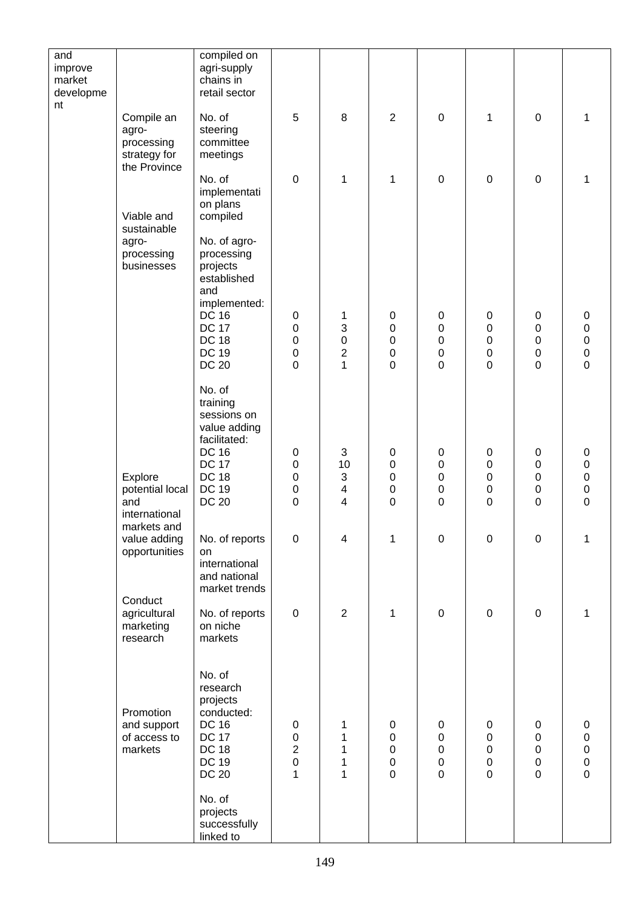| | | | | | | | | | |
|---|---|---|---|---|---|---|---|---|---|
| and improve market development | | compiled on agri-supply chains in retail sector | | | | | | | |
| | Compile an agro-processing strategy for the Province | No. of steering committee meetings | 5 | 8 | 2 | 0 | 1 | 0 | 1 |
| | | No. of implementation plans compiled | 0 | 1 | 1 | 0 | 0 | 0 | 1 |
| | Viable and sustainable agro-processing businesses | No. of agro-processing projects established and implemented: | | | | | | | |
| | | DC 16 | 0 | 1 | 0 | 0 | 0 | 0 | 0 |
| | | DC 17 | 0 | 3 | 0 | 0 | 0 | 0 | 0 |
| | | DC 18 | 0 | 0 | 0 | 0 | 0 | 0 | 0 |
| | | DC 19 | 0 | 2 | 0 | 0 | 0 | 0 | 0 |
| | | DC 20 | 0 | 1 | 0 | 0 | 0 | 0 | 0 |
| | | No. of training sessions on value adding facilitated: | | | | | | | |
| | | DC 16 | 0 | 3 | 0 | 0 | 0 | 0 | 0 |
| | | DC 17 | 0 | 10 | 0 | 0 | 0 | 0 | 0 |
| | Explore potential local and international markets and value adding opportunities | DC 18 | 0 | 3 | 0 | 0 | 0 | 0 | 0 |
| | | DC 19 | 0 | 4 | 0 | 0 | 0 | 0 | 0 |
| | | DC 20 | 0 | 4 | 0 | 0 | 0 | 0 | 0 |
| | | No. of reports on international and national market trends | 0 | 4 | 1 | 0 | 0 | 0 | 1 |
| | Conduct agricultural marketing research | No. of reports on niche markets | 0 | 2 | 1 | 0 | 0 | 0 | 1 |
| | | No. of research projects conducted: | | | | | | | |
| | Promotion and support of access to markets | DC 16 | 0 | 1 | 0 | 0 | 0 | 0 | 0 |
| | | DC 17 | 0 | 1 | 0 | 0 | 0 | 0 | 0 |
| | | DC 18 | 2 | 1 | 0 | 0 | 0 | 0 | 0 |
| | | DC 19 | 0 | 1 | 0 | 0 | 0 | 0 | 0 |
| | | DC 20 | 1 | 1 | 0 | 0 | 0 | 0 | 0 |
| | | No. of projects successfully linked to | | | | | | | |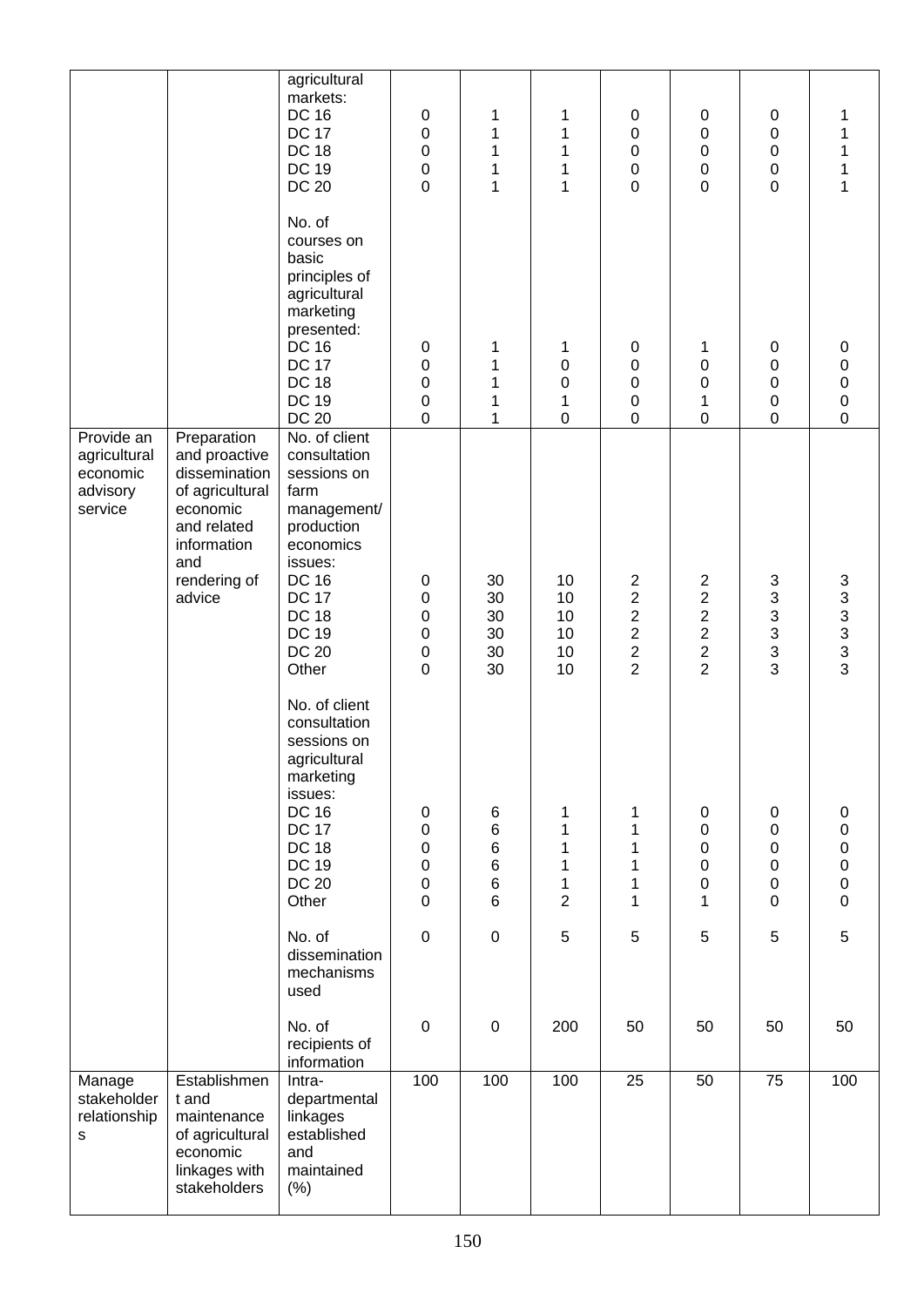| | | | | | | | | | |
|---|---|---|---|---|---|---|---|---|---|
| | | agricultural markets:<br>DC 16<br>DC 17<br>DC 18<br>DC 19<br>DC 20 | <br><br>0<br>0<br>0<br>0<br>0 | <br><br>1<br>1<br>1<br>1<br>1 | <br><br>1<br>1<br>1<br>1<br>1 | <br><br>0<br>0<br>0<br>0<br>0 | <br><br>0<br>0<br>0<br>0<br>0 | <br><br>0<br>0<br>0<br>0<br>0 | <br><br>1<br>1<br>1<br>1<br>1 |
| | | No. of courses on basic principles of agricultural marketing presented:<br>DC 16<br>DC 17<br>DC 18<br>DC 19<br>DC 20 | <br><br>0<br>0<br>0<br>0<br>0 | <br><br>1<br>1<br>1<br>1<br>1 | <br><br>1<br>0<br>0<br>1<br>0 | <br><br>0<br>0<br>0<br>0<br>0 | <br><br>1<br>0<br>0<br>1<br>0 | <br><br>0<br>0<br>0<br>0<br>0 | <br><br>0<br>0<br>0<br>0<br>0 |
| Provide an agricultural economic advisory service | Preparation and proactive dissemination of agricultural economic and related information and rendering of advice | No. of client consultation sessions on farm management/ production economics issues:<br>DC 16<br>DC 17<br>DC 18<br>DC 19<br>DC 20<br>Other | <br><br>0<br>0<br>0<br>0<br>0<br>0 | <br><br>30<br>30<br>30<br>30<br>30<br>30 | <br><br>10<br>10<br>10<br>10<br>10<br>10 | <br><br>2<br>2<br>2<br>2<br>2<br>2 | <br><br>2<br>2<br>2<br>2<br>2<br>2 | <br><br>3<br>3<br>3<br>3<br>3<br>3 | <br><br>3<br>3<br>3<br>3<br>3<br>3 |
| | | No. of client consultation sessions on agricultural marketing issues:<br>DC 16<br>DC 17<br>DC 18<br>DC 19<br>DC 20<br>Other | <br><br>0<br>0<br>0<br>0<br>0<br>0 | <br><br>6<br>6<br>6<br>6<br>6<br>6 | <br><br>1<br>1<br>1<br>1<br>1<br>2 | <br><br>1<br>1<br>1<br>1<br>1<br>1 | <br><br>0<br>0<br>0<br>0<br>0<br>1 | <br><br>0<br>0<br>0<br>0<br>0<br>0 | <br><br>0<br>0<br>0<br>0<br>0<br>0 |
| | | No. of dissemination mechanisms used | 0 | 0 | 5 | 5 | 5 | 5 | 5 |
| | | No. of recipients of information | 0 | 0 | 200 | 50 | 50 | 50 | 50 |
| Manage stakeholder relationships | Establishment and maintenance of agricultural economic linkages with stakeholders | Intra-departmental linkages established and maintained (%) | 100 | 100 | 100 | 25 | 50 | 75 | 100 |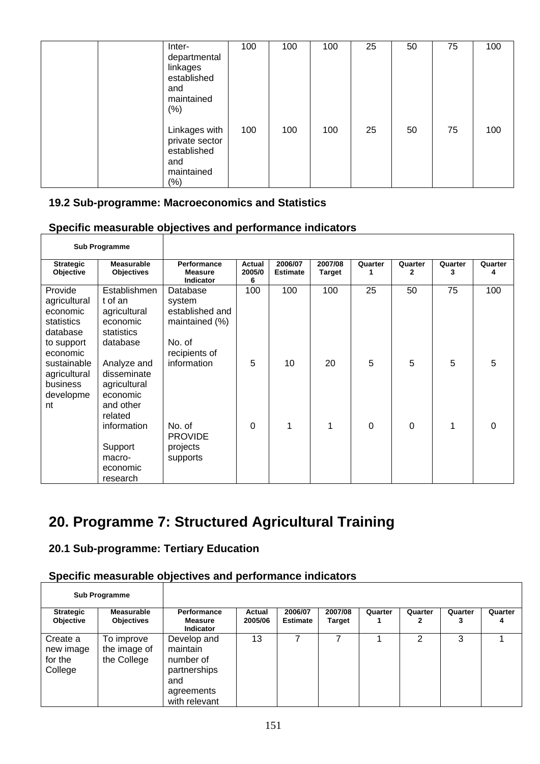| | | Inter-departmental linkages established and maintained (%) | 100 | 100 | 100 | 25 | 50 | 75 | 100 |
|---|---|---|---|---|---|---|---|---|---|
| | | Linkages with private sector established and maintained (%) | 100 | 100 | 100 | 25 | 50 | 75 | 100 |

### 19.2 Sub-programme: Macroeconomics and Statistics

### Specific measurable objectives and performance indicators

| Sub Programme | | | | | | | | | |
|---|---|---|---|---|---|---|---|---|---|
| **Strategic Objective** | **Measurable Objectives** | **Performance Measure Indicator** | **Actual 2005/06** | **2006/07 Estimate** | **2007/08 Target** | **Quarter 1** | **Quarter 2** | **Quarter 3** | **Quarter 4** |
| Provide agricultural economic statistics database to support economic sustainable agricultural business development | Establishment of an agricultural economic statistics database | Database system established and maintained (%) | 100 | 100 | 100 | 25 | 50 | 75 | 100 |
| | Analyze and disseminate agricultural economic and other related information | No. of recipients of information | 5 | 10 | 20 | 5 | 5 | 5 | 5 |
| | Support macro-economic research | No. of PROVIDE projects supports | 0 | 1 | 1 | 0 | 0 | 1 | 0 |

# 20. Programme 7: Structured Agricultural Training

### 20.1 Sub-programme: Tertiary Education

### Specific measurable objectives and performance indicators

| Sub Programme | | | | | | | | | |
|---|---|---|---|---|---|---|---|---|---|
| **Strategic Objective** | **Measurable Objectives** | **Performance Measure Indicator** | **Actual 2005/06** | **2006/07 Estimate** | **2007/08 Target** | **Quarter 1** | **Quarter 2** | **Quarter 3** | **Quarter 4** |
| Create a new image for the College | To improve the image of the College | Develop and maintain number of partnerships and agreements with relevant | 13 | 7 | 7 | 1 | 2 | 3 | 1 |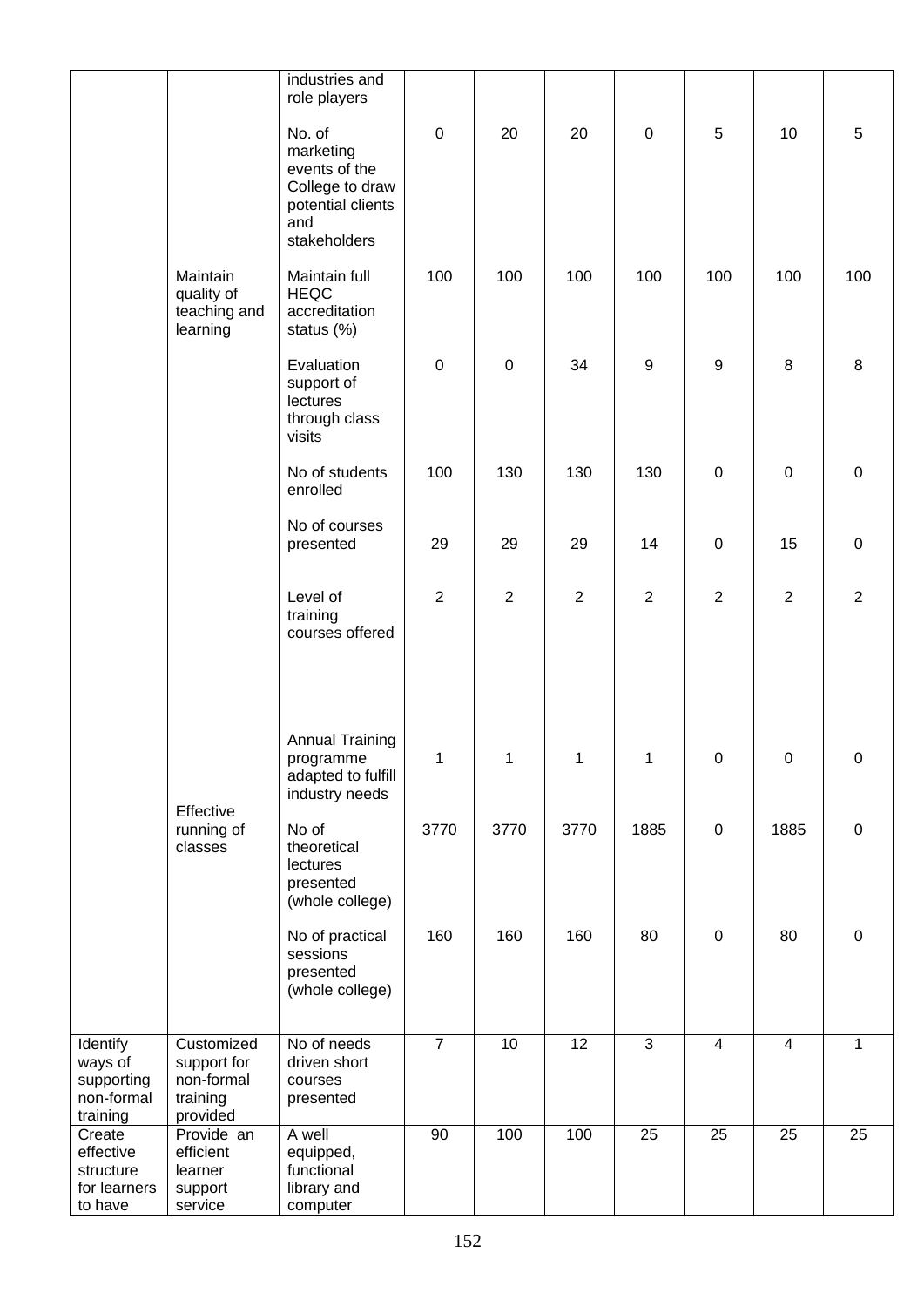| | | | | | | | | | |
|---|---|---|---|---|---|---|---|---|---|
| | | industries and role players | | | | | | | |
| | | No. of marketing events of the College to draw potential clients and stakeholders | 0 | 20 | 20 | 0 | 5 | 10 | 5 |
| | Maintain quality of teaching and learning | Maintain full HEQC accreditation status (%) | 100 | 100 | 100 | 100 | 100 | 100 | 100 |
| | | Evaluation support of lectures through class visits | 0 | 0 | 34 | 9 | 9 | 8 | 8 |
| | | No of students enrolled | 100 | 130 | 130 | 130 | 0 | 0 | 0 |
| | | No of courses presented | 29 | 29 | 29 | 14 | 0 | 15 | 0 |
| | | Level of training courses offered | 2 | 2 | 2 | 2 | 2 | 2 | 2 |
| | | Annual Training programme adapted to fulfill industry needs | 1 | 1 | 1 | 1 | 0 | 0 | 0 |
| | Effective running of classes | No of theoretical lectures presented (whole college) | 3770 | 3770 | 3770 | 1885 | 0 | 1885 | 0 |
| | | No of practical sessions presented (whole college) | 160 | 160 | 160 | 80 | 0 | 80 | 0 |
| Identify ways of supporting non-formal training | Customized support for non-formal training provided | No of needs driven short courses presented | 7 | 10 | 12 | 3 | 4 | 4 | 1 |
| Create effective structure for learners to have | Provide an efficient learner support service | A well equipped, functional library and computer | 90 | 100 | 100 | 25 | 25 | 25 | 25 |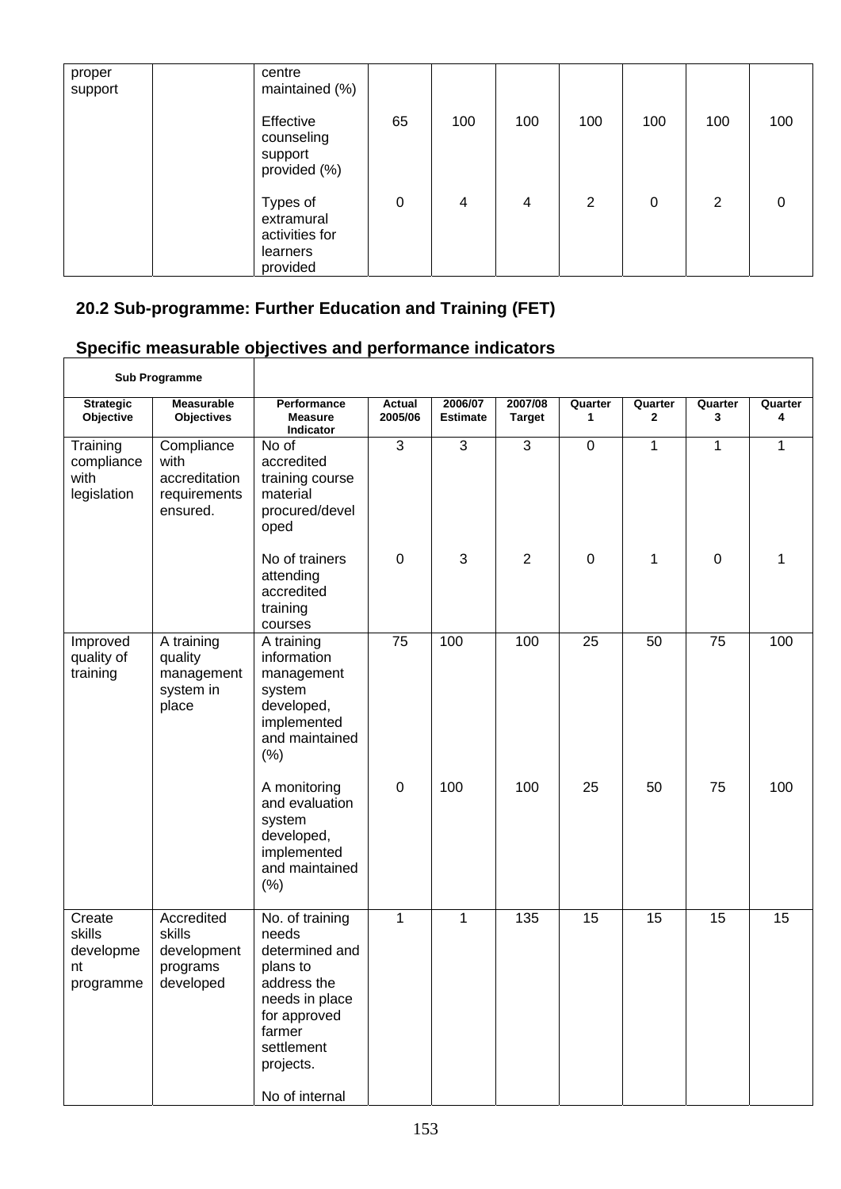| proper support | | centre maintained (%) | | | | | | | |
|---|---|---|---|---|---|---|---|---|---|
| | | Effective counseling support provided (%) | 65 | 100 | 100 | 100 | 100 | 100 | 100 |
| | | Types of extramural activities for learners provided | 0 | 4 | 4 | 2 | 0 | 2 | 0 |

## 20.2 Sub-programme: Further Education and Training (FET)

## Specific measurable objectives and performance indicators

| Sub Programme | | | | | | | | | |
|---|---|---|---|---|---|---|---|---|---|
| **Strategic Objective** | **Measurable Objectives** | **Performance Measure Indicator** | **Actual 2005/06** | **2006/07 Estimate** | **2007/08 Target** | **Quarter 1** | **Quarter 2** | **Quarter 3** | **Quarter 4** |
| Training compliance with legislation | Compliance with accreditation requirements ensured. | No of accredited training course material procured/developed | 3 | 3 | 3 | 0 | 1 | 1 | 1 |
| | | No of trainers attending accredited training courses | 0 | 3 | 2 | 0 | 1 | 0 | 1 |
| Improved quality of training | A training quality management system in place | A training information management system developed, implemented and maintained (%) | 75 | 100 | 100 | 25 | 50 | 75 | 100 |
| | | A monitoring and evaluation system developed, implemented and maintained (%) | 0 | 100 | 100 | 25 | 50 | 75 | 100 |
| Create skills development programme | Accredited skills development programs developed | No. of training needs determined and plans to address the needs in place for approved farmer settlement projects. | 1 | 1 | 135 | 15 | 15 | 15 | 15 |
| | | No of internal | | | | | | | |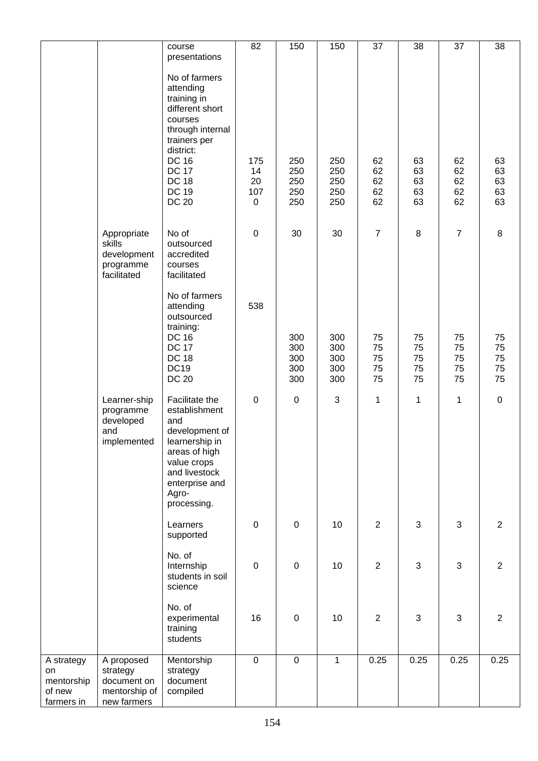| | | course presentations | 82 | 150 | 150 | 37 | 38 | 37 | 38 |
|---|---|---|---|---|---|---|---|---|---|
| | | No of farmers attending training in different short courses through internal trainers per district: | | | | | | | |
| | | DC 16 | 175 | 250 | 250 | 62 | 63 | 62 | 63 |
| | | DC 17 | 14 | 250 | 250 | 62 | 63 | 62 | 63 |
| | | DC 18 | 20 | 250 | 250 | 62 | 63 | 62 | 63 |
| | | DC 19 | 107 | 250 | 250 | 62 | 63 | 62 | 63 |
| | | DC 20 | 0 | 250 | 250 | 62 | 63 | 62 | 63 |
| | Appropriate skills development programme facilitated | No of outsourced accredited courses facilitated | 0 | 30 | 30 | 7 | 8 | 7 | 8 |
| | | No of farmers attending outsourced training: | 538 | | | | | | |
| | | DC 16 | | 300 | 300 | 75 | 75 | 75 | 75 |
| | | DC 17 | | 300 | 300 | 75 | 75 | 75 | 75 |
| | | DC 18 | | 300 | 300 | 75 | 75 | 75 | 75 |
| | | DC19 | | 300 | 300 | 75 | 75 | 75 | 75 |
| | | DC 20 | | 300 | 300 | 75 | 75 | 75 | 75 |
| | Learner-ship programme developed and implemented | Facilitate the establishment and development of learnership in areas of high value crops and livestock enterprise and Agro-processing. | 0 | 0 | 3 | 1 | 1 | 1 | 0 |
| | | Learners supported | 0 | 0 | 10 | 2 | 3 | 3 | 2 |
| | | No. of Internship students in soil science | 0 | 0 | 10 | 2 | 3 | 3 | 2 |
| | | No. of experimental training students | 16 | 0 | 10 | 2 | 3 | 3 | 2 |
| A strategy on mentorship of new farmers in | A proposed strategy document on mentorship of new farmers | Mentorship strategy document compiled | 0 | 0 | 1 | 0.25 | 0.25 | 0.25 | 0.25 |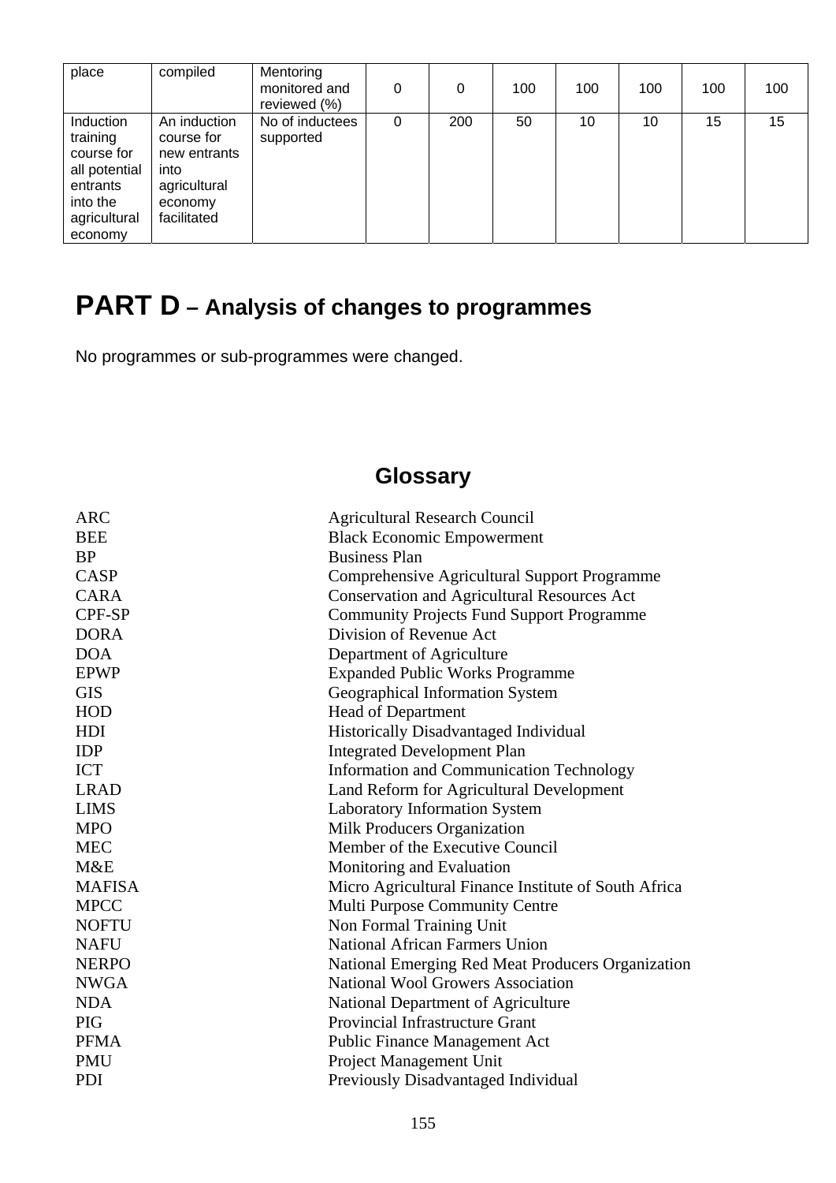| place | compiled | Mentoring monitored and reviewed (%) | 0 | 0 | 100 | 100 | 100 | 100 | 100 |
|---|---|---|---|---|---|---|---|---|---|
| Induction training course for all potential entrants into the agricultural economy | An induction course for new entrants into agricultural economy facilitated | No of inductees supported | 0 | 200 | 50 | 10 | 10 | 15 | 15 |

# PART D – Analysis of changes to programmes

No programmes or sub-programmes were changed.

## Glossary

| | |
|---|---|
| ARC | Agricultural Research Council |
| BEE | Black Economic Empowerment |
| BP | Business Plan |
| CASP | Comprehensive Agricultural Support Programme |
| CARA | Conservation and Agricultural Resources Act |
| CPF-SP | Community Projects Fund Support Programme |
| DORA | Division of Revenue Act |
| DOA | Department of Agriculture |
| EPWP | Expanded Public Works Programme |
| GIS | Geographical Information System |
| HOD | Head of Department |
| HDI | Historically Disadvantaged Individual |
| IDP | Integrated Development Plan |
| ICT | Information and Communication Technology |
| LRAD | Land Reform for Agricultural Development |
| LIMS | Laboratory Information System |
| MPO | Milk Producers Organization |
| MEC | Member of the Executive Council |
| M&E | Monitoring and Evaluation |
| MAFISA | Micro Agricultural Finance Institute of South Africa |
| MPCC | Multi Purpose Community Centre |
| NOFTU | Non Formal Training Unit |
| NAFU | National African Farmers Union |
| NERPO | National Emerging Red Meat Producers Organization |
| NWGA | National Wool Growers Association |
| NDA | National Department of Agriculture |
| PIG | Provincial Infrastructure Grant |
| PFMA | Public Finance Management Act |
| PMU | Project Management Unit |
| PDI | Previously Disadvantaged Individual |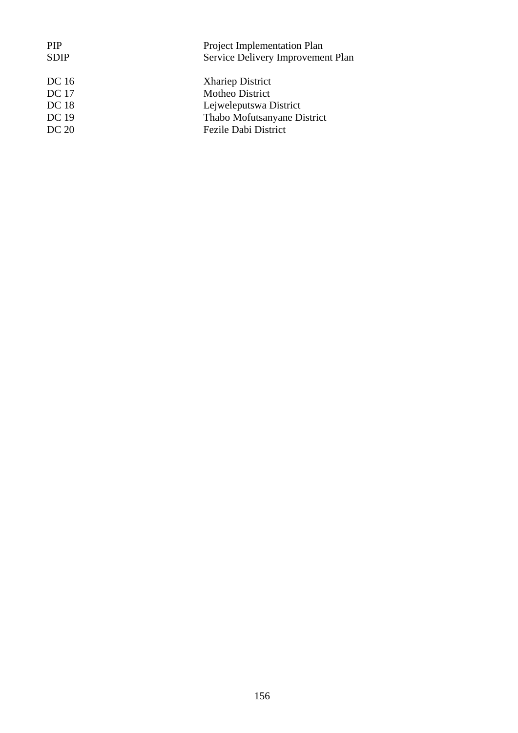| | |
|---|---|
| PIP | Project Implementation Plan |
| SDIP | Service Delivery Improvement Plan |
| | |
| DC 16 | Xhariep District |
| DC 17 | Motheo District |
| DC 18 | Lejweleputswa District |
| DC 19 | Thabo Mofutsanyane District |
| DC 20 | Fezile Dabi District |